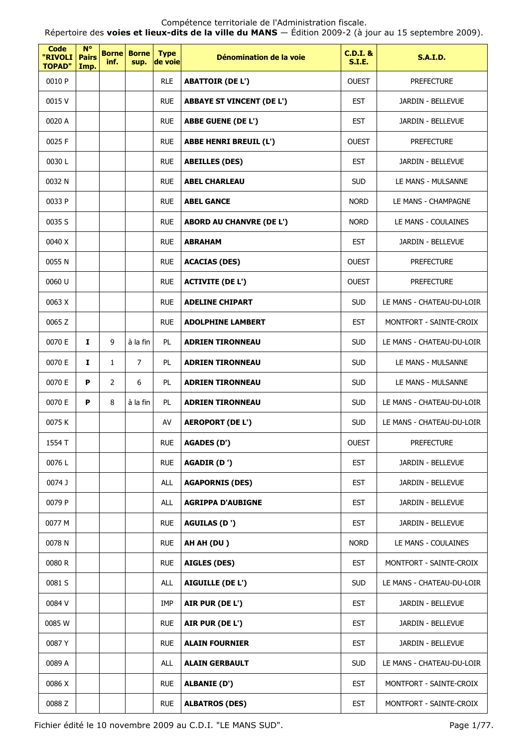Compétence territoriale de l'Administration fiscale.
Répertoire des **voies et lieux-dits de la ville du MANS** — Édition 2009-2 (à jour au 15 septembre 2009).

| Code "RIVOLI TOPAD" | N° Pairs Imp. | Borne inf. | Borne sup. | Type de voie | Dénomination de la voie | C.D.I. & S.I.E. | S.A.I.D. |
|---|---|---|---|---|---|---|---|
| 0010 P | | | | RLE | **ABATTOIR (DE L')** | OUEST | PREFECTURE |
| 0015 V | | | | RUE | **ABBAYE ST VINCENT (DE L')** | EST | JARDIN - BELLEVUE |
| 0020 A | | | | RUE | **ABBE GUENE (DE L')** | EST | JARDIN - BELLEVUE |
| 0025 F | | | | RUE | **ABBE HENRI BREUIL (L')** | OUEST | PREFECTURE |
| 0030 L | | | | RUE | **ABEILLES (DES)** | EST | JARDIN - BELLEVUE |
| 0032 N | | | | RUE | **ABEL CHARLEAU** | SUD | LE MANS - MULSANNE |
| 0033 P | | | | RUE | **ABEL GANCE** | NORD | LE MANS - CHAMPAGNE |
| 0035 S | | | | RUE | **ABORD AU CHANVRE (DE L')** | NORD | LE MANS - COULAINES |
| 0040 X | | | | RUE | **ABRAHAM** | EST | JARDIN - BELLEVUE |
| 0055 N | | | | RUE | **ACACIAS (DES)** | OUEST | PREFECTURE |
| 0060 U | | | | RUE | **ACTIVITE (DE L')** | OUEST | PREFECTURE |
| 0063 X | | | | RUE | **ADELINE CHIPART** | SUD | LE MANS - CHATEAU-DU-LOIR |
| 0065 Z | | | | RUE | **ADOLPHINE LAMBERT** | EST | MONTFORT - SAINTE-CROIX |
| 0070 E | **I** | 9 | à la fin | PL | **ADRIEN TIRONNEAU** | SUD | LE MANS - CHATEAU-DU-LOIR |
| 0070 E | **I** | 1 | 7 | PL | **ADRIEN TIRONNEAU** | SUD | LE MANS - MULSANNE |
| 0070 E | **P** | 2 | 6 | PL | **ADRIEN TIRONNEAU** | SUD | LE MANS - MULSANNE |
| 0070 E | **P** | 8 | à la fin | PL | **ADRIEN TIRONNEAU** | SUD | LE MANS - CHATEAU-DU-LOIR |
| 0075 K | | | | AV | **AEROPORT (DE L')** | SUD | LE MANS - CHATEAU-DU-LOIR |
| 1554 T | | | | RUE | **AGADES (D')** | OUEST | PREFECTURE |
| 0076 L | | | | RUE | **AGADIR (D ')** | EST | JARDIN - BELLEVUE |
| 0074 J | | | | ALL | **AGAPORNIS (DES)** | EST | JARDIN - BELLEVUE |
| 0079 P | | | | ALL | **AGRIPPA D'AUBIGNE** | EST | JARDIN - BELLEVUE |
| 0077 M | | | | RUE | **AGUILAS (D ')** | EST | JARDIN - BELLEVUE |
| 0078 N | | | | RUE | **AH AH (DU )** | NORD | LE MANS - COULAINES |
| 0080 R | | | | RUE | **AIGLES (DES)** | EST | MONTFORT - SAINTE-CROIX |
| 0081 S | | | | ALL | **AIGUILLE (DE L')** | SUD | LE MANS - CHATEAU-DU-LOIR |
| 0084 V | | | | IMP | **AIR PUR (DE L')** | EST | JARDIN - BELLEVUE |
| 0085 W | | | | RUE | **AIR PUR (DE L')** | EST | JARDIN - BELLEVUE |
| 0087 Y | | | | RUE | **ALAIN FOURNIER** | EST | JARDIN - BELLEVUE |
| 0089 A | | | | ALL | **ALAIN GERBAULT** | SUD | LE MANS - CHATEAU-DU-LOIR |
| 0086 X | | | | RUE | **ALBANIE (D')** | EST | MONTFORT - SAINTE-CROIX |
| 0088 Z | | | | RUE | **ALBATROS (DES)** | EST | MONTFORT - SAINTE-CROIX |

Fichier édité le 10 novembre 2009 au C.D.I. "LE MANS SUD".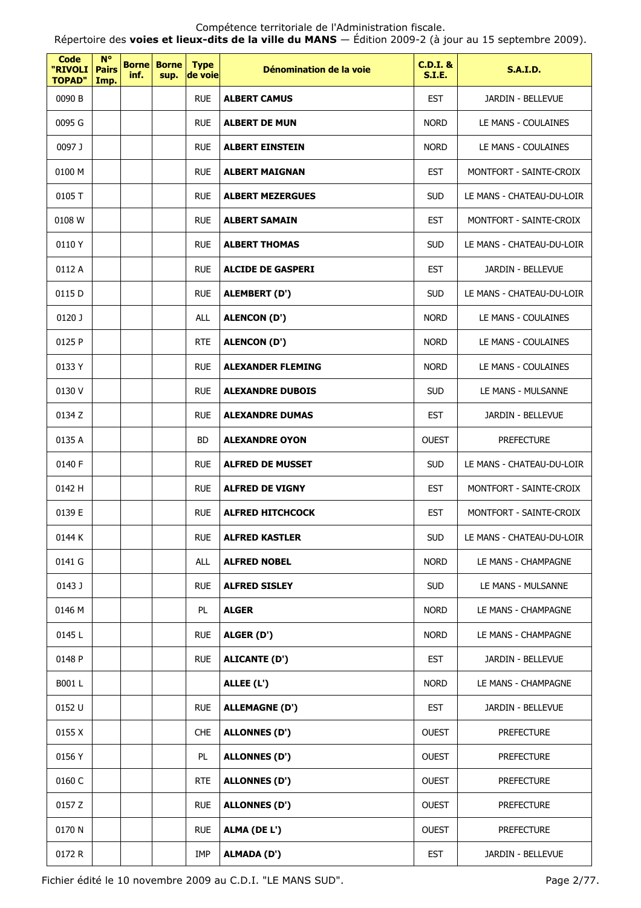| Code "RIVOLI TOPAD" | N° Pairs Imp. | Borne inf. | Borne sup. | Type de voie | Dénomination de la voie | C.D.I. & S.I.E. | S.A.I.D. |
|---|---|---|---|---|---|---|---|
| 0090 B | | | | RUE | **ALBERT CAMUS** | EST | JARDIN - BELLEVUE |
| 0095 G | | | | RUE | **ALBERT DE MUN** | NORD | LE MANS - COULAINES |
| 0097 J | | | | RUE | **ALBERT EINSTEIN** | NORD | LE MANS - COULAINES |
| 0100 M | | | | RUE | **ALBERT MAIGNAN** | EST | MONTFORT - SAINTE-CROIX |
| 0105 T | | | | RUE | **ALBERT MEZERGUES** | SUD | LE MANS - CHATEAU-DU-LOIR |
| 0108 W | | | | RUE | **ALBERT SAMAIN** | EST | MONTFORT - SAINTE-CROIX |
| 0110 Y | | | | RUE | **ALBERT THOMAS** | SUD | LE MANS - CHATEAU-DU-LOIR |
| 0112 A | | | | RUE | **ALCIDE DE GASPERI** | EST | JARDIN - BELLEVUE |
| 0115 D | | | | RUE | **ALEMBERT (D')** | SUD | LE MANS - CHATEAU-DU-LOIR |
| 0120 J | | | | ALL | **ALENCON (D')** | NORD | LE MANS - COULAINES |
| 0125 P | | | | RTE | **ALENCON (D')** | NORD | LE MANS - COULAINES |
| 0133 Y | | | | RUE | **ALEXANDER FLEMING** | NORD | LE MANS - COULAINES |
| 0130 V | | | | RUE | **ALEXANDRE DUBOIS** | SUD | LE MANS - MULSANNE |
| 0134 Z | | | | RUE | **ALEXANDRE DUMAS** | EST | JARDIN - BELLEVUE |
| 0135 A | | | | BD | **ALEXANDRE OYON** | OUEST | PREFECTURE |
| 0140 F | | | | RUE | **ALFRED DE MUSSET** | SUD | LE MANS - CHATEAU-DU-LOIR |
| 0142 H | | | | RUE | **ALFRED DE VIGNY** | EST | MONTFORT - SAINTE-CROIX |
| 0139 E | | | | RUE | **ALFRED HITCHCOCK** | EST | MONTFORT - SAINTE-CROIX |
| 0144 K | | | | RUE | **ALFRED KASTLER** | SUD | LE MANS - CHATEAU-DU-LOIR |
| 0141 G | | | | ALL | **ALFRED NOBEL** | NORD | LE MANS - CHAMPAGNE |
| 0143 J | | | | RUE | **ALFRED SISLEY** | SUD | LE MANS - MULSANNE |
| 0146 M | | | | PL | **ALGER** | NORD | LE MANS - CHAMPAGNE |
| 0145 L | | | | RUE | **ALGER (D')** | NORD | LE MANS - CHAMPAGNE |
| 0148 P | | | | RUE | **ALICANTE (D')** | EST | JARDIN - BELLEVUE |
| B001 L | | | | | **ALLEE (L')** | NORD | LE MANS - CHAMPAGNE |
| 0152 U | | | | RUE | **ALLEMAGNE (D')** | EST | JARDIN - BELLEVUE |
| 0155 X | | | | CHE | **ALLONNES (D')** | OUEST | PREFECTURE |
| 0156 Y | | | | PL | **ALLONNES (D')** | OUEST | PREFECTURE |
| 0160 C | | | | RTE | **ALLONNES (D')** | OUEST | PREFECTURE |
| 0157 Z | | | | RUE | **ALLONNES (D')** | OUEST | PREFECTURE |
| 0170 N | | | | RUE | **ALMA (DE L')** | OUEST | PREFECTURE |
| 0172 R | | | | IMP | **ALMADA (D')** | EST | JARDIN - BELLEVUE |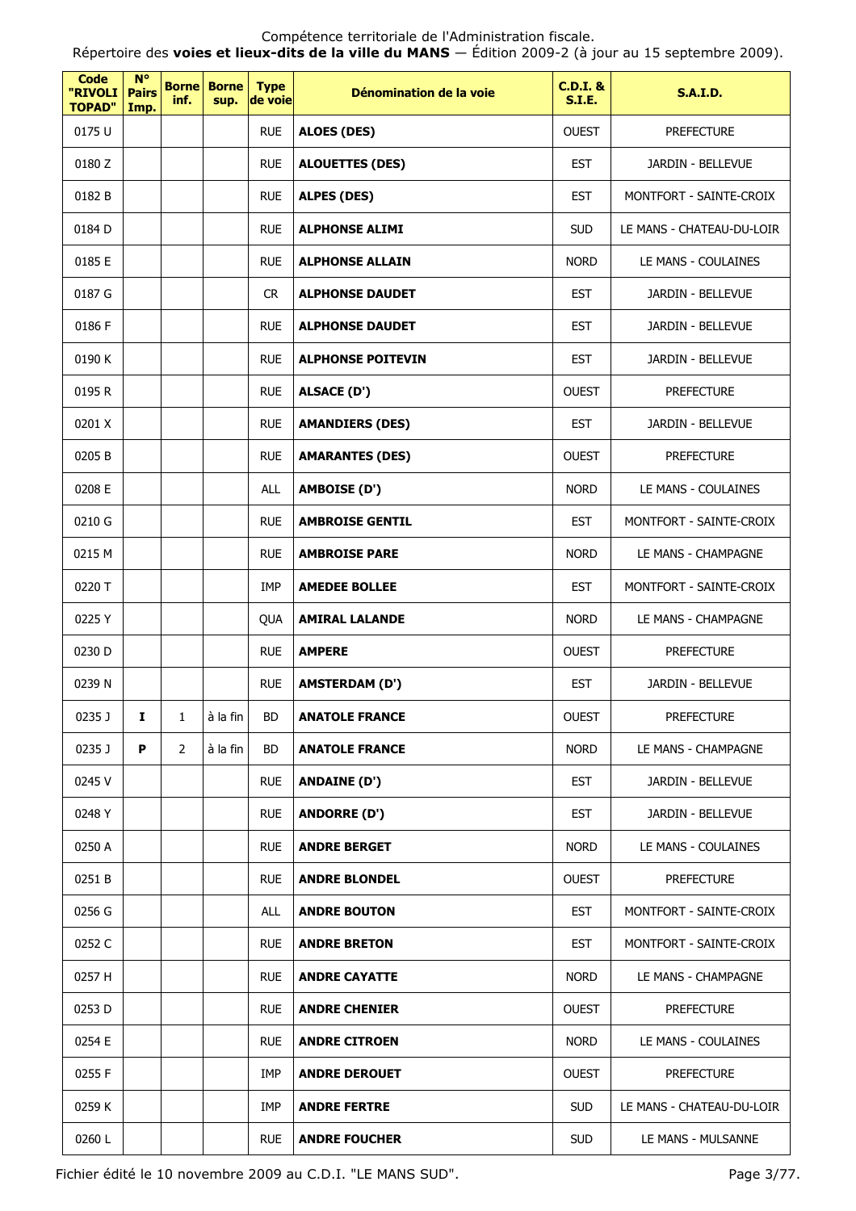| Code "RIVOLI TOPAD" | N° Pairs Imp. | Borne inf. | Borne sup. | Type de voie | Dénomination de la voie | C.D.I. & S.I.E. | S.A.I.D. |
|---|---|---|---|---|---|---|---|
| 0175 U | | | | RUE | **ALOES (DES)** | OUEST | PREFECTURE |
| 0180 Z | | | | RUE | **ALOUETTES (DES)** | EST | JARDIN - BELLEVUE |
| 0182 B | | | | RUE | **ALPES (DES)** | EST | MONTFORT - SAINTE-CROIX |
| 0184 D | | | | RUE | **ALPHONSE ALIMI** | SUD | LE MANS - CHATEAU-DU-LOIR |
| 0185 E | | | | RUE | **ALPHONSE ALLAIN** | NORD | LE MANS - COULAINES |
| 0187 G | | | | CR | **ALPHONSE DAUDET** | EST | JARDIN - BELLEVUE |
| 0186 F | | | | RUE | **ALPHONSE DAUDET** | EST | JARDIN - BELLEVUE |
| 0190 K | | | | RUE | **ALPHONSE POITEVIN** | EST | JARDIN - BELLEVUE |
| 0195 R | | | | RUE | **ALSACE (D')** | OUEST | PREFECTURE |
| 0201 X | | | | RUE | **AMANDIERS (DES)** | EST | JARDIN - BELLEVUE |
| 0205 B | | | | RUE | **AMARANTES (DES)** | OUEST | PREFECTURE |
| 0208 E | | | | ALL | **AMBOISE (D')** | NORD | LE MANS - COULAINES |
| 0210 G | | | | RUE | **AMBROISE GENTIL** | EST | MONTFORT - SAINTE-CROIX |
| 0215 M | | | | RUE | **AMBROISE PARE** | NORD | LE MANS - CHAMPAGNE |
| 0220 T | | | | IMP | **AMEDEE BOLLEE** | EST | MONTFORT - SAINTE-CROIX |
| 0225 Y | | | | QUA | **AMIRAL LALANDE** | NORD | LE MANS - CHAMPAGNE |
| 0230 D | | | | RUE | **AMPERE** | OUEST | PREFECTURE |
| 0239 N | | | | RUE | **AMSTERDAM (D')** | EST | JARDIN - BELLEVUE |
| 0235 J | **I** | 1 | à la fin | BD | **ANATOLE FRANCE** | OUEST | PREFECTURE |
| 0235 J | **P** | 2 | à la fin | BD | **ANATOLE FRANCE** | NORD | LE MANS - CHAMPAGNE |
| 0245 V | | | | RUE | **ANDAINE (D')** | EST | JARDIN - BELLEVUE |
| 0248 Y | | | | RUE | **ANDORRE (D')** | EST | JARDIN - BELLEVUE |
| 0250 A | | | | RUE | **ANDRE BERGET** | NORD | LE MANS - COULAINES |
| 0251 B | | | | RUE | **ANDRE BLONDEL** | OUEST | PREFECTURE |
| 0256 G | | | | ALL | **ANDRE BOUTON** | EST | MONTFORT - SAINTE-CROIX |
| 0252 C | | | | RUE | **ANDRE BRETON** | EST | MONTFORT - SAINTE-CROIX |
| 0257 H | | | | RUE | **ANDRE CAYATTE** | NORD | LE MANS - CHAMPAGNE |
| 0253 D | | | | RUE | **ANDRE CHENIER** | OUEST | PREFECTURE |
| 0254 E | | | | RUE | **ANDRE CITROEN** | NORD | LE MANS - COULAINES |
| 0255 F | | | | IMP | **ANDRE DEROUET** | OUEST | PREFECTURE |
| 0259 K | | | | IMP | **ANDRE FERTRE** | SUD | LE MANS - CHATEAU-DU-LOIR |
| 0260 L | | | | RUE | **ANDRE FOUCHER** | SUD | LE MANS - MULSANNE |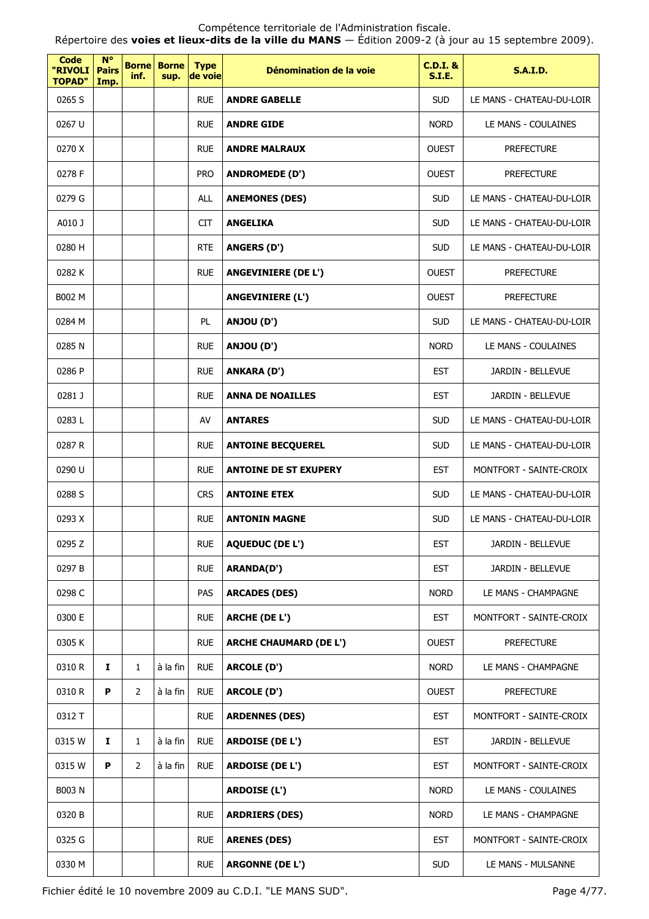Compétence territoriale de l'Administration fiscale.

Répertoire des **voies et lieux-dits de la ville du MANS** — Édition 2009-2 (à jour au 15 septembre 2009).

| Code "RIVOLI TOPAD" | N° Pairs Imp. | Borne inf. | Borne sup. | Type de voie | Dénomination de la voie | C.D.I. & S.I.E. | S.A.I.D. |
|---|---|---|---|---|---|---|---|
| 0265 S | | | | RUE | **ANDRE GABELLE** | SUD | LE MANS - CHATEAU-DU-LOIR |
| 0267 U | | | | RUE | **ANDRE GIDE** | NORD | LE MANS - COULAINES |
| 0270 X | | | | RUE | **ANDRE MALRAUX** | OUEST | PREFECTURE |
| 0278 F | | | | PRO | **ANDROMEDE (D')** | OUEST | PREFECTURE |
| 0279 G | | | | ALL | **ANEMONES (DES)** | SUD | LE MANS - CHATEAU-DU-LOIR |
| A010 J | | | | CIT | **ANGELIKA** | SUD | LE MANS - CHATEAU-DU-LOIR |
| 0280 H | | | | RTE | **ANGERS (D')** | SUD | LE MANS - CHATEAU-DU-LOIR |
| 0282 K | | | | RUE | **ANGEVINIERE (DE L')** | OUEST | PREFECTURE |
| B002 M | | | | | **ANGEVINIERE (L')** | OUEST | PREFECTURE |
| 0284 M | | | | PL | **ANJOU (D')** | SUD | LE MANS - CHATEAU-DU-LOIR |
| 0285 N | | | | RUE | **ANJOU (D')** | NORD | LE MANS - COULAINES |
| 0286 P | | | | RUE | **ANKARA (D')** | EST | JARDIN - BELLEVUE |
| 0281 J | | | | RUE | **ANNA DE NOAILLES** | EST | JARDIN - BELLEVUE |
| 0283 L | | | | AV | **ANTARES** | SUD | LE MANS - CHATEAU-DU-LOIR |
| 0287 R | | | | RUE | **ANTOINE BECQUEREL** | SUD | LE MANS - CHATEAU-DU-LOIR |
| 0290 U | | | | RUE | **ANTOINE DE ST EXUPERY** | EST | MONTFORT - SAINTE-CROIX |
| 0288 S | | | | CRS | **ANTOINE ETEX** | SUD | LE MANS - CHATEAU-DU-LOIR |
| 0293 X | | | | RUE | **ANTONIN MAGNE** | SUD | LE MANS - CHATEAU-DU-LOIR |
| 0295 Z | | | | RUE | **AQUEDUC (DE L')** | EST | JARDIN - BELLEVUE |
| 0297 B | | | | RUE | **ARANDA(D')** | EST | JARDIN - BELLEVUE |
| 0298 C | | | | PAS | **ARCADES (DES)** | NORD | LE MANS - CHAMPAGNE |
| 0300 E | | | | RUE | **ARCHE (DE L')** | EST | MONTFORT - SAINTE-CROIX |
| 0305 K | | | | RUE | **ARCHE CHAUMARD (DE L')** | OUEST | PREFECTURE |
| 0310 R | **I** | 1 | à la fin | RUE | **ARCOLE (D')** | NORD | LE MANS - CHAMPAGNE |
| 0310 R | **P** | 2 | à la fin | RUE | **ARCOLE (D')** | OUEST | PREFECTURE |
| 0312 T | | | | RUE | **ARDENNES (DES)** | EST | MONTFORT - SAINTE-CROIX |
| 0315 W | **I** | 1 | à la fin | RUE | **ARDOISE (DE L')** | EST | JARDIN - BELLEVUE |
| 0315 W | **P** | 2 | à la fin | RUE | **ARDOISE (DE L')** | EST | MONTFORT - SAINTE-CROIX |
| B003 N | | | | | **ARDOISE (L')** | NORD | LE MANS - COULAINES |
| 0320 B | | | | RUE | **ARDRIERS (DES)** | NORD | LE MANS - CHAMPAGNE |
| 0325 G | | | | RUE | **ARENES (DES)** | EST | MONTFORT - SAINTE-CROIX |
| 0330 M | | | | RUE | **ARGONNE (DE L')** | SUD | LE MANS - MULSANNE |

Fichier édité le 10 novembre 2009 au C.D.I. "LE MANS SUD".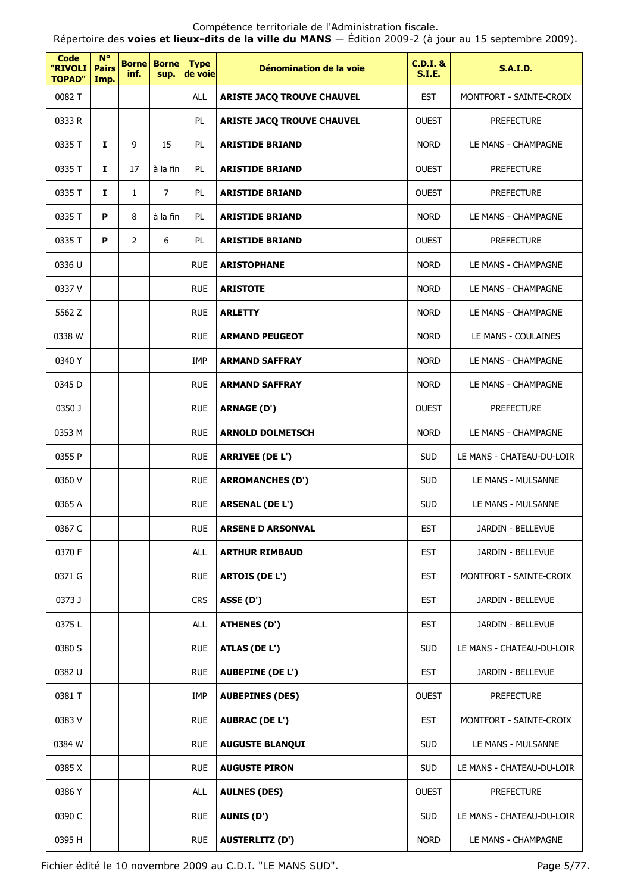Compétence territoriale de l'Administration fiscale.
Répertoire des **voies et lieux-dits de la ville du MANS** — Édition 2009-2 (à jour au 15 septembre 2009).

| Code "RIVOLI TOPAD" | N° Pairs Imp. | Borne inf. | Borne sup. | Type de voie | Dénomination de la voie | C.D.I. & S.I.E. | S.A.I.D. |
|---|---|---|---|---|---|---|---|
| 0082 T | | | | ALL | **ARISTE JACQ TROUVE CHAUVEL** | EST | MONTFORT - SAINTE-CROIX |
| 0333 R | | | | PL | **ARISTE JACQ TROUVE CHAUVEL** | OUEST | PREFECTURE |
| 0335 T | **I** | 9 | 15 | PL | **ARISTIDE BRIAND** | NORD | LE MANS - CHAMPAGNE |
| 0335 T | **I** | 17 | à la fin | PL | **ARISTIDE BRIAND** | OUEST | PREFECTURE |
| 0335 T | **I** | 1 | 7 | PL | **ARISTIDE BRIAND** | OUEST | PREFECTURE |
| 0335 T | **P** | 8 | à la fin | PL | **ARISTIDE BRIAND** | NORD | LE MANS - CHAMPAGNE |
| 0335 T | **P** | 2 | 6 | PL | **ARISTIDE BRIAND** | OUEST | PREFECTURE |
| 0336 U | | | | RUE | **ARISTOPHANE** | NORD | LE MANS - CHAMPAGNE |
| 0337 V | | | | RUE | **ARISTOTE** | NORD | LE MANS - CHAMPAGNE |
| 5562 Z | | | | RUE | **ARLETTY** | NORD | LE MANS - CHAMPAGNE |
| 0338 W | | | | RUE | **ARMAND PEUGEOT** | NORD | LE MANS - COULAINES |
| 0340 Y | | | | IMP | **ARMAND SAFFRAY** | NORD | LE MANS - CHAMPAGNE |
| 0345 D | | | | RUE | **ARMAND SAFFRAY** | NORD | LE MANS - CHAMPAGNE |
| 0350 J | | | | RUE | **ARNAGE (D')** | OUEST | PREFECTURE |
| 0353 M | | | | RUE | **ARNOLD DOLMETSCH** | NORD | LE MANS - CHAMPAGNE |
| 0355 P | | | | RUE | **ARRIVEE (DE L')** | SUD | LE MANS - CHATEAU-DU-LOIR |
| 0360 V | | | | RUE | **ARROMANCHES (D')** | SUD | LE MANS - MULSANNE |
| 0365 A | | | | RUE | **ARSENAL (DE L')** | SUD | LE MANS - MULSANNE |
| 0367 C | | | | RUE | **ARSENE D ARSONVAL** | EST | JARDIN - BELLEVUE |
| 0370 F | | | | ALL | **ARTHUR RIMBAUD** | EST | JARDIN - BELLEVUE |
| 0371 G | | | | RUE | **ARTOIS (DE L')** | EST | MONTFORT - SAINTE-CROIX |
| 0373 J | | | | CRS | **ASSE (D')** | EST | JARDIN - BELLEVUE |
| 0375 L | | | | ALL | **ATHENES (D')** | EST | JARDIN - BELLEVUE |
| 0380 S | | | | RUE | **ATLAS (DE L')** | SUD | LE MANS - CHATEAU-DU-LOIR |
| 0382 U | | | | RUE | **AUBEPINE (DE L')** | EST | JARDIN - BELLEVUE |
| 0381 T | | | | IMP | **AUBEPINES (DES)** | OUEST | PREFECTURE |
| 0383 V | | | | RUE | **AUBRAC (DE L')** | EST | MONTFORT - SAINTE-CROIX |
| 0384 W | | | | RUE | **AUGUSTE BLANQUI** | SUD | LE MANS - MULSANNE |
| 0385 X | | | | RUE | **AUGUSTE PIRON** | SUD | LE MANS - CHATEAU-DU-LOIR |
| 0386 Y | | | | ALL | **AULNES (DES)** | OUEST | PREFECTURE |
| 0390 C | | | | RUE | **AUNIS (D')** | SUD | LE MANS - CHATEAU-DU-LOIR |
| 0395 H | | | | RUE | **AUSTERLITZ (D')** | NORD | LE MANS - CHAMPAGNE |

Fichier édité le 10 novembre 2009 au C.D.I. "LE MANS SUD".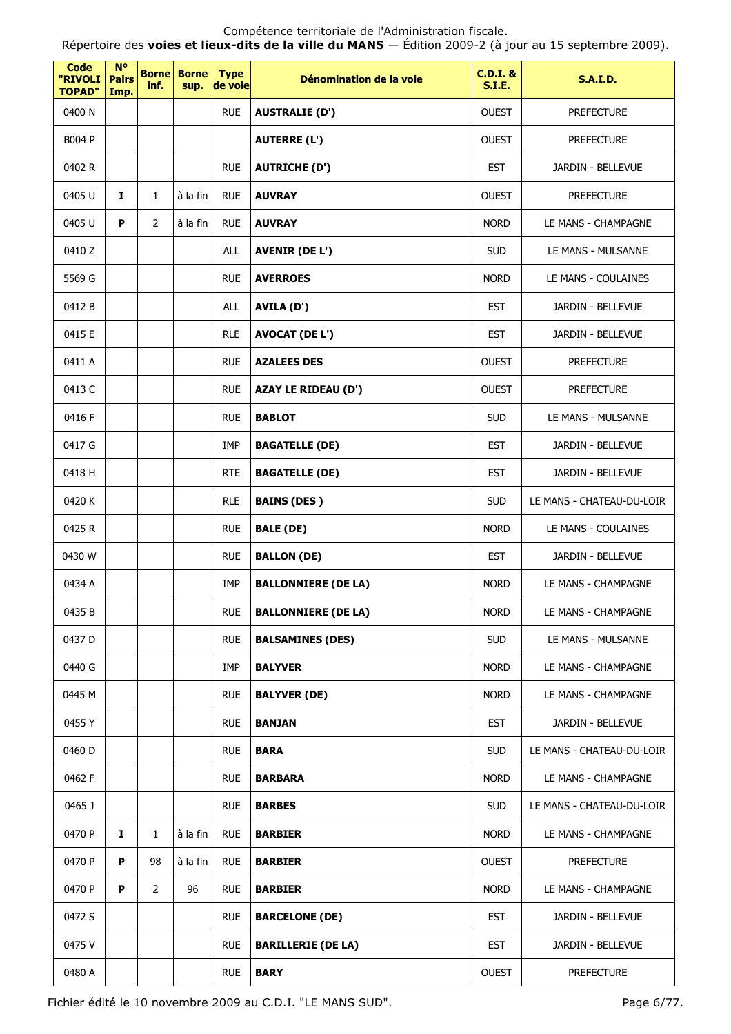Compétence territoriale de l'Administration fiscale.
Répertoire des **voies et lieux-dits de la ville du MANS** — Édition 2009-2 (à jour au 15 septembre 2009).

| Code "RIVOLI TOPAD" | N° Pairs Imp. | Borne inf. | Borne sup. | Type de voie | Dénomination de la voie | C.D.I. & S.I.E. | S.A.I.D. |
|---|---|---|---|---|---|---|---|
| 0400 N | | | | RUE | **AUSTRALIE (D')** | OUEST | PREFECTURE |
| B004 P | | | | | **AUTERRE (L')** | OUEST | PREFECTURE |
| 0402 R | | | | RUE | **AUTRICHE (D')** | EST | JARDIN - BELLEVUE |
| 0405 U | **I** | 1 | à la fin | RUE | **AUVRAY** | OUEST | PREFECTURE |
| 0405 U | **P** | 2 | à la fin | RUE | **AUVRAY** | NORD | LE MANS - CHAMPAGNE |
| 0410 Z | | | | ALL | **AVENIR (DE L')** | SUD | LE MANS - MULSANNE |
| 5569 G | | | | RUE | **AVERROES** | NORD | LE MANS - COULAINES |
| 0412 B | | | | ALL | **AVILA (D')** | EST | JARDIN - BELLEVUE |
| 0415 E | | | | RLE | **AVOCAT (DE L')** | EST | JARDIN - BELLEVUE |
| 0411 A | | | | RUE | **AZALEES DES** | OUEST | PREFECTURE |
| 0413 C | | | | RUE | **AZAY LE RIDEAU (D')** | OUEST | PREFECTURE |
| 0416 F | | | | RUE | **BABLOT** | SUD | LE MANS - MULSANNE |
| 0417 G | | | | IMP | **BAGATELLE (DE)** | EST | JARDIN - BELLEVUE |
| 0418 H | | | | RTE | **BAGATELLE (DE)** | EST | JARDIN - BELLEVUE |
| 0420 K | | | | RLE | **BAINS (DES )** | SUD | LE MANS - CHATEAU-DU-LOIR |
| 0425 R | | | | RUE | **BALE (DE)** | NORD | LE MANS - COULAINES |
| 0430 W | | | | RUE | **BALLON (DE)** | EST | JARDIN - BELLEVUE |
| 0434 A | | | | IMP | **BALLONNIERE (DE LA)** | NORD | LE MANS - CHAMPAGNE |
| 0435 B | | | | RUE | **BALLONNIERE (DE LA)** | NORD | LE MANS - CHAMPAGNE |
| 0437 D | | | | RUE | **BALSAMINES (DES)** | SUD | LE MANS - MULSANNE |
| 0440 G | | | | IMP | **BALYVER** | NORD | LE MANS - CHAMPAGNE |
| 0445 M | | | | RUE | **BALYVER (DE)** | NORD | LE MANS - CHAMPAGNE |
| 0455 Y | | | | RUE | **BANJAN** | EST | JARDIN - BELLEVUE |
| 0460 D | | | | RUE | **BARA** | SUD | LE MANS - CHATEAU-DU-LOIR |
| 0462 F | | | | RUE | **BARBARA** | NORD | LE MANS - CHAMPAGNE |
| 0465 J | | | | RUE | **BARBES** | SUD | LE MANS - CHATEAU-DU-LOIR |
| 0470 P | **I** | 1 | à la fin | RUE | **BARBIER** | NORD | LE MANS - CHAMPAGNE |
| 0470 P | **P** | 98 | à la fin | RUE | **BARBIER** | OUEST | PREFECTURE |
| 0470 P | **P** | 2 | 96 | RUE | **BARBIER** | NORD | LE MANS - CHAMPAGNE |
| 0472 S | | | | RUE | **BARCELONE (DE)** | EST | JARDIN - BELLEVUE |
| 0475 V | | | | RUE | **BARILLERIE (DE LA)** | EST | JARDIN - BELLEVUE |
| 0480 A | | | | RUE | **BARY** | OUEST | PREFECTURE |

Fichier édité le 10 novembre 2009 au C.D.I. "LE MANS SUD".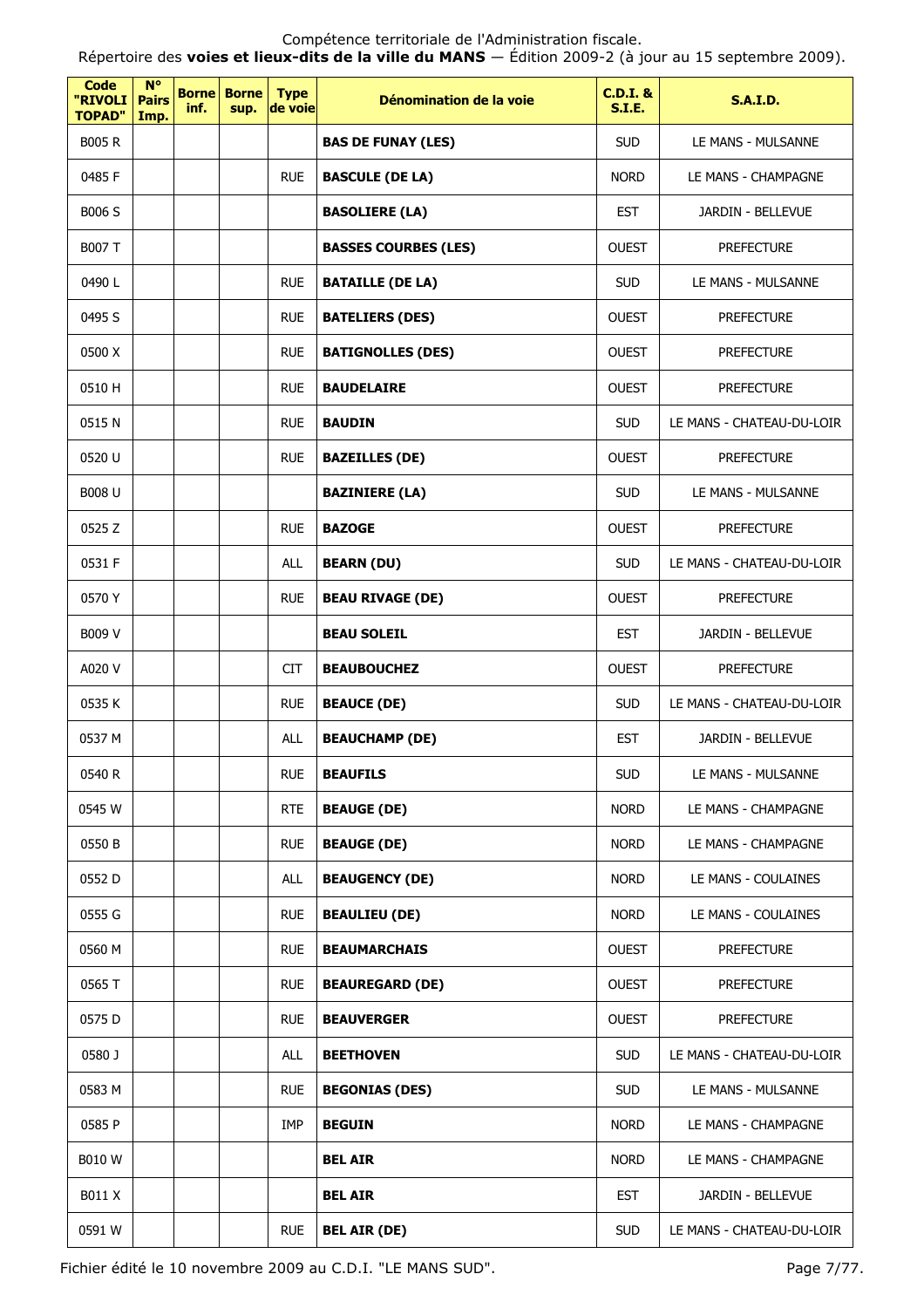Compétence territoriale de l'Administration fiscale.
Répertoire des **voies et lieux-dits de la ville du MANS** — Édition 2009-2 (à jour au 15 septembre 2009).

| Code "RIVOLI TOPAD" | N° Pairs Imp. | Borne inf. | Borne sup. | Type de voie | Dénomination de la voie | C.D.I. & S.I.E. | S.A.I.D. |
|---|---|---|---|---|---|---|---|
| B005 R | | | | | **BAS DE FUNAY (LES)** | SUD | LE MANS - MULSANNE |
| 0485 F | | | | RUE | **BASCULE (DE LA)** | NORD | LE MANS - CHAMPAGNE |
| B006 S | | | | | **BASOLIERE (LA)** | EST | JARDIN - BELLEVUE |
| B007 T | | | | | **BASSES COURBES (LES)** | OUEST | PREFECTURE |
| 0490 L | | | | RUE | **BATAILLE (DE LA)** | SUD | LE MANS - MULSANNE |
| 0495 S | | | | RUE | **BATELIERS (DES)** | OUEST | PREFECTURE |
| 0500 X | | | | RUE | **BATIGNOLLES (DES)** | OUEST | PREFECTURE |
| 0510 H | | | | RUE | **BAUDELAIRE** | OUEST | PREFECTURE |
| 0515 N | | | | RUE | **BAUDIN** | SUD | LE MANS - CHATEAU-DU-LOIR |
| 0520 U | | | | RUE | **BAZEILLES (DE)** | OUEST | PREFECTURE |
| B008 U | | | | | **BAZINIERE (LA)** | SUD | LE MANS - MULSANNE |
| 0525 Z | | | | RUE | **BAZOGE** | OUEST | PREFECTURE |
| 0531 F | | | | ALL | **BEARN (DU)** | SUD | LE MANS - CHATEAU-DU-LOIR |
| 0570 Y | | | | RUE | **BEAU RIVAGE (DE)** | OUEST | PREFECTURE |
| B009 V | | | | | **BEAU SOLEIL** | EST | JARDIN - BELLEVUE |
| A020 V | | | | CIT | **BEAUBOUCHEZ** | OUEST | PREFECTURE |
| 0535 K | | | | RUE | **BEAUCE (DE)** | SUD | LE MANS - CHATEAU-DU-LOIR |
| 0537 M | | | | ALL | **BEAUCHAMP (DE)** | EST | JARDIN - BELLEVUE |
| 0540 R | | | | RUE | **BEAUFILS** | SUD | LE MANS - MULSANNE |
| 0545 W | | | | RTE | **BEAUGE (DE)** | NORD | LE MANS - CHAMPAGNE |
| 0550 B | | | | RUE | **BEAUGE (DE)** | NORD | LE MANS - CHAMPAGNE |
| 0552 D | | | | ALL | **BEAUGENCY (DE)** | NORD | LE MANS - COULAINES |
| 0555 G | | | | RUE | **BEAULIEU (DE)** | NORD | LE MANS - COULAINES |
| 0560 M | | | | RUE | **BEAUMARCHAIS** | OUEST | PREFECTURE |
| 0565 T | | | | RUE | **BEAUREGARD (DE)** | OUEST | PREFECTURE |
| 0575 D | | | | RUE | **BEAUVERGER** | OUEST | PREFECTURE |
| 0580 J | | | | ALL | **BEETHOVEN** | SUD | LE MANS - CHATEAU-DU-LOIR |
| 0583 M | | | | RUE | **BEGONIAS (DES)** | SUD | LE MANS - MULSANNE |
| 0585 P | | | | IMP | **BEGUIN** | NORD | LE MANS - CHAMPAGNE |
| B010 W | | | | | **BEL AIR** | NORD | LE MANS - CHAMPAGNE |
| B011 X | | | | | **BEL AIR** | EST | JARDIN - BELLEVUE |
| 0591 W | | | | RUE | **BEL AIR (DE)** | SUD | LE MANS - CHATEAU-DU-LOIR |

Fichier édité le 10 novembre 2009 au C.D.I. "LE MANS SUD".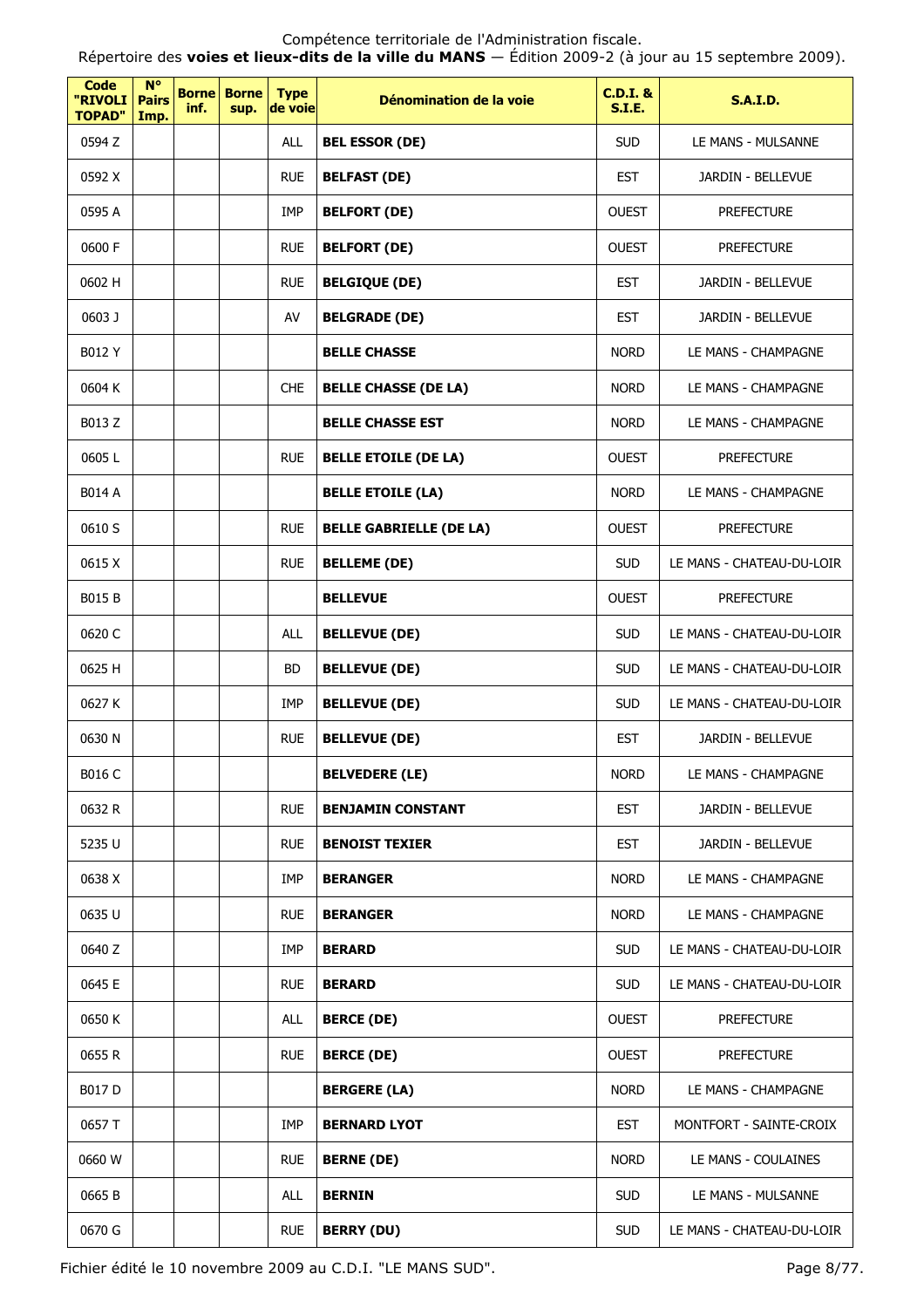Compétence territoriale de l'Administration fiscale.
Répertoire des **voies et lieux-dits de la ville du MANS** — Édition 2009-2 (à jour au 15 septembre 2009).

| Code "RIVOLI TOPAD" | N° Pairs Imp. | Borne inf. | Borne sup. | Type de voie | Dénomination de la voie | C.D.I. & S.I.E. | S.A.I.D. |
|---|---|---|---|---|---|---|---|
| 0594 Z | | | | ALL | **BEL ESSOR (DE)** | SUD | LE MANS - MULSANNE |
| 0592 X | | | | RUE | **BELFAST (DE)** | EST | JARDIN - BELLEVUE |
| 0595 A | | | | IMP | **BELFORT (DE)** | OUEST | PREFECTURE |
| 0600 F | | | | RUE | **BELFORT (DE)** | OUEST | PREFECTURE |
| 0602 H | | | | RUE | **BELGIQUE (DE)** | EST | JARDIN - BELLEVUE |
| 0603 J | | | | AV | **BELGRADE (DE)** | EST | JARDIN - BELLEVUE |
| B012 Y | | | | | **BELLE CHASSE** | NORD | LE MANS - CHAMPAGNE |
| 0604 K | | | | CHE | **BELLE CHASSE (DE LA)** | NORD | LE MANS - CHAMPAGNE |
| B013 Z | | | | | **BELLE CHASSE EST** | NORD | LE MANS - CHAMPAGNE |
| 0605 L | | | | RUE | **BELLE ETOILE (DE LA)** | OUEST | PREFECTURE |
| B014 A | | | | | **BELLE ETOILE (LA)** | NORD | LE MANS - CHAMPAGNE |
| 0610 S | | | | RUE | **BELLE GABRIELLE (DE LA)** | OUEST | PREFECTURE |
| 0615 X | | | | RUE | **BELLEME (DE)** | SUD | LE MANS - CHATEAU-DU-LOIR |
| B015 B | | | | | **BELLEVUE** | OUEST | PREFECTURE |
| 0620 C | | | | ALL | **BELLEVUE (DE)** | SUD | LE MANS - CHATEAU-DU-LOIR |
| 0625 H | | | | BD | **BELLEVUE (DE)** | SUD | LE MANS - CHATEAU-DU-LOIR |
| 0627 K | | | | IMP | **BELLEVUE (DE)** | SUD | LE MANS - CHATEAU-DU-LOIR |
| 0630 N | | | | RUE | **BELLEVUE (DE)** | EST | JARDIN - BELLEVUE |
| B016 C | | | | | **BELVEDERE (LE)** | NORD | LE MANS - CHAMPAGNE |
| 0632 R | | | | RUE | **BENJAMIN CONSTANT** | EST | JARDIN - BELLEVUE |
| 5235 U | | | | RUE | **BENOIST TEXIER** | EST | JARDIN - BELLEVUE |
| 0638 X | | | | IMP | **BERANGER** | NORD | LE MANS - CHAMPAGNE |
| 0635 U | | | | RUE | **BERANGER** | NORD | LE MANS - CHAMPAGNE |
| 0640 Z | | | | IMP | **BERARD** | SUD | LE MANS - CHATEAU-DU-LOIR |
| 0645 E | | | | RUE | **BERARD** | SUD | LE MANS - CHATEAU-DU-LOIR |
| 0650 K | | | | ALL | **BERCE (DE)** | OUEST | PREFECTURE |
| 0655 R | | | | RUE | **BERCE (DE)** | OUEST | PREFECTURE |
| B017 D | | | | | **BERGERE (LA)** | NORD | LE MANS - CHAMPAGNE |
| 0657 T | | | | IMP | **BERNARD LYOT** | EST | MONTFORT - SAINTE-CROIX |
| 0660 W | | | | RUE | **BERNE (DE)** | NORD | LE MANS - COULAINES |
| 0665 B | | | | ALL | **BERNIN** | SUD | LE MANS - MULSANNE |
| 0670 G | | | | RUE | **BERRY (DU)** | SUD | LE MANS - CHATEAU-DU-LOIR |

Fichier édité le 10 novembre 2009 au C.D.I. "LE MANS SUD".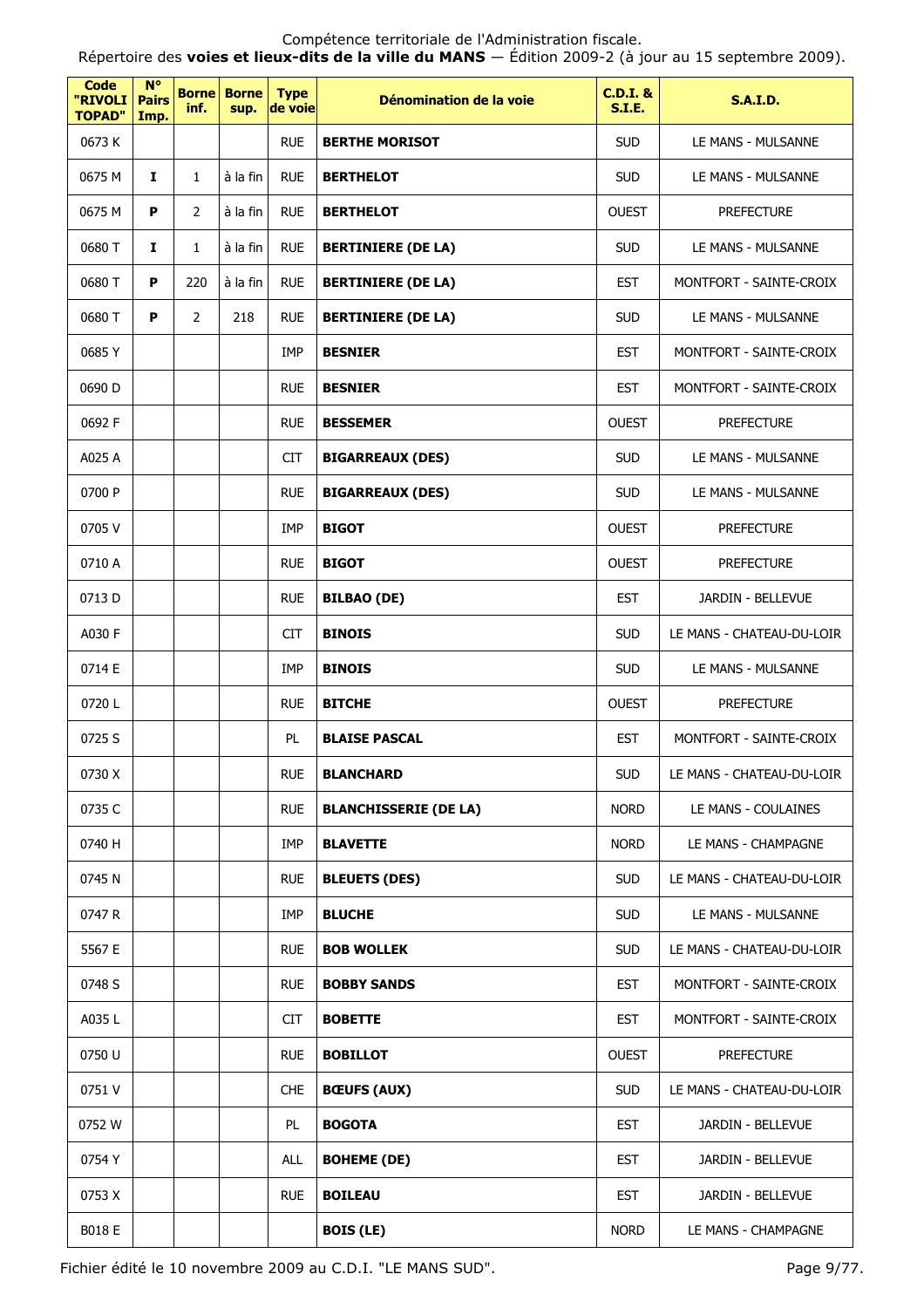| Code "RIVOLI TOPAD" | N° Pairs Imp. | Borne inf. | Borne sup. | Type de voie | Dénomination de la voie | C.D.I. & S.I.E. | S.A.I.D. |
|---|---|---|---|---|---|---|---|
| 0673 K | | | | RUE | **BERTHE MORISOT** | SUD | LE MANS - MULSANNE |
| 0675 M | I | 1 | à la fin | RUE | **BERTHELOT** | SUD | LE MANS - MULSANNE |
| 0675 M | P | 2 | à la fin | RUE | **BERTHELOT** | OUEST | PREFECTURE |
| 0680 T | I | 1 | à la fin | RUE | **BERTINIERE (DE LA)** | SUD | LE MANS - MULSANNE |
| 0680 T | P | 220 | à la fin | RUE | **BERTINIERE (DE LA)** | EST | MONTFORT - SAINTE-CROIX |
| 0680 T | P | 2 | 218 | RUE | **BERTINIERE (DE LA)** | SUD | LE MANS - MULSANNE |
| 0685 Y | | | | IMP | **BESNIER** | EST | MONTFORT - SAINTE-CROIX |
| 0690 D | | | | RUE | **BESNIER** | EST | MONTFORT - SAINTE-CROIX |
| 0692 F | | | | RUE | **BESSEMER** | OUEST | PREFECTURE |
| A025 A | | | | CIT | **BIGARREAUX (DES)** | SUD | LE MANS - MULSANNE |
| 0700 P | | | | RUE | **BIGARREAUX (DES)** | SUD | LE MANS - MULSANNE |
| 0705 V | | | | IMP | **BIGOT** | OUEST | PREFECTURE |
| 0710 A | | | | RUE | **BIGOT** | OUEST | PREFECTURE |
| 0713 D | | | | RUE | **BILBAO (DE)** | EST | JARDIN - BELLEVUE |
| A030 F | | | | CIT | **BINOIS** | SUD | LE MANS - CHATEAU-DU-LOIR |
| 0714 E | | | | IMP | **BINOIS** | SUD | LE MANS - MULSANNE |
| 0720 L | | | | RUE | **BITCHE** | OUEST | PREFECTURE |
| 0725 S | | | | PL | **BLAISE PASCAL** | EST | MONTFORT - SAINTE-CROIX |
| 0730 X | | | | RUE | **BLANCHARD** | SUD | LE MANS - CHATEAU-DU-LOIR |
| 0735 C | | | | RUE | **BLANCHISSERIE (DE LA)** | NORD | LE MANS - COULAINES |
| 0740 H | | | | IMP | **BLAVETTE** | NORD | LE MANS - CHAMPAGNE |
| 0745 N | | | | RUE | **BLEUETS (DES)** | SUD | LE MANS - CHATEAU-DU-LOIR |
| 0747 R | | | | IMP | **BLUCHE** | SUD | LE MANS - MULSANNE |
| 5567 E | | | | RUE | **BOB WOLLEK** | SUD | LE MANS - CHATEAU-DU-LOIR |
| 0748 S | | | | RUE | **BOBBY SANDS** | EST | MONTFORT - SAINTE-CROIX |
| A035 L | | | | CIT | **BOBETTE** | EST | MONTFORT - SAINTE-CROIX |
| 0750 U | | | | RUE | **BOBILLOT** | OUEST | PREFECTURE |
| 0751 V | | | | CHE | **BŒUFS (AUX)** | SUD | LE MANS - CHATEAU-DU-LOIR |
| 0752 W | | | | PL | **BOGOTA** | EST | JARDIN - BELLEVUE |
| 0754 Y | | | | ALL | **BOHEME (DE)** | EST | JARDIN - BELLEVUE |
| 0753 X | | | | RUE | **BOILEAU** | EST | JARDIN - BELLEVUE |
| B018 E | | | | | **BOIS (LE)** | NORD | LE MANS - CHAMPAGNE |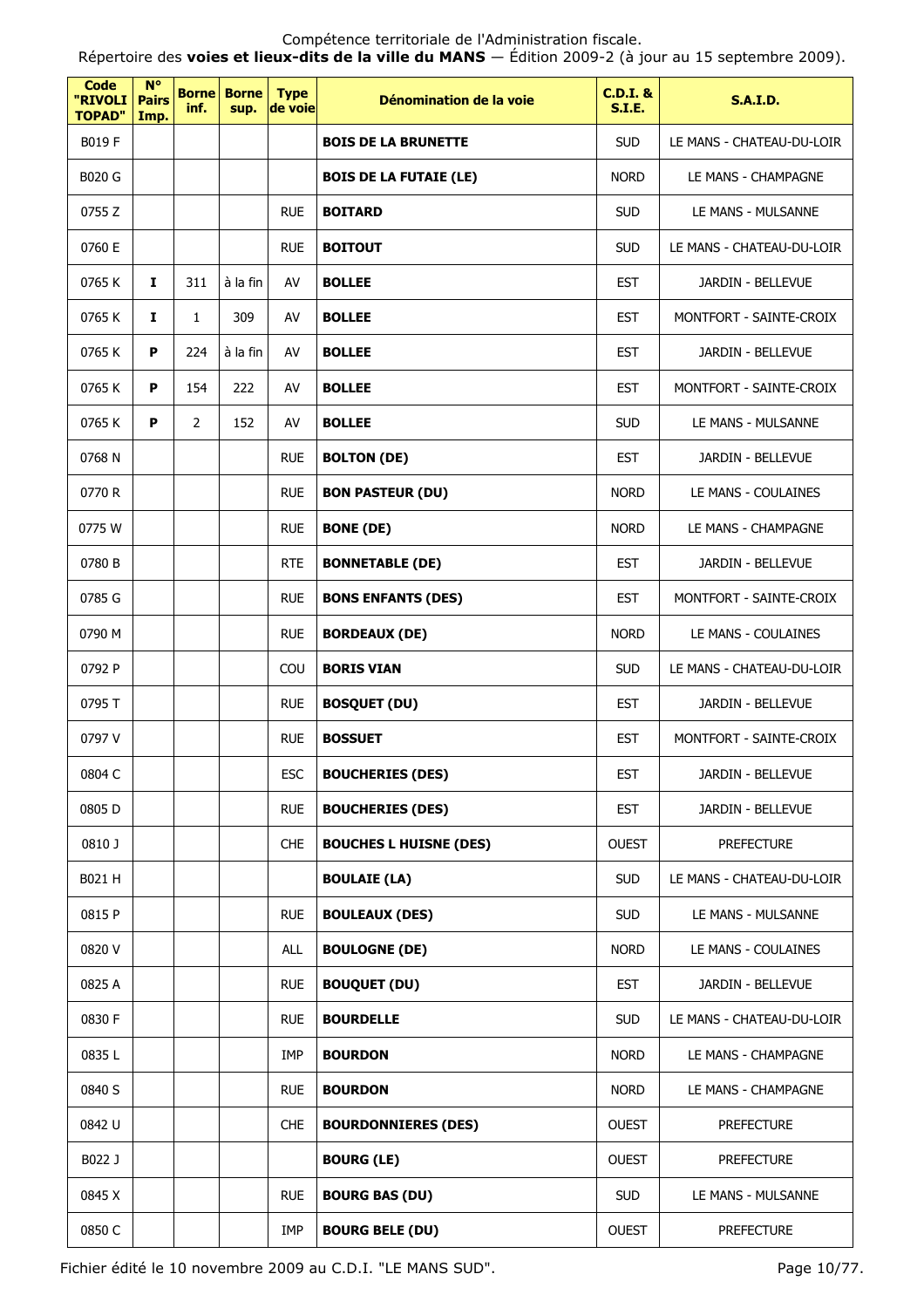Compétence territoriale de l'Administration fiscale.
Répertoire des **voies et lieux-dits de la ville du MANS** — Édition 2009-2 (à jour au 15 septembre 2009).

| Code "RIVOLI TOPAD" | N° Pairs Imp. | Borne inf. | Borne sup. | Type de voie | Dénomination de la voie | C.D.I. & S.I.E. | S.A.I.D. |
|---|---|---|---|---|---|---|---|
| B019 F | | | | | **BOIS DE LA BRUNETTE** | SUD | LE MANS - CHATEAU-DU-LOIR |
| B020 G | | | | | **BOIS DE LA FUTAIE (LE)** | NORD | LE MANS - CHAMPAGNE |
| 0755 Z | | | | RUE | **BOITARD** | SUD | LE MANS - MULSANNE |
| 0760 E | | | | RUE | **BOITOUT** | SUD | LE MANS - CHATEAU-DU-LOIR |
| 0765 K | **I** | 311 | à la fin | AV | **BOLLEE** | EST | JARDIN - BELLEVUE |
| 0765 K | **I** | 1 | 309 | AV | **BOLLEE** | EST | MONTFORT - SAINTE-CROIX |
| 0765 K | **P** | 224 | à la fin | AV | **BOLLEE** | EST | JARDIN - BELLEVUE |
| 0765 K | **P** | 154 | 222 | AV | **BOLLEE** | EST | MONTFORT - SAINTE-CROIX |
| 0765 K | **P** | 2 | 152 | AV | **BOLLEE** | SUD | LE MANS - MULSANNE |
| 0768 N | | | | RUE | **BOLTON (DE)** | EST | JARDIN - BELLEVUE |
| 0770 R | | | | RUE | **BON PASTEUR (DU)** | NORD | LE MANS - COULAINES |
| 0775 W | | | | RUE | **BONE (DE)** | NORD | LE MANS - CHAMPAGNE |
| 0780 B | | | | RTE | **BONNETABLE (DE)** | EST | JARDIN - BELLEVUE |
| 0785 G | | | | RUE | **BONS ENFANTS (DES)** | EST | MONTFORT - SAINTE-CROIX |
| 0790 M | | | | RUE | **BORDEAUX (DE)** | NORD | LE MANS - COULAINES |
| 0792 P | | | | COU | **BORIS VIAN** | SUD | LE MANS - CHATEAU-DU-LOIR |
| 0795 T | | | | RUE | **BOSQUET (DU)** | EST | JARDIN - BELLEVUE |
| 0797 V | | | | RUE | **BOSSUET** | EST | MONTFORT - SAINTE-CROIX |
| 0804 C | | | | ESC | **BOUCHERIES (DES)** | EST | JARDIN - BELLEVUE |
| 0805 D | | | | RUE | **BOUCHERIES (DES)** | EST | JARDIN - BELLEVUE |
| 0810 J | | | | CHE | **BOUCHES L HUISNE (DES)** | OUEST | PREFECTURE |
| B021 H | | | | | **BOULAIE (LA)** | SUD | LE MANS - CHATEAU-DU-LOIR |
| 0815 P | | | | RUE | **BOULEAUX (DES)** | SUD | LE MANS - MULSANNE |
| 0820 V | | | | ALL | **BOULOGNE (DE)** | NORD | LE MANS - COULAINES |
| 0825 A | | | | RUE | **BOUQUET (DU)** | EST | JARDIN - BELLEVUE |
| 0830 F | | | | RUE | **BOURDELLE** | SUD | LE MANS - CHATEAU-DU-LOIR |
| 0835 L | | | | IMP | **BOURDON** | NORD | LE MANS - CHAMPAGNE |
| 0840 S | | | | RUE | **BOURDON** | NORD | LE MANS - CHAMPAGNE |
| 0842 U | | | | CHE | **BOURDONNIERES (DES)** | OUEST | PREFECTURE |
| B022 J | | | | | **BOURG (LE)** | OUEST | PREFECTURE |
| 0845 X | | | | RUE | **BOURG BAS (DU)** | SUD | LE MANS - MULSANNE |
| 0850 C | | | | IMP | **BOURG BELE (DU)** | OUEST | PREFECTURE |

Fichier édité le 10 novembre 2009 au C.D.I. "LE MANS SUD".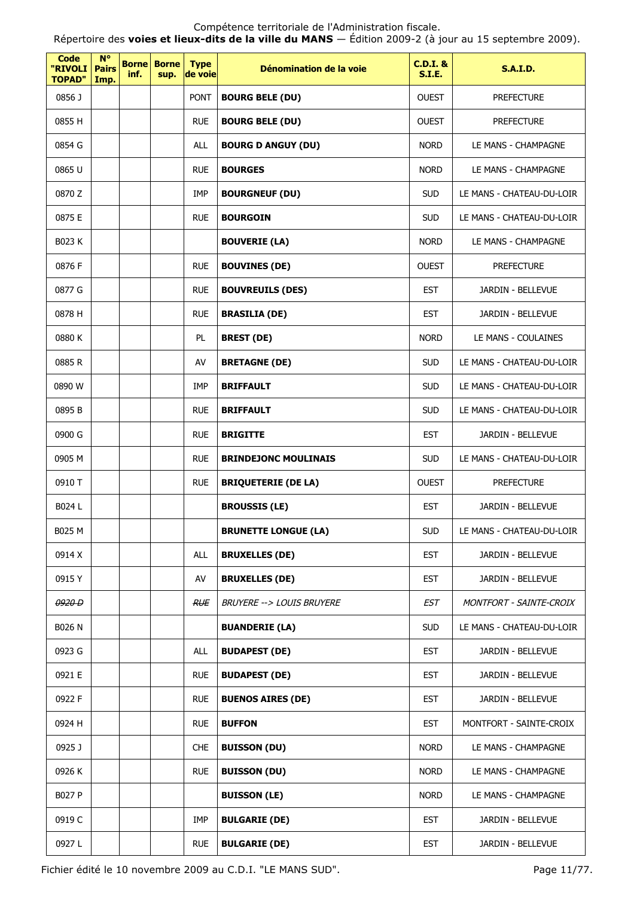Compétence territoriale de l'Administration fiscale.
Répertoire des **voies et lieux-dits de la ville du MANS** — Édition 2009-2 (à jour au 15 septembre 2009).

| Code "RIVOLI TOPAD" | N° Pairs Imp. | Borne inf. | Borne sup. | Type de voie | Dénomination de la voie | C.D.I. & S.I.E. | S.A.I.D. |
|---|---|---|---|---|---|---|---|
| 0856 J | | | | PONT | **BOURG BELE (DU)** | OUEST | PREFECTURE |
| 0855 H | | | | RUE | **BOURG BELE (DU)** | OUEST | PREFECTURE |
| 0854 G | | | | ALL | **BOURG D ANGUY (DU)** | NORD | LE MANS - CHAMPAGNE |
| 0865 U | | | | RUE | **BOURGES** | NORD | LE MANS - CHAMPAGNE |
| 0870 Z | | | | IMP | **BOURGNEUF (DU)** | SUD | LE MANS - CHATEAU-DU-LOIR |
| 0875 E | | | | RUE | **BOURGOIN** | SUD | LE MANS - CHATEAU-DU-LOIR |
| B023 K | | | | | **BOUVERIE (LA)** | NORD | LE MANS - CHAMPAGNE |
| 0876 F | | | | RUE | **BOUVINES (DE)** | OUEST | PREFECTURE |
| 0877 G | | | | RUE | **BOUVREUILS (DES)** | EST | JARDIN - BELLEVUE |
| 0878 H | | | | RUE | **BRASILIA (DE)** | EST | JARDIN - BELLEVUE |
| 0880 K | | | | PL | **BREST (DE)** | NORD | LE MANS - COULAINES |
| 0885 R | | | | AV | **BRETAGNE (DE)** | SUD | LE MANS - CHATEAU-DU-LOIR |
| 0890 W | | | | IMP | **BRIFFAULT** | SUD | LE MANS - CHATEAU-DU-LOIR |
| 0895 B | | | | RUE | **BRIFFAULT** | SUD | LE MANS - CHATEAU-DU-LOIR |
| 0900 G | | | | RUE | **BRIGITTE** | EST | JARDIN - BELLEVUE |
| 0905 M | | | | RUE | **BRINDEJONC MOULINAIS** | SUD | LE MANS - CHATEAU-DU-LOIR |
| 0910 T | | | | RUE | **BRIQUETERIE (DE LA)** | OUEST | PREFECTURE |
| B024 L | | | | | **BROUSSIS (LE)** | EST | JARDIN - BELLEVUE |
| B025 M | | | | | **BRUNETTE LONGUE (LA)** | SUD | LE MANS - CHATEAU-DU-LOIR |
| 0914 X | | | | ALL | **BRUXELLES (DE)** | EST | JARDIN - BELLEVUE |
| 0915 Y | | | | AV | **BRUXELLES (DE)** | EST | JARDIN - BELLEVUE |
| ~~*0920 D*~~ | | | | ~~*RUE*~~ | *BRUYERE --> LOUIS BRUYERE* | *EST* | *MONTFORT - SAINTE-CROIX* |
| B026 N | | | | | **BUANDERIE (LA)** | SUD | LE MANS - CHATEAU-DU-LOIR |
| 0923 G | | | | ALL | **BUDAPEST (DE)** | EST | JARDIN - BELLEVUE |
| 0921 E | | | | RUE | **BUDAPEST (DE)** | EST | JARDIN - BELLEVUE |
| 0922 F | | | | RUE | **BUENOS AIRES (DE)** | EST | JARDIN - BELLEVUE |
| 0924 H | | | | RUE | **BUFFON** | EST | MONTFORT - SAINTE-CROIX |
| 0925 J | | | | CHE | **BUISSON (DU)** | NORD | LE MANS - CHAMPAGNE |
| 0926 K | | | | RUE | **BUISSON (DU)** | NORD | LE MANS - CHAMPAGNE |
| B027 P | | | | | **BUISSON (LE)** | NORD | LE MANS - CHAMPAGNE |
| 0919 C | | | | IMP | **BULGARIE (DE)** | EST | JARDIN - BELLEVUE |
| 0927 L | | | | RUE | **BULGARIE (DE)** | EST | JARDIN - BELLEVUE |

Fichier édité le 10 novembre 2009 au C.D.I. "LE MANS SUD".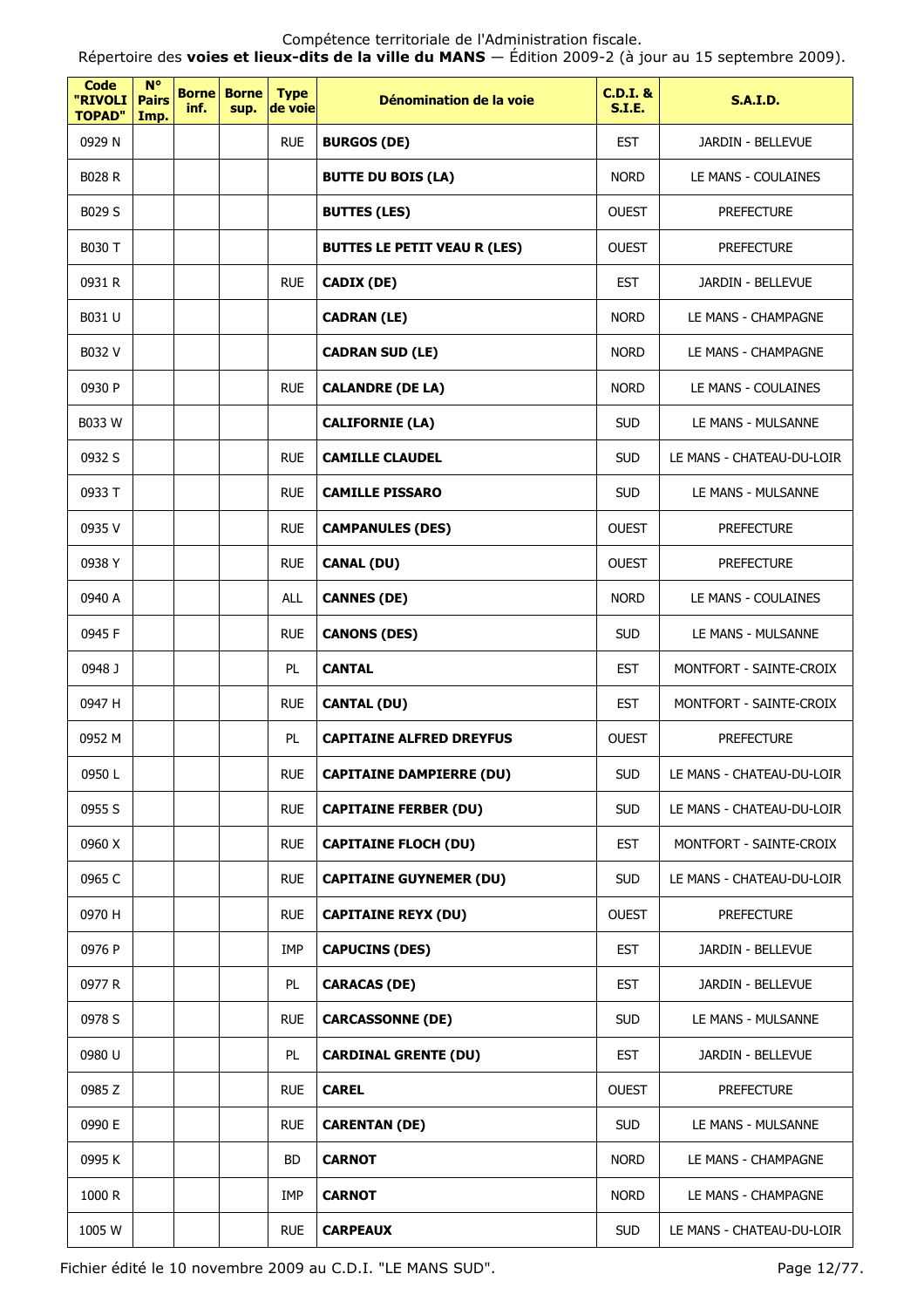Compétence territoriale de l'Administration fiscale.
Répertoire des **voies et lieux-dits de la ville du MANS** — Édition 2009-2 (à jour au 15 septembre 2009).

| Code "RIVOLI TOPAD" | N° Pairs Imp. | Borne inf. | Borne sup. | Type de voie | Dénomination de la voie | C.D.I. & S.I.E. | S.A.I.D. |
|---|---|---|---|---|---|---|---|
| 0929 N | | | | RUE | **BURGOS (DE)** | EST | JARDIN - BELLEVUE |
| B028 R | | | | | **BUTTE DU BOIS (LA)** | NORD | LE MANS - COULAINES |
| B029 S | | | | | **BUTTES (LES)** | OUEST | PREFECTURE |
| B030 T | | | | | **BUTTES LE PETIT VEAU R (LES)** | OUEST | PREFECTURE |
| 0931 R | | | | RUE | **CADIX (DE)** | EST | JARDIN - BELLEVUE |
| B031 U | | | | | **CADRAN (LE)** | NORD | LE MANS - CHAMPAGNE |
| B032 V | | | | | **CADRAN SUD (LE)** | NORD | LE MANS - CHAMPAGNE |
| 0930 P | | | | RUE | **CALANDRE (DE LA)** | NORD | LE MANS - COULAINES |
| B033 W | | | | | **CALIFORNIE (LA)** | SUD | LE MANS - MULSANNE |
| 0932 S | | | | RUE | **CAMILLE CLAUDEL** | SUD | LE MANS - CHATEAU-DU-LOIR |
| 0933 T | | | | RUE | **CAMILLE PISSARO** | SUD | LE MANS - MULSANNE |
| 0935 V | | | | RUE | **CAMPANULES (DES)** | OUEST | PREFECTURE |
| 0938 Y | | | | RUE | **CANAL (DU)** | OUEST | PREFECTURE |
| 0940 A | | | | ALL | **CANNES (DE)** | NORD | LE MANS - COULAINES |
| 0945 F | | | | RUE | **CANONS (DES)** | SUD | LE MANS - MULSANNE |
| 0948 J | | | | PL | **CANTAL** | EST | MONTFORT - SAINTE-CROIX |
| 0947 H | | | | RUE | **CANTAL (DU)** | EST | MONTFORT - SAINTE-CROIX |
| 0952 M | | | | PL | **CAPITAINE ALFRED DREYFUS** | OUEST | PREFECTURE |
| 0950 L | | | | RUE | **CAPITAINE DAMPIERRE (DU)** | SUD | LE MANS - CHATEAU-DU-LOIR |
| 0955 S | | | | RUE | **CAPITAINE FERBER (DU)** | SUD | LE MANS - CHATEAU-DU-LOIR |
| 0960 X | | | | RUE | **CAPITAINE FLOCH (DU)** | EST | MONTFORT - SAINTE-CROIX |
| 0965 C | | | | RUE | **CAPITAINE GUYNEMER (DU)** | SUD | LE MANS - CHATEAU-DU-LOIR |
| 0970 H | | | | RUE | **CAPITAINE REYX (DU)** | OUEST | PREFECTURE |
| 0976 P | | | | IMP | **CAPUCINS (DES)** | EST | JARDIN - BELLEVUE |
| 0977 R | | | | PL | **CARACAS (DE)** | EST | JARDIN - BELLEVUE |
| 0978 S | | | | RUE | **CARCASSONNE (DE)** | SUD | LE MANS - MULSANNE |
| 0980 U | | | | PL | **CARDINAL GRENTE (DU)** | EST | JARDIN - BELLEVUE |
| 0985 Z | | | | RUE | **CAREL** | OUEST | PREFECTURE |
| 0990 E | | | | RUE | **CARENTAN (DE)** | SUD | LE MANS - MULSANNE |
| 0995 K | | | | BD | **CARNOT** | NORD | LE MANS - CHAMPAGNE |
| 1000 R | | | | IMP | **CARNOT** | NORD | LE MANS - CHAMPAGNE |
| 1005 W | | | | RUE | **CARPEAUX** | SUD | LE MANS - CHATEAU-DU-LOIR |

Fichier édité le 10 novembre 2009 au C.D.I. "LE MANS SUD".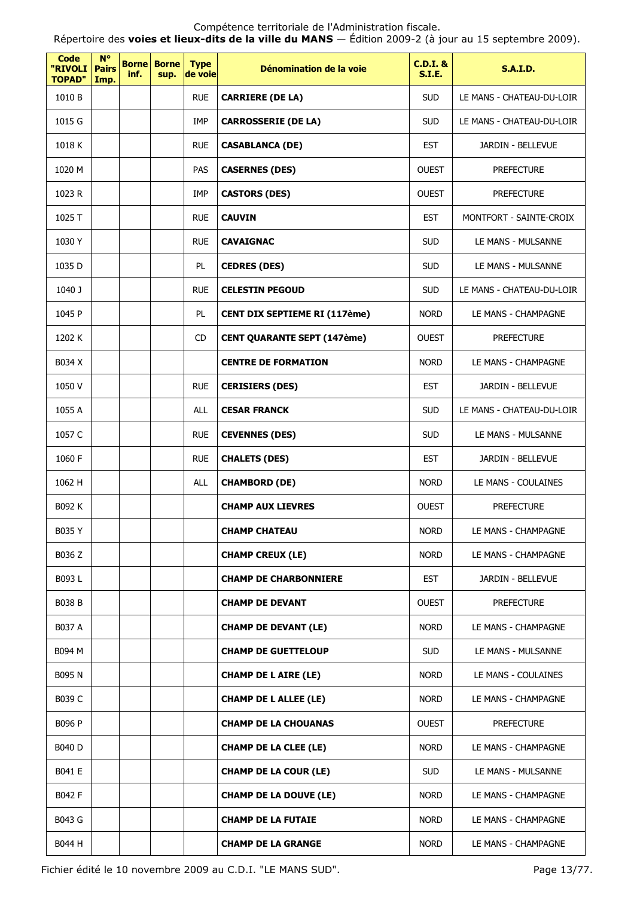Compétence territoriale de l'Administration fiscale.
Répertoire des **voies et lieux-dits de la ville du MANS** — Édition 2009-2 (à jour au 15 septembre 2009).

| Code "RIVOLI TOPAD" | N° Pairs Imp. | Borne inf. | Borne sup. | Type de voie | Dénomination de la voie | C.D.I. & S.I.E. | S.A.I.D. |
|---|---|---|---|---|---|---|---|
| 1010 B | | | | RUE | **CARRIERE (DE LA)** | SUD | LE MANS - CHATEAU-DU-LOIR |
| 1015 G | | | | IMP | **CARROSSERIE (DE LA)** | SUD | LE MANS - CHATEAU-DU-LOIR |
| 1018 K | | | | RUE | **CASABLANCA (DE)** | EST | JARDIN - BELLEVUE |
| 1020 M | | | | PAS | **CASERNES (DES)** | OUEST | PREFECTURE |
| 1023 R | | | | IMP | **CASTORS (DES)** | OUEST | PREFECTURE |
| 1025 T | | | | RUE | **CAUVIN** | EST | MONTFORT - SAINTE-CROIX |
| 1030 Y | | | | RUE | **CAVAIGNAC** | SUD | LE MANS - MULSANNE |
| 1035 D | | | | PL | **CEDRES (DES)** | SUD | LE MANS - MULSANNE |
| 1040 J | | | | RUE | **CELESTIN PEGOUD** | SUD | LE MANS - CHATEAU-DU-LOIR |
| 1045 P | | | | PL | **CENT DIX SEPTIEME RI (117ème)** | NORD | LE MANS - CHAMPAGNE |
| 1202 K | | | | CD | **CENT QUARANTE SEPT (147ème)** | OUEST | PREFECTURE |
| B034 X | | | | | **CENTRE DE FORMATION** | NORD | LE MANS - CHAMPAGNE |
| 1050 V | | | | RUE | **CERISIERS (DES)** | EST | JARDIN - BELLEVUE |
| 1055 A | | | | ALL | **CESAR FRANCK** | SUD | LE MANS - CHATEAU-DU-LOIR |
| 1057 C | | | | RUE | **CEVENNES (DES)** | SUD | LE MANS - MULSANNE |
| 1060 F | | | | RUE | **CHALETS (DES)** | EST | JARDIN - BELLEVUE |
| 1062 H | | | | ALL | **CHAMBORD (DE)** | NORD | LE MANS - COULAINES |
| B092 K | | | | | **CHAMP AUX LIEVRES** | OUEST | PREFECTURE |
| B035 Y | | | | | **CHAMP CHATEAU** | NORD | LE MANS - CHAMPAGNE |
| B036 Z | | | | | **CHAMP CREUX (LE)** | NORD | LE MANS - CHAMPAGNE |
| B093 L | | | | | **CHAMP DE CHARBONNIERE** | EST | JARDIN - BELLEVUE |
| B038 B | | | | | **CHAMP DE DEVANT** | OUEST | PREFECTURE |
| B037 A | | | | | **CHAMP DE DEVANT (LE)** | NORD | LE MANS - CHAMPAGNE |
| B094 M | | | | | **CHAMP DE GUETTELOUP** | SUD | LE MANS - MULSANNE |
| B095 N | | | | | **CHAMP DE L AIRE (LE)** | NORD | LE MANS - COULAINES |
| B039 C | | | | | **CHAMP DE L ALLEE (LE)** | NORD | LE MANS - CHAMPAGNE |
| B096 P | | | | | **CHAMP DE LA CHOUANAS** | OUEST | PREFECTURE |
| B040 D | | | | | **CHAMP DE LA CLEE (LE)** | NORD | LE MANS - CHAMPAGNE |
| B041 E | | | | | **CHAMP DE LA COUR (LE)** | SUD | LE MANS - MULSANNE |
| B042 F | | | | | **CHAMP DE LA DOUVE (LE)** | NORD | LE MANS - CHAMPAGNE |
| B043 G | | | | | **CHAMP DE LA FUTAIE** | NORD | LE MANS - CHAMPAGNE |
| B044 H | | | | | **CHAMP DE LA GRANGE** | NORD | LE MANS - CHAMPAGNE |

Fichier édité le 10 novembre 2009 au C.D.I. "LE MANS SUD".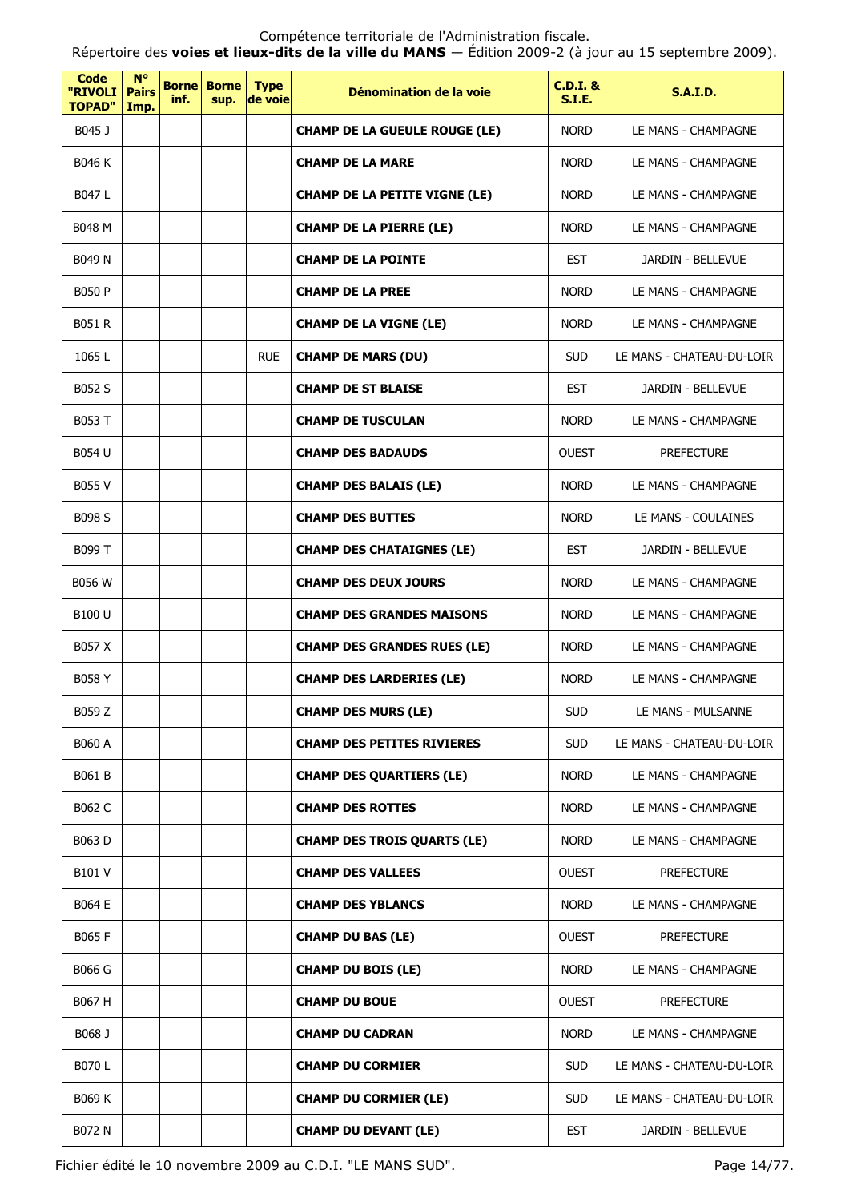Compétence territoriale de l'Administration fiscale.
Répertoire des **voies et lieux-dits de la ville du MANS** — Édition 2009-2 (à jour au 15 septembre 2009).

| Code "RIVOLI TOPAD" | N° Pairs Imp. | Borne inf. | Borne sup. | Type de voie | Dénomination de la voie | C.D.I. & S.I.E. | S.A.I.D. |
|---|---|---|---|---|---|---|---|
| B045 J | | | | | **CHAMP DE LA GUEULE ROUGE (LE)** | NORD | LE MANS - CHAMPAGNE |
| B046 K | | | | | **CHAMP DE LA MARE** | NORD | LE MANS - CHAMPAGNE |
| B047 L | | | | | **CHAMP DE LA PETITE VIGNE (LE)** | NORD | LE MANS - CHAMPAGNE |
| B048 M | | | | | **CHAMP DE LA PIERRE (LE)** | NORD | LE MANS - CHAMPAGNE |
| B049 N | | | | | **CHAMP DE LA POINTE** | EST | JARDIN - BELLEVUE |
| B050 P | | | | | **CHAMP DE LA PREE** | NORD | LE MANS - CHAMPAGNE |
| B051 R | | | | | **CHAMP DE LA VIGNE (LE)** | NORD | LE MANS - CHAMPAGNE |
| 1065 L | | | | RUE | **CHAMP DE MARS (DU)** | SUD | LE MANS - CHATEAU-DU-LOIR |
| B052 S | | | | | **CHAMP DE ST BLAISE** | EST | JARDIN - BELLEVUE |
| B053 T | | | | | **CHAMP DE TUSCULAN** | NORD | LE MANS - CHAMPAGNE |
| B054 U | | | | | **CHAMP DES BADAUDS** | OUEST | PREFECTURE |
| B055 V | | | | | **CHAMP DES BALAIS (LE)** | NORD | LE MANS - CHAMPAGNE |
| B098 S | | | | | **CHAMP DES BUTTES** | NORD | LE MANS - COULAINES |
| B099 T | | | | | **CHAMP DES CHATAIGNES (LE)** | EST | JARDIN - BELLEVUE |
| B056 W | | | | | **CHAMP DES DEUX JOURS** | NORD | LE MANS - CHAMPAGNE |
| B100 U | | | | | **CHAMP DES GRANDES MAISONS** | NORD | LE MANS - CHAMPAGNE |
| B057 X | | | | | **CHAMP DES GRANDES RUES (LE)** | NORD | LE MANS - CHAMPAGNE |
| B058 Y | | | | | **CHAMP DES LARDERIES (LE)** | NORD | LE MANS - CHAMPAGNE |
| B059 Z | | | | | **CHAMP DES MURS (LE)** | SUD | LE MANS - MULSANNE |
| B060 A | | | | | **CHAMP DES PETITES RIVIERES** | SUD | LE MANS - CHATEAU-DU-LOIR |
| B061 B | | | | | **CHAMP DES QUARTIERS (LE)** | NORD | LE MANS - CHAMPAGNE |
| B062 C | | | | | **CHAMP DES ROTTES** | NORD | LE MANS - CHAMPAGNE |
| B063 D | | | | | **CHAMP DES TROIS QUARTS (LE)** | NORD | LE MANS - CHAMPAGNE |
| B101 V | | | | | **CHAMP DES VALLEES** | OUEST | PREFECTURE |
| B064 E | | | | | **CHAMP DES YBLANCS** | NORD | LE MANS - CHAMPAGNE |
| B065 F | | | | | **CHAMP DU BAS (LE)** | OUEST | PREFECTURE |
| B066 G | | | | | **CHAMP DU BOIS (LE)** | NORD | LE MANS - CHAMPAGNE |
| B067 H | | | | | **CHAMP DU BOUE** | OUEST | PREFECTURE |
| B068 J | | | | | **CHAMP DU CADRAN** | NORD | LE MANS - CHAMPAGNE |
| B070 L | | | | | **CHAMP DU CORMIER** | SUD | LE MANS - CHATEAU-DU-LOIR |
| B069 K | | | | | **CHAMP DU CORMIER (LE)** | SUD | LE MANS - CHATEAU-DU-LOIR |
| B072 N | | | | | **CHAMP DU DEVANT (LE)** | EST | JARDIN - BELLEVUE |

Fichier édité le 10 novembre 2009 au C.D.I. "LE MANS SUD".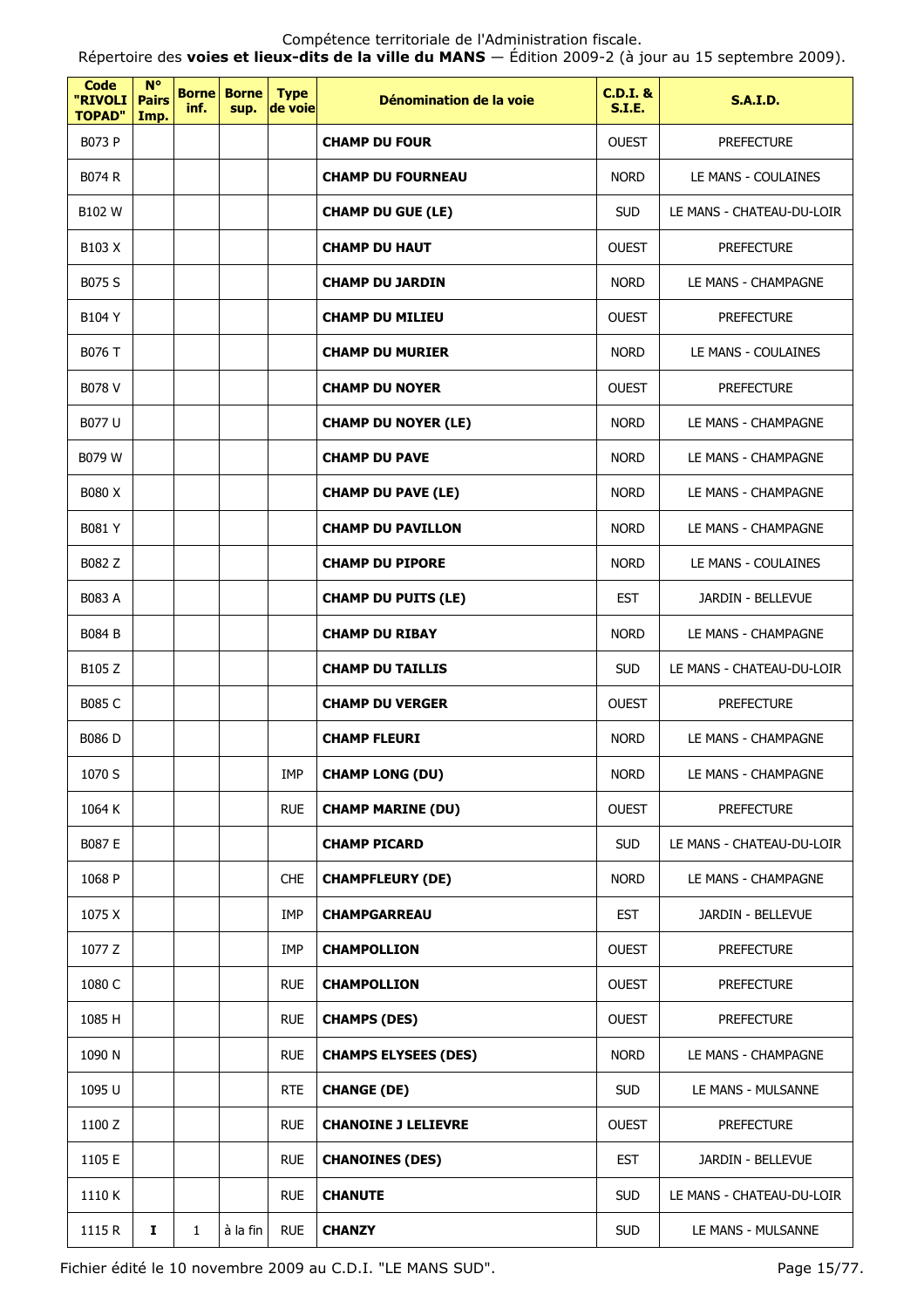Compétence territoriale de l'Administration fiscale.
Répertoire des **voies et lieux-dits de la ville du MANS** — Édition 2009-2 (à jour au 15 septembre 2009).

| Code "RIVOLI TOPAD" | N° Pairs Imp. | Borne inf. | Borne sup. | Type de voie | Dénomination de la voie | C.D.I. & S.I.E. | S.A.I.D. |
|---|---|---|---|---|---|---|---|
| B073 P | | | | | **CHAMP DU FOUR** | OUEST | PREFECTURE |
| B074 R | | | | | **CHAMP DU FOURNEAU** | NORD | LE MANS - COULAINES |
| B102 W | | | | | **CHAMP DU GUE (LE)** | SUD | LE MANS - CHATEAU-DU-LOIR |
| B103 X | | | | | **CHAMP DU HAUT** | OUEST | PREFECTURE |
| B075 S | | | | | **CHAMP DU JARDIN** | NORD | LE MANS - CHAMPAGNE |
| B104 Y | | | | | **CHAMP DU MILIEU** | OUEST | PREFECTURE |
| B076 T | | | | | **CHAMP DU MURIER** | NORD | LE MANS - COULAINES |
| B078 V | | | | | **CHAMP DU NOYER** | OUEST | PREFECTURE |
| B077 U | | | | | **CHAMP DU NOYER (LE)** | NORD | LE MANS - CHAMPAGNE |
| B079 W | | | | | **CHAMP DU PAVE** | NORD | LE MANS - CHAMPAGNE |
| B080 X | | | | | **CHAMP DU PAVE (LE)** | NORD | LE MANS - CHAMPAGNE |
| B081 Y | | | | | **CHAMP DU PAVILLON** | NORD | LE MANS - CHAMPAGNE |
| B082 Z | | | | | **CHAMP DU PIPORE** | NORD | LE MANS - COULAINES |
| B083 A | | | | | **CHAMP DU PUITS (LE)** | EST | JARDIN - BELLEVUE |
| B084 B | | | | | **CHAMP DU RIBAY** | NORD | LE MANS - CHAMPAGNE |
| B105 Z | | | | | **CHAMP DU TAILLIS** | SUD | LE MANS - CHATEAU-DU-LOIR |
| B085 C | | | | | **CHAMP DU VERGER** | OUEST | PREFECTURE |
| B086 D | | | | | **CHAMP FLEURI** | NORD | LE MANS - CHAMPAGNE |
| 1070 S | | | | IMP | **CHAMP LONG (DU)** | NORD | LE MANS - CHAMPAGNE |
| 1064 K | | | | RUE | **CHAMP MARINE (DU)** | OUEST | PREFECTURE |
| B087 E | | | | | **CHAMP PICARD** | SUD | LE MANS - CHATEAU-DU-LOIR |
| 1068 P | | | | CHE | **CHAMPFLEURY (DE)** | NORD | LE MANS - CHAMPAGNE |
| 1075 X | | | | IMP | **CHAMPGARREAU** | EST | JARDIN - BELLEVUE |
| 1077 Z | | | | IMP | **CHAMPOLLION** | OUEST | PREFECTURE |
| 1080 C | | | | RUE | **CHAMPOLLION** | OUEST | PREFECTURE |
| 1085 H | | | | RUE | **CHAMPS (DES)** | OUEST | PREFECTURE |
| 1090 N | | | | RUE | **CHAMPS ELYSEES (DES)** | NORD | LE MANS - CHAMPAGNE |
| 1095 U | | | | RTE | **CHANGE (DE)** | SUD | LE MANS - MULSANNE |
| 1100 Z | | | | RUE | **CHANOINE J LELIEVRE** | OUEST | PREFECTURE |
| 1105 E | | | | RUE | **CHANOINES (DES)** | EST | JARDIN - BELLEVUE |
| 1110 K | | | | RUE | **CHANUTE** | SUD | LE MANS - CHATEAU-DU-LOIR |
| 1115 R | **I** | 1 | à la fin | RUE | **CHANZY** | SUD | LE MANS - MULSANNE |

Fichier édité le 10 novembre 2009 au C.D.I. "LE MANS SUD".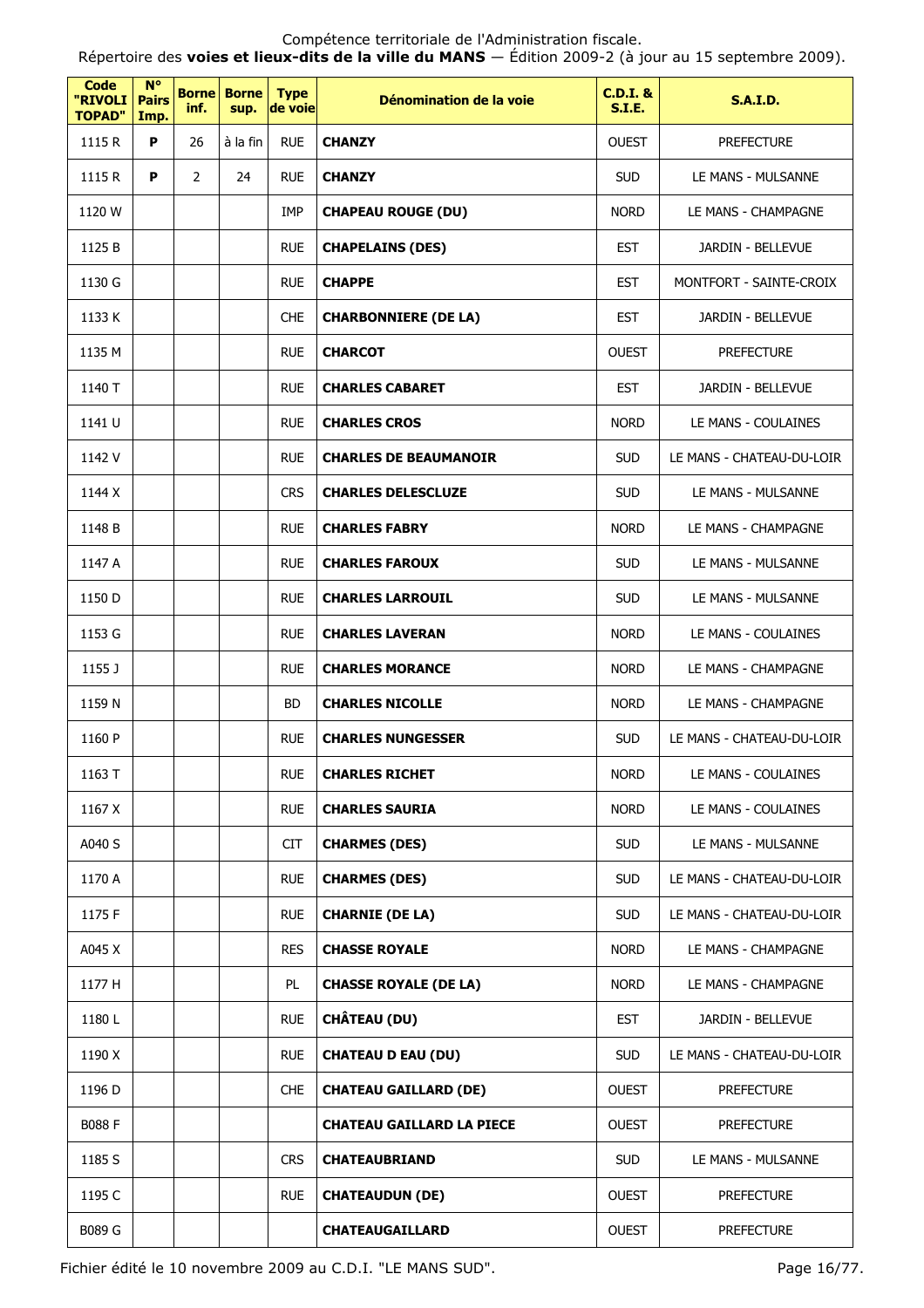Compétence territoriale de l'Administration fiscale.
Répertoire des **voies et lieux-dits de la ville du MANS** — Édition 2009-2 (à jour au 15 septembre 2009).

| Code "RIVOLI TOPAD" | N° Pairs Imp. | Borne inf. | Borne sup. | Type de voie | Dénomination de la voie | C.D.I. & S.I.E. | S.A.I.D. |
|---|---|---|---|---|---|---|---|
| 1115 R | P | 26 | à la fin | RUE | **CHANZY** | OUEST | PREFECTURE |
| 1115 R | P | 2 | 24 | RUE | **CHANZY** | SUD | LE MANS - MULSANNE |
| 1120 W | | | | IMP | **CHAPEAU ROUGE (DU)** | NORD | LE MANS - CHAMPAGNE |
| 1125 B | | | | RUE | **CHAPELAINS (DES)** | EST | JARDIN - BELLEVUE |
| 1130 G | | | | RUE | **CHAPPE** | EST | MONTFORT - SAINTE-CROIX |
| 1133 K | | | | CHE | **CHARBONNIERE (DE LA)** | EST | JARDIN - BELLEVUE |
| 1135 M | | | | RUE | **CHARCOT** | OUEST | PREFECTURE |
| 1140 T | | | | RUE | **CHARLES CABARET** | EST | JARDIN - BELLEVUE |
| 1141 U | | | | RUE | **CHARLES CROS** | NORD | LE MANS - COULAINES |
| 1142 V | | | | RUE | **CHARLES DE BEAUMANOIR** | SUD | LE MANS - CHATEAU-DU-LOIR |
| 1144 X | | | | CRS | **CHARLES DELESCLUZE** | SUD | LE MANS - MULSANNE |
| 1148 B | | | | RUE | **CHARLES FABRY** | NORD | LE MANS - CHAMPAGNE |
| 1147 A | | | | RUE | **CHARLES FAROUX** | SUD | LE MANS - MULSANNE |
| 1150 D | | | | RUE | **CHARLES LARROUIL** | SUD | LE MANS - MULSANNE |
| 1153 G | | | | RUE | **CHARLES LAVERAN** | NORD | LE MANS - COULAINES |
| 1155 J | | | | RUE | **CHARLES MORANCE** | NORD | LE MANS - CHAMPAGNE |
| 1159 N | | | | BD | **CHARLES NICOLLE** | NORD | LE MANS - CHAMPAGNE |
| 1160 P | | | | RUE | **CHARLES NUNGESSER** | SUD | LE MANS - CHATEAU-DU-LOIR |
| 1163 T | | | | RUE | **CHARLES RICHET** | NORD | LE MANS - COULAINES |
| 1167 X | | | | RUE | **CHARLES SAURIA** | NORD | LE MANS - COULAINES |
| A040 S | | | | CIT | **CHARMES (DES)** | SUD | LE MANS - MULSANNE |
| 1170 A | | | | RUE | **CHARMES (DES)** | SUD | LE MANS - CHATEAU-DU-LOIR |
| 1175 F | | | | RUE | **CHARNIE (DE LA)** | SUD | LE MANS - CHATEAU-DU-LOIR |
| A045 X | | | | RES | **CHASSE ROYALE** | NORD | LE MANS - CHAMPAGNE |
| 1177 H | | | | PL | **CHASSE ROYALE (DE LA)** | NORD | LE MANS - CHAMPAGNE |
| 1180 L | | | | RUE | **CHÂTEAU (DU)** | EST | JARDIN - BELLEVUE |
| 1190 X | | | | RUE | **CHATEAU D EAU (DU)** | SUD | LE MANS - CHATEAU-DU-LOIR |
| 1196 D | | | | CHE | **CHATEAU GAILLARD (DE)** | OUEST | PREFECTURE |
| B088 F | | | | | **CHATEAU GAILLARD LA PIECE** | OUEST | PREFECTURE |
| 1185 S | | | | CRS | **CHATEAUBRIAND** | SUD | LE MANS - MULSANNE |
| 1195 C | | | | RUE | **CHATEAUDUN (DE)** | OUEST | PREFECTURE |
| B089 G | | | | | **CHATEAUGAILLARD** | OUEST | PREFECTURE |

Fichier édité le 10 novembre 2009 au C.D.I. "LE MANS SUD".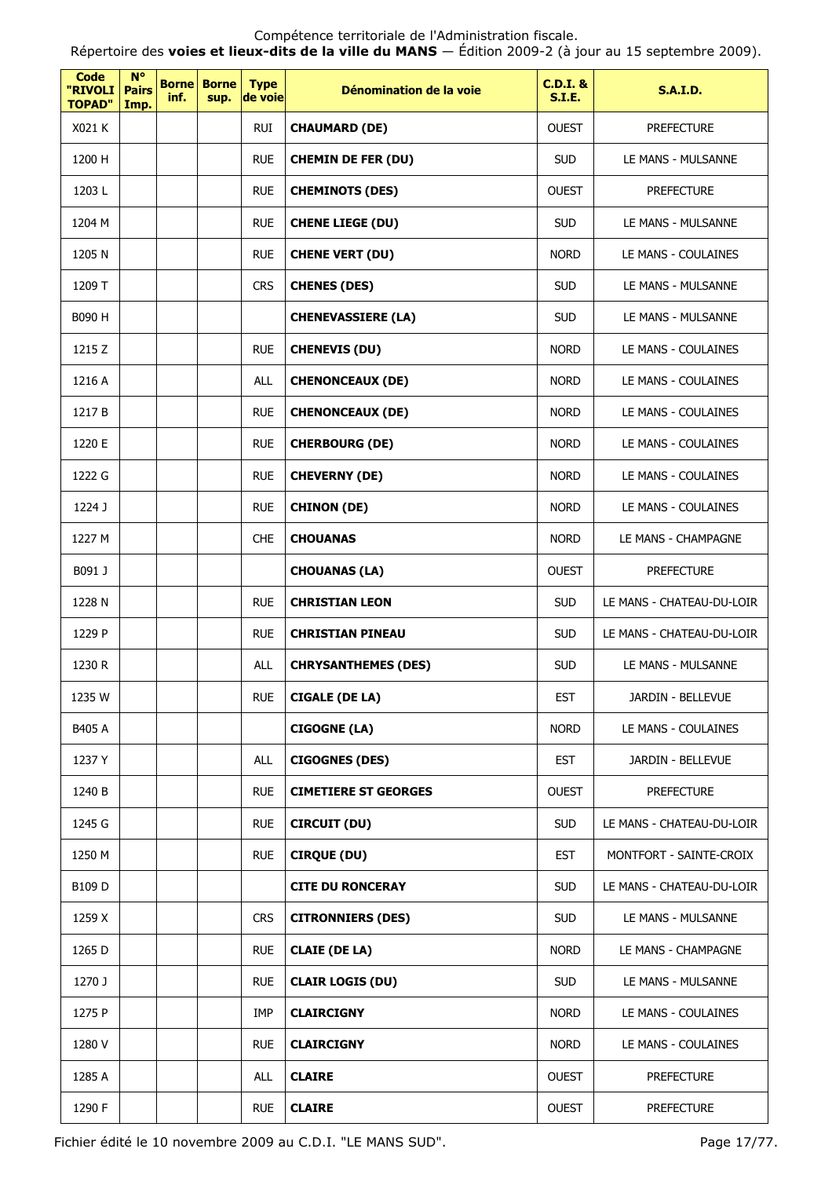Compétence territoriale de l'Administration fiscale.
Répertoire des **voies et lieux-dits de la ville du MANS** — Édition 2009-2 (à jour au 15 septembre 2009).

| Code "RIVOLI TOPAD" | N° Pairs Imp. | Borne inf. | Borne sup. | Type de voie | Dénomination de la voie | C.D.I. & S.I.E. | S.A.I.D. |
|---|---|---|---|---|---|---|---|
| X021 K | | | | RUI | **CHAUMARD (DE)** | OUEST | PREFECTURE |
| 1200 H | | | | RUE | **CHEMIN DE FER (DU)** | SUD | LE MANS - MULSANNE |
| 1203 L | | | | RUE | **CHEMINOTS (DES)** | OUEST | PREFECTURE |
| 1204 M | | | | RUE | **CHENE LIEGE (DU)** | SUD | LE MANS - MULSANNE |
| 1205 N | | | | RUE | **CHENE VERT (DU)** | NORD | LE MANS - COULAINES |
| 1209 T | | | | CRS | **CHENES (DES)** | SUD | LE MANS - MULSANNE |
| B090 H | | | | | **CHENEVASSIERE (LA)** | SUD | LE MANS - MULSANNE |
| 1215 Z | | | | RUE | **CHENEVIS (DU)** | NORD | LE MANS - COULAINES |
| 1216 A | | | | ALL | **CHENONCEAUX (DE)** | NORD | LE MANS - COULAINES |
| 1217 B | | | | RUE | **CHENONCEAUX (DE)** | NORD | LE MANS - COULAINES |
| 1220 E | | | | RUE | **CHERBOURG (DE)** | NORD | LE MANS - COULAINES |
| 1222 G | | | | RUE | **CHEVERNY (DE)** | NORD | LE MANS - COULAINES |
| 1224 J | | | | RUE | **CHINON (DE)** | NORD | LE MANS - COULAINES |
| 1227 M | | | | CHE | **CHOUANAS** | NORD | LE MANS - CHAMPAGNE |
| B091 J | | | | | **CHOUANAS (LA)** | OUEST | PREFECTURE |
| 1228 N | | | | RUE | **CHRISTIAN LEON** | SUD | LE MANS - CHATEAU-DU-LOIR |
| 1229 P | | | | RUE | **CHRISTIAN PINEAU** | SUD | LE MANS - CHATEAU-DU-LOIR |
| 1230 R | | | | ALL | **CHRYSANTHEMES (DES)** | SUD | LE MANS - MULSANNE |
| 1235 W | | | | RUE | **CIGALE (DE LA)** | EST | JARDIN - BELLEVUE |
| B405 A | | | | | **CIGOGNE (LA)** | NORD | LE MANS - COULAINES |
| 1237 Y | | | | ALL | **CIGOGNES (DES)** | EST | JARDIN - BELLEVUE |
| 1240 B | | | | RUE | **CIMETIERE ST GEORGES** | OUEST | PREFECTURE |
| 1245 G | | | | RUE | **CIRCUIT (DU)** | SUD | LE MANS - CHATEAU-DU-LOIR |
| 1250 M | | | | RUE | **CIRQUE (DU)** | EST | MONTFORT - SAINTE-CROIX |
| B109 D | | | | | **CITE DU RONCERAY** | SUD | LE MANS - CHATEAU-DU-LOIR |
| 1259 X | | | | CRS | **CITRONNIERS (DES)** | SUD | LE MANS - MULSANNE |
| 1265 D | | | | RUE | **CLAIE (DE LA)** | NORD | LE MANS - CHAMPAGNE |
| 1270 J | | | | RUE | **CLAIR LOGIS (DU)** | SUD | LE MANS - MULSANNE |
| 1275 P | | | | IMP | **CLAIRCIGNY** | NORD | LE MANS - COULAINES |
| 1280 V | | | | RUE | **CLAIRCIGNY** | NORD | LE MANS - COULAINES |
| 1285 A | | | | ALL | **CLAIRE** | OUEST | PREFECTURE |
| 1290 F | | | | RUE | **CLAIRE** | OUEST | PREFECTURE |

Fichier édité le 10 novembre 2009 au C.D.I. "LE MANS SUD".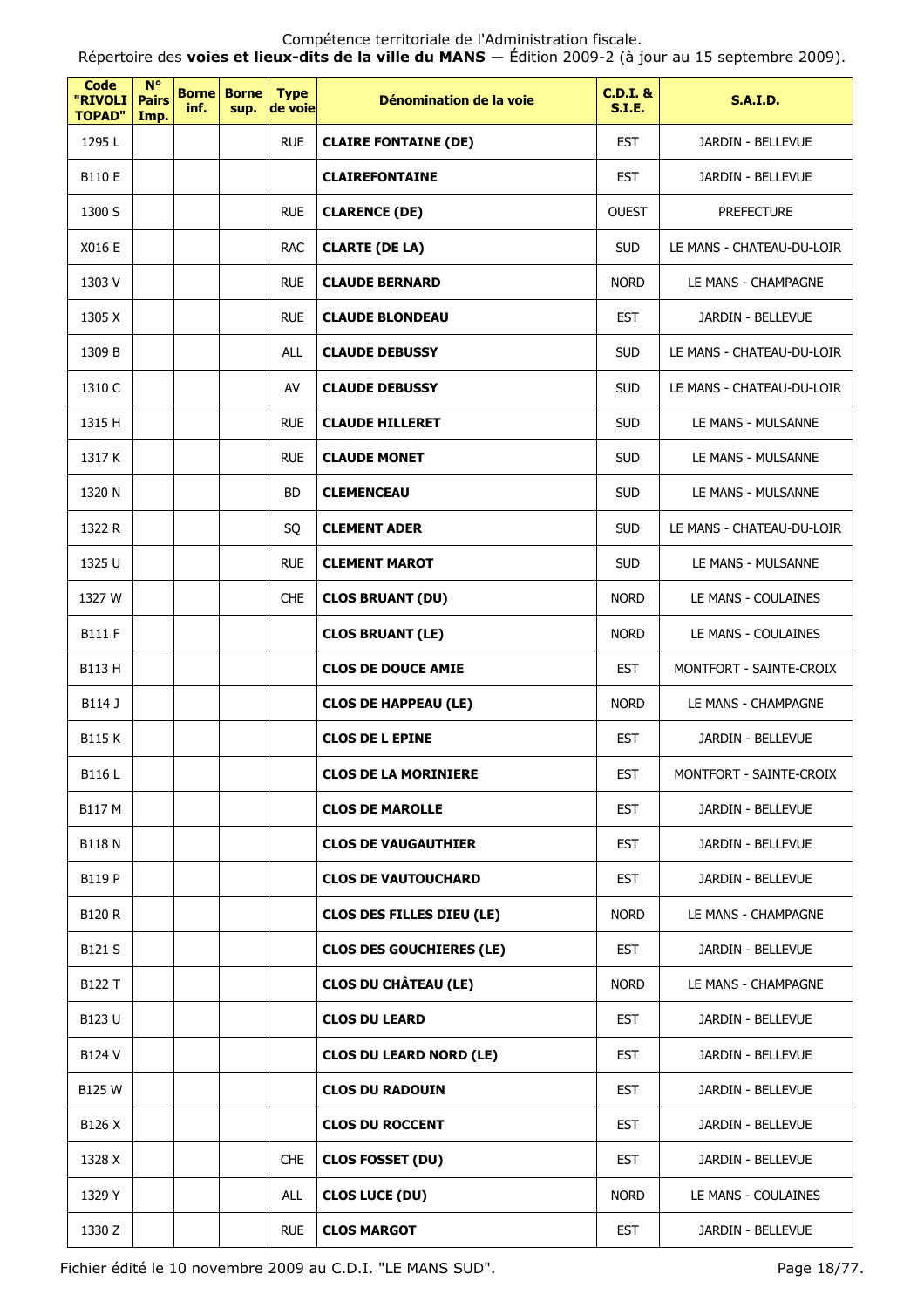Compétence territoriale de l'Administration fiscale.
Répertoire des **voies et lieux-dits de la ville du MANS** — Édition 2009-2 (à jour au 15 septembre 2009).

| Code "RIVOLI TOPAD" | N° Pairs Imp. | Borne inf. | Borne sup. | Type de voie | Dénomination de la voie | C.D.I. & S.I.E. | S.A.I.D. |
|---|---|---|---|---|---|---|---|
| 1295 L | | | | RUE | **CLAIRE FONTAINE (DE)** | EST | JARDIN - BELLEVUE |
| B110 E | | | | | **CLAIREFONTAINE** | EST | JARDIN - BELLEVUE |
| 1300 S | | | | RUE | **CLARENCE (DE)** | OUEST | PREFECTURE |
| X016 E | | | | RAC | **CLARTE (DE LA)** | SUD | LE MANS - CHATEAU-DU-LOIR |
| 1303 V | | | | RUE | **CLAUDE BERNARD** | NORD | LE MANS - CHAMPAGNE |
| 1305 X | | | | RUE | **CLAUDE BLONDEAU** | EST | JARDIN - BELLEVUE |
| 1309 B | | | | ALL | **CLAUDE DEBUSSY** | SUD | LE MANS - CHATEAU-DU-LOIR |
| 1310 C | | | | AV | **CLAUDE DEBUSSY** | SUD | LE MANS - CHATEAU-DU-LOIR |
| 1315 H | | | | RUE | **CLAUDE HILLERET** | SUD | LE MANS - MULSANNE |
| 1317 K | | | | RUE | **CLAUDE MONET** | SUD | LE MANS - MULSANNE |
| 1320 N | | | | BD | **CLEMENCEAU** | SUD | LE MANS - MULSANNE |
| 1322 R | | | | SQ | **CLEMENT ADER** | SUD | LE MANS - CHATEAU-DU-LOIR |
| 1325 U | | | | RUE | **CLEMENT MAROT** | SUD | LE MANS - MULSANNE |
| 1327 W | | | | CHE | **CLOS BRUANT (DU)** | NORD | LE MANS - COULAINES |
| B111 F | | | | | **CLOS BRUANT (LE)** | NORD | LE MANS - COULAINES |
| B113 H | | | | | **CLOS DE DOUCE AMIE** | EST | MONTFORT - SAINTE-CROIX |
| B114 J | | | | | **CLOS DE HAPPEAU (LE)** | NORD | LE MANS - CHAMPAGNE |
| B115 K | | | | | **CLOS DE L EPINE** | EST | JARDIN - BELLEVUE |
| B116 L | | | | | **CLOS DE LA MORINIERE** | EST | MONTFORT - SAINTE-CROIX |
| B117 M | | | | | **CLOS DE MAROLLE** | EST | JARDIN - BELLEVUE |
| B118 N | | | | | **CLOS DE VAUGAUTHIER** | EST | JARDIN - BELLEVUE |
| B119 P | | | | | **CLOS DE VAUTOUCHARD** | EST | JARDIN - BELLEVUE |
| B120 R | | | | | **CLOS DES FILLES DIEU (LE)** | NORD | LE MANS - CHAMPAGNE |
| B121 S | | | | | **CLOS DES GOUCHIERES (LE)** | EST | JARDIN - BELLEVUE |
| B122 T | | | | | **CLOS DU CHÂTEAU (LE)** | NORD | LE MANS - CHAMPAGNE |
| B123 U | | | | | **CLOS DU LEARD** | EST | JARDIN - BELLEVUE |
| B124 V | | | | | **CLOS DU LEARD NORD (LE)** | EST | JARDIN - BELLEVUE |
| B125 W | | | | | **CLOS DU RADOUIN** | EST | JARDIN - BELLEVUE |
| B126 X | | | | | **CLOS DU ROCCENT** | EST | JARDIN - BELLEVUE |
| 1328 X | | | | CHE | **CLOS FOSSET (DU)** | EST | JARDIN - BELLEVUE |
| 1329 Y | | | | ALL | **CLOS LUCE (DU)** | NORD | LE MANS - COULAINES |
| 1330 Z | | | | RUE | **CLOS MARGOT** | EST | JARDIN - BELLEVUE |

Fichier édité le 10 novembre 2009 au C.D.I. "LE MANS SUD".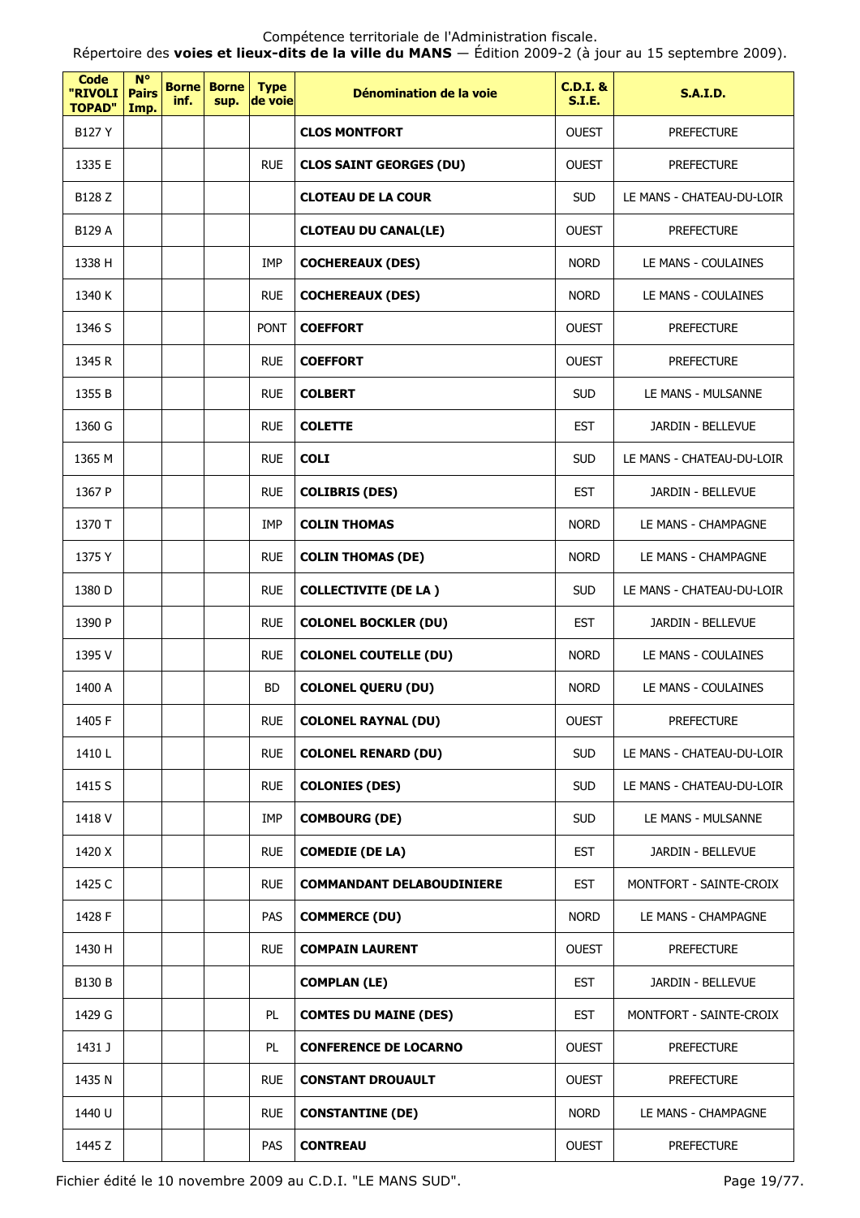Compétence territoriale de l'Administration fiscale.
Répertoire des **voies et lieux-dits de la ville du MANS** — Édition 2009-2 (à jour au 15 septembre 2009).

| Code "RIVOLI TOPAD" | N° Pairs Imp. | Borne inf. | Borne sup. | Type de voie | Dénomination de la voie | C.D.I. & S.I.E. | S.A.I.D. |
|---|---|---|---|---|---|---|---|
| B127 Y | | | | | **CLOS MONTFORT** | OUEST | PREFECTURE |
| 1335 E | | | | RUE | **CLOS SAINT GEORGES (DU)** | OUEST | PREFECTURE |
| B128 Z | | | | | **CLOTEAU DE LA COUR** | SUD | LE MANS - CHATEAU-DU-LOIR |
| B129 A | | | | | **CLOTEAU DU CANAL(LE)** | OUEST | PREFECTURE |
| 1338 H | | | | IMP | **COCHEREAUX (DES)** | NORD | LE MANS - COULAINES |
| 1340 K | | | | RUE | **COCHEREAUX (DES)** | NORD | LE MANS - COULAINES |
| 1346 S | | | | PONT | **COEFFORT** | OUEST | PREFECTURE |
| 1345 R | | | | RUE | **COEFFORT** | OUEST | PREFECTURE |
| 1355 B | | | | RUE | **COLBERT** | SUD | LE MANS - MULSANNE |
| 1360 G | | | | RUE | **COLETTE** | EST | JARDIN - BELLEVUE |
| 1365 M | | | | RUE | **COLI** | SUD | LE MANS - CHATEAU-DU-LOIR |
| 1367 P | | | | RUE | **COLIBRIS (DES)** | EST | JARDIN - BELLEVUE |
| 1370 T | | | | IMP | **COLIN THOMAS** | NORD | LE MANS - CHAMPAGNE |
| 1375 Y | | | | RUE | **COLIN THOMAS (DE)** | NORD | LE MANS - CHAMPAGNE |
| 1380 D | | | | RUE | **COLLECTIVITE (DE LA )** | SUD | LE MANS - CHATEAU-DU-LOIR |
| 1390 P | | | | RUE | **COLONEL BOCKLER (DU)** | EST | JARDIN - BELLEVUE |
| 1395 V | | | | RUE | **COLONEL COUTELLE (DU)** | NORD | LE MANS - COULAINES |
| 1400 A | | | | BD | **COLONEL QUERU (DU)** | NORD | LE MANS - COULAINES |
| 1405 F | | | | RUE | **COLONEL RAYNAL (DU)** | OUEST | PREFECTURE |
| 1410 L | | | | RUE | **COLONEL RENARD (DU)** | SUD | LE MANS - CHATEAU-DU-LOIR |
| 1415 S | | | | RUE | **COLONIES (DES)** | SUD | LE MANS - CHATEAU-DU-LOIR |
| 1418 V | | | | IMP | **COMBOURG (DE)** | SUD | LE MANS - MULSANNE |
| 1420 X | | | | RUE | **COMEDIE (DE LA)** | EST | JARDIN - BELLEVUE |
| 1425 C | | | | RUE | **COMMANDANT DELABOUDINIERE** | EST | MONTFORT - SAINTE-CROIX |
| 1428 F | | | | PAS | **COMMERCE (DU)** | NORD | LE MANS - CHAMPAGNE |
| 1430 H | | | | RUE | **COMPAIN LAURENT** | OUEST | PREFECTURE |
| B130 B | | | | | **COMPLAN (LE)** | EST | JARDIN - BELLEVUE |
| 1429 G | | | | PL | **COMTES DU MAINE (DES)** | EST | MONTFORT - SAINTE-CROIX |
| 1431 J | | | | PL | **CONFERENCE DE LOCARNO** | OUEST | PREFECTURE |
| 1435 N | | | | RUE | **CONSTANT DROUAULT** | OUEST | PREFECTURE |
| 1440 U | | | | RUE | **CONSTANTINE (DE)** | NORD | LE MANS - CHAMPAGNE |
| 1445 Z | | | | PAS | **CONTREAU** | OUEST | PREFECTURE |

Fichier édité le 10 novembre 2009 au C.D.I. "LE MANS SUD".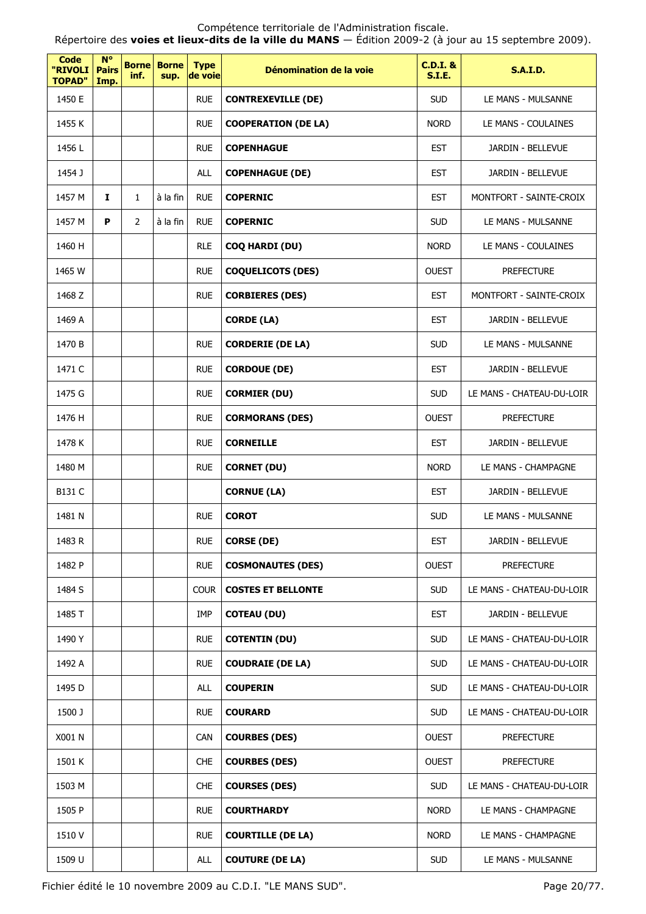Compétence territoriale de l'Administration fiscale.

Répertoire des **voies et lieux-dits de la ville du MANS** — Édition 2009-2 (à jour au 15 septembre 2009).

| Code "RIVOLI TOPAD" | N° Pairs Imp. | Borne inf. | Borne sup. | Type de voie | Dénomination de la voie | C.D.I. & S.I.E. | S.A.I.D. |
|---|---|---|---|---|---|---|---|
| 1450 E | | | | RUE | **CONTREXEVILLE (DE)** | SUD | LE MANS - MULSANNE |
| 1455 K | | | | RUE | **COOPERATION (DE LA)** | NORD | LE MANS - COULAINES |
| 1456 L | | | | RUE | **COPENHAGUE** | EST | JARDIN - BELLEVUE |
| 1454 J | | | | ALL | **COPENHAGUE (DE)** | EST | JARDIN - BELLEVUE |
| 1457 M | **I** | 1 | à la fin | RUE | **COPERNIC** | EST | MONTFORT - SAINTE-CROIX |
| 1457 M | **P** | 2 | à la fin | RUE | **COPERNIC** | SUD | LE MANS - MULSANNE |
| 1460 H | | | | RLE | **COQ HARDI (DU)** | NORD | LE MANS - COULAINES |
| 1465 W | | | | RUE | **COQUELICOTS (DES)** | OUEST | PREFECTURE |
| 1468 Z | | | | RUE | **CORBIERES (DES)** | EST | MONTFORT - SAINTE-CROIX |
| 1469 A | | | | | **CORDE (LA)** | EST | JARDIN - BELLEVUE |
| 1470 B | | | | RUE | **CORDERIE (DE LA)** | SUD | LE MANS - MULSANNE |
| 1471 C | | | | RUE | **CORDOUE (DE)** | EST | JARDIN - BELLEVUE |
| 1475 G | | | | RUE | **CORMIER (DU)** | SUD | LE MANS - CHATEAU-DU-LOIR |
| 1476 H | | | | RUE | **CORMORANS (DES)** | OUEST | PREFECTURE |
| 1478 K | | | | RUE | **CORNEILLE** | EST | JARDIN - BELLEVUE |
| 1480 M | | | | RUE | **CORNET (DU)** | NORD | LE MANS - CHAMPAGNE |
| B131 C | | | | | **CORNUE (LA)** | EST | JARDIN - BELLEVUE |
| 1481 N | | | | RUE | **COROT** | SUD | LE MANS - MULSANNE |
| 1483 R | | | | RUE | **CORSE (DE)** | EST | JARDIN - BELLEVUE |
| 1482 P | | | | RUE | **COSMONAUTES (DES)** | OUEST | PREFECTURE |
| 1484 S | | | | COUR | **COSTES ET BELLONTE** | SUD | LE MANS - CHATEAU-DU-LOIR |
| 1485 T | | | | IMP | **COTEAU (DU)** | EST | JARDIN - BELLEVUE |
| 1490 Y | | | | RUE | **COTENTIN (DU)** | SUD | LE MANS - CHATEAU-DU-LOIR |
| 1492 A | | | | RUE | **COUDRAIE (DE LA)** | SUD | LE MANS - CHATEAU-DU-LOIR |
| 1495 D | | | | ALL | **COUPERIN** | SUD | LE MANS - CHATEAU-DU-LOIR |
| 1500 J | | | | RUE | **COURARD** | SUD | LE MANS - CHATEAU-DU-LOIR |
| X001 N | | | | CAN | **COURBES (DES)** | OUEST | PREFECTURE |
| 1501 K | | | | CHE | **COURBES (DES)** | OUEST | PREFECTURE |
| 1503 M | | | | CHE | **COURSES (DES)** | SUD | LE MANS - CHATEAU-DU-LOIR |
| 1505 P | | | | RUE | **COURTHARDY** | NORD | LE MANS - CHAMPAGNE |
| 1510 V | | | | RUE | **COURTILLE (DE LA)** | NORD | LE MANS - CHAMPAGNE |
| 1509 U | | | | ALL | **COUTURE (DE LA)** | SUD | LE MANS - MULSANNE |

Fichier édité le 10 novembre 2009 au C.D.I. "LE MANS SUD".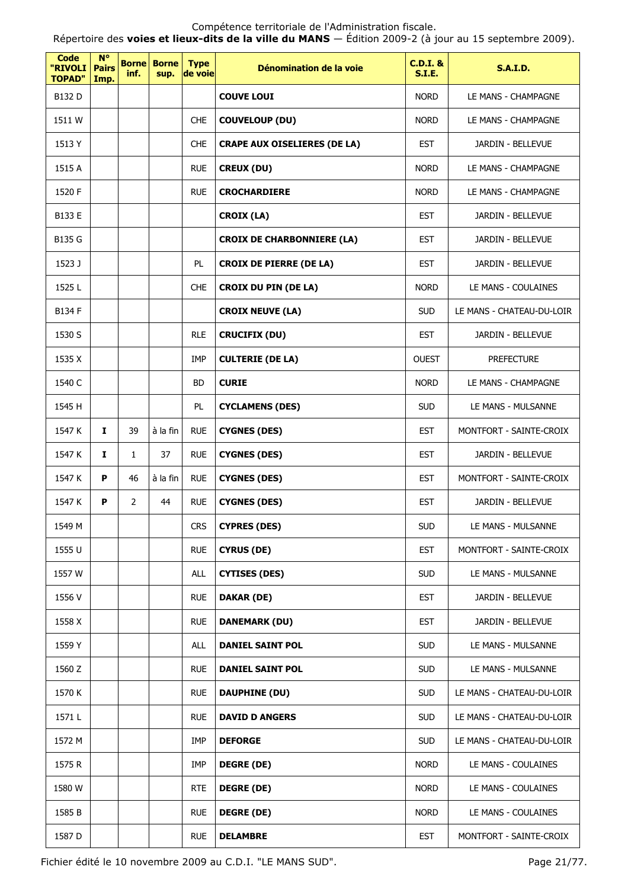Compétence territoriale de l'Administration fiscale.

Répertoire des **voies et lieux-dits de la ville du MANS** — Édition 2009-2 (à jour au 15 septembre 2009).

| Code "RIVOLI TOPAD" | N° Pairs Imp. | Borne inf. | Borne sup. | Type de voie | Dénomination de la voie | C.D.I. & S.I.E. | S.A.I.D. |
|---|---|---|---|---|---|---|---|
| B132 D | | | | | **COUVE LOUI** | NORD | LE MANS - CHAMPAGNE |
| 1511 W | | | | CHE | **COUVELOUP (DU)** | NORD | LE MANS - CHAMPAGNE |
| 1513 Y | | | | CHE | **CRAPE AUX OISELIERES (DE LA)** | EST | JARDIN - BELLEVUE |
| 1515 A | | | | RUE | **CREUX (DU)** | NORD | LE MANS - CHAMPAGNE |
| 1520 F | | | | RUE | **CROCHARDIERE** | NORD | LE MANS - CHAMPAGNE |
| B133 E | | | | | **CROIX (LA)** | EST | JARDIN - BELLEVUE |
| B135 G | | | | | **CROIX DE CHARBONNIERE (LA)** | EST | JARDIN - BELLEVUE |
| 1523 J | | | | PL | **CROIX DE PIERRE (DE LA)** | EST | JARDIN - BELLEVUE |
| 1525 L | | | | CHE | **CROIX DU PIN (DE LA)** | NORD | LE MANS - COULAINES |
| B134 F | | | | | **CROIX NEUVE (LA)** | SUD | LE MANS - CHATEAU-DU-LOIR |
| 1530 S | | | | RLE | **CRUCIFIX (DU)** | EST | JARDIN - BELLEVUE |
| 1535 X | | | | IMP | **CULTERIE (DE LA)** | OUEST | PREFECTURE |
| 1540 C | | | | BD | **CURIE** | NORD | LE MANS - CHAMPAGNE |
| 1545 H | | | | PL | **CYCLAMENS (DES)** | SUD | LE MANS - MULSANNE |
| 1547 K | **I** | 39 | à la fin | RUE | **CYGNES (DES)** | EST | MONTFORT - SAINTE-CROIX |
| 1547 K | **I** | 1 | 37 | RUE | **CYGNES (DES)** | EST | JARDIN - BELLEVUE |
| 1547 K | **P** | 46 | à la fin | RUE | **CYGNES (DES)** | EST | MONTFORT - SAINTE-CROIX |
| 1547 K | **P** | 2 | 44 | RUE | **CYGNES (DES)** | EST | JARDIN - BELLEVUE |
| 1549 M | | | | CRS | **CYPRES (DES)** | SUD | LE MANS - MULSANNE |
| 1555 U | | | | RUE | **CYRUS (DE)** | EST | MONTFORT - SAINTE-CROIX |
| 1557 W | | | | ALL | **CYTISES (DES)** | SUD | LE MANS - MULSANNE |
| 1556 V | | | | RUE | **DAKAR (DE)** | EST | JARDIN - BELLEVUE |
| 1558 X | | | | RUE | **DANEMARK (DU)** | EST | JARDIN - BELLEVUE |
| 1559 Y | | | | ALL | **DANIEL SAINT POL** | SUD | LE MANS - MULSANNE |
| 1560 Z | | | | RUE | **DANIEL SAINT POL** | SUD | LE MANS - MULSANNE |
| 1570 K | | | | RUE | **DAUPHINE (DU)** | SUD | LE MANS - CHATEAU-DU-LOIR |
| 1571 L | | | | RUE | **DAVID D ANGERS** | SUD | LE MANS - CHATEAU-DU-LOIR |
| 1572 M | | | | IMP | **DEFORGE** | SUD | LE MANS - CHATEAU-DU-LOIR |
| 1575 R | | | | IMP | **DEGRE (DE)** | NORD | LE MANS - COULAINES |
| 1580 W | | | | RTE | **DEGRE (DE)** | NORD | LE MANS - COULAINES |
| 1585 B | | | | RUE | **DEGRE (DE)** | NORD | LE MANS - COULAINES |
| 1587 D | | | | RUE | **DELAMBRE** | EST | MONTFORT - SAINTE-CROIX |

Fichier édité le 10 novembre 2009 au C.D.I. "LE MANS SUD".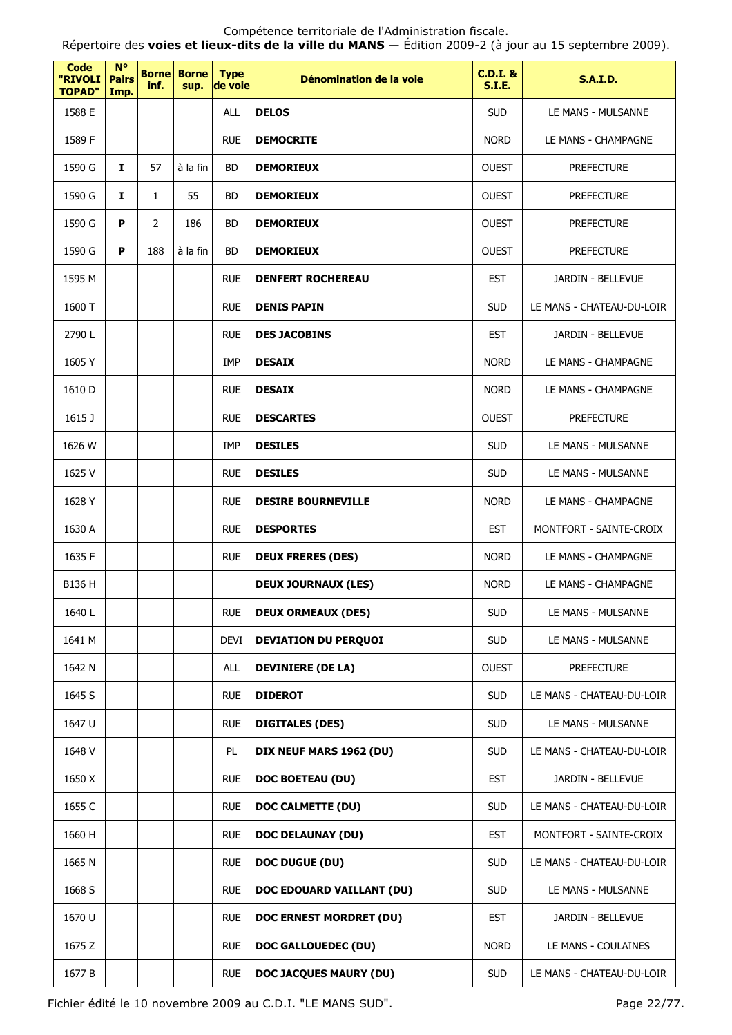Compétence territoriale de l'Administration fiscale.
Répertoire des **voies et lieux-dits de la ville du MANS** — Édition 2009-2 (à jour au 15 septembre 2009).

| Code "RIVOLI TOPAD" | N° Pairs Imp. | Borne inf. | Borne sup. | Type de voie | Dénomination de la voie | C.D.I. & S.I.E. | S.A.I.D. |
|---|---|---|---|---|---|---|---|
| 1588 E | | | | ALL | **DELOS** | SUD | LE MANS - MULSANNE |
| 1589 F | | | | RUE | **DEMOCRITE** | NORD | LE MANS - CHAMPAGNE |
| 1590 G | **I** | 57 | à la fin | BD | **DEMORIEUX** | OUEST | PREFECTURE |
| 1590 G | **I** | 1 | 55 | BD | **DEMORIEUX** | OUEST | PREFECTURE |
| 1590 G | **P** | 2 | 186 | BD | **DEMORIEUX** | OUEST | PREFECTURE |
| 1590 G | **P** | 188 | à la fin | BD | **DEMORIEUX** | OUEST | PREFECTURE |
| 1595 M | | | | RUE | **DENFERT ROCHEREAU** | EST | JARDIN - BELLEVUE |
| 1600 T | | | | RUE | **DENIS PAPIN** | SUD | LE MANS - CHATEAU-DU-LOIR |
| 2790 L | | | | RUE | **DES JACOBINS** | EST | JARDIN - BELLEVUE |
| 1605 Y | | | | IMP | **DESAIX** | NORD | LE MANS - CHAMPAGNE |
| 1610 D | | | | RUE | **DESAIX** | NORD | LE MANS - CHAMPAGNE |
| 1615 J | | | | RUE | **DESCARTES** | OUEST | PREFECTURE |
| 1626 W | | | | IMP | **DESILES** | SUD | LE MANS - MULSANNE |
| 1625 V | | | | RUE | **DESILES** | SUD | LE MANS - MULSANNE |
| 1628 Y | | | | RUE | **DESIRE BOURNEVILLE** | NORD | LE MANS - CHAMPAGNE |
| 1630 A | | | | RUE | **DESPORTES** | EST | MONTFORT - SAINTE-CROIX |
| 1635 F | | | | RUE | **DEUX FRERES (DES)** | NORD | LE MANS - CHAMPAGNE |
| B136 H | | | | | **DEUX JOURNAUX (LES)** | NORD | LE MANS - CHAMPAGNE |
| 1640 L | | | | RUE | **DEUX ORMEAUX (DES)** | SUD | LE MANS - MULSANNE |
| 1641 M | | | | DEVI | **DEVIATION DU PERQUOI** | SUD | LE MANS - MULSANNE |
| 1642 N | | | | ALL | **DEVINIERE (DE LA)** | OUEST | PREFECTURE |
| 1645 S | | | | RUE | **DIDEROT** | SUD | LE MANS - CHATEAU-DU-LOIR |
| 1647 U | | | | RUE | **DIGITALES (DES)** | SUD | LE MANS - MULSANNE |
| 1648 V | | | | PL | **DIX NEUF MARS 1962 (DU)** | SUD | LE MANS - CHATEAU-DU-LOIR |
| 1650 X | | | | RUE | **DOC BOETEAU (DU)** | EST | JARDIN - BELLEVUE |
| 1655 C | | | | RUE | **DOC CALMETTE (DU)** | SUD | LE MANS - CHATEAU-DU-LOIR |
| 1660 H | | | | RUE | **DOC DELAUNAY (DU)** | EST | MONTFORT - SAINTE-CROIX |
| 1665 N | | | | RUE | **DOC DUGUE (DU)** | SUD | LE MANS - CHATEAU-DU-LOIR |
| 1668 S | | | | RUE | **DOC EDOUARD VAILLANT (DU)** | SUD | LE MANS - MULSANNE |
| 1670 U | | | | RUE | **DOC ERNEST MORDRET (DU)** | EST | JARDIN - BELLEVUE |
| 1675 Z | | | | RUE | **DOC GALLOUEDEC (DU)** | NORD | LE MANS - COULAINES |
| 1677 B | | | | RUE | **DOC JACQUES MAURY (DU)** | SUD | LE MANS - CHATEAU-DU-LOIR |

Fichier édité le 10 novembre 2009 au C.D.I. "LE MANS SUD".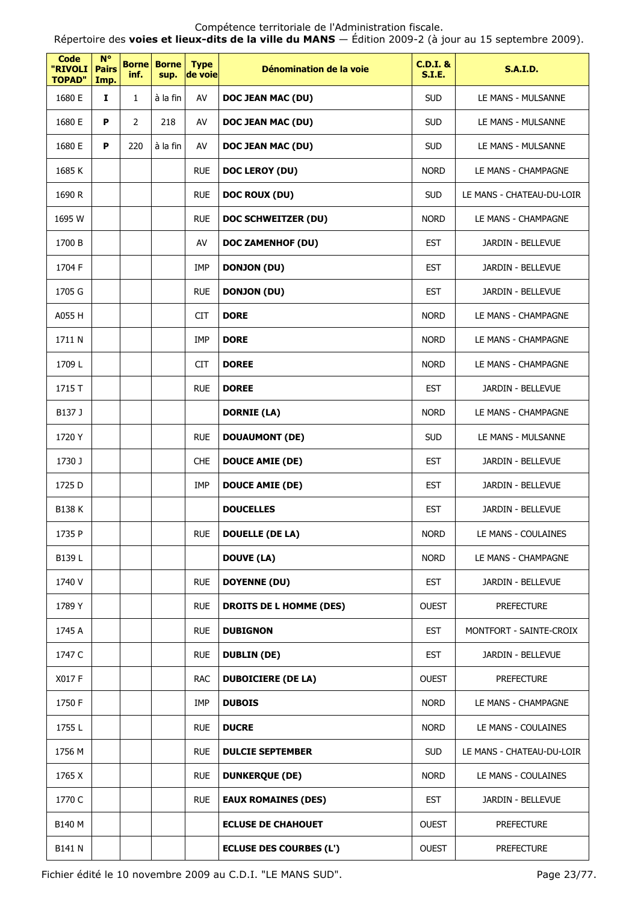Compétence territoriale de l'Administration fiscale.
Répertoire des **voies et lieux-dits de la ville du MANS** — Édition 2009-2 (à jour au 15 septembre 2009).

| Code "RIVOLI TOPAD" | N° Pairs Imp. | Borne inf. | Borne sup. | Type de voie | Dénomination de la voie | C.D.I. & S.I.E. | S.A.I.D. |
|---|---|---|---|---|---|---|---|
| 1680 E | I | 1 | à la fin | AV | **DOC JEAN MAC (DU)** | SUD | LE MANS - MULSANNE |
| 1680 E | P | 2 | 218 | AV | **DOC JEAN MAC (DU)** | SUD | LE MANS - MULSANNE |
| 1680 E | P | 220 | à la fin | AV | **DOC JEAN MAC (DU)** | SUD | LE MANS - MULSANNE |
| 1685 K | | | | RUE | **DOC LEROY (DU)** | NORD | LE MANS - CHAMPAGNE |
| 1690 R | | | | RUE | **DOC ROUX (DU)** | SUD | LE MANS - CHATEAU-DU-LOIR |
| 1695 W | | | | RUE | **DOC SCHWEITZER (DU)** | NORD | LE MANS - CHAMPAGNE |
| 1700 B | | | | AV | **DOC ZAMENHOF (DU)** | EST | JARDIN - BELLEVUE |
| 1704 F | | | | IMP | **DONJON (DU)** | EST | JARDIN - BELLEVUE |
| 1705 G | | | | RUE | **DONJON (DU)** | EST | JARDIN - BELLEVUE |
| A055 H | | | | CIT | **DORE** | NORD | LE MANS - CHAMPAGNE |
| 1711 N | | | | IMP | **DORE** | NORD | LE MANS - CHAMPAGNE |
| 1709 L | | | | CIT | **DOREE** | NORD | LE MANS - CHAMPAGNE |
| 1715 T | | | | RUE | **DOREE** | EST | JARDIN - BELLEVUE |
| B137 J | | | | | **DORNIE (LA)** | NORD | LE MANS - CHAMPAGNE |
| 1720 Y | | | | RUE | **DOUAUMONT (DE)** | SUD | LE MANS - MULSANNE |
| 1730 J | | | | CHE | **DOUCE AMIE (DE)** | EST | JARDIN - BELLEVUE |
| 1725 D | | | | IMP | **DOUCE AMIE (DE)** | EST | JARDIN - BELLEVUE |
| B138 K | | | | | **DOUCELLES** | EST | JARDIN - BELLEVUE |
| 1735 P | | | | RUE | **DOUELLE (DE LA)** | NORD | LE MANS - COULAINES |
| B139 L | | | | | **DOUVE (LA)** | NORD | LE MANS - CHAMPAGNE |
| 1740 V | | | | RUE | **DOYENNE (DU)** | EST | JARDIN - BELLEVUE |
| 1789 Y | | | | RUE | **DROITS DE L HOMME (DES)** | OUEST | PREFECTURE |
| 1745 A | | | | RUE | **DUBIGNON** | EST | MONTFORT - SAINTE-CROIX |
| 1747 C | | | | RUE | **DUBLIN (DE)** | EST | JARDIN - BELLEVUE |
| X017 F | | | | RAC | **DUBOICIERE (DE LA)** | OUEST | PREFECTURE |
| 1750 F | | | | IMP | **DUBOIS** | NORD | LE MANS - CHAMPAGNE |
| 1755 L | | | | RUE | **DUCRE** | NORD | LE MANS - COULAINES |
| 1756 M | | | | RUE | **DULCIE SEPTEMBER** | SUD | LE MANS - CHATEAU-DU-LOIR |
| 1765 X | | | | RUE | **DUNKERQUE (DE)** | NORD | LE MANS - COULAINES |
| 1770 C | | | | RUE | **EAUX ROMAINES (DES)** | EST | JARDIN - BELLEVUE |
| B140 M | | | | | **ECLUSE DE CHAHOUET** | OUEST | PREFECTURE |
| B141 N | | | | | **ECLUSE DES COURBES (L')** | OUEST | PREFECTURE |

Fichier édité le 10 novembre 2009 au C.D.I. "LE MANS SUD".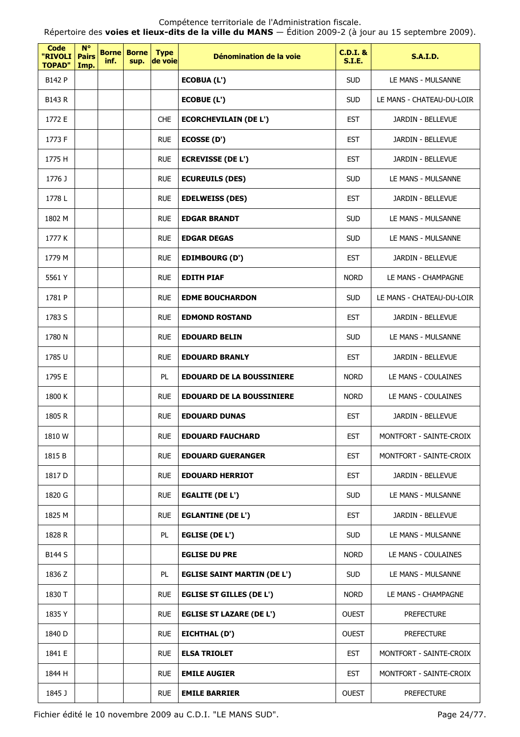Compétence territoriale de l'Administration fiscale.

Répertoire des **voies et lieux-dits de la ville du MANS** — Édition 2009-2 (à jour au 15 septembre 2009).

| Code "RIVOLI TOPAD" | N° Pairs Imp. | Borne inf. | Borne sup. | Type de voie | Dénomination de la voie | C.D.I. & S.I.E. | S.A.I.D. |
|---|---|---|---|---|---|---|---|
| B142 P | | | | | **ECOBUA (L')** | SUD | LE MANS - MULSANNE |
| B143 R | | | | | **ECOBUE (L')** | SUD | LE MANS - CHATEAU-DU-LOIR |
| 1772 E | | | | CHE | **ECORCHEVILAIN (DE L')** | EST | JARDIN - BELLEVUE |
| 1773 F | | | | RUE | **ECOSSE (D')** | EST | JARDIN - BELLEVUE |
| 1775 H | | | | RUE | **ECREVISSE (DE L')** | EST | JARDIN - BELLEVUE |
| 1776 J | | | | RUE | **ECUREUILS (DES)** | SUD | LE MANS - MULSANNE |
| 1778 L | | | | RUE | **EDELWEISS (DES)** | EST | JARDIN - BELLEVUE |
| 1802 M | | | | RUE | **EDGAR BRANDT** | SUD | LE MANS - MULSANNE |
| 1777 K | | | | RUE | **EDGAR DEGAS** | SUD | LE MANS - MULSANNE |
| 1779 M | | | | RUE | **EDIMBOURG (D')** | EST | JARDIN - BELLEVUE |
| 5561 Y | | | | RUE | **EDITH PIAF** | NORD | LE MANS - CHAMPAGNE |
| 1781 P | | | | RUE | **EDME BOUCHARDON** | SUD | LE MANS - CHATEAU-DU-LOIR |
| 1783 S | | | | RUE | **EDMOND ROSTAND** | EST | JARDIN - BELLEVUE |
| 1780 N | | | | RUE | **EDOUARD BELIN** | SUD | LE MANS - MULSANNE |
| 1785 U | | | | RUE | **EDOUARD BRANLY** | EST | JARDIN - BELLEVUE |
| 1795 E | | | | PL | **EDOUARD DE LA BOUSSINIERE** | NORD | LE MANS - COULAINES |
| 1800 K | | | | RUE | **EDOUARD DE LA BOUSSINIERE** | NORD | LE MANS - COULAINES |
| 1805 R | | | | RUE | **EDOUARD DUNAS** | EST | JARDIN - BELLEVUE |
| 1810 W | | | | RUE | **EDOUARD FAUCHARD** | EST | MONTFORT - SAINTE-CROIX |
| 1815 B | | | | RUE | **EDOUARD GUERANGER** | EST | MONTFORT - SAINTE-CROIX |
| 1817 D | | | | RUE | **EDOUARD HERRIOT** | EST | JARDIN - BELLEVUE |
| 1820 G | | | | RUE | **EGALITE (DE L')** | SUD | LE MANS - MULSANNE |
| 1825 M | | | | RUE | **EGLANTINE (DE L')** | EST | JARDIN - BELLEVUE |
| 1828 R | | | | PL | **EGLISE (DE L')** | SUD | LE MANS - MULSANNE |
| B144 S | | | | | **EGLISE DU PRE** | NORD | LE MANS - COULAINES |
| 1836 Z | | | | PL | **EGLISE SAINT MARTIN (DE L')** | SUD | LE MANS - MULSANNE |
| 1830 T | | | | RUE | **EGLISE ST GILLES (DE L')** | NORD | LE MANS - CHAMPAGNE |
| 1835 Y | | | | RUE | **EGLISE ST LAZARE (DE L')** | OUEST | PREFECTURE |
| 1840 D | | | | RUE | **EICHTHAL (D')** | OUEST | PREFECTURE |
| 1841 E | | | | RUE | **ELSA TRIOLET** | EST | MONTFORT - SAINTE-CROIX |
| 1844 H | | | | RUE | **EMILE AUGIER** | EST | MONTFORT - SAINTE-CROIX |
| 1845 J | | | | RUE | **EMILE BARRIER** | OUEST | PREFECTURE |

Fichier édité le 10 novembre 2009 au C.D.I. "LE MANS SUD".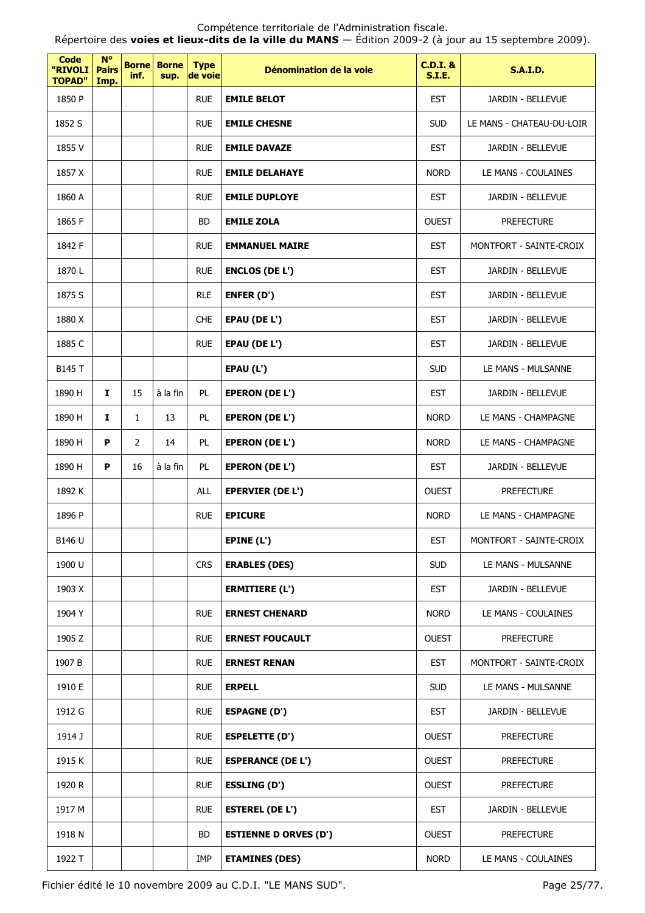| Code "RIVOLI TOPAD" | N° Pairs Imp. | Borne inf. | Borne sup. | Type de voie | Dénomination de la voie | C.D.I. & S.I.E. | S.A.I.D. |
|---|---|---|---|---|---|---|---|
| 1850 P | | | | RUE | **EMILE BELOT** | EST | JARDIN - BELLEVUE |
| 1852 S | | | | RUE | **EMILE CHESNE** | SUD | LE MANS - CHATEAU-DU-LOIR |
| 1855 V | | | | RUE | **EMILE DAVAZE** | EST | JARDIN - BELLEVUE |
| 1857 X | | | | RUE | **EMILE DELAHAYE** | NORD | LE MANS - COULAINES |
| 1860 A | | | | RUE | **EMILE DUPLOYE** | EST | JARDIN - BELLEVUE |
| 1865 F | | | | BD | **EMILE ZOLA** | OUEST | PREFECTURE |
| 1842 F | | | | RUE | **EMMANUEL MAIRE** | EST | MONTFORT - SAINTE-CROIX |
| 1870 L | | | | RUE | **ENCLOS (DE L')** | EST | JARDIN - BELLEVUE |
| 1875 S | | | | RLE | **ENFER (D')** | EST | JARDIN - BELLEVUE |
| 1880 X | | | | CHE | **EPAU (DE L')** | EST | JARDIN - BELLEVUE |
| 1885 C | | | | RUE | **EPAU (DE L')** | EST | JARDIN - BELLEVUE |
| B145 T | | | | | **EPAU (L')** | SUD | LE MANS - MULSANNE |
| 1890 H | **I** | 15 | à la fin | PL | **EPERON (DE L')** | EST | JARDIN - BELLEVUE |
| 1890 H | **I** | 1 | 13 | PL | **EPERON (DE L')** | NORD | LE MANS - CHAMPAGNE |
| 1890 H | **P** | 2 | 14 | PL | **EPERON (DE L')** | NORD | LE MANS - CHAMPAGNE |
| 1890 H | **P** | 16 | à la fin | PL | **EPERON (DE L')** | EST | JARDIN - BELLEVUE |
| 1892 K | | | | ALL | **EPERVIER (DE L')** | OUEST | PREFECTURE |
| 1896 P | | | | RUE | **EPICURE** | NORD | LE MANS - CHAMPAGNE |
| B146 U | | | | | **EPINE (L')** | EST | MONTFORT - SAINTE-CROIX |
| 1900 U | | | | CRS | **ERABLES (DES)** | SUD | LE MANS - MULSANNE |
| 1903 X | | | | | **ERMITIERE (L')** | EST | JARDIN - BELLEVUE |
| 1904 Y | | | | RUE | **ERNEST CHENARD** | NORD | LE MANS - COULAINES |
| 1905 Z | | | | RUE | **ERNEST FOUCAULT** | OUEST | PREFECTURE |
| 1907 B | | | | RUE | **ERNEST RENAN** | EST | MONTFORT - SAINTE-CROIX |
| 1910 E | | | | RUE | **ERPELL** | SUD | LE MANS - MULSANNE |
| 1912 G | | | | RUE | **ESPAGNE (D')** | EST | JARDIN - BELLEVUE |
| 1914 J | | | | RUE | **ESPELETTE (D')** | OUEST | PREFECTURE |
| 1915 K | | | | RUE | **ESPERANCE (DE L')** | OUEST | PREFECTURE |
| 1920 R | | | | RUE | **ESSLING (D')** | OUEST | PREFECTURE |
| 1917 M | | | | RUE | **ESTEREL (DE L')** | EST | JARDIN - BELLEVUE |
| 1918 N | | | | BD | **ESTIENNE D ORVES (D')** | OUEST | PREFECTURE |
| 1922 T | | | | IMP | **ETAMINES (DES)** | NORD | LE MANS - COULAINES |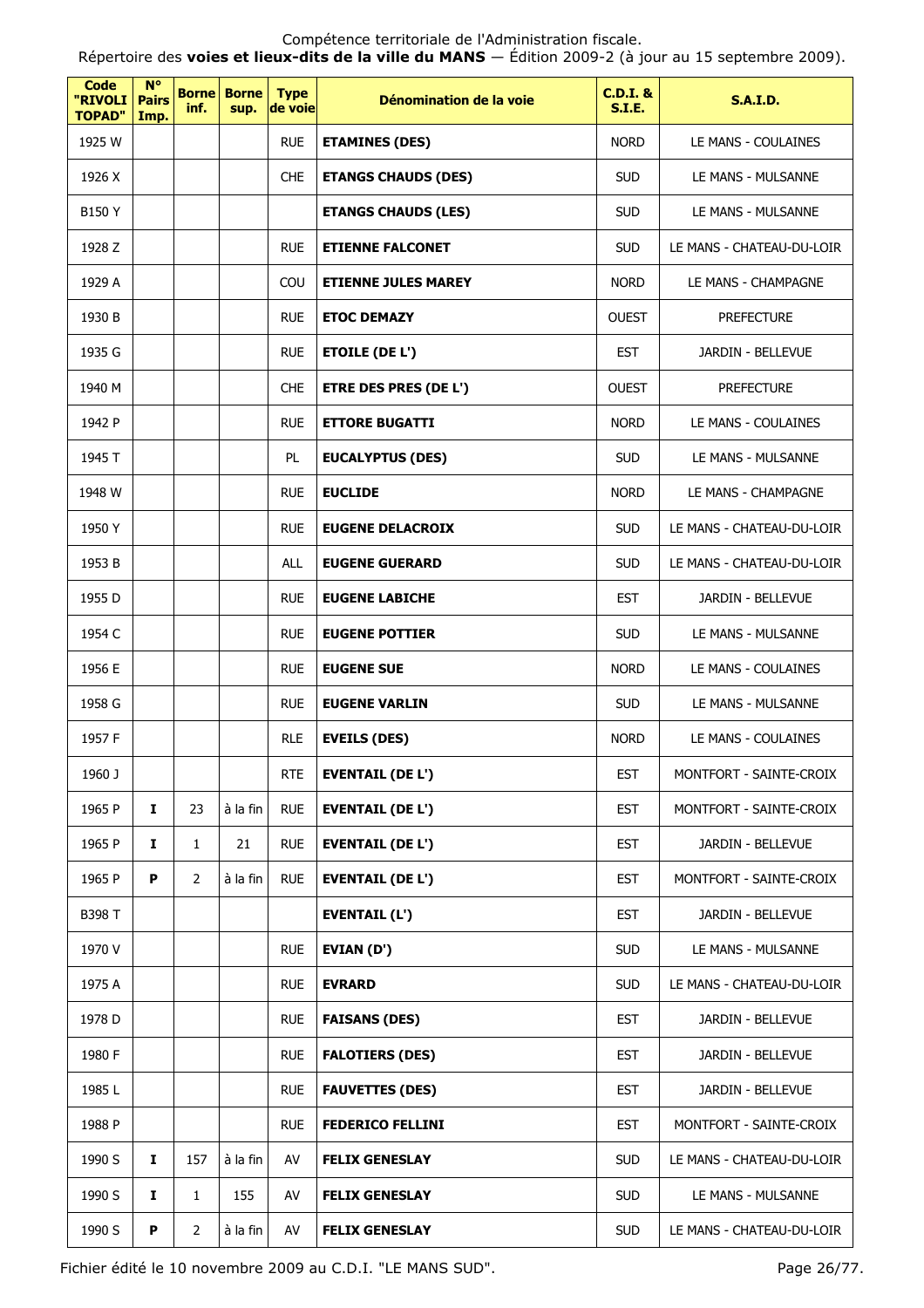Compétence territoriale de l'Administration fiscale.
Répertoire des **voies et lieux-dits de la ville du MANS** — Édition 2009-2 (à jour au 15 septembre 2009).

| Code "RIVOLI TOPAD" | N° Pairs Imp. | Borne inf. | Borne sup. | Type de voie | Dénomination de la voie | C.D.I. & S.I.E. | S.A.I.D. |
|---|---|---|---|---|---|---|---|
| 1925 W | | | | RUE | **ETAMINES (DES)** | NORD | LE MANS - COULAINES |
| 1926 X | | | | CHE | **ETANGS CHAUDS (DES)** | SUD | LE MANS - MULSANNE |
| B150 Y | | | | | **ETANGS CHAUDS (LES)** | SUD | LE MANS - MULSANNE |
| 1928 Z | | | | RUE | **ETIENNE FALCONET** | SUD | LE MANS - CHATEAU-DU-LOIR |
| 1929 A | | | | COU | **ETIENNE JULES MAREY** | NORD | LE MANS - CHAMPAGNE |
| 1930 B | | | | RUE | **ETOC DEMAZY** | OUEST | PREFECTURE |
| 1935 G | | | | RUE | **ETOILE (DE L')** | EST | JARDIN - BELLEVUE |
| 1940 M | | | | CHE | **ETRE DES PRES (DE L')** | OUEST | PREFECTURE |
| 1942 P | | | | RUE | **ETTORE BUGATTI** | NORD | LE MANS - COULAINES |
| 1945 T | | | | PL | **EUCALYPTUS (DES)** | SUD | LE MANS - MULSANNE |
| 1948 W | | | | RUE | **EUCLIDE** | NORD | LE MANS - CHAMPAGNE |
| 1950 Y | | | | RUE | **EUGENE DELACROIX** | SUD | LE MANS - CHATEAU-DU-LOIR |
| 1953 B | | | | ALL | **EUGENE GUERARD** | SUD | LE MANS - CHATEAU-DU-LOIR |
| 1955 D | | | | RUE | **EUGENE LABICHE** | EST | JARDIN - BELLEVUE |
| 1954 C | | | | RUE | **EUGENE POTTIER** | SUD | LE MANS - MULSANNE |
| 1956 E | | | | RUE | **EUGENE SUE** | NORD | LE MANS - COULAINES |
| 1958 G | | | | RUE | **EUGENE VARLIN** | SUD | LE MANS - MULSANNE |
| 1957 F | | | | RLE | **EVEILS (DES)** | NORD | LE MANS - COULAINES |
| 1960 J | | | | RTE | **EVENTAIL (DE L')** | EST | MONTFORT - SAINTE-CROIX |
| 1965 P | **I** | 23 | à la fin | RUE | **EVENTAIL (DE L')** | EST | MONTFORT - SAINTE-CROIX |
| 1965 P | **I** | 1 | 21 | RUE | **EVENTAIL (DE L')** | EST | JARDIN - BELLEVUE |
| 1965 P | **P** | 2 | à la fin | RUE | **EVENTAIL (DE L')** | EST | MONTFORT - SAINTE-CROIX |
| B398 T | | | | | **EVENTAIL (L')** | EST | JARDIN - BELLEVUE |
| 1970 V | | | | RUE | **EVIAN (D')** | SUD | LE MANS - MULSANNE |
| 1975 A | | | | RUE | **EVRARD** | SUD | LE MANS - CHATEAU-DU-LOIR |
| 1978 D | | | | RUE | **FAISANS (DES)** | EST | JARDIN - BELLEVUE |
| 1980 F | | | | RUE | **FALOTIERS (DES)** | EST | JARDIN - BELLEVUE |
| 1985 L | | | | RUE | **FAUVETTES (DES)** | EST | JARDIN - BELLEVUE |
| 1988 P | | | | RUE | **FEDERICO FELLINI** | EST | MONTFORT - SAINTE-CROIX |
| 1990 S | **I** | 157 | à la fin | AV | **FELIX GENESLAY** | SUD | LE MANS - CHATEAU-DU-LOIR |
| 1990 S | **I** | 1 | 155 | AV | **FELIX GENESLAY** | SUD | LE MANS - MULSANNE |
| 1990 S | **P** | 2 | à la fin | AV | **FELIX GENESLAY** | SUD | LE MANS - CHATEAU-DU-LOIR |

Fichier édité le 10 novembre 2009 au C.D.I. "LE MANS SUD".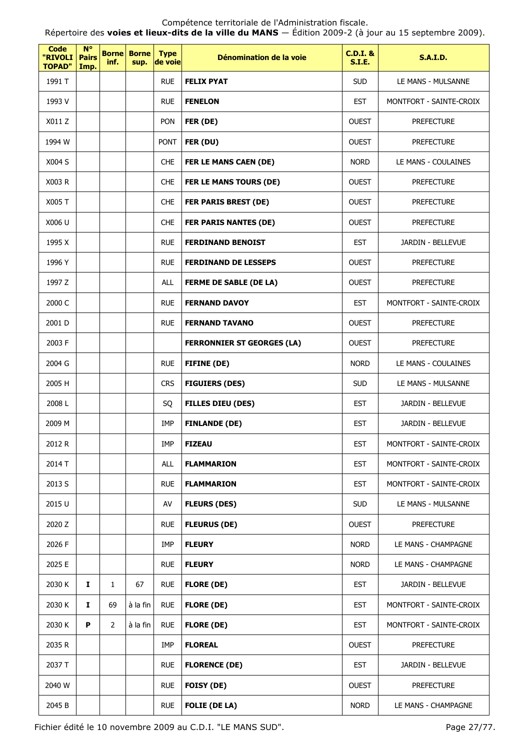Compétence territoriale de l'Administration fiscale.
Répertoire des **voies et lieux-dits de la ville du MANS** — Édition 2009-2 (à jour au 15 septembre 2009).

| Code "RIVOLI TOPAD" | N° Pairs Imp. | Borne inf. | Borne sup. | Type de voie | Dénomination de la voie | C.D.I. & S.I.E. | S.A.I.D. |
|---|---|---|---|---|---|---|---|
| 1991 T | | | | RUE | **FELIX PYAT** | SUD | LE MANS - MULSANNE |
| 1993 V | | | | RUE | **FENELON** | EST | MONTFORT - SAINTE-CROIX |
| X011 Z | | | | PON | **FER (DE)** | OUEST | PREFECTURE |
| 1994 W | | | | PONT | **FER (DU)** | OUEST | PREFECTURE |
| X004 S | | | | CHE | **FER LE MANS CAEN (DE)** | NORD | LE MANS - COULAINES |
| X003 R | | | | CHE | **FER LE MANS TOURS (DE)** | OUEST | PREFECTURE |
| X005 T | | | | CHE | **FER PARIS BREST (DE)** | OUEST | PREFECTURE |
| X006 U | | | | CHE | **FER PARIS NANTES (DE)** | OUEST | PREFECTURE |
| 1995 X | | | | RUE | **FERDINAND BENOIST** | EST | JARDIN - BELLEVUE |
| 1996 Y | | | | RUE | **FERDINAND DE LESSEPS** | OUEST | PREFECTURE |
| 1997 Z | | | | ALL | **FERME DE SABLE (DE LA)** | OUEST | PREFECTURE |
| 2000 C | | | | RUE | **FERNAND DAVOY** | EST | MONTFORT - SAINTE-CROIX |
| 2001 D | | | | RUE | **FERNAND TAVANO** | OUEST | PREFECTURE |
| 2003 F | | | | | **FERRONNIER ST GEORGES (LA)** | OUEST | PREFECTURE |
| 2004 G | | | | RUE | **FIFINE (DE)** | NORD | LE MANS - COULAINES |
| 2005 H | | | | CRS | **FIGUIERS (DES)** | SUD | LE MANS - MULSANNE |
| 2008 L | | | | SQ | **FILLES DIEU (DES)** | EST | JARDIN - BELLEVUE |
| 2009 M | | | | IMP | **FINLANDE (DE)** | EST | JARDIN - BELLEVUE |
| 2012 R | | | | IMP | **FIZEAU** | EST | MONTFORT - SAINTE-CROIX |
| 2014 T | | | | ALL | **FLAMMARION** | EST | MONTFORT - SAINTE-CROIX |
| 2013 S | | | | RUE | **FLAMMARION** | EST | MONTFORT - SAINTE-CROIX |
| 2015 U | | | | AV | **FLEURS (DES)** | SUD | LE MANS - MULSANNE |
| 2020 Z | | | | RUE | **FLEURUS (DE)** | OUEST | PREFECTURE |
| 2026 F | | | | IMP | **FLEURY** | NORD | LE MANS - CHAMPAGNE |
| 2025 E | | | | RUE | **FLEURY** | NORD | LE MANS - CHAMPAGNE |
| 2030 K | **I** | 1 | 67 | RUE | **FLORE (DE)** | EST | JARDIN - BELLEVUE |
| 2030 K | **I** | 69 | à la fin | RUE | **FLORE (DE)** | EST | MONTFORT - SAINTE-CROIX |
| 2030 K | **P** | 2 | à la fin | RUE | **FLORE (DE)** | EST | MONTFORT - SAINTE-CROIX |
| 2035 R | | | | IMP | **FLOREAL** | OUEST | PREFECTURE |
| 2037 T | | | | RUE | **FLORENCE (DE)** | EST | JARDIN - BELLEVUE |
| 2040 W | | | | RUE | **FOISY (DE)** | OUEST | PREFECTURE |
| 2045 B | | | | RUE | **FOLIE (DE LA)** | NORD | LE MANS - CHAMPAGNE |

Fichier édité le 10 novembre 2009 au C.D.I. "LE MANS SUD".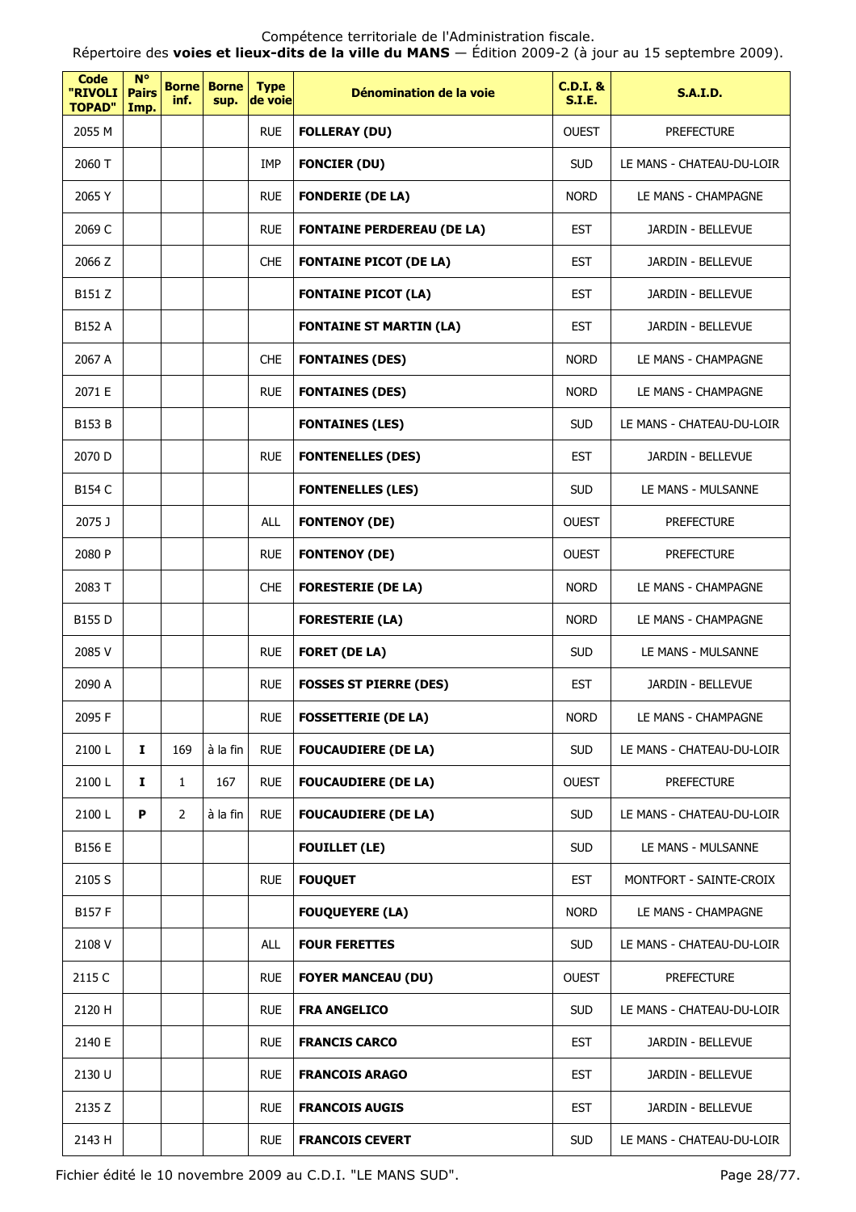Compétence territoriale de l'Administration fiscale.
Répertoire des **voies et lieux-dits de la ville du MANS** — Édition 2009-2 (à jour au 15 septembre 2009).

| Code "RIVOLI TOPAD" | N° Pairs Imp. | Borne inf. | Borne sup. | Type de voie | Dénomination de la voie | C.D.I. & S.I.E. | S.A.I.D. |
|---|---|---|---|---|---|---|---|
| 2055 M | | | | RUE | **FOLLERAY (DU)** | OUEST | PREFECTURE |
| 2060 T | | | | IMP | **FONCIER (DU)** | SUD | LE MANS - CHATEAU-DU-LOIR |
| 2065 Y | | | | RUE | **FONDERIE (DE LA)** | NORD | LE MANS - CHAMPAGNE |
| 2069 C | | | | RUE | **FONTAINE PERDEREAU (DE LA)** | EST | JARDIN - BELLEVUE |
| 2066 Z | | | | CHE | **FONTAINE PICOT (DE LA)** | EST | JARDIN - BELLEVUE |
| B151 Z | | | | | **FONTAINE PICOT (LA)** | EST | JARDIN - BELLEVUE |
| B152 A | | | | | **FONTAINE ST MARTIN (LA)** | EST | JARDIN - BELLEVUE |
| 2067 A | | | | CHE | **FONTAINES (DES)** | NORD | LE MANS - CHAMPAGNE |
| 2071 E | | | | RUE | **FONTAINES (DES)** | NORD | LE MANS - CHAMPAGNE |
| B153 B | | | | | **FONTAINES (LES)** | SUD | LE MANS - CHATEAU-DU-LOIR |
| 2070 D | | | | RUE | **FONTENELLES (DES)** | EST | JARDIN - BELLEVUE |
| B154 C | | | | | **FONTENELLES (LES)** | SUD | LE MANS - MULSANNE |
| 2075 J | | | | ALL | **FONTENOY (DE)** | OUEST | PREFECTURE |
| 2080 P | | | | RUE | **FONTENOY (DE)** | OUEST | PREFECTURE |
| 2083 T | | | | CHE | **FORESTERIE (DE LA)** | NORD | LE MANS - CHAMPAGNE |
| B155 D | | | | | **FORESTERIE (LA)** | NORD | LE MANS - CHAMPAGNE |
| 2085 V | | | | RUE | **FORET (DE LA)** | SUD | LE MANS - MULSANNE |
| 2090 A | | | | RUE | **FOSSES ST PIERRE (DES)** | EST | JARDIN - BELLEVUE |
| 2095 F | | | | RUE | **FOSSETTERIE (DE LA)** | NORD | LE MANS - CHAMPAGNE |
| 2100 L | **I** | 169 | à la fin | RUE | **FOUCAUDIERE (DE LA)** | SUD | LE MANS - CHATEAU-DU-LOIR |
| 2100 L | **I** | 1 | 167 | RUE | **FOUCAUDIERE (DE LA)** | OUEST | PREFECTURE |
| 2100 L | **P** | 2 | à la fin | RUE | **FOUCAUDIERE (DE LA)** | SUD | LE MANS - CHATEAU-DU-LOIR |
| B156 E | | | | | **FOUILLET (LE)** | SUD | LE MANS - MULSANNE |
| 2105 S | | | | RUE | **FOUQUET** | EST | MONTFORT - SAINTE-CROIX |
| B157 F | | | | | **FOUQUEYERE (LA)** | NORD | LE MANS - CHAMPAGNE |
| 2108 V | | | | ALL | **FOUR FERETTES** | SUD | LE MANS - CHATEAU-DU-LOIR |
| 2115 C | | | | RUE | **FOYER MANCEAU (DU)** | OUEST | PREFECTURE |
| 2120 H | | | | RUE | **FRA ANGELICO** | SUD | LE MANS - CHATEAU-DU-LOIR |
| 2140 E | | | | RUE | **FRANCIS CARCO** | EST | JARDIN - BELLEVUE |
| 2130 U | | | | RUE | **FRANCOIS ARAGO** | EST | JARDIN - BELLEVUE |
| 2135 Z | | | | RUE | **FRANCOIS AUGIS** | EST | JARDIN - BELLEVUE |
| 2143 H | | | | RUE | **FRANCOIS CEVERT** | SUD | LE MANS - CHATEAU-DU-LOIR |

Fichier édité le 10 novembre 2009 au C.D.I. "LE MANS SUD".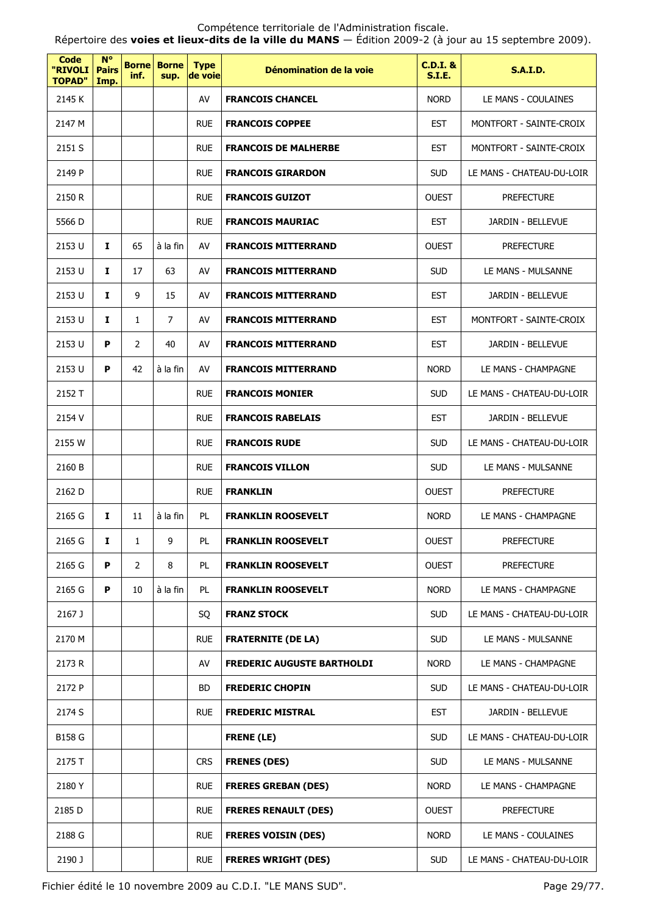Compétence territoriale de l'Administration fiscale.

Répertoire des **voies et lieux-dits de la ville du MANS** — Édition 2009-2 (à jour au 15 septembre 2009).

| Code "RIVOLI TOPAD" | N° Pairs Imp. | Borne inf. | Borne sup. | Type de voie | Dénomination de la voie | C.D.I. & S.I.E. | S.A.I.D. |
|---|---|---|---|---|---|---|---|
| 2145 K | | | | AV | **FRANCOIS CHANCEL** | NORD | LE MANS - COULAINES |
| 2147 M | | | | RUE | **FRANCOIS COPPEE** | EST | MONTFORT - SAINTE-CROIX |
| 2151 S | | | | RUE | **FRANCOIS DE MALHERBE** | EST | MONTFORT - SAINTE-CROIX |
| 2149 P | | | | RUE | **FRANCOIS GIRARDON** | SUD | LE MANS - CHATEAU-DU-LOIR |
| 2150 R | | | | RUE | **FRANCOIS GUIZOT** | OUEST | PREFECTURE |
| 5566 D | | | | RUE | **FRANCOIS MAURIAC** | EST | JARDIN - BELLEVUE |
| 2153 U | **I** | 65 | à la fin | AV | **FRANCOIS MITTERRAND** | OUEST | PREFECTURE |
| 2153 U | **I** | 17 | 63 | AV | **FRANCOIS MITTERRAND** | SUD | LE MANS - MULSANNE |
| 2153 U | **I** | 9 | 15 | AV | **FRANCOIS MITTERRAND** | EST | JARDIN - BELLEVUE |
| 2153 U | **I** | 1 | 7 | AV | **FRANCOIS MITTERRAND** | EST | MONTFORT - SAINTE-CROIX |
| 2153 U | **P** | 2 | 40 | AV | **FRANCOIS MITTERRAND** | EST | JARDIN - BELLEVUE |
| 2153 U | **P** | 42 | à la fin | AV | **FRANCOIS MITTERRAND** | NORD | LE MANS - CHAMPAGNE |
| 2152 T | | | | RUE | **FRANCOIS MONIER** | SUD | LE MANS - CHATEAU-DU-LOIR |
| 2154 V | | | | RUE | **FRANCOIS RABELAIS** | EST | JARDIN - BELLEVUE |
| 2155 W | | | | RUE | **FRANCOIS RUDE** | SUD | LE MANS - CHATEAU-DU-LOIR |
| 2160 B | | | | RUE | **FRANCOIS VILLON** | SUD | LE MANS - MULSANNE |
| 2162 D | | | | RUE | **FRANKLIN** | OUEST | PREFECTURE |
| 2165 G | **I** | 11 | à la fin | PL | **FRANKLIN ROOSEVELT** | NORD | LE MANS - CHAMPAGNE |
| 2165 G | **I** | 1 | 9 | PL | **FRANKLIN ROOSEVELT** | OUEST | PREFECTURE |
| 2165 G | **P** | 2 | 8 | PL | **FRANKLIN ROOSEVELT** | OUEST | PREFECTURE |
| 2165 G | **P** | 10 | à la fin | PL | **FRANKLIN ROOSEVELT** | NORD | LE MANS - CHAMPAGNE |
| 2167 J | | | | SQ | **FRANZ STOCK** | SUD | LE MANS - CHATEAU-DU-LOIR |
| 2170 M | | | | RUE | **FRATERNITE (DE LA)** | SUD | LE MANS - MULSANNE |
| 2173 R | | | | AV | **FREDERIC AUGUSTE BARTHOLDI** | NORD | LE MANS - CHAMPAGNE |
| 2172 P | | | | BD | **FREDERIC CHOPIN** | SUD | LE MANS - CHATEAU-DU-LOIR |
| 2174 S | | | | RUE | **FREDERIC MISTRAL** | EST | JARDIN - BELLEVUE |
| B158 G | | | | | **FRENE (LE)** | SUD | LE MANS - CHATEAU-DU-LOIR |
| 2175 T | | | | CRS | **FRENES (DES)** | SUD | LE MANS - MULSANNE |
| 2180 Y | | | | RUE | **FRERES GREBAN (DES)** | NORD | LE MANS - CHAMPAGNE |
| 2185 D | | | | RUE | **FRERES RENAULT (DES)** | OUEST | PREFECTURE |
| 2188 G | | | | RUE | **FRERES VOISIN (DES)** | NORD | LE MANS - COULAINES |
| 2190 J | | | | RUE | **FRERES WRIGHT (DES)** | SUD | LE MANS - CHATEAU-DU-LOIR |

Fichier édité le 10 novembre 2009 au C.D.I. "LE MANS SUD".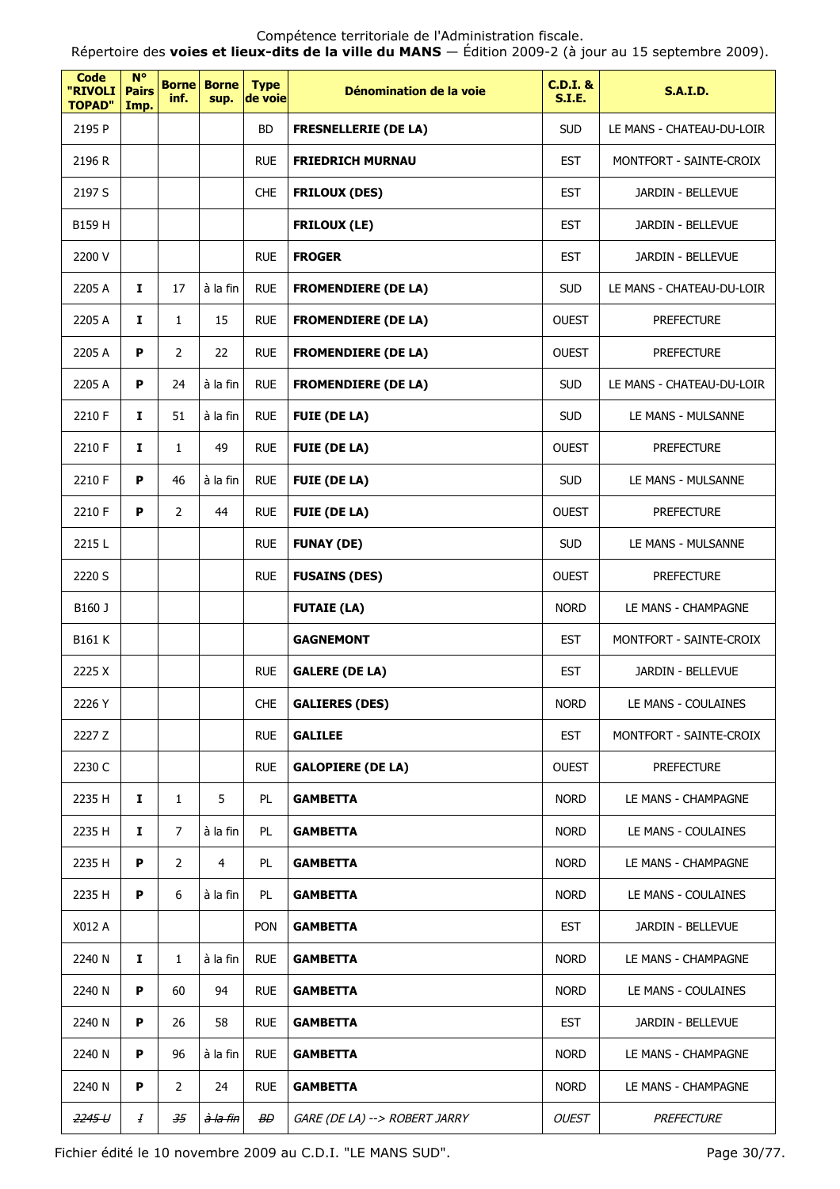| Code "RIVOLI TOPAD" | N° Pairs Imp. | Borne inf. | Borne sup. | Type de voie | Dénomination de la voie | C.D.I. & S.I.E. | S.A.I.D. |
|---|---|---|---|---|---|---|---|
| 2195 P | | | | BD | **FRESNELLERIE (DE LA)** | SUD | LE MANS - CHATEAU-DU-LOIR |
| 2196 R | | | | RUE | **FRIEDRICH MURNAU** | EST | MONTFORT - SAINTE-CROIX |
| 2197 S | | | | CHE | **FRILOUX (DES)** | EST | JARDIN - BELLEVUE |
| B159 H | | | | | **FRILOUX (LE)** | EST | JARDIN - BELLEVUE |
| 2200 V | | | | RUE | **FROGER** | EST | JARDIN - BELLEVUE |
| 2205 A | **I** | 17 | à la fin | RUE | **FROMENDIERE (DE LA)** | SUD | LE MANS - CHATEAU-DU-LOIR |
| 2205 A | **I** | 1 | 15 | RUE | **FROMENDIERE (DE LA)** | OUEST | PREFECTURE |
| 2205 A | **P** | 2 | 22 | RUE | **FROMENDIERE (DE LA)** | OUEST | PREFECTURE |
| 2205 A | **P** | 24 | à la fin | RUE | **FROMENDIERE (DE LA)** | SUD | LE MANS - CHATEAU-DU-LOIR |
| 2210 F | **I** | 51 | à la fin | RUE | **FUIE (DE LA)** | SUD | LE MANS - MULSANNE |
| 2210 F | **I** | 1 | 49 | RUE | **FUIE (DE LA)** | OUEST | PREFECTURE |
| 2210 F | **P** | 46 | à la fin | RUE | **FUIE (DE LA)** | SUD | LE MANS - MULSANNE |
| 2210 F | **P** | 2 | 44 | RUE | **FUIE (DE LA)** | OUEST | PREFECTURE |
| 2215 L | | | | RUE | **FUNAY (DE)** | SUD | LE MANS - MULSANNE |
| 2220 S | | | | RUE | **FUSAINS (DES)** | OUEST | PREFECTURE |
| B160 J | | | | | **FUTAIE (LA)** | NORD | LE MANS - CHAMPAGNE |
| B161 K | | | | | **GAGNEMONT** | EST | MONTFORT - SAINTE-CROIX |
| 2225 X | | | | RUE | **GALERE (DE LA)** | EST | JARDIN - BELLEVUE |
| 2226 Y | | | | CHE | **GALIERES (DES)** | NORD | LE MANS - COULAINES |
| 2227 Z | | | | RUE | **GALILEE** | EST | MONTFORT - SAINTE-CROIX |
| 2230 C | | | | RUE | **GALOPIERE (DE LA)** | OUEST | PREFECTURE |
| 2235 H | **I** | 1 | 5 | PL | **GAMBETTA** | NORD | LE MANS - CHAMPAGNE |
| 2235 H | **I** | 7 | à la fin | PL | **GAMBETTA** | NORD | LE MANS - COULAINES |
| 2235 H | **P** | 2 | 4 | PL | **GAMBETTA** | NORD | LE MANS - CHAMPAGNE |
| 2235 H | **P** | 6 | à la fin | PL | **GAMBETTA** | NORD | LE MANS - COULAINES |
| X012 A | | | | PON | **GAMBETTA** | EST | JARDIN - BELLEVUE |
| 2240 N | **I** | 1 | à la fin | RUE | **GAMBETTA** | NORD | LE MANS - CHAMPAGNE |
| 2240 N | **P** | 60 | 94 | RUE | **GAMBETTA** | NORD | LE MANS - COULAINES |
| 2240 N | **P** | 26 | 58 | RUE | **GAMBETTA** | EST | JARDIN - BELLEVUE |
| 2240 N | **P** | 96 | à la fin | RUE | **GAMBETTA** | NORD | LE MANS - CHAMPAGNE |
| 2240 N | **P** | 2 | 24 | RUE | **GAMBETTA** | NORD | LE MANS - CHAMPAGNE |
| ~~*2245 U*~~ | ~~*I*~~ | ~~*35*~~ | ~~*à la fin*~~ | ~~*BD*~~ | *GARE (DE LA) --> ROBERT JARRY* | *OUEST* | *PREFECTURE* |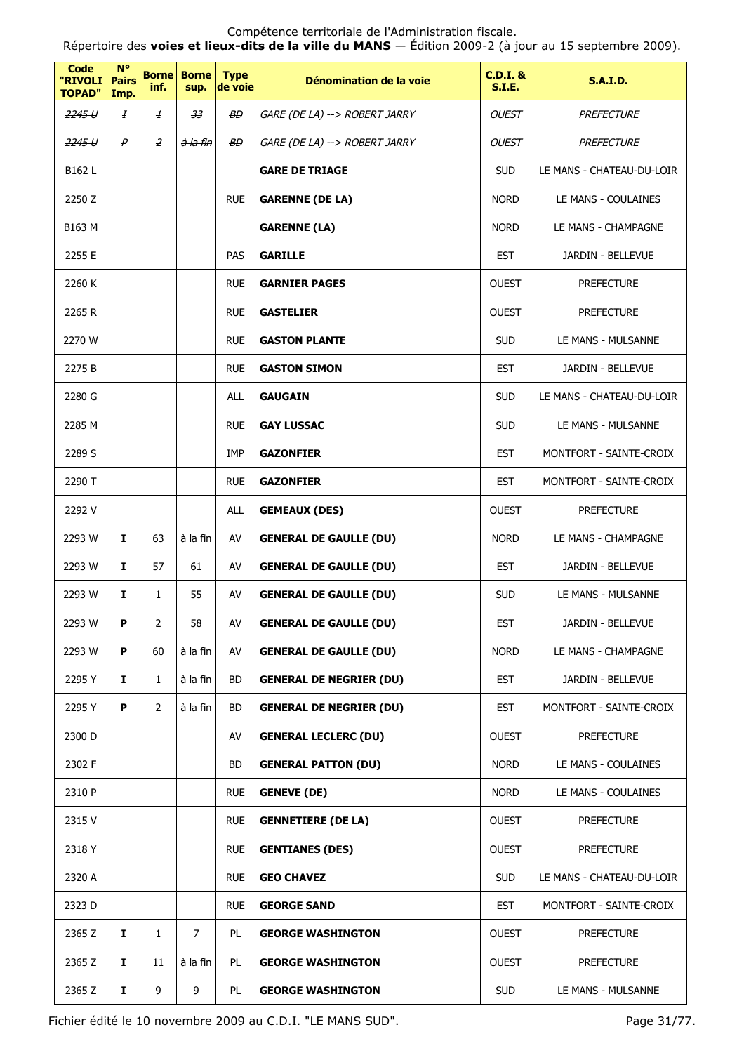Compétence territoriale de l'Administration fiscale.
Répertoire des **voies et lieux-dits de la ville du MANS** — Édition 2009-2 (à jour au 15 septembre 2009).

| Code "RIVOLI TOPAD" | N° Pairs Imp. | Borne inf. | Borne sup. | Type de voie | Dénomination de la voie | C.D.I. & S.I.E. | S.A.I.D. |
|---|---|---|---|---|---|---|---|
| ~~*2245 U*~~ | ~~*I*~~ | ~~*1*~~ | ~~*33*~~ | ~~*BD*~~ | *GARE (DE LA) --> ROBERT JARRY* | *OUEST* | *PREFECTURE* |
| ~~*2245 U*~~ | ~~*P*~~ | ~~*2*~~ | ~~*à la fin*~~ | ~~*BD*~~ | *GARE (DE LA) --> ROBERT JARRY* | *OUEST* | *PREFECTURE* |
| B162 L | | | | | **GARE DE TRIAGE** | SUD | LE MANS - CHATEAU-DU-LOIR |
| 2250 Z | | | | RUE | **GARENNE (DE LA)** | NORD | LE MANS - COULAINES |
| B163 M | | | | | **GARENNE (LA)** | NORD | LE MANS - CHAMPAGNE |
| 2255 E | | | | PAS | **GARILLE** | EST | JARDIN - BELLEVUE |
| 2260 K | | | | RUE | **GARNIER PAGES** | OUEST | PREFECTURE |
| 2265 R | | | | RUE | **GASTELIER** | OUEST | PREFECTURE |
| 2270 W | | | | RUE | **GASTON PLANTE** | SUD | LE MANS - MULSANNE |
| 2275 B | | | | RUE | **GASTON SIMON** | EST | JARDIN - BELLEVUE |
| 2280 G | | | | ALL | **GAUGAIN** | SUD | LE MANS - CHATEAU-DU-LOIR |
| 2285 M | | | | RUE | **GAY LUSSAC** | SUD | LE MANS - MULSANNE |
| 2289 S | | | | IMP | **GAZONFIER** | EST | MONTFORT - SAINTE-CROIX |
| 2290 T | | | | RUE | **GAZONFIER** | EST | MONTFORT - SAINTE-CROIX |
| 2292 V | | | | ALL | **GEMEAUX (DES)** | OUEST | PREFECTURE |
| 2293 W | **I** | 63 | à la fin | AV | **GENERAL DE GAULLE (DU)** | NORD | LE MANS - CHAMPAGNE |
| 2293 W | **I** | 57 | 61 | AV | **GENERAL DE GAULLE (DU)** | EST | JARDIN - BELLEVUE |
| 2293 W | **I** | 1 | 55 | AV | **GENERAL DE GAULLE (DU)** | SUD | LE MANS - MULSANNE |
| 2293 W | **P** | 2 | 58 | AV | **GENERAL DE GAULLE (DU)** | EST | JARDIN - BELLEVUE |
| 2293 W | **P** | 60 | à la fin | AV | **GENERAL DE GAULLE (DU)** | NORD | LE MANS - CHAMPAGNE |
| 2295 Y | **I** | 1 | à la fin | BD | **GENERAL DE NEGRIER (DU)** | EST | JARDIN - BELLEVUE |
| 2295 Y | **P** | 2 | à la fin | BD | **GENERAL DE NEGRIER (DU)** | EST | MONTFORT - SAINTE-CROIX |
| 2300 D | | | | AV | **GENERAL LECLERC (DU)** | OUEST | PREFECTURE |
| 2302 F | | | | BD | **GENERAL PATTON (DU)** | NORD | LE MANS - COULAINES |
| 2310 P | | | | RUE | **GENEVE (DE)** | NORD | LE MANS - COULAINES |
| 2315 V | | | | RUE | **GENNETIERE (DE LA)** | OUEST | PREFECTURE |
| 2318 Y | | | | RUE | **GENTIANES (DES)** | OUEST | PREFECTURE |
| 2320 A | | | | RUE | **GEO CHAVEZ** | SUD | LE MANS - CHATEAU-DU-LOIR |
| 2323 D | | | | RUE | **GEORGE SAND** | EST | MONTFORT - SAINTE-CROIX |
| 2365 Z | **I** | 1 | 7 | PL | **GEORGE WASHINGTON** | OUEST | PREFECTURE |
| 2365 Z | **I** | 11 | à la fin | PL | **GEORGE WASHINGTON** | OUEST | PREFECTURE |
| 2365 Z | **I** | 9 | 9 | PL | **GEORGE WASHINGTON** | SUD | LE MANS - MULSANNE |

Fichier édité le 10 novembre 2009 au C.D.I. "LE MANS SUD".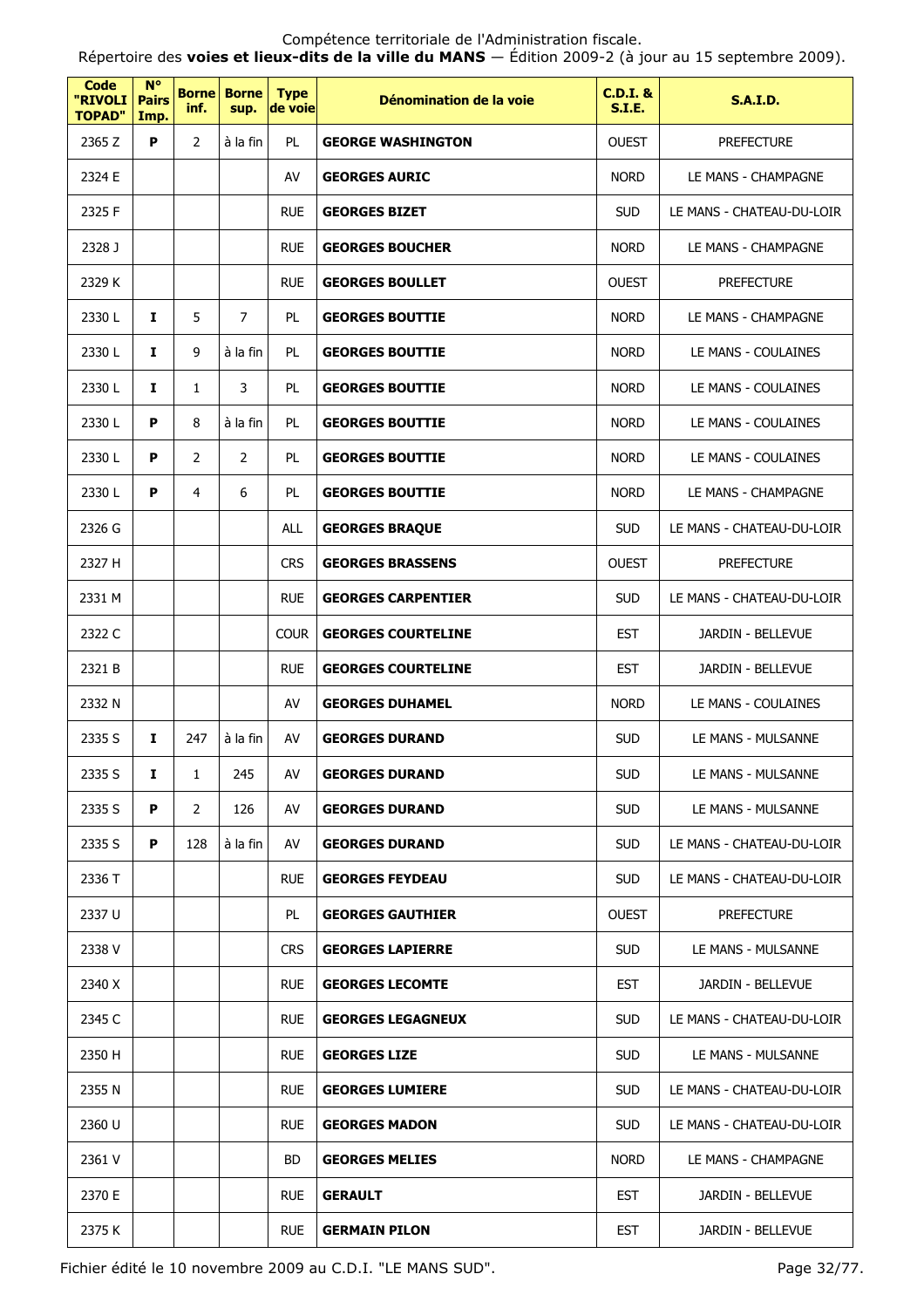Compétence territoriale de l'Administration fiscale.
Répertoire des **voies et lieux-dits de la ville du MANS** — Édition 2009-2 (à jour au 15 septembre 2009).

| Code "RIVOLI TOPAD" | N° Pairs Imp. | Borne inf. | Borne sup. | Type de voie | Dénomination de la voie | C.D.I. & S.I.E. | S.A.I.D. |
|---|---|---|---|---|---|---|---|
| 2365 Z | **P** | 2 | à la fin | PL | **GEORGE WASHINGTON** | OUEST | PREFECTURE |
| 2324 E | | | | AV | **GEORGES AURIC** | NORD | LE MANS - CHAMPAGNE |
| 2325 F | | | | RUE | **GEORGES BIZET** | SUD | LE MANS - CHATEAU-DU-LOIR |
| 2328 J | | | | RUE | **GEORGES BOUCHER** | NORD | LE MANS - CHAMPAGNE |
| 2329 K | | | | RUE | **GEORGES BOULLET** | OUEST | PREFECTURE |
| 2330 L | **I** | 5 | 7 | PL | **GEORGES BOUTTIE** | NORD | LE MANS - CHAMPAGNE |
| 2330 L | **I** | 9 | à la fin | PL | **GEORGES BOUTTIE** | NORD | LE MANS - COULAINES |
| 2330 L | **I** | 1 | 3 | PL | **GEORGES BOUTTIE** | NORD | LE MANS - COULAINES |
| 2330 L | **P** | 8 | à la fin | PL | **GEORGES BOUTTIE** | NORD | LE MANS - COULAINES |
| 2330 L | **P** | 2 | 2 | PL | **GEORGES BOUTTIE** | NORD | LE MANS - COULAINES |
| 2330 L | **P** | 4 | 6 | PL | **GEORGES BOUTTIE** | NORD | LE MANS - CHAMPAGNE |
| 2326 G | | | | ALL | **GEORGES BRAQUE** | SUD | LE MANS - CHATEAU-DU-LOIR |
| 2327 H | | | | CRS | **GEORGES BRASSENS** | OUEST | PREFECTURE |
| 2331 M | | | | RUE | **GEORGES CARPENTIER** | SUD | LE MANS - CHATEAU-DU-LOIR |
| 2322 C | | | | COUR | **GEORGES COURTELINE** | EST | JARDIN - BELLEVUE |
| 2321 B | | | | RUE | **GEORGES COURTELINE** | EST | JARDIN - BELLEVUE |
| 2332 N | | | | AV | **GEORGES DUHAMEL** | NORD | LE MANS - COULAINES |
| 2335 S | **I** | 247 | à la fin | AV | **GEORGES DURAND** | SUD | LE MANS - MULSANNE |
| 2335 S | **I** | 1 | 245 | AV | **GEORGES DURAND** | SUD | LE MANS - MULSANNE |
| 2335 S | **P** | 2 | 126 | AV | **GEORGES DURAND** | SUD | LE MANS - MULSANNE |
| 2335 S | **P** | 128 | à la fin | AV | **GEORGES DURAND** | SUD | LE MANS - CHATEAU-DU-LOIR |
| 2336 T | | | | RUE | **GEORGES FEYDEAU** | SUD | LE MANS - CHATEAU-DU-LOIR |
| 2337 U | | | | PL | **GEORGES GAUTHIER** | OUEST | PREFECTURE |
| 2338 V | | | | CRS | **GEORGES LAPIERRE** | SUD | LE MANS - MULSANNE |
| 2340 X | | | | RUE | **GEORGES LECOMTE** | EST | JARDIN - BELLEVUE |
| 2345 C | | | | RUE | **GEORGES LEGAGNEUX** | SUD | LE MANS - CHATEAU-DU-LOIR |
| 2350 H | | | | RUE | **GEORGES LIZE** | SUD | LE MANS - MULSANNE |
| 2355 N | | | | RUE | **GEORGES LUMIERE** | SUD | LE MANS - CHATEAU-DU-LOIR |
| 2360 U | | | | RUE | **GEORGES MADON** | SUD | LE MANS - CHATEAU-DU-LOIR |
| 2361 V | | | | BD | **GEORGES MELIES** | NORD | LE MANS - CHAMPAGNE |
| 2370 E | | | | RUE | **GERAULT** | EST | JARDIN - BELLEVUE |
| 2375 K | | | | RUE | **GERMAIN PILON** | EST | JARDIN - BELLEVUE |

Fichier édité le 10 novembre 2009 au C.D.I. "LE MANS SUD".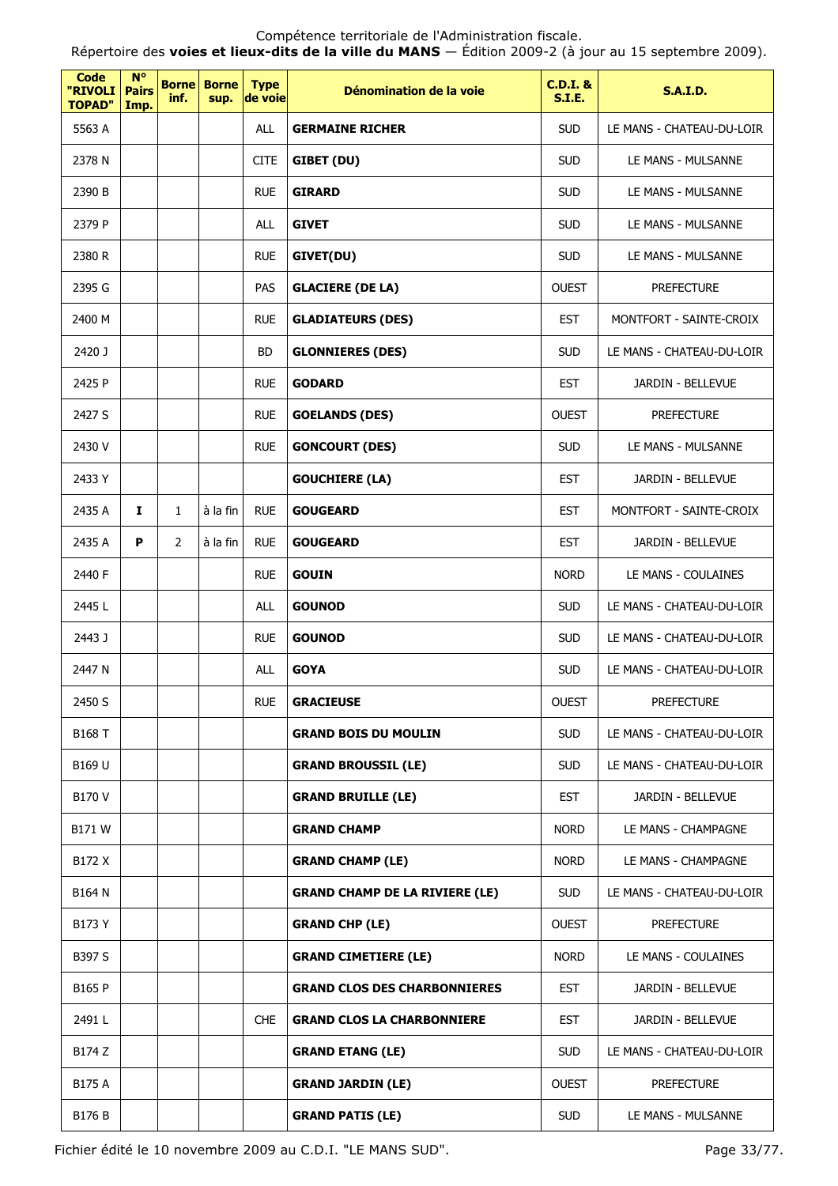| Code "RIVOLI TOPAD" | N° Pairs Imp. | Borne inf. | Borne sup. | Type de voie | Dénomination de la voie | C.D.I. & S.I.E. | S.A.I.D. |
|---|---|---|---|---|---|---|---|
| 5563 A | | | | ALL | **GERMAINE RICHER** | SUD | LE MANS - CHATEAU-DU-LOIR |
| 2378 N | | | | CITE | **GIBET (DU)** | SUD | LE MANS - MULSANNE |
| 2390 B | | | | RUE | **GIRARD** | SUD | LE MANS - MULSANNE |
| 2379 P | | | | ALL | **GIVET** | SUD | LE MANS - MULSANNE |
| 2380 R | | | | RUE | **GIVET(DU)** | SUD | LE MANS - MULSANNE |
| 2395 G | | | | PAS | **GLACIERE (DE LA)** | OUEST | PREFECTURE |
| 2400 M | | | | RUE | **GLADIATEURS (DES)** | EST | MONTFORT - SAINTE-CROIX |
| 2420 J | | | | BD | **GLONNIERES (DES)** | SUD | LE MANS - CHATEAU-DU-LOIR |
| 2425 P | | | | RUE | **GODARD** | EST | JARDIN - BELLEVUE |
| 2427 S | | | | RUE | **GOELANDS (DES)** | OUEST | PREFECTURE |
| 2430 V | | | | RUE | **GONCOURT (DES)** | SUD | LE MANS - MULSANNE |
| 2433 Y | | | | | **GOUCHIERE (LA)** | EST | JARDIN - BELLEVUE |
| 2435 A | **I** | 1 | à la fin | RUE | **GOUGEARD** | EST | MONTFORT - SAINTE-CROIX |
| 2435 A | **P** | 2 | à la fin | RUE | **GOUGEARD** | EST | JARDIN - BELLEVUE |
| 2440 F | | | | RUE | **GOUIN** | NORD | LE MANS - COULAINES |
| 2445 L | | | | ALL | **GOUNOD** | SUD | LE MANS - CHATEAU-DU-LOIR |
| 2443 J | | | | RUE | **GOUNOD** | SUD | LE MANS - CHATEAU-DU-LOIR |
| 2447 N | | | | ALL | **GOYA** | SUD | LE MANS - CHATEAU-DU-LOIR |
| 2450 S | | | | RUE | **GRACIEUSE** | OUEST | PREFECTURE |
| B168 T | | | | | **GRAND BOIS DU MOULIN** | SUD | LE MANS - CHATEAU-DU-LOIR |
| B169 U | | | | | **GRAND BROUSSIL (LE)** | SUD | LE MANS - CHATEAU-DU-LOIR |
| B170 V | | | | | **GRAND BRUILLE (LE)** | EST | JARDIN - BELLEVUE |
| B171 W | | | | | **GRAND CHAMP** | NORD | LE MANS - CHAMPAGNE |
| B172 X | | | | | **GRAND CHAMP (LE)** | NORD | LE MANS - CHAMPAGNE |
| B164 N | | | | | **GRAND CHAMP DE LA RIVIERE (LE)** | SUD | LE MANS - CHATEAU-DU-LOIR |
| B173 Y | | | | | **GRAND CHP (LE)** | OUEST | PREFECTURE |
| B397 S | | | | | **GRAND CIMETIERE (LE)** | NORD | LE MANS - COULAINES |
| B165 P | | | | | **GRAND CLOS DES CHARBONNIERES** | EST | JARDIN - BELLEVUE |
| 2491 L | | | | CHE | **GRAND CLOS LA CHARBONNIERE** | EST | JARDIN - BELLEVUE |
| B174 Z | | | | | **GRAND ETANG (LE)** | SUD | LE MANS - CHATEAU-DU-LOIR |
| B175 A | | | | | **GRAND JARDIN (LE)** | OUEST | PREFECTURE |
| B176 B | | | | | **GRAND PATIS (LE)** | SUD | LE MANS - MULSANNE |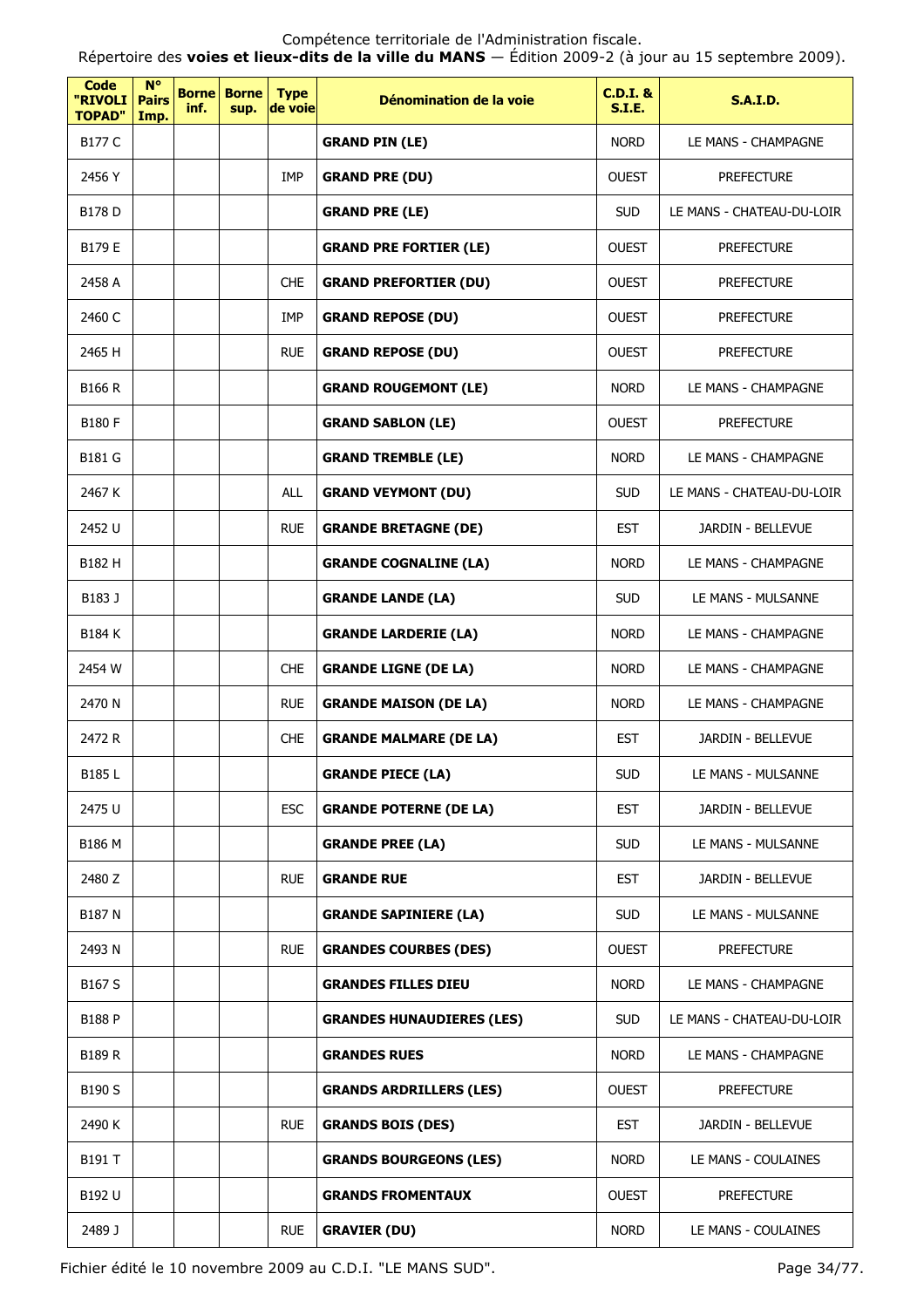Compétence territoriale de l'Administration fiscale.
Répertoire des **voies et lieux-dits de la ville du MANS** — Édition 2009-2 (à jour au 15 septembre 2009).

| Code "RIVOLI TOPAD" | N° Pairs Imp. | Borne inf. | Borne sup. | Type de voie | Dénomination de la voie | C.D.I. & S.I.E. | S.A.I.D. |
|---|---|---|---|---|---|---|---|
| B177 C | | | | | **GRAND PIN (LE)** | NORD | LE MANS - CHAMPAGNE |
| 2456 Y | | | | IMP | **GRAND PRE (DU)** | OUEST | PREFECTURE |
| B178 D | | | | | **GRAND PRE (LE)** | SUD | LE MANS - CHATEAU-DU-LOIR |
| B179 E | | | | | **GRAND PRE FORTIER (LE)** | OUEST | PREFECTURE |
| 2458 A | | | | CHE | **GRAND PREFORTIER (DU)** | OUEST | PREFECTURE |
| 2460 C | | | | IMP | **GRAND REPOSE (DU)** | OUEST | PREFECTURE |
| 2465 H | | | | RUE | **GRAND REPOSE (DU)** | OUEST | PREFECTURE |
| B166 R | | | | | **GRAND ROUGEMONT (LE)** | NORD | LE MANS - CHAMPAGNE |
| B180 F | | | | | **GRAND SABLON (LE)** | OUEST | PREFECTURE |
| B181 G | | | | | **GRAND TREMBLE (LE)** | NORD | LE MANS - CHAMPAGNE |
| 2467 K | | | | ALL | **GRAND VEYMONT (DU)** | SUD | LE MANS - CHATEAU-DU-LOIR |
| 2452 U | | | | RUE | **GRANDE BRETAGNE (DE)** | EST | JARDIN - BELLEVUE |
| B182 H | | | | | **GRANDE COGNALINE (LA)** | NORD | LE MANS - CHAMPAGNE |
| B183 J | | | | | **GRANDE LANDE (LA)** | SUD | LE MANS - MULSANNE |
| B184 K | | | | | **GRANDE LARDERIE (LA)** | NORD | LE MANS - CHAMPAGNE |
| 2454 W | | | | CHE | **GRANDE LIGNE (DE LA)** | NORD | LE MANS - CHAMPAGNE |
| 2470 N | | | | RUE | **GRANDE MAISON (DE LA)** | NORD | LE MANS - CHAMPAGNE |
| 2472 R | | | | CHE | **GRANDE MALMARE (DE LA)** | EST | JARDIN - BELLEVUE |
| B185 L | | | | | **GRANDE PIECE (LA)** | SUD | LE MANS - MULSANNE |
| 2475 U | | | | ESC | **GRANDE POTERNE (DE LA)** | EST | JARDIN - BELLEVUE |
| B186 M | | | | | **GRANDE PREE (LA)** | SUD | LE MANS - MULSANNE |
| 2480 Z | | | | RUE | **GRANDE RUE** | EST | JARDIN - BELLEVUE |
| B187 N | | | | | **GRANDE SAPINIERE (LA)** | SUD | LE MANS - MULSANNE |
| 2493 N | | | | RUE | **GRANDES COURBES (DES)** | OUEST | PREFECTURE |
| B167 S | | | | | **GRANDES FILLES DIEU** | NORD | LE MANS - CHAMPAGNE |
| B188 P | | | | | **GRANDES HUNAUDIERES (LES)** | SUD | LE MANS - CHATEAU-DU-LOIR |
| B189 R | | | | | **GRANDES RUES** | NORD | LE MANS - CHAMPAGNE |
| B190 S | | | | | **GRANDS ARDRILLERS (LES)** | OUEST | PREFECTURE |
| 2490 K | | | | RUE | **GRANDS BOIS (DES)** | EST | JARDIN - BELLEVUE |
| B191 T | | | | | **GRANDS BOURGEONS (LES)** | NORD | LE MANS - COULAINES |
| B192 U | | | | | **GRANDS FROMENTAUX** | OUEST | PREFECTURE |
| 2489 J | | | | RUE | **GRAVIER (DU)** | NORD | LE MANS - COULAINES |

Fichier édité le 10 novembre 2009 au C.D.I. "LE MANS SUD".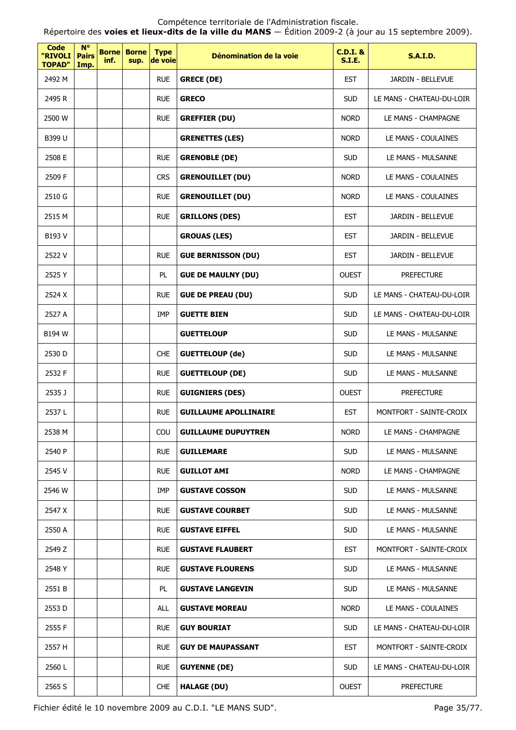Compétence territoriale de l'Administration fiscale.
Répertoire des **voies et lieux-dits de la ville du MANS** — Édition 2009-2 (à jour au 15 septembre 2009).

| Code "RIVOLI TOPAD" | N° Pairs Imp. | Borne inf. | Borne sup. | Type de voie | Dénomination de la voie | C.D.I. & S.I.E. | S.A.I.D. |
|---|---|---|---|---|---|---|---|
| 2492 M | | | | RUE | **GRECE (DE)** | EST | JARDIN - BELLEVUE |
| 2495 R | | | | RUE | **GRECO** | SUD | LE MANS - CHATEAU-DU-LOIR |
| 2500 W | | | | RUE | **GREFFIER (DU)** | NORD | LE MANS - CHAMPAGNE |
| B399 U | | | | | **GRENETTES (LES)** | NORD | LE MANS - COULAINES |
| 2508 E | | | | RUE | **GRENOBLE (DE)** | SUD | LE MANS - MULSANNE |
| 2509 F | | | | CRS | **GRENOUILLET (DU)** | NORD | LE MANS - COULAINES |
| 2510 G | | | | RUE | **GRENOUILLET (DU)** | NORD | LE MANS - COULAINES |
| 2515 M | | | | RUE | **GRILLONS (DES)** | EST | JARDIN - BELLEVUE |
| B193 V | | | | | **GROUAS (LES)** | EST | JARDIN - BELLEVUE |
| 2522 V | | | | RUE | **GUE BERNISSON (DU)** | EST | JARDIN - BELLEVUE |
| 2525 Y | | | | PL | **GUE DE MAULNY (DU)** | OUEST | PREFECTURE |
| 2524 X | | | | RUE | **GUE DE PREAU (DU)** | SUD | LE MANS - CHATEAU-DU-LOIR |
| 2527 A | | | | IMP | **GUETTE BIEN** | SUD | LE MANS - CHATEAU-DU-LOIR |
| B194 W | | | | | **GUETTELOUP** | SUD | LE MANS - MULSANNE |
| 2530 D | | | | CHE | **GUETTELOUP (de)** | SUD | LE MANS - MULSANNE |
| 2532 F | | | | RUE | **GUETTELOUP (DE)** | SUD | LE MANS - MULSANNE |
| 2535 J | | | | RUE | **GUIGNIERS (DES)** | OUEST | PREFECTURE |
| 2537 L | | | | RUE | **GUILLAUME APOLLINAIRE** | EST | MONTFORT - SAINTE-CROIX |
| 2538 M | | | | COU | **GUILLAUME DUPUYTREN** | NORD | LE MANS - CHAMPAGNE |
| 2540 P | | | | RUE | **GUILLEMARE** | SUD | LE MANS - MULSANNE |
| 2545 V | | | | RUE | **GUILLOT AMI** | NORD | LE MANS - CHAMPAGNE |
| 2546 W | | | | IMP | **GUSTAVE COSSON** | SUD | LE MANS - MULSANNE |
| 2547 X | | | | RUE | **GUSTAVE COURBET** | SUD | LE MANS - MULSANNE |
| 2550 A | | | | RUE | **GUSTAVE EIFFEL** | SUD | LE MANS - MULSANNE |
| 2549 Z | | | | RUE | **GUSTAVE FLAUBERT** | EST | MONTFORT - SAINTE-CROIX |
| 2548 Y | | | | RUE | **GUSTAVE FLOURENS** | SUD | LE MANS - MULSANNE |
| 2551 B | | | | PL | **GUSTAVE LANGEVIN** | SUD | LE MANS - MULSANNE |
| 2553 D | | | | ALL | **GUSTAVE MOREAU** | NORD | LE MANS - COULAINES |
| 2555 F | | | | RUE | **GUY BOURIAT** | SUD | LE MANS - CHATEAU-DU-LOIR |
| 2557 H | | | | RUE | **GUY DE MAUPASSANT** | EST | MONTFORT - SAINTE-CROIX |
| 2560 L | | | | RUE | **GUYENNE (DE)** | SUD | LE MANS - CHATEAU-DU-LOIR |
| 2565 S | | | | CHE | **HALAGE (DU)** | OUEST | PREFECTURE |

Fichier édité le 10 novembre 2009 au C.D.I. "LE MANS SUD".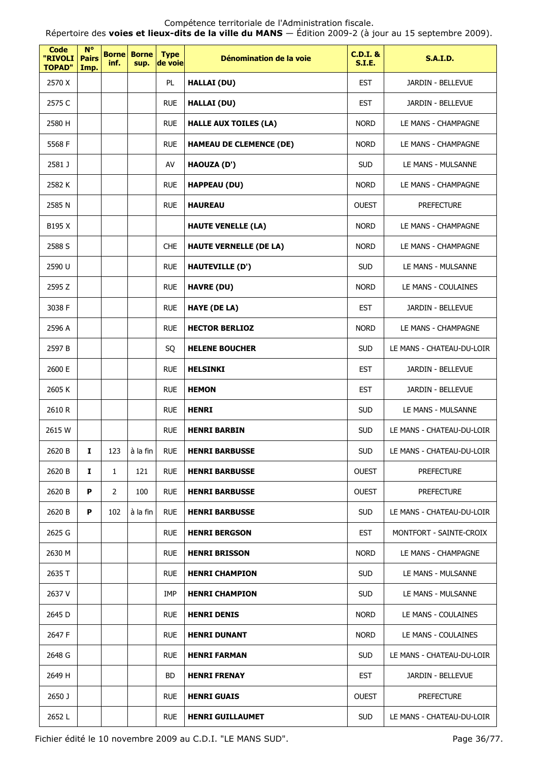Compétence territoriale de l'Administration fiscale.
Répertoire des **voies et lieux-dits de la ville du MANS** — Édition 2009-2 (à jour au 15 septembre 2009).

| Code "RIVOLI TOPAD" | N° Pairs Imp. | Borne inf. | Borne sup. | Type de voie | Dénomination de la voie | C.D.I. & S.I.E. | S.A.I.D. |
|---|---|---|---|---|---|---|---|
| 2570 X | | | | PL | **HALLAI (DU)** | EST | JARDIN - BELLEVUE |
| 2575 C | | | | RUE | **HALLAI (DU)** | EST | JARDIN - BELLEVUE |
| 2580 H | | | | RUE | **HALLE AUX TOILES (LA)** | NORD | LE MANS - CHAMPAGNE |
| 5568 F | | | | RUE | **HAMEAU DE CLEMENCE (DE)** | NORD | LE MANS - CHAMPAGNE |
| 2581 J | | | | AV | **HAOUZA (D')** | SUD | LE MANS - MULSANNE |
| 2582 K | | | | RUE | **HAPPEAU (DU)** | NORD | LE MANS - CHAMPAGNE |
| 2585 N | | | | RUE | **HAUREAU** | OUEST | PREFECTURE |
| B195 X | | | | | **HAUTE VENELLE (LA)** | NORD | LE MANS - CHAMPAGNE |
| 2588 S | | | | CHE | **HAUTE VERNELLE (DE LA)** | NORD | LE MANS - CHAMPAGNE |
| 2590 U | | | | RUE | **HAUTEVILLE (D')** | SUD | LE MANS - MULSANNE |
| 2595 Z | | | | RUE | **HAVRE (DU)** | NORD | LE MANS - COULAINES |
| 3038 F | | | | RUE | **HAYE (DE LA)** | EST | JARDIN - BELLEVUE |
| 2596 A | | | | RUE | **HECTOR BERLIOZ** | NORD | LE MANS - CHAMPAGNE |
| 2597 B | | | | SQ | **HELENE BOUCHER** | SUD | LE MANS - CHATEAU-DU-LOIR |
| 2600 E | | | | RUE | **HELSINKI** | EST | JARDIN - BELLEVUE |
| 2605 K | | | | RUE | **HEMON** | EST | JARDIN - BELLEVUE |
| 2610 R | | | | RUE | **HENRI** | SUD | LE MANS - MULSANNE |
| 2615 W | | | | RUE | **HENRI BARBIN** | SUD | LE MANS - CHATEAU-DU-LOIR |
| 2620 B | **I** | 123 | à la fin | RUE | **HENRI BARBUSSE** | SUD | LE MANS - CHATEAU-DU-LOIR |
| 2620 B | **I** | 1 | 121 | RUE | **HENRI BARBUSSE** | OUEST | PREFECTURE |
| 2620 B | **P** | 2 | 100 | RUE | **HENRI BARBUSSE** | OUEST | PREFECTURE |
| 2620 B | **P** | 102 | à la fin | RUE | **HENRI BARBUSSE** | SUD | LE MANS - CHATEAU-DU-LOIR |
| 2625 G | | | | RUE | **HENRI BERGSON** | EST | MONTFORT - SAINTE-CROIX |
| 2630 M | | | | RUE | **HENRI BRISSON** | NORD | LE MANS - CHAMPAGNE |
| 2635 T | | | | RUE | **HENRI CHAMPION** | SUD | LE MANS - MULSANNE |
| 2637 V | | | | IMP | **HENRI CHAMPION** | SUD | LE MANS - MULSANNE |
| 2645 D | | | | RUE | **HENRI DENIS** | NORD | LE MANS - COULAINES |
| 2647 F | | | | RUE | **HENRI DUNANT** | NORD | LE MANS - COULAINES |
| 2648 G | | | | RUE | **HENRI FARMAN** | SUD | LE MANS - CHATEAU-DU-LOIR |
| 2649 H | | | | BD | **HENRI FRENAY** | EST | JARDIN - BELLEVUE |
| 2650 J | | | | RUE | **HENRI GUAIS** | OUEST | PREFECTURE |
| 2652 L | | | | RUE | **HENRI GUILLAUMET** | SUD | LE MANS - CHATEAU-DU-LOIR |

Fichier édité le 10 novembre 2009 au C.D.I. "LE MANS SUD".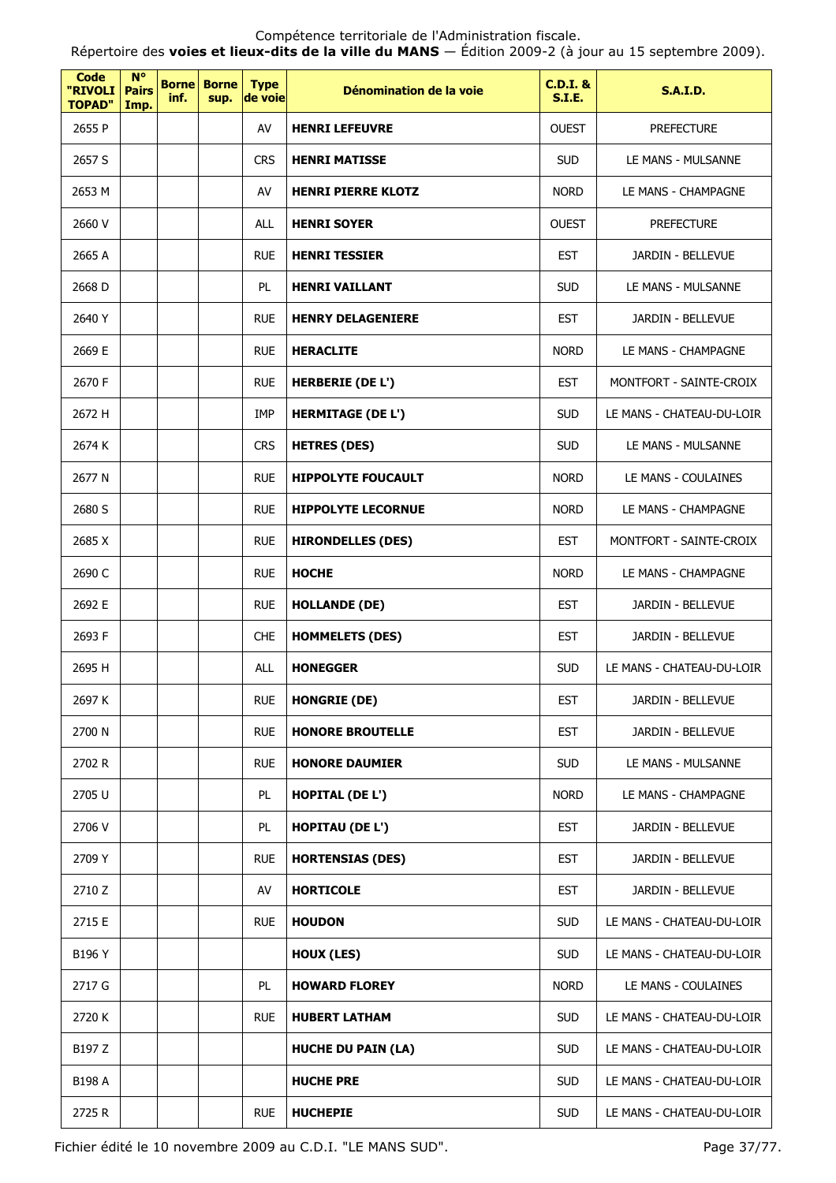Compétence territoriale de l'Administration fiscale.
Répertoire des **voies et lieux-dits de la ville du MANS** — Édition 2009-2 (à jour au 15 septembre 2009).

| Code "RIVOLI TOPAD" | N° Pairs Imp. | Borne inf. | Borne sup. | Type de voie | Dénomination de la voie | C.D.I. & S.I.E. | S.A.I.D. |
|---|---|---|---|---|---|---|---|
| 2655 P | | | | AV | **HENRI LEFEUVRE** | OUEST | PREFECTURE |
| 2657 S | | | | CRS | **HENRI MATISSE** | SUD | LE MANS - MULSANNE |
| 2653 M | | | | AV | **HENRI PIERRE KLOTZ** | NORD | LE MANS - CHAMPAGNE |
| 2660 V | | | | ALL | **HENRI SOYER** | OUEST | PREFECTURE |
| 2665 A | | | | RUE | **HENRI TESSIER** | EST | JARDIN - BELLEVUE |
| 2668 D | | | | PL | **HENRI VAILLANT** | SUD | LE MANS - MULSANNE |
| 2640 Y | | | | RUE | **HENRY DELAGENIERE** | EST | JARDIN - BELLEVUE |
| 2669 E | | | | RUE | **HERACLITE** | NORD | LE MANS - CHAMPAGNE |
| 2670 F | | | | RUE | **HERBERIE (DE L')** | EST | MONTFORT - SAINTE-CROIX |
| 2672 H | | | | IMP | **HERMITAGE (DE L')** | SUD | LE MANS - CHATEAU-DU-LOIR |
| 2674 K | | | | CRS | **HETRES (DES)** | SUD | LE MANS - MULSANNE |
| 2677 N | | | | RUE | **HIPPOLYTE FOUCAULT** | NORD | LE MANS - COULAINES |
| 2680 S | | | | RUE | **HIPPOLYTE LECORNUE** | NORD | LE MANS - CHAMPAGNE |
| 2685 X | | | | RUE | **HIRONDELLES (DES)** | EST | MONTFORT - SAINTE-CROIX |
| 2690 C | | | | RUE | **HOCHE** | NORD | LE MANS - CHAMPAGNE |
| 2692 E | | | | RUE | **HOLLANDE (DE)** | EST | JARDIN - BELLEVUE |
| 2693 F | | | | CHE | **HOMMELETS (DES)** | EST | JARDIN - BELLEVUE |
| 2695 H | | | | ALL | **HONEGGER** | SUD | LE MANS - CHATEAU-DU-LOIR |
| 2697 K | | | | RUE | **HONGRIE (DE)** | EST | JARDIN - BELLEVUE |
| 2700 N | | | | RUE | **HONORE BROUTELLE** | EST | JARDIN - BELLEVUE |
| 2702 R | | | | RUE | **HONORE DAUMIER** | SUD | LE MANS - MULSANNE |
| 2705 U | | | | PL | **HOPITAL (DE L')** | NORD | LE MANS - CHAMPAGNE |
| 2706 V | | | | PL | **HOPITAU (DE L')** | EST | JARDIN - BELLEVUE |
| 2709 Y | | | | RUE | **HORTENSIAS (DES)** | EST | JARDIN - BELLEVUE |
| 2710 Z | | | | AV | **HORTICOLE** | EST | JARDIN - BELLEVUE |
| 2715 E | | | | RUE | **HOUDON** | SUD | LE MANS - CHATEAU-DU-LOIR |
| B196 Y | | | | | **HOUX (LES)** | SUD | LE MANS - CHATEAU-DU-LOIR |
| 2717 G | | | | PL | **HOWARD FLOREY** | NORD | LE MANS - COULAINES |
| 2720 K | | | | RUE | **HUBERT LATHAM** | SUD | LE MANS - CHATEAU-DU-LOIR |
| B197 Z | | | | | **HUCHE DU PAIN (LA)** | SUD | LE MANS - CHATEAU-DU-LOIR |
| B198 A | | | | | **HUCHE PRE** | SUD | LE MANS - CHATEAU-DU-LOIR |
| 2725 R | | | | RUE | **HUCHEPIE** | SUD | LE MANS - CHATEAU-DU-LOIR |

Fichier édité le 10 novembre 2009 au C.D.I. "LE MANS SUD".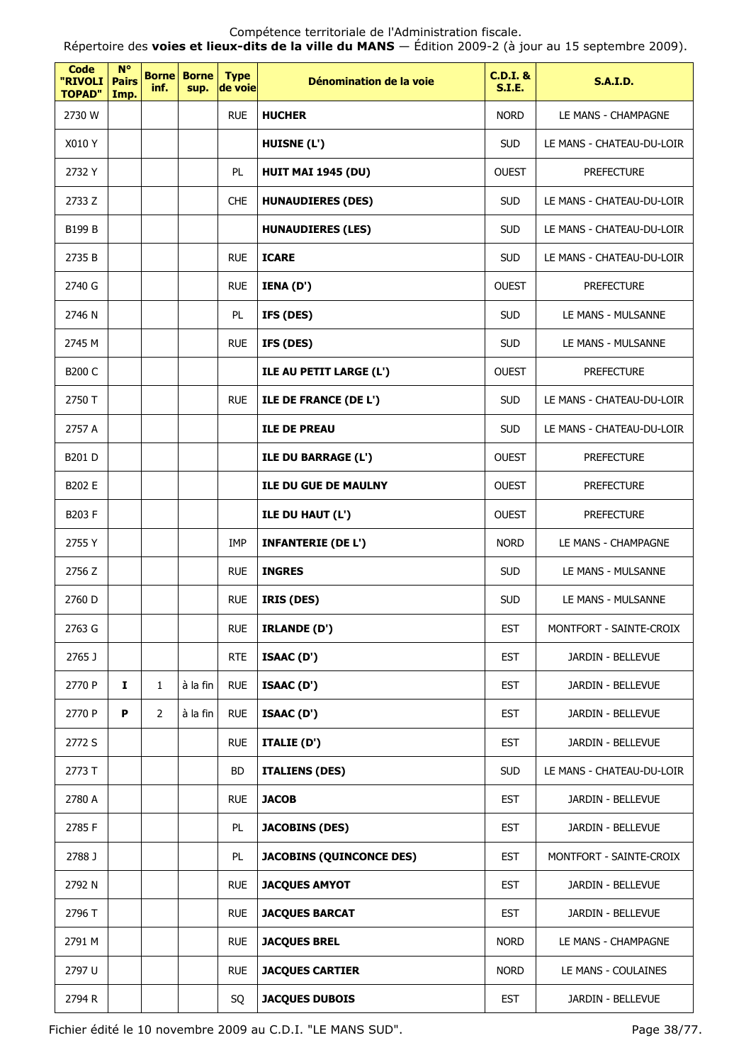Compétence territoriale de l'Administration fiscale.
Répertoire des **voies et lieux-dits de la ville du MANS** — Édition 2009-2 (à jour au 15 septembre 2009).

| Code "RIVOLI TOPAD" | N° Pairs Imp. | Borne inf. | Borne sup. | Type de voie | Dénomination de la voie | C.D.I. & S.I.E. | S.A.I.D. |
|---|---|---|---|---|---|---|---|
| 2730 W | | | | RUE | **HUCHER** | NORD | LE MANS - CHAMPAGNE |
| X010 Y | | | | | **HUISNE (L')** | SUD | LE MANS - CHATEAU-DU-LOIR |
| 2732 Y | | | | PL | **HUIT MAI 1945 (DU)** | OUEST | PREFECTURE |
| 2733 Z | | | | CHE | **HUNAUDIERES (DES)** | SUD | LE MANS - CHATEAU-DU-LOIR |
| B199 B | | | | | **HUNAUDIERES (LES)** | SUD | LE MANS - CHATEAU-DU-LOIR |
| 2735 B | | | | RUE | **ICARE** | SUD | LE MANS - CHATEAU-DU-LOIR |
| 2740 G | | | | RUE | **IENA (D')** | OUEST | PREFECTURE |
| 2746 N | | | | PL | **IFS (DES)** | SUD | LE MANS - MULSANNE |
| 2745 M | | | | RUE | **IFS (DES)** | SUD | LE MANS - MULSANNE |
| B200 C | | | | | **ILE AU PETIT LARGE (L')** | OUEST | PREFECTURE |
| 2750 T | | | | RUE | **ILE DE FRANCE (DE L')** | SUD | LE MANS - CHATEAU-DU-LOIR |
| 2757 A | | | | | **ILE DE PREAU** | SUD | LE MANS - CHATEAU-DU-LOIR |
| B201 D | | | | | **ILE DU BARRAGE (L')** | OUEST | PREFECTURE |
| B202 E | | | | | **ILE DU GUE DE MAULNY** | OUEST | PREFECTURE |
| B203 F | | | | | **ILE DU HAUT (L')** | OUEST | PREFECTURE |
| 2755 Y | | | | IMP | **INFANTERIE (DE L')** | NORD | LE MANS - CHAMPAGNE |
| 2756 Z | | | | RUE | **INGRES** | SUD | LE MANS - MULSANNE |
| 2760 D | | | | RUE | **IRIS (DES)** | SUD | LE MANS - MULSANNE |
| 2763 G | | | | RUE | **IRLANDE (D')** | EST | MONTFORT - SAINTE-CROIX |
| 2765 J | | | | RTE | **ISAAC (D')** | EST | JARDIN - BELLEVUE |
| 2770 P | **I** | 1 | à la fin | RUE | **ISAAC (D')** | EST | JARDIN - BELLEVUE |
| 2770 P | **P** | 2 | à la fin | RUE | **ISAAC (D')** | EST | JARDIN - BELLEVUE |
| 2772 S | | | | RUE | **ITALIE (D')** | EST | JARDIN - BELLEVUE |
| 2773 T | | | | BD | **ITALIENS (DES)** | SUD | LE MANS - CHATEAU-DU-LOIR |
| 2780 A | | | | RUE | **JACOB** | EST | JARDIN - BELLEVUE |
| 2785 F | | | | PL | **JACOBINS (DES)** | EST | JARDIN - BELLEVUE |
| 2788 J | | | | PL | **JACOBINS (QUINCONCE DES)** | EST | MONTFORT - SAINTE-CROIX |
| 2792 N | | | | RUE | **JACQUES AMYOT** | EST | JARDIN - BELLEVUE |
| 2796 T | | | | RUE | **JACQUES BARCAT** | EST | JARDIN - BELLEVUE |
| 2791 M | | | | RUE | **JACQUES BREL** | NORD | LE MANS - CHAMPAGNE |
| 2797 U | | | | RUE | **JACQUES CARTIER** | NORD | LE MANS - COULAINES |
| 2794 R | | | | SQ | **JACQUES DUBOIS** | EST | JARDIN - BELLEVUE |

Fichier édité le 10 novembre 2009 au C.D.I. "LE MANS SUD".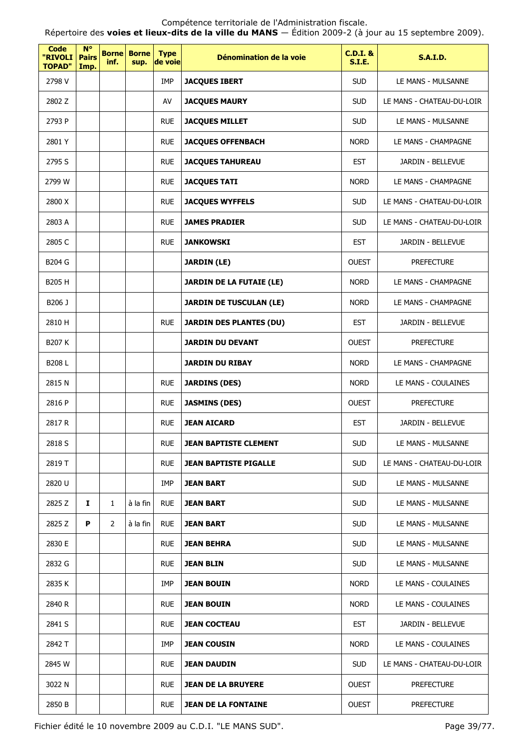Compétence territoriale de l'Administration fiscale.
Répertoire des **voies et lieux-dits de la ville du MANS** — Édition 2009-2 (à jour au 15 septembre 2009).

| Code "RIVOLI TOPAD" | N° Pairs Imp. | Borne inf. | Borne sup. | Type de voie | Dénomination de la voie | C.D.I. & S.I.E. | S.A.I.D. |
|---|---|---|---|---|---|---|---|
| 2798 V | | | | IMP | **JACQUES IBERT** | SUD | LE MANS - MULSANNE |
| 2802 Z | | | | AV | **JACQUES MAURY** | SUD | LE MANS - CHATEAU-DU-LOIR |
| 2793 P | | | | RUE | **JACQUES MILLET** | SUD | LE MANS - MULSANNE |
| 2801 Y | | | | RUE | **JACQUES OFFENBACH** | NORD | LE MANS - CHAMPAGNE |
| 2795 S | | | | RUE | **JACQUES TAHUREAU** | EST | JARDIN - BELLEVUE |
| 2799 W | | | | RUE | **JACQUES TATI** | NORD | LE MANS - CHAMPAGNE |
| 2800 X | | | | RUE | **JACQUES WYFFELS** | SUD | LE MANS - CHATEAU-DU-LOIR |
| 2803 A | | | | RUE | **JAMES PRADIER** | SUD | LE MANS - CHATEAU-DU-LOIR |
| 2805 C | | | | RUE | **JANKOWSKI** | EST | JARDIN - BELLEVUE |
| B204 G | | | | | **JARDIN (LE)** | OUEST | PREFECTURE |
| B205 H | | | | | **JARDIN DE LA FUTAIE (LE)** | NORD | LE MANS - CHAMPAGNE |
| B206 J | | | | | **JARDIN DE TUSCULAN (LE)** | NORD | LE MANS - CHAMPAGNE |
| 2810 H | | | | RUE | **JARDIN DES PLANTES (DU)** | EST | JARDIN - BELLEVUE |
| B207 K | | | | | **JARDIN DU DEVANT** | OUEST | PREFECTURE |
| B208 L | | | | | **JARDIN DU RIBAY** | NORD | LE MANS - CHAMPAGNE |
| 2815 N | | | | RUE | **JARDINS (DES)** | NORD | LE MANS - COULAINES |
| 2816 P | | | | RUE | **JASMINS (DES)** | OUEST | PREFECTURE |
| 2817 R | | | | RUE | **JEAN AICARD** | EST | JARDIN - BELLEVUE |
| 2818 S | | | | RUE | **JEAN BAPTISTE CLEMENT** | SUD | LE MANS - MULSANNE |
| 2819 T | | | | RUE | **JEAN BAPTISTE PIGALLE** | SUD | LE MANS - CHATEAU-DU-LOIR |
| 2820 U | | | | IMP | **JEAN BART** | SUD | LE MANS - MULSANNE |
| 2825 Z | **I** | 1 | à la fin | RUE | **JEAN BART** | SUD | LE MANS - MULSANNE |
| 2825 Z | **P** | 2 | à la fin | RUE | **JEAN BART** | SUD | LE MANS - MULSANNE |
| 2830 E | | | | RUE | **JEAN BEHRA** | SUD | LE MANS - MULSANNE |
| 2832 G | | | | RUE | **JEAN BLIN** | SUD | LE MANS - MULSANNE |
| 2835 K | | | | IMP | **JEAN BOUIN** | NORD | LE MANS - COULAINES |
| 2840 R | | | | RUE | **JEAN BOUIN** | NORD | LE MANS - COULAINES |
| 2841 S | | | | RUE | **JEAN COCTEAU** | EST | JARDIN - BELLEVUE |
| 2842 T | | | | IMP | **JEAN COUSIN** | NORD | LE MANS - COULAINES |
| 2845 W | | | | RUE | **JEAN DAUDIN** | SUD | LE MANS - CHATEAU-DU-LOIR |
| 3022 N | | | | RUE | **JEAN DE LA BRUYERE** | OUEST | PREFECTURE |
| 2850 B | | | | RUE | **JEAN DE LA FONTAINE** | OUEST | PREFECTURE |

Fichier édité le 10 novembre 2009 au C.D.I. "LE MANS SUD".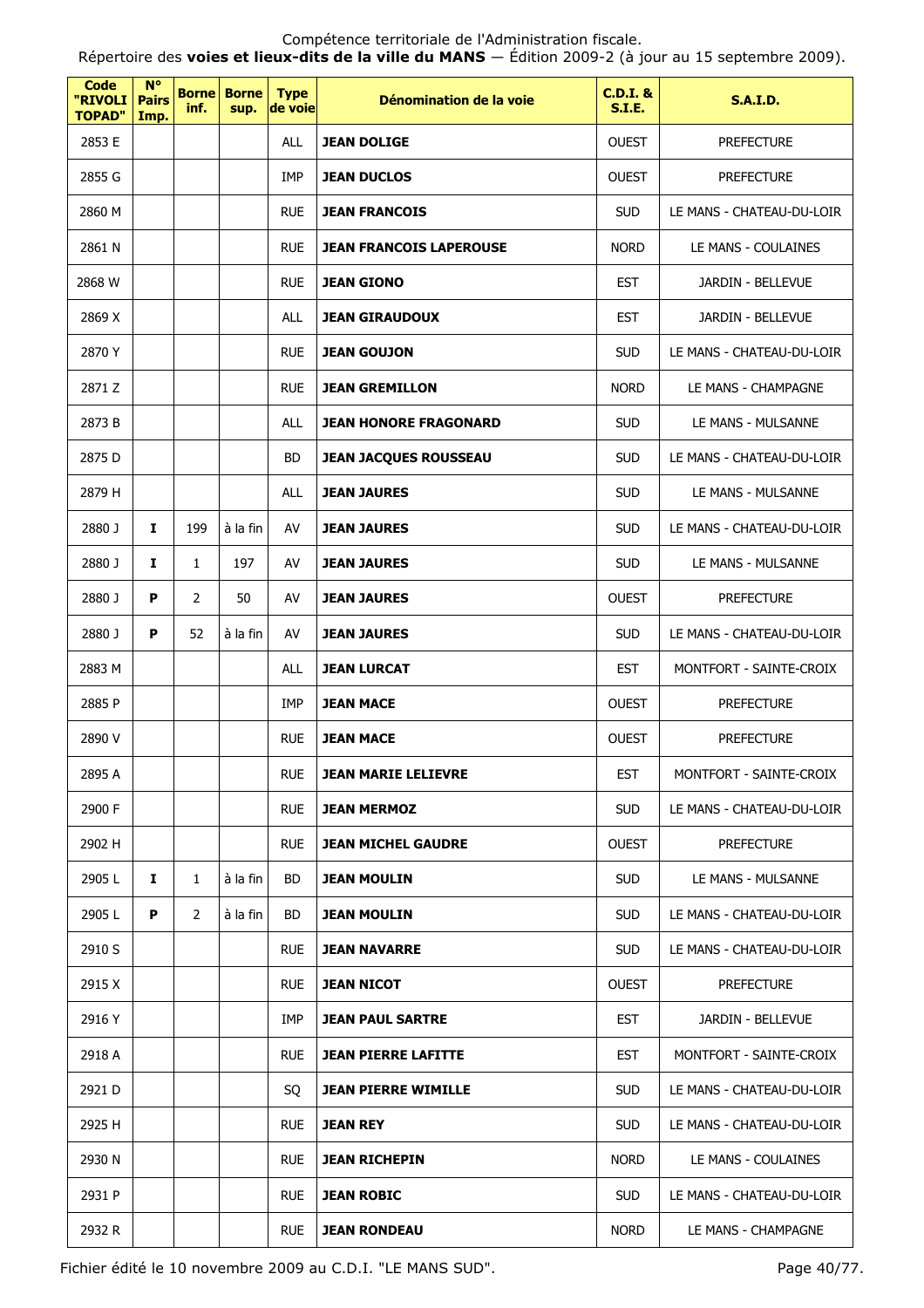Compétence territoriale de l'Administration fiscale.
Répertoire des **voies et lieux-dits de la ville du MANS** — Édition 2009-2 (à jour au 15 septembre 2009).

| Code "RIVOLI TOPAD" | N° Pairs Imp. | Borne inf. | Borne sup. | Type de voie | Dénomination de la voie | C.D.I. & S.I.E. | S.A.I.D. |
|---|---|---|---|---|---|---|---|
| 2853 E | | | | ALL | **JEAN DOLIGE** | OUEST | PREFECTURE |
| 2855 G | | | | IMP | **JEAN DUCLOS** | OUEST | PREFECTURE |
| 2860 M | | | | RUE | **JEAN FRANCOIS** | SUD | LE MANS - CHATEAU-DU-LOIR |
| 2861 N | | | | RUE | **JEAN FRANCOIS LAPEROUSE** | NORD | LE MANS - COULAINES |
| 2868 W | | | | RUE | **JEAN GIONO** | EST | JARDIN - BELLEVUE |
| 2869 X | | | | ALL | **JEAN GIRAUDOUX** | EST | JARDIN - BELLEVUE |
| 2870 Y | | | | RUE | **JEAN GOUJON** | SUD | LE MANS - CHATEAU-DU-LOIR |
| 2871 Z | | | | RUE | **JEAN GREMILLON** | NORD | LE MANS - CHAMPAGNE |
| 2873 B | | | | ALL | **JEAN HONORE FRAGONARD** | SUD | LE MANS - MULSANNE |
| 2875 D | | | | BD | **JEAN JACQUES ROUSSEAU** | SUD | LE MANS - CHATEAU-DU-LOIR |
| 2879 H | | | | ALL | **JEAN JAURES** | SUD | LE MANS - MULSANNE |
| 2880 J | **I** | 199 | à la fin | AV | **JEAN JAURES** | SUD | LE MANS - CHATEAU-DU-LOIR |
| 2880 J | **I** | 1 | 197 | AV | **JEAN JAURES** | SUD | LE MANS - MULSANNE |
| 2880 J | **P** | 2 | 50 | AV | **JEAN JAURES** | OUEST | PREFECTURE |
| 2880 J | **P** | 52 | à la fin | AV | **JEAN JAURES** | SUD | LE MANS - CHATEAU-DU-LOIR |
| 2883 M | | | | ALL | **JEAN LURCAT** | EST | MONTFORT - SAINTE-CROIX |
| 2885 P | | | | IMP | **JEAN MACE** | OUEST | PREFECTURE |
| 2890 V | | | | RUE | **JEAN MACE** | OUEST | PREFECTURE |
| 2895 A | | | | RUE | **JEAN MARIE LELIEVRE** | EST | MONTFORT - SAINTE-CROIX |
| 2900 F | | | | RUE | **JEAN MERMOZ** | SUD | LE MANS - CHATEAU-DU-LOIR |
| 2902 H | | | | RUE | **JEAN MICHEL GAUDRE** | OUEST | PREFECTURE |
| 2905 L | **I** | 1 | à la fin | BD | **JEAN MOULIN** | SUD | LE MANS - MULSANNE |
| 2905 L | **P** | 2 | à la fin | BD | **JEAN MOULIN** | SUD | LE MANS - CHATEAU-DU-LOIR |
| 2910 S | | | | RUE | **JEAN NAVARRE** | SUD | LE MANS - CHATEAU-DU-LOIR |
| 2915 X | | | | RUE | **JEAN NICOT** | OUEST | PREFECTURE |
| 2916 Y | | | | IMP | **JEAN PAUL SARTRE** | EST | JARDIN - BELLEVUE |
| 2918 A | | | | RUE | **JEAN PIERRE LAFITTE** | EST | MONTFORT - SAINTE-CROIX |
| 2921 D | | | | SQ | **JEAN PIERRE WIMILLE** | SUD | LE MANS - CHATEAU-DU-LOIR |
| 2925 H | | | | RUE | **JEAN REY** | SUD | LE MANS - CHATEAU-DU-LOIR |
| 2930 N | | | | RUE | **JEAN RICHEPIN** | NORD | LE MANS - COULAINES |
| 2931 P | | | | RUE | **JEAN ROBIC** | SUD | LE MANS - CHATEAU-DU-LOIR |
| 2932 R | | | | RUE | **JEAN RONDEAU** | NORD | LE MANS - CHAMPAGNE |

Fichier édité le 10 novembre 2009 au C.D.I. "LE MANS SUD".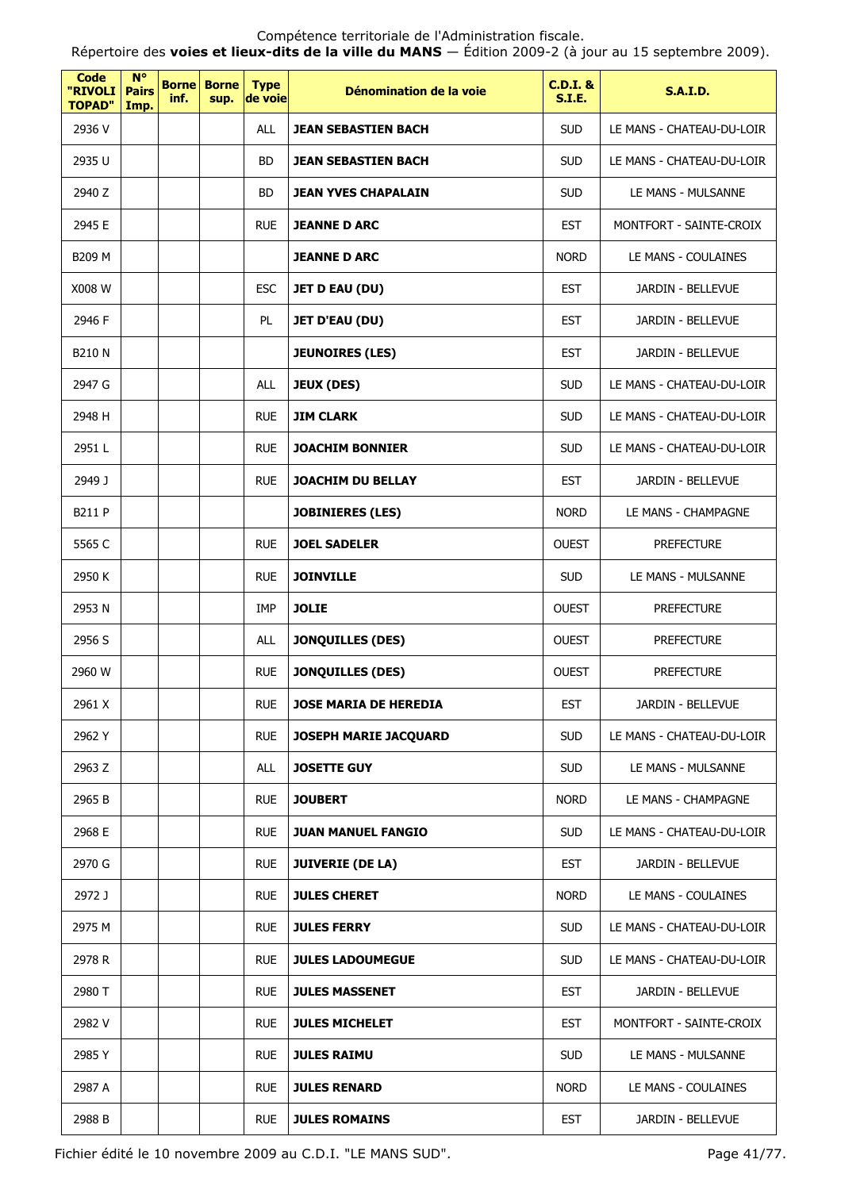Compétence territoriale de l'Administration fiscale.
Répertoire des **voies et lieux-dits de la ville du MANS** — Édition 2009-2 (à jour au 15 septembre 2009).

| Code "RIVOLI TOPAD" | N° Pairs Imp. | Borne inf. | Borne sup. | Type de voie | Dénomination de la voie | C.D.I. & S.I.E. | S.A.I.D. |
|---|---|---|---|---|---|---|---|
| 2936 V | | | | ALL | **JEAN SEBASTIEN BACH** | SUD | LE MANS - CHATEAU-DU-LOIR |
| 2935 U | | | | BD | **JEAN SEBASTIEN BACH** | SUD | LE MANS - CHATEAU-DU-LOIR |
| 2940 Z | | | | BD | **JEAN YVES CHAPALAIN** | SUD | LE MANS - MULSANNE |
| 2945 E | | | | RUE | **JEANNE D ARC** | EST | MONTFORT - SAINTE-CROIX |
| B209 M | | | | | **JEANNE D ARC** | NORD | LE MANS - COULAINES |
| X008 W | | | | ESC | **JET D EAU (DU)** | EST | JARDIN - BELLEVUE |
| 2946 F | | | | PL | **JET D'EAU (DU)** | EST | JARDIN - BELLEVUE |
| B210 N | | | | | **JEUNOIRES (LES)** | EST | JARDIN - BELLEVUE |
| 2947 G | | | | ALL | **JEUX (DES)** | SUD | LE MANS - CHATEAU-DU-LOIR |
| 2948 H | | | | RUE | **JIM CLARK** | SUD | LE MANS - CHATEAU-DU-LOIR |
| 2951 L | | | | RUE | **JOACHIM BONNIER** | SUD | LE MANS - CHATEAU-DU-LOIR |
| 2949 J | | | | RUE | **JOACHIM DU BELLAY** | EST | JARDIN - BELLEVUE |
| B211 P | | | | | **JOBINIERES (LES)** | NORD | LE MANS - CHAMPAGNE |
| 5565 C | | | | RUE | **JOEL SADELER** | OUEST | PREFECTURE |
| 2950 K | | | | RUE | **JOINVILLE** | SUD | LE MANS - MULSANNE |
| 2953 N | | | | IMP | **JOLIE** | OUEST | PREFECTURE |
| 2956 S | | | | ALL | **JONQUILLES (DES)** | OUEST | PREFECTURE |
| 2960 W | | | | RUE | **JONQUILLES (DES)** | OUEST | PREFECTURE |
| 2961 X | | | | RUE | **JOSE MARIA DE HEREDIA** | EST | JARDIN - BELLEVUE |
| 2962 Y | | | | RUE | **JOSEPH MARIE JACQUARD** | SUD | LE MANS - CHATEAU-DU-LOIR |
| 2963 Z | | | | ALL | **JOSETTE GUY** | SUD | LE MANS - MULSANNE |
| 2965 B | | | | RUE | **JOUBERT** | NORD | LE MANS - CHAMPAGNE |
| 2968 E | | | | RUE | **JUAN MANUEL FANGIO** | SUD | LE MANS - CHATEAU-DU-LOIR |
| 2970 G | | | | RUE | **JUIVERIE (DE LA)** | EST | JARDIN - BELLEVUE |
| 2972 J | | | | RUE | **JULES CHERET** | NORD | LE MANS - COULAINES |
| 2975 M | | | | RUE | **JULES FERRY** | SUD | LE MANS - CHATEAU-DU-LOIR |
| 2978 R | | | | RUE | **JULES LADOUMEGUE** | SUD | LE MANS - CHATEAU-DU-LOIR |
| 2980 T | | | | RUE | **JULES MASSENET** | EST | JARDIN - BELLEVUE |
| 2982 V | | | | RUE | **JULES MICHELET** | EST | MONTFORT - SAINTE-CROIX |
| 2985 Y | | | | RUE | **JULES RAIMU** | SUD | LE MANS - MULSANNE |
| 2987 A | | | | RUE | **JULES RENARD** | NORD | LE MANS - COULAINES |
| 2988 B | | | | RUE | **JULES ROMAINS** | EST | JARDIN - BELLEVUE |

Fichier édité le 10 novembre 2009 au C.D.I. "LE MANS SUD".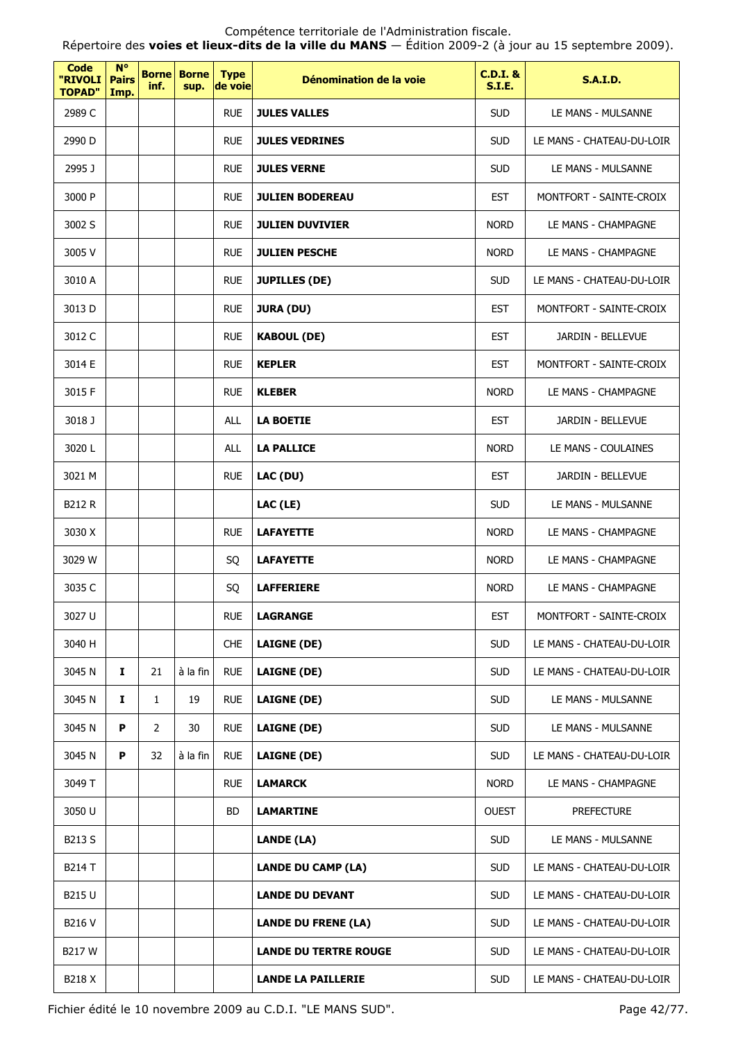| Code "RIVOLI TOPAD" | N° Pairs Imp. | Borne inf. | Borne sup. | Type de voie | Dénomination de la voie | C.D.I. & S.I.E. | S.A.I.D. |
|---|---|---|---|---|---|---|---|
| 2989 C | | | | RUE | **JULES VALLES** | SUD | LE MANS - MULSANNE |
| 2990 D | | | | RUE | **JULES VEDRINES** | SUD | LE MANS - CHATEAU-DU-LOIR |
| 2995 J | | | | RUE | **JULES VERNE** | SUD | LE MANS - MULSANNE |
| 3000 P | | | | RUE | **JULIEN BODEREAU** | EST | MONTFORT - SAINTE-CROIX |
| 3002 S | | | | RUE | **JULIEN DUVIVIER** | NORD | LE MANS - CHAMPAGNE |
| 3005 V | | | | RUE | **JULIEN PESCHE** | NORD | LE MANS - CHAMPAGNE |
| 3010 A | | | | RUE | **JUPILLES (DE)** | SUD | LE MANS - CHATEAU-DU-LOIR |
| 3013 D | | | | RUE | **JURA (DU)** | EST | MONTFORT - SAINTE-CROIX |
| 3012 C | | | | RUE | **KABOUL (DE)** | EST | JARDIN - BELLEVUE |
| 3014 E | | | | RUE | **KEPLER** | EST | MONTFORT - SAINTE-CROIX |
| 3015 F | | | | RUE | **KLEBER** | NORD | LE MANS - CHAMPAGNE |
| 3018 J | | | | ALL | **LA BOETIE** | EST | JARDIN - BELLEVUE |
| 3020 L | | | | ALL | **LA PALLICE** | NORD | LE MANS - COULAINES |
| 3021 M | | | | RUE | **LAC (DU)** | EST | JARDIN - BELLEVUE |
| B212 R | | | | | **LAC (LE)** | SUD | LE MANS - MULSANNE |
| 3030 X | | | | RUE | **LAFAYETTE** | NORD | LE MANS - CHAMPAGNE |
| 3029 W | | | | SQ | **LAFAYETTE** | NORD | LE MANS - CHAMPAGNE |
| 3035 C | | | | SQ | **LAFFERIERE** | NORD | LE MANS - CHAMPAGNE |
| 3027 U | | | | RUE | **LAGRANGE** | EST | MONTFORT - SAINTE-CROIX |
| 3040 H | | | | CHE | **LAIGNE (DE)** | SUD | LE MANS - CHATEAU-DU-LOIR |
| 3045 N | **I** | 21 | à la fin | RUE | **LAIGNE (DE)** | SUD | LE MANS - CHATEAU-DU-LOIR |
| 3045 N | **I** | 1 | 19 | RUE | **LAIGNE (DE)** | SUD | LE MANS - MULSANNE |
| 3045 N | **P** | 2 | 30 | RUE | **LAIGNE (DE)** | SUD | LE MANS - MULSANNE |
| 3045 N | **P** | 32 | à la fin | RUE | **LAIGNE (DE)** | SUD | LE MANS - CHATEAU-DU-LOIR |
| 3049 T | | | | RUE | **LAMARCK** | NORD | LE MANS - CHAMPAGNE |
| 3050 U | | | | BD | **LAMARTINE** | OUEST | PREFECTURE |
| B213 S | | | | | **LANDE (LA)** | SUD | LE MANS - MULSANNE |
| B214 T | | | | | **LANDE DU CAMP (LA)** | SUD | LE MANS - CHATEAU-DU-LOIR |
| B215 U | | | | | **LANDE DU DEVANT** | SUD | LE MANS - CHATEAU-DU-LOIR |
| B216 V | | | | | **LANDE DU FRENE (LA)** | SUD | LE MANS - CHATEAU-DU-LOIR |
| B217 W | | | | | **LANDE DU TERTRE ROUGE** | SUD | LE MANS - CHATEAU-DU-LOIR |
| B218 X | | | | | **LANDE LA PAILLERIE** | SUD | LE MANS - CHATEAU-DU-LOIR |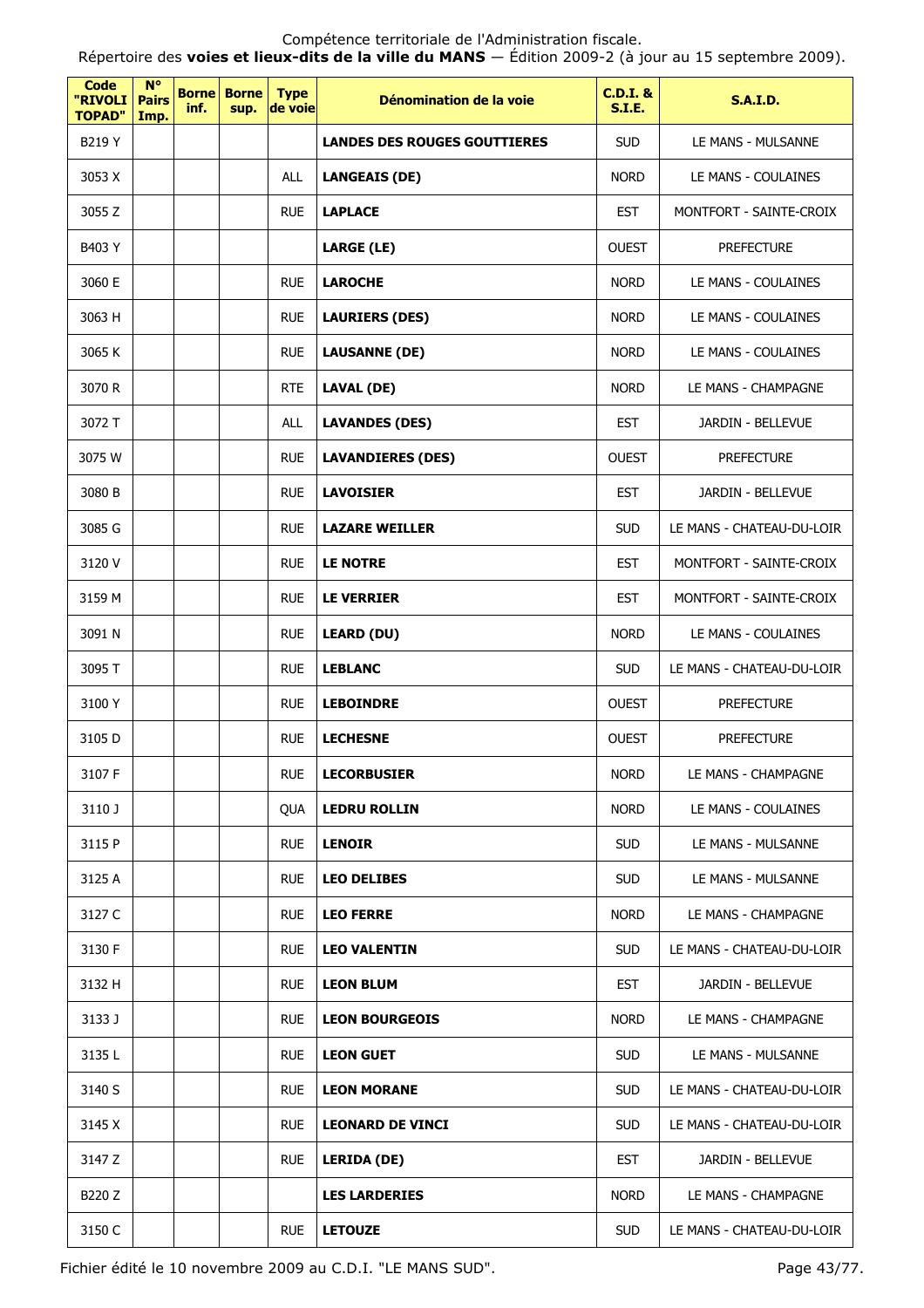Compétence territoriale de l'Administration fiscale.
Répertoire des **voies et lieux-dits de la ville du MANS** — Édition 2009-2 (à jour au 15 septembre 2009).

| Code "RIVOLI TOPAD" | N° Pairs Imp. | Borne inf. | Borne sup. | Type de voie | Dénomination de la voie | C.D.I. & S.I.E. | S.A.I.D. |
|---|---|---|---|---|---|---|---|
| B219 Y | | | | | **LANDES DES ROUGES GOUTTIERES** | SUD | LE MANS - MULSANNE |
| 3053 X | | | | ALL | **LANGEAIS (DE)** | NORD | LE MANS - COULAINES |
| 3055 Z | | | | RUE | **LAPLACE** | EST | MONTFORT - SAINTE-CROIX |
| B403 Y | | | | | **LARGE (LE)** | OUEST | PREFECTURE |
| 3060 E | | | | RUE | **LAROCHE** | NORD | LE MANS - COULAINES |
| 3063 H | | | | RUE | **LAURIERS (DES)** | NORD | LE MANS - COULAINES |
| 3065 K | | | | RUE | **LAUSANNE (DE)** | NORD | LE MANS - COULAINES |
| 3070 R | | | | RTE | **LAVAL (DE)** | NORD | LE MANS - CHAMPAGNE |
| 3072 T | | | | ALL | **LAVANDES (DES)** | EST | JARDIN - BELLEVUE |
| 3075 W | | | | RUE | **LAVANDIERES (DES)** | OUEST | PREFECTURE |
| 3080 B | | | | RUE | **LAVOISIER** | EST | JARDIN - BELLEVUE |
| 3085 G | | | | RUE | **LAZARE WEILLER** | SUD | LE MANS - CHATEAU-DU-LOIR |
| 3120 V | | | | RUE | **LE NOTRE** | EST | MONTFORT - SAINTE-CROIX |
| 3159 M | | | | RUE | **LE VERRIER** | EST | MONTFORT - SAINTE-CROIX |
| 3091 N | | | | RUE | **LEARD (DU)** | NORD | LE MANS - COULAINES |
| 3095 T | | | | RUE | **LEBLANC** | SUD | LE MANS - CHATEAU-DU-LOIR |
| 3100 Y | | | | RUE | **LEBOINDRE** | OUEST | PREFECTURE |
| 3105 D | | | | RUE | **LECHESNE** | OUEST | PREFECTURE |
| 3107 F | | | | RUE | **LECORBUSIER** | NORD | LE MANS - CHAMPAGNE |
| 3110 J | | | | QUA | **LEDRU ROLLIN** | NORD | LE MANS - COULAINES |
| 3115 P | | | | RUE | **LENOIR** | SUD | LE MANS - MULSANNE |
| 3125 A | | | | RUE | **LEO DELIBES** | SUD | LE MANS - MULSANNE |
| 3127 C | | | | RUE | **LEO FERRE** | NORD | LE MANS - CHAMPAGNE |
| 3130 F | | | | RUE | **LEO VALENTIN** | SUD | LE MANS - CHATEAU-DU-LOIR |
| 3132 H | | | | RUE | **LEON BLUM** | EST | JARDIN - BELLEVUE |
| 3133 J | | | | RUE | **LEON BOURGEOIS** | NORD | LE MANS - CHAMPAGNE |
| 3135 L | | | | RUE | **LEON GUET** | SUD | LE MANS - MULSANNE |
| 3140 S | | | | RUE | **LEON MORANE** | SUD | LE MANS - CHATEAU-DU-LOIR |
| 3145 X | | | | RUE | **LEONARD DE VINCI** | SUD | LE MANS - CHATEAU-DU-LOIR |
| 3147 Z | | | | RUE | **LERIDA (DE)** | EST | JARDIN - BELLEVUE |
| B220 Z | | | | | **LES LARDERIES** | NORD | LE MANS - CHAMPAGNE |
| 3150 C | | | | RUE | **LETOUZE** | SUD | LE MANS - CHATEAU-DU-LOIR |

Fichier édité le 10 novembre 2009 au C.D.I. "LE MANS SUD".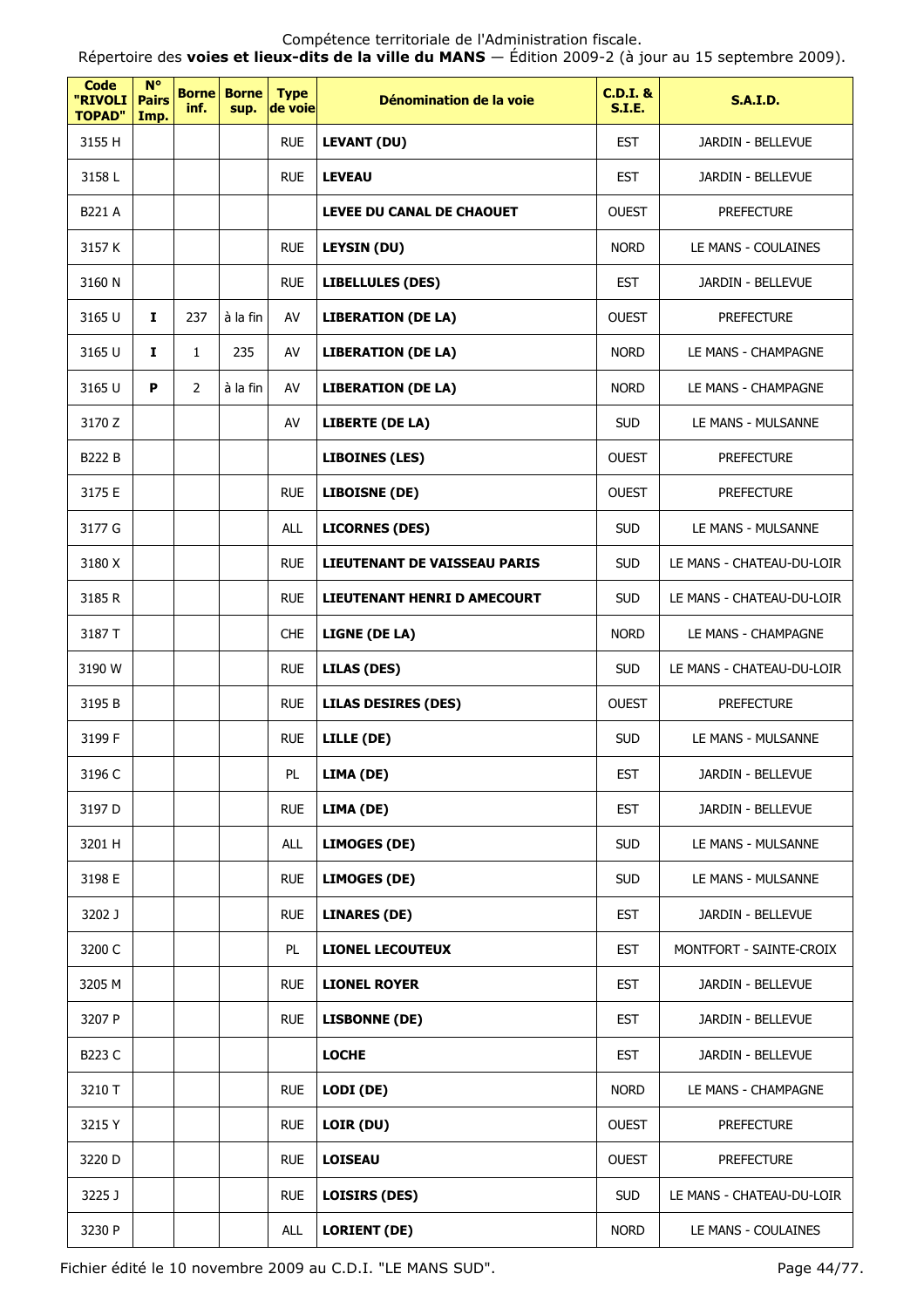Compétence territoriale de l'Administration fiscale.
Répertoire des **voies et lieux-dits de la ville du MANS** — Édition 2009-2 (à jour au 15 septembre 2009).

| Code "RIVOLI TOPAD" | N° Pairs Imp. | Borne inf. | Borne sup. | Type de voie | Dénomination de la voie | C.D.I. & S.I.E. | S.A.I.D. |
|---|---|---|---|---|---|---|---|
| 3155 H | | | | RUE | **LEVANT (DU)** | EST | JARDIN - BELLEVUE |
| 3158 L | | | | RUE | **LEVEAU** | EST | JARDIN - BELLEVUE |
| B221 A | | | | | **LEVEE DU CANAL DE CHAOUET** | OUEST | PREFECTURE |
| 3157 K | | | | RUE | **LEYSIN (DU)** | NORD | LE MANS - COULAINES |
| 3160 N | | | | RUE | **LIBELLULES (DES)** | EST | JARDIN - BELLEVUE |
| 3165 U | **I** | 237 | à la fin | AV | **LIBERATION (DE LA)** | OUEST | PREFECTURE |
| 3165 U | **I** | 1 | 235 | AV | **LIBERATION (DE LA)** | NORD | LE MANS - CHAMPAGNE |
| 3165 U | **P** | 2 | à la fin | AV | **LIBERATION (DE LA)** | NORD | LE MANS - CHAMPAGNE |
| 3170 Z | | | | AV | **LIBERTE (DE LA)** | SUD | LE MANS - MULSANNE |
| B222 B | | | | | **LIBOINES (LES)** | OUEST | PREFECTURE |
| 3175 E | | | | RUE | **LIBOISNE (DE)** | OUEST | PREFECTURE |
| 3177 G | | | | ALL | **LICORNES (DES)** | SUD | LE MANS - MULSANNE |
| 3180 X | | | | RUE | **LIEUTENANT DE VAISSEAU PARIS** | SUD | LE MANS - CHATEAU-DU-LOIR |
| 3185 R | | | | RUE | **LIEUTENANT HENRI D AMECOURT** | SUD | LE MANS - CHATEAU-DU-LOIR |
| 3187 T | | | | CHE | **LIGNE (DE LA)** | NORD | LE MANS - CHAMPAGNE |
| 3190 W | | | | RUE | **LILAS (DES)** | SUD | LE MANS - CHATEAU-DU-LOIR |
| 3195 B | | | | RUE | **LILAS DESIRES (DES)** | OUEST | PREFECTURE |
| 3199 F | | | | RUE | **LILLE (DE)** | SUD | LE MANS - MULSANNE |
| 3196 C | | | | PL | **LIMA (DE)** | EST | JARDIN - BELLEVUE |
| 3197 D | | | | RUE | **LIMA (DE)** | EST | JARDIN - BELLEVUE |
| 3201 H | | | | ALL | **LIMOGES (DE)** | SUD | LE MANS - MULSANNE |
| 3198 E | | | | RUE | **LIMOGES (DE)** | SUD | LE MANS - MULSANNE |
| 3202 J | | | | RUE | **LINARES (DE)** | EST | JARDIN - BELLEVUE |
| 3200 C | | | | PL | **LIONEL LECOUTEUX** | EST | MONTFORT - SAINTE-CROIX |
| 3205 M | | | | RUE | **LIONEL ROYER** | EST | JARDIN - BELLEVUE |
| 3207 P | | | | RUE | **LISBONNE (DE)** | EST | JARDIN - BELLEVUE |
| B223 C | | | | | **LOCHE** | EST | JARDIN - BELLEVUE |
| 3210 T | | | | RUE | **LODI (DE)** | NORD | LE MANS - CHAMPAGNE |
| 3215 Y | | | | RUE | **LOIR (DU)** | OUEST | PREFECTURE |
| 3220 D | | | | RUE | **LOISEAU** | OUEST | PREFECTURE |
| 3225 J | | | | RUE | **LOISIRS (DES)** | SUD | LE MANS - CHATEAU-DU-LOIR |
| 3230 P | | | | ALL | **LORIENT (DE)** | NORD | LE MANS - COULAINES |

Fichier édité le 10 novembre 2009 au C.D.I. "LE MANS SUD".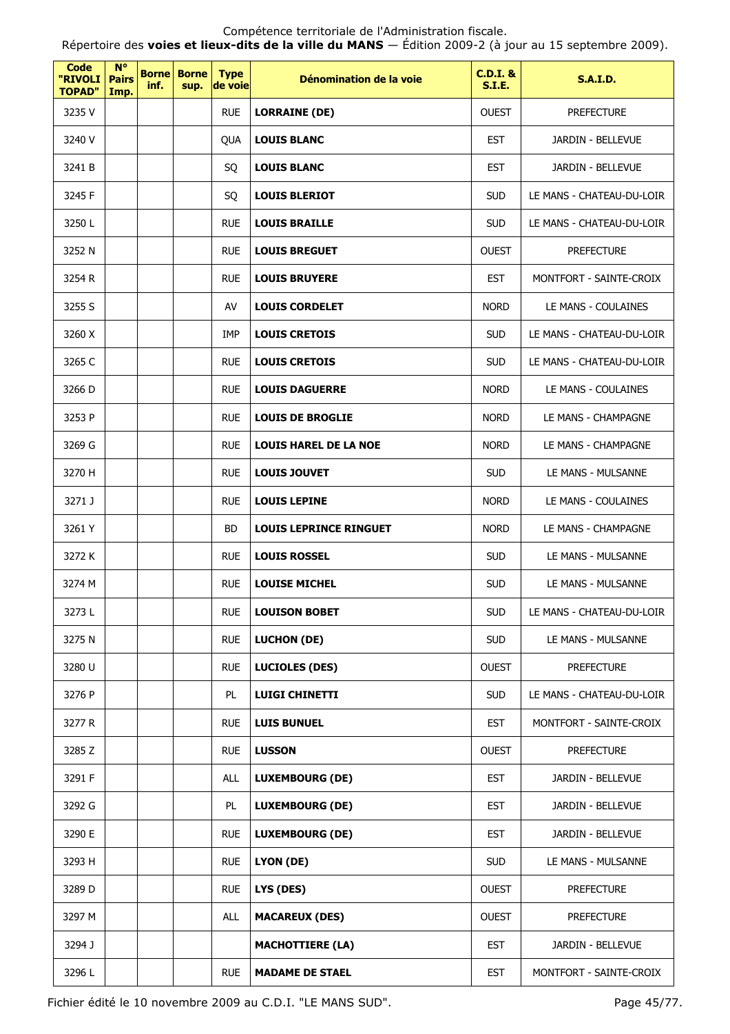Compétence territoriale de l'Administration fiscale.
Répertoire des **voies et lieux-dits de la ville du MANS** — Édition 2009-2 (à jour au 15 septembre 2009).

| Code "RIVOLI TOPAD" | N° Pairs Imp. | Borne inf. | Borne sup. | Type de voie | Dénomination de la voie | C.D.I. & S.I.E. | S.A.I.D. |
|---|---|---|---|---|---|---|---|
| 3235 V | | | | RUE | **LORRAINE (DE)** | OUEST | PREFECTURE |
| 3240 V | | | | QUA | **LOUIS BLANC** | EST | JARDIN - BELLEVUE |
| 3241 B | | | | SQ | **LOUIS BLANC** | EST | JARDIN - BELLEVUE |
| 3245 F | | | | SQ | **LOUIS BLERIOT** | SUD | LE MANS - CHATEAU-DU-LOIR |
| 3250 L | | | | RUE | **LOUIS BRAILLE** | SUD | LE MANS - CHATEAU-DU-LOIR |
| 3252 N | | | | RUE | **LOUIS BREGUET** | OUEST | PREFECTURE |
| 3254 R | | | | RUE | **LOUIS BRUYERE** | EST | MONTFORT - SAINTE-CROIX |
| 3255 S | | | | AV | **LOUIS CORDELET** | NORD | LE MANS - COULAINES |
| 3260 X | | | | IMP | **LOUIS CRETOIS** | SUD | LE MANS - CHATEAU-DU-LOIR |
| 3265 C | | | | RUE | **LOUIS CRETOIS** | SUD | LE MANS - CHATEAU-DU-LOIR |
| 3266 D | | | | RUE | **LOUIS DAGUERRE** | NORD | LE MANS - COULAINES |
| 3253 P | | | | RUE | **LOUIS DE BROGLIE** | NORD | LE MANS - CHAMPAGNE |
| 3269 G | | | | RUE | **LOUIS HAREL DE LA NOE** | NORD | LE MANS - CHAMPAGNE |
| 3270 H | | | | RUE | **LOUIS JOUVET** | SUD | LE MANS - MULSANNE |
| 3271 J | | | | RUE | **LOUIS LEPINE** | NORD | LE MANS - COULAINES |
| 3261 Y | | | | BD | **LOUIS LEPRINCE RINGUET** | NORD | LE MANS - CHAMPAGNE |
| 3272 K | | | | RUE | **LOUIS ROSSEL** | SUD | LE MANS - MULSANNE |
| 3274 M | | | | RUE | **LOUISE MICHEL** | SUD | LE MANS - MULSANNE |
| 3273 L | | | | RUE | **LOUISON BOBET** | SUD | LE MANS - CHATEAU-DU-LOIR |
| 3275 N | | | | RUE | **LUCHON (DE)** | SUD | LE MANS - MULSANNE |
| 3280 U | | | | RUE | **LUCIOLES (DES)** | OUEST | PREFECTURE |
| 3276 P | | | | PL | **LUIGI CHINETTI** | SUD | LE MANS - CHATEAU-DU-LOIR |
| 3277 R | | | | RUE | **LUIS BUNUEL** | EST | MONTFORT - SAINTE-CROIX |
| 3285 Z | | | | RUE | **LUSSON** | OUEST | PREFECTURE |
| 3291 F | | | | ALL | **LUXEMBOURG (DE)** | EST | JARDIN - BELLEVUE |
| 3292 G | | | | PL | **LUXEMBOURG (DE)** | EST | JARDIN - BELLEVUE |
| 3290 E | | | | RUE | **LUXEMBOURG (DE)** | EST | JARDIN - BELLEVUE |
| 3293 H | | | | RUE | **LYON (DE)** | SUD | LE MANS - MULSANNE |
| 3289 D | | | | RUE | **LYS (DES)** | OUEST | PREFECTURE |
| 3297 M | | | | ALL | **MACAREUX (DES)** | OUEST | PREFECTURE |
| 3294 J | | | | | **MACHOTTIERE (LA)** | EST | JARDIN - BELLEVUE |
| 3296 L | | | | RUE | **MADAME DE STAEL** | EST | MONTFORT - SAINTE-CROIX |

Fichier édité le 10 novembre 2009 au C.D.I. "LE MANS SUD".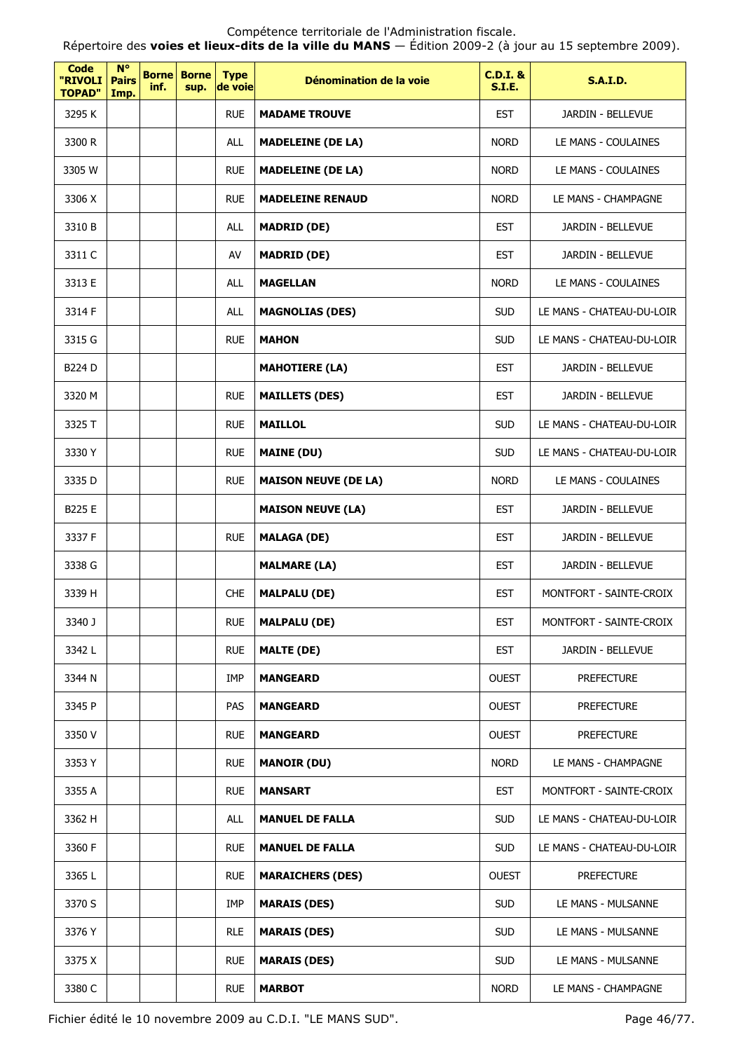Compétence territoriale de l'Administration fiscale.
Répertoire des **voies et lieux-dits de la ville du MANS** — Édition 2009-2 (à jour au 15 septembre 2009).

| Code "RIVOLI TOPAD" | N° Pairs Imp. | Borne inf. | Borne sup. | Type de voie | Dénomination de la voie | C.D.I. & S.I.E. | S.A.I.D. |
|---|---|---|---|---|---|---|---|
| 3295 K | | | | RUE | **MADAME TROUVE** | EST | JARDIN - BELLEVUE |
| 3300 R | | | | ALL | **MADELEINE (DE LA)** | NORD | LE MANS - COULAINES |
| 3305 W | | | | RUE | **MADELEINE (DE LA)** | NORD | LE MANS - COULAINES |
| 3306 X | | | | RUE | **MADELEINE RENAUD** | NORD | LE MANS - CHAMPAGNE |
| 3310 B | | | | ALL | **MADRID (DE)** | EST | JARDIN - BELLEVUE |
| 3311 C | | | | AV | **MADRID (DE)** | EST | JARDIN - BELLEVUE |
| 3313 E | | | | ALL | **MAGELLAN** | NORD | LE MANS - COULAINES |
| 3314 F | | | | ALL | **MAGNOLIAS (DES)** | SUD | LE MANS - CHATEAU-DU-LOIR |
| 3315 G | | | | RUE | **MAHON** | SUD | LE MANS - CHATEAU-DU-LOIR |
| B224 D | | | | | **MAHOTIERE (LA)** | EST | JARDIN - BELLEVUE |
| 3320 M | | | | RUE | **MAILLETS (DES)** | EST | JARDIN - BELLEVUE |
| 3325 T | | | | RUE | **MAILLOL** | SUD | LE MANS - CHATEAU-DU-LOIR |
| 3330 Y | | | | RUE | **MAINE (DU)** | SUD | LE MANS - CHATEAU-DU-LOIR |
| 3335 D | | | | RUE | **MAISON NEUVE (DE LA)** | NORD | LE MANS - COULAINES |
| B225 E | | | | | **MAISON NEUVE (LA)** | EST | JARDIN - BELLEVUE |
| 3337 F | | | | RUE | **MALAGA (DE)** | EST | JARDIN - BELLEVUE |
| 3338 G | | | | | **MALMARE (LA)** | EST | JARDIN - BELLEVUE |
| 3339 H | | | | CHE | **MALPALU (DE)** | EST | MONTFORT - SAINTE-CROIX |
| 3340 J | | | | RUE | **MALPALU (DE)** | EST | MONTFORT - SAINTE-CROIX |
| 3342 L | | | | RUE | **MALTE (DE)** | EST | JARDIN - BELLEVUE |
| 3344 N | | | | IMP | **MANGEARD** | OUEST | PREFECTURE |
| 3345 P | | | | PAS | **MANGEARD** | OUEST | PREFECTURE |
| 3350 V | | | | RUE | **MANGEARD** | OUEST | PREFECTURE |
| 3353 Y | | | | RUE | **MANOIR (DU)** | NORD | LE MANS - CHAMPAGNE |
| 3355 A | | | | RUE | **MANSART** | EST | MONTFORT - SAINTE-CROIX |
| 3362 H | | | | ALL | **MANUEL DE FALLA** | SUD | LE MANS - CHATEAU-DU-LOIR |
| 3360 F | | | | RUE | **MANUEL DE FALLA** | SUD | LE MANS - CHATEAU-DU-LOIR |
| 3365 L | | | | RUE | **MARAICHERS (DES)** | OUEST | PREFECTURE |
| 3370 S | | | | IMP | **MARAIS (DES)** | SUD | LE MANS - MULSANNE |
| 3376 Y | | | | RLE | **MARAIS (DES)** | SUD | LE MANS - MULSANNE |
| 3375 X | | | | RUE | **MARAIS (DES)** | SUD | LE MANS - MULSANNE |
| 3380 C | | | | RUE | **MARBOT** | NORD | LE MANS - CHAMPAGNE |

Fichier édité le 10 novembre 2009 au C.D.I. "LE MANS SUD".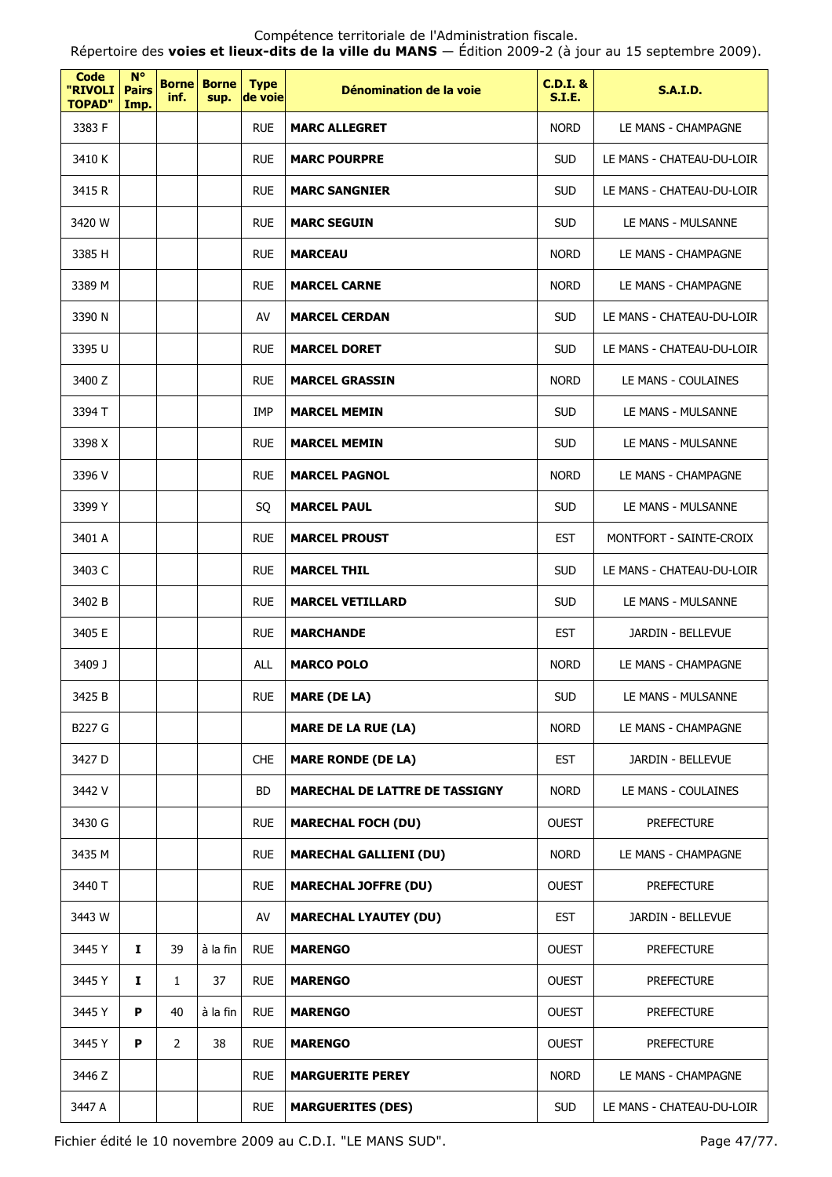Compétence territoriale de l'Administration fiscale.

Répertoire des **voies et lieux-dits de la ville du MANS** — Édition 2009-2 (à jour au 15 septembre 2009).

| Code "RIVOLI TOPAD" | N° Pairs Imp. | Borne inf. | Borne sup. | Type de voie | Dénomination de la voie | C.D.I. & S.I.E. | S.A.I.D. |
|---|---|---|---|---|---|---|---|
| 3383 F | | | | RUE | **MARC ALLEGRET** | NORD | LE MANS - CHAMPAGNE |
| 3410 K | | | | RUE | **MARC POURPRE** | SUD | LE MANS - CHATEAU-DU-LOIR |
| 3415 R | | | | RUE | **MARC SANGNIER** | SUD | LE MANS - CHATEAU-DU-LOIR |
| 3420 W | | | | RUE | **MARC SEGUIN** | SUD | LE MANS - MULSANNE |
| 3385 H | | | | RUE | **MARCEAU** | NORD | LE MANS - CHAMPAGNE |
| 3389 M | | | | RUE | **MARCEL CARNE** | NORD | LE MANS - CHAMPAGNE |
| 3390 N | | | | AV | **MARCEL CERDAN** | SUD | LE MANS - CHATEAU-DU-LOIR |
| 3395 U | | | | RUE | **MARCEL DORET** | SUD | LE MANS - CHATEAU-DU-LOIR |
| 3400 Z | | | | RUE | **MARCEL GRASSIN** | NORD | LE MANS - COULAINES |
| 3394 T | | | | IMP | **MARCEL MEMIN** | SUD | LE MANS - MULSANNE |
| 3398 X | | | | RUE | **MARCEL MEMIN** | SUD | LE MANS - MULSANNE |
| 3396 V | | | | RUE | **MARCEL PAGNOL** | NORD | LE MANS - CHAMPAGNE |
| 3399 Y | | | | SQ | **MARCEL PAUL** | SUD | LE MANS - MULSANNE |
| 3401 A | | | | RUE | **MARCEL PROUST** | EST | MONTFORT - SAINTE-CROIX |
| 3403 C | | | | RUE | **MARCEL THIL** | SUD | LE MANS - CHATEAU-DU-LOIR |
| 3402 B | | | | RUE | **MARCEL VETILLARD** | SUD | LE MANS - MULSANNE |
| 3405 E | | | | RUE | **MARCHANDE** | EST | JARDIN - BELLEVUE |
| 3409 J | | | | ALL | **MARCO POLO** | NORD | LE MANS - CHAMPAGNE |
| 3425 B | | | | RUE | **MARE (DE LA)** | SUD | LE MANS - MULSANNE |
| B227 G | | | | | **MARE DE LA RUE (LA)** | NORD | LE MANS - CHAMPAGNE |
| 3427 D | | | | CHE | **MARE RONDE (DE LA)** | EST | JARDIN - BELLEVUE |
| 3442 V | | | | BD | **MARECHAL DE LATTRE DE TASSIGNY** | NORD | LE MANS - COULAINES |
| 3430 G | | | | RUE | **MARECHAL FOCH (DU)** | OUEST | PREFECTURE |
| 3435 M | | | | RUE | **MARECHAL GALLIENI (DU)** | NORD | LE MANS - CHAMPAGNE |
| 3440 T | | | | RUE | **MARECHAL JOFFRE (DU)** | OUEST | PREFECTURE |
| 3443 W | | | | AV | **MARECHAL LYAUTEY (DU)** | EST | JARDIN - BELLEVUE |
| 3445 Y | **I** | 39 | à la fin | RUE | **MARENGO** | OUEST | PREFECTURE |
| 3445 Y | **I** | 1 | 37 | RUE | **MARENGO** | OUEST | PREFECTURE |
| 3445 Y | **P** | 40 | à la fin | RUE | **MARENGO** | OUEST | PREFECTURE |
| 3445 Y | **P** | 2 | 38 | RUE | **MARENGO** | OUEST | PREFECTURE |
| 3446 Z | | | | RUE | **MARGUERITE PEREY** | NORD | LE MANS - CHAMPAGNE |
| 3447 A | | | | RUE | **MARGUERITES (DES)** | SUD | LE MANS - CHATEAU-DU-LOIR |

Fichier édité le 10 novembre 2009 au C.D.I. "LE MANS SUD".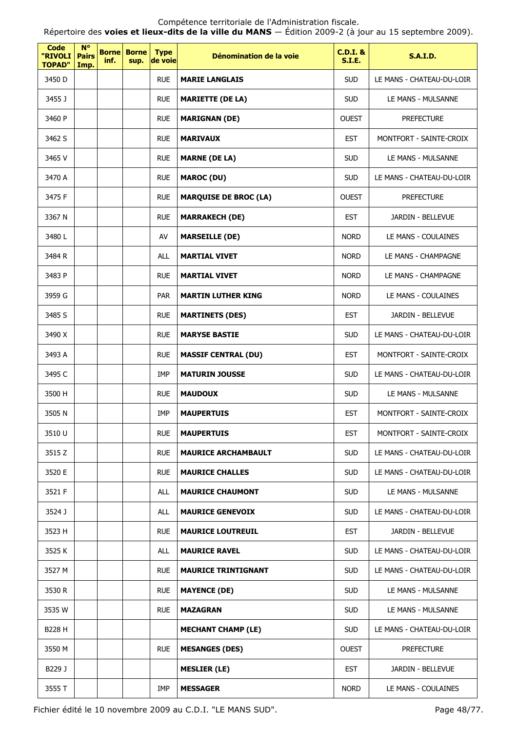Compétence territoriale de l'Administration fiscale.
Répertoire des **voies et lieux-dits de la ville du MANS** — Édition 2009-2 (à jour au 15 septembre 2009).

| Code "RIVOLI TOPAD" | N° Pairs Imp. | Borne inf. | Borne sup. | Type de voie | Dénomination de la voie | C.D.I. & S.I.E. | S.A.I.D. |
|---|---|---|---|---|---|---|---|
| 3450 D | | | | RUE | **MARIE LANGLAIS** | SUD | LE MANS - CHATEAU-DU-LOIR |
| 3455 J | | | | RUE | **MARIETTE (DE LA)** | SUD | LE MANS - MULSANNE |
| 3460 P | | | | RUE | **MARIGNAN (DE)** | OUEST | PREFECTURE |
| 3462 S | | | | RUE | **MARIVAUX** | EST | MONTFORT - SAINTE-CROIX |
| 3465 V | | | | RUE | **MARNE (DE LA)** | SUD | LE MANS - MULSANNE |
| 3470 A | | | | RUE | **MAROC (DU)** | SUD | LE MANS - CHATEAU-DU-LOIR |
| 3475 F | | | | RUE | **MARQUISE DE BROC (LA)** | OUEST | PREFECTURE |
| 3367 N | | | | RUE | **MARRAKECH (DE)** | EST | JARDIN - BELLEVUE |
| 3480 L | | | | AV | **MARSEILLE (DE)** | NORD | LE MANS - COULAINES |
| 3484 R | | | | ALL | **MARTIAL VIVET** | NORD | LE MANS - CHAMPAGNE |
| 3483 P | | | | RUE | **MARTIAL VIVET** | NORD | LE MANS - CHAMPAGNE |
| 3959 G | | | | PAR | **MARTIN LUTHER KING** | NORD | LE MANS - COULAINES |
| 3485 S | | | | RUE | **MARTINETS (DES)** | EST | JARDIN - BELLEVUE |
| 3490 X | | | | RUE | **MARYSE BASTIE** | SUD | LE MANS - CHATEAU-DU-LOIR |
| 3493 A | | | | RUE | **MASSIF CENTRAL (DU)** | EST | MONTFORT - SAINTE-CROIX |
| 3495 C | | | | IMP | **MATURIN JOUSSE** | SUD | LE MANS - CHATEAU-DU-LOIR |
| 3500 H | | | | RUE | **MAUDOUX** | SUD | LE MANS - MULSANNE |
| 3505 N | | | | IMP | **MAUPERTUIS** | EST | MONTFORT - SAINTE-CROIX |
| 3510 U | | | | RUE | **MAUPERTUIS** | EST | MONTFORT - SAINTE-CROIX |
| 3515 Z | | | | RUE | **MAURICE ARCHAMBAULT** | SUD | LE MANS - CHATEAU-DU-LOIR |
| 3520 E | | | | RUE | **MAURICE CHALLES** | SUD | LE MANS - CHATEAU-DU-LOIR |
| 3521 F | | | | ALL | **MAURICE CHAUMONT** | SUD | LE MANS - MULSANNE |
| 3524 J | | | | ALL | **MAURICE GENEVOIX** | SUD | LE MANS - CHATEAU-DU-LOIR |
| 3523 H | | | | RUE | **MAURICE LOUTREUIL** | EST | JARDIN - BELLEVUE |
| 3525 K | | | | ALL | **MAURICE RAVEL** | SUD | LE MANS - CHATEAU-DU-LOIR |
| 3527 M | | | | RUE | **MAURICE TRINTIGNANT** | SUD | LE MANS - CHATEAU-DU-LOIR |
| 3530 R | | | | RUE | **MAYENCE (DE)** | SUD | LE MANS - MULSANNE |
| 3535 W | | | | RUE | **MAZAGRAN** | SUD | LE MANS - MULSANNE |
| B228 H | | | | | **MECHANT CHAMP (LE)** | SUD | LE MANS - CHATEAU-DU-LOIR |
| 3550 M | | | | RUE | **MESANGES (DES)** | OUEST | PREFECTURE |
| B229 J | | | | | **MESLIER (LE)** | EST | JARDIN - BELLEVUE |
| 3555 T | | | | IMP | **MESSAGER** | NORD | LE MANS - COULAINES |

Fichier édité le 10 novembre 2009 au C.D.I. "LE MANS SUD".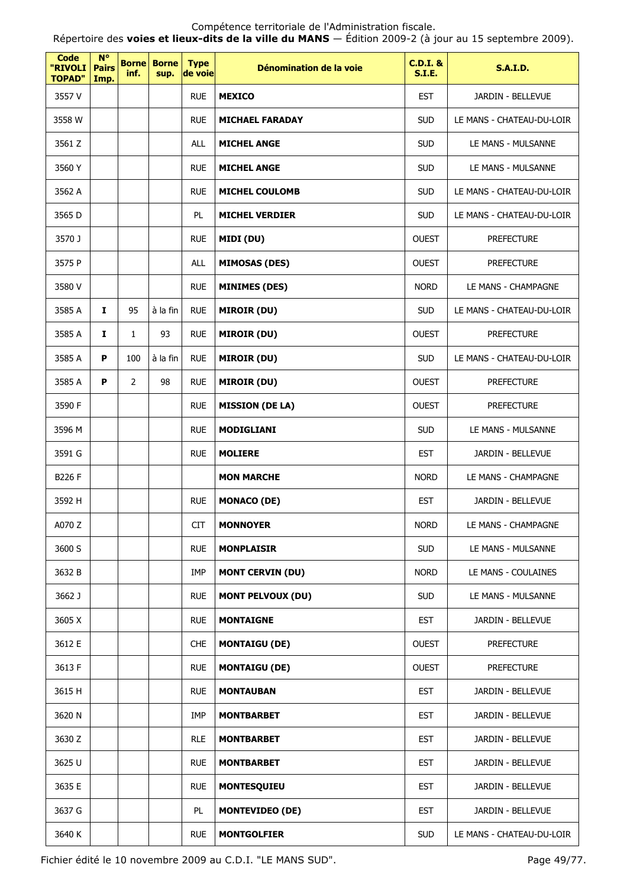Compétence territoriale de l'Administration fiscale.
Répertoire des **voies et lieux-dits de la ville du MANS** — Édition 2009-2 (à jour au 15 septembre 2009).

| Code "RIVOLI TOPAD" | N° Pairs Imp. | Borne inf. | Borne sup. | Type de voie | Dénomination de la voie | C.D.I. & S.I.E. | S.A.I.D. |
|---|---|---|---|---|---|---|---|
| 3557 V | | | | RUE | **MEXICO** | EST | JARDIN - BELLEVUE |
| 3558 W | | | | RUE | **MICHAEL FARADAY** | SUD | LE MANS - CHATEAU-DU-LOIR |
| 3561 Z | | | | ALL | **MICHEL ANGE** | SUD | LE MANS - MULSANNE |
| 3560 Y | | | | RUE | **MICHEL ANGE** | SUD | LE MANS - MULSANNE |
| 3562 A | | | | RUE | **MICHEL COULOMB** | SUD | LE MANS - CHATEAU-DU-LOIR |
| 3565 D | | | | PL | **MICHEL VERDIER** | SUD | LE MANS - CHATEAU-DU-LOIR |
| 3570 J | | | | RUE | **MIDI (DU)** | OUEST | PREFECTURE |
| 3575 P | | | | ALL | **MIMOSAS (DES)** | OUEST | PREFECTURE |
| 3580 V | | | | RUE | **MINIMES (DES)** | NORD | LE MANS - CHAMPAGNE |
| 3585 A | **I** | 95 | à la fin | RUE | **MIROIR (DU)** | SUD | LE MANS - CHATEAU-DU-LOIR |
| 3585 A | **I** | 1 | 93 | RUE | **MIROIR (DU)** | OUEST | PREFECTURE |
| 3585 A | **P** | 100 | à la fin | RUE | **MIROIR (DU)** | SUD | LE MANS - CHATEAU-DU-LOIR |
| 3585 A | **P** | 2 | 98 | RUE | **MIROIR (DU)** | OUEST | PREFECTURE |
| 3590 F | | | | RUE | **MISSION (DE LA)** | OUEST | PREFECTURE |
| 3596 M | | | | RUE | **MODIGLIANI** | SUD | LE MANS - MULSANNE |
| 3591 G | | | | RUE | **MOLIERE** | EST | JARDIN - BELLEVUE |
| B226 F | | | | | **MON MARCHE** | NORD | LE MANS - CHAMPAGNE |
| 3592 H | | | | RUE | **MONACO (DE)** | EST | JARDIN - BELLEVUE |
| A070 Z | | | | CIT | **MONNOYER** | NORD | LE MANS - CHAMPAGNE |
| 3600 S | | | | RUE | **MONPLAISIR** | SUD | LE MANS - MULSANNE |
| 3632 B | | | | IMP | **MONT CERVIN (DU)** | NORD | LE MANS - COULAINES |
| 3662 J | | | | RUE | **MONT PELVOUX (DU)** | SUD | LE MANS - MULSANNE |
| 3605 X | | | | RUE | **MONTAIGNE** | EST | JARDIN - BELLEVUE |
| 3612 E | | | | CHE | **MONTAIGU (DE)** | OUEST | PREFECTURE |
| 3613 F | | | | RUE | **MONTAIGU (DE)** | OUEST | PREFECTURE |
| 3615 H | | | | RUE | **MONTAUBAN** | EST | JARDIN - BELLEVUE |
| 3620 N | | | | IMP | **MONTBARBET** | EST | JARDIN - BELLEVUE |
| 3630 Z | | | | RLE | **MONTBARBET** | EST | JARDIN - BELLEVUE |
| 3625 U | | | | RUE | **MONTBARBET** | EST | JARDIN - BELLEVUE |
| 3635 E | | | | RUE | **MONTESQUIEU** | EST | JARDIN - BELLEVUE |
| 3637 G | | | | PL | **MONTEVIDEO (DE)** | EST | JARDIN - BELLEVUE |
| 3640 K | | | | RUE | **MONTGOLFIER** | SUD | LE MANS - CHATEAU-DU-LOIR |

Fichier édité le 10 novembre 2009 au C.D.I. "LE MANS SUD".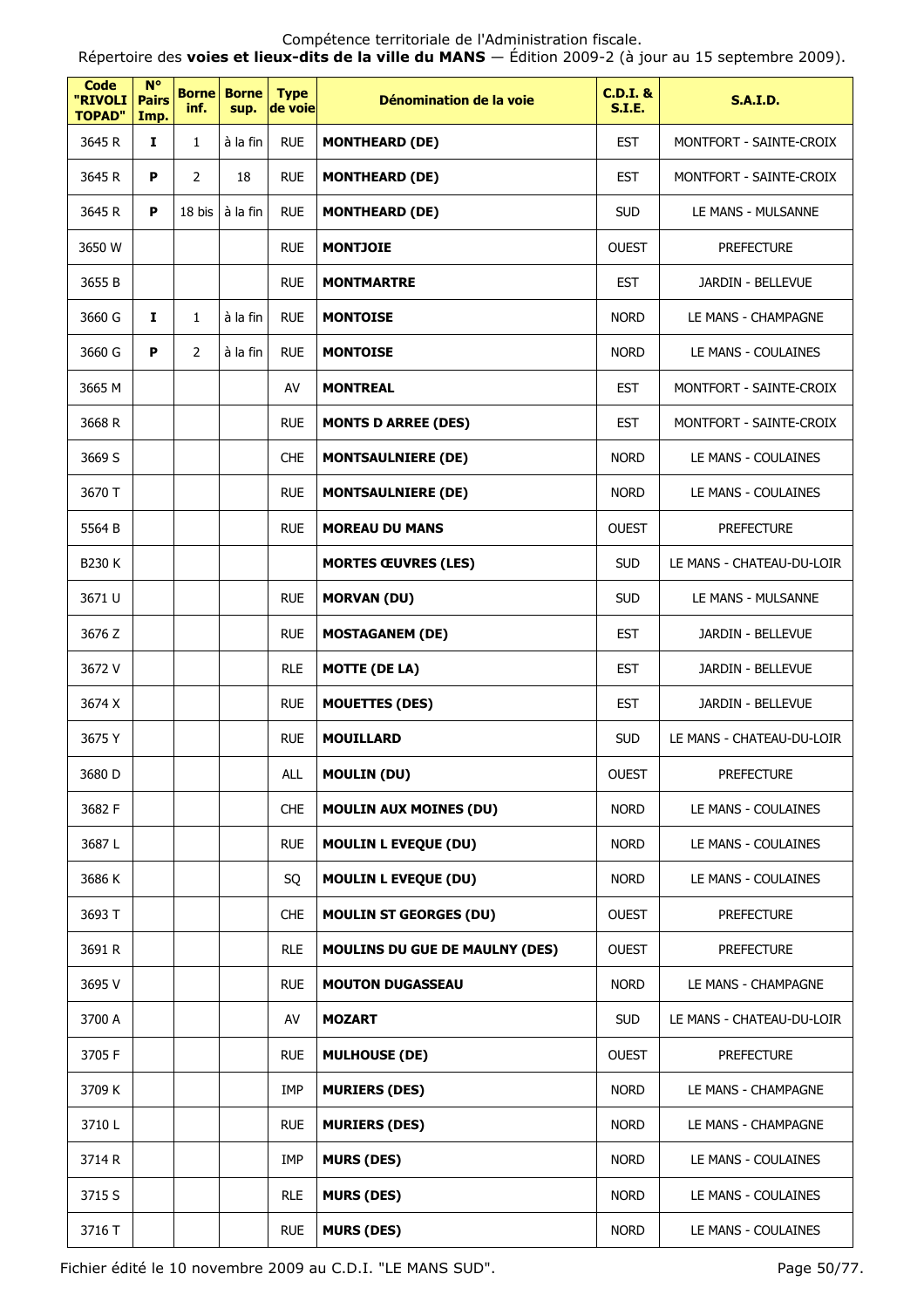| Code "RIVOLI TOPAD" | N° Pairs Imp. | Borne inf. | Borne sup. | Type de voie | Dénomination de la voie | C.D.I. & S.I.E. | S.A.I.D. |
|---|---|---|---|---|---|---|---|
| 3645 R | I | 1 | à la fin | RUE | **MONTHEARD (DE)** | EST | MONTFORT - SAINTE-CROIX |
| 3645 R | P | 2 | 18 | RUE | **MONTHEARD (DE)** | EST | MONTFORT - SAINTE-CROIX |
| 3645 R | P | 18 bis | à la fin | RUE | **MONTHEARD (DE)** | SUD | LE MANS - MULSANNE |
| 3650 W | | | | RUE | **MONTJOIE** | OUEST | PREFECTURE |
| 3655 B | | | | RUE | **MONTMARTRE** | EST | JARDIN - BELLEVUE |
| 3660 G | I | 1 | à la fin | RUE | **MONTOISE** | NORD | LE MANS - CHAMPAGNE |
| 3660 G | P | 2 | à la fin | RUE | **MONTOISE** | NORD | LE MANS - COULAINES |
| 3665 M | | | | AV | **MONTREAL** | EST | MONTFORT - SAINTE-CROIX |
| 3668 R | | | | RUE | **MONTS D ARREE (DES)** | EST | MONTFORT - SAINTE-CROIX |
| 3669 S | | | | CHE | **MONTSAULNIERE (DE)** | NORD | LE MANS - COULAINES |
| 3670 T | | | | RUE | **MONTSAULNIERE (DE)** | NORD | LE MANS - COULAINES |
| 5564 B | | | | RUE | **MOREAU DU MANS** | OUEST | PREFECTURE |
| B230 K | | | | | **MORTES ŒUVRES (LES)** | SUD | LE MANS - CHATEAU-DU-LOIR |
| 3671 U | | | | RUE | **MORVAN (DU)** | SUD | LE MANS - MULSANNE |
| 3676 Z | | | | RUE | **MOSTAGANEM (DE)** | EST | JARDIN - BELLEVUE |
| 3672 V | | | | RLE | **MOTTE (DE LA)** | EST | JARDIN - BELLEVUE |
| 3674 X | | | | RUE | **MOUETTES (DES)** | EST | JARDIN - BELLEVUE |
| 3675 Y | | | | RUE | **MOUILLARD** | SUD | LE MANS - CHATEAU-DU-LOIR |
| 3680 D | | | | ALL | **MOULIN (DU)** | OUEST | PREFECTURE |
| 3682 F | | | | CHE | **MOULIN AUX MOINES (DU)** | NORD | LE MANS - COULAINES |
| 3687 L | | | | RUE | **MOULIN L EVEQUE (DU)** | NORD | LE MANS - COULAINES |
| 3686 K | | | | SQ | **MOULIN L EVEQUE (DU)** | NORD | LE MANS - COULAINES |
| 3693 T | | | | CHE | **MOULIN ST GEORGES (DU)** | OUEST | PREFECTURE |
| 3691 R | | | | RLE | **MOULINS DU GUE DE MAULNY (DES)** | OUEST | PREFECTURE |
| 3695 V | | | | RUE | **MOUTON DUGASSEAU** | NORD | LE MANS - CHAMPAGNE |
| 3700 A | | | | AV | **MOZART** | SUD | LE MANS - CHATEAU-DU-LOIR |
| 3705 F | | | | RUE | **MULHOUSE (DE)** | OUEST | PREFECTURE |
| 3709 K | | | | IMP | **MURIERS (DES)** | NORD | LE MANS - CHAMPAGNE |
| 3710 L | | | | RUE | **MURIERS (DES)** | NORD | LE MANS - CHAMPAGNE |
| 3714 R | | | | IMP | **MURS (DES)** | NORD | LE MANS - COULAINES |
| 3715 S | | | | RLE | **MURS (DES)** | NORD | LE MANS - COULAINES |
| 3716 T | | | | RUE | **MURS (DES)** | NORD | LE MANS - COULAINES |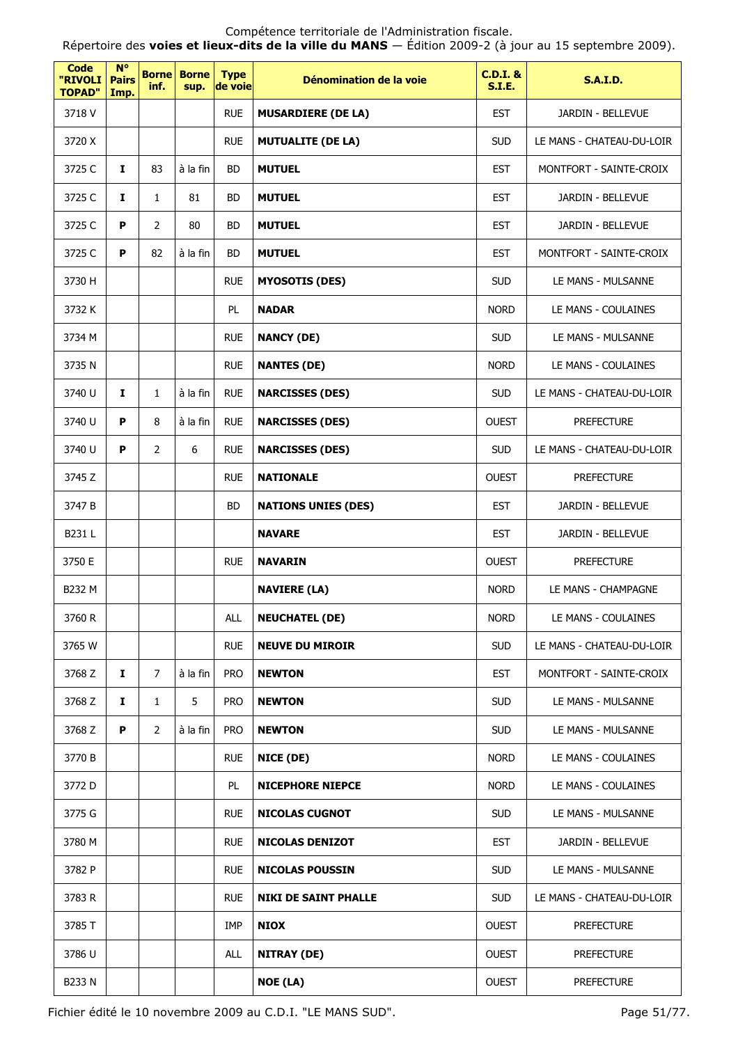Compétence territoriale de l'Administration fiscale.
Répertoire des **voies et lieux-dits de la ville du MANS** — Édition 2009-2 (à jour au 15 septembre 2009).

| Code "RIVOLI TOPAD" | N° Pairs Imp. | Borne inf. | Borne sup. | Type de voie | Dénomination de la voie | C.D.I. & S.I.E. | S.A.I.D. |
|---|---|---|---|---|---|---|---|
| 3718 V | | | | RUE | **MUSARDIERE (DE LA)** | EST | JARDIN - BELLEVUE |
| 3720 X | | | | RUE | **MUTUALITE (DE LA)** | SUD | LE MANS - CHATEAU-DU-LOIR |
| 3725 C | **I** | 83 | à la fin | BD | **MUTUEL** | EST | MONTFORT - SAINTE-CROIX |
| 3725 C | **I** | 1 | 81 | BD | **MUTUEL** | EST | JARDIN - BELLEVUE |
| 3725 C | **P** | 2 | 80 | BD | **MUTUEL** | EST | JARDIN - BELLEVUE |
| 3725 C | **P** | 82 | à la fin | BD | **MUTUEL** | EST | MONTFORT - SAINTE-CROIX |
| 3730 H | | | | RUE | **MYOSOTIS (DES)** | SUD | LE MANS - MULSANNE |
| 3732 K | | | | PL | **NADAR** | NORD | LE MANS - COULAINES |
| 3734 M | | | | RUE | **NANCY (DE)** | SUD | LE MANS - MULSANNE |
| 3735 N | | | | RUE | **NANTES (DE)** | NORD | LE MANS - COULAINES |
| 3740 U | **I** | 1 | à la fin | RUE | **NARCISSES (DES)** | SUD | LE MANS - CHATEAU-DU-LOIR |
| 3740 U | **P** | 8 | à la fin | RUE | **NARCISSES (DES)** | OUEST | PREFECTURE |
| 3740 U | **P** | 2 | 6 | RUE | **NARCISSES (DES)** | SUD | LE MANS - CHATEAU-DU-LOIR |
| 3745 Z | | | | RUE | **NATIONALE** | OUEST | PREFECTURE |
| 3747 B | | | | BD | **NATIONS UNIES (DES)** | EST | JARDIN - BELLEVUE |
| B231 L | | | | | **NAVARE** | EST | JARDIN - BELLEVUE |
| 3750 E | | | | RUE | **NAVARIN** | OUEST | PREFECTURE |
| B232 M | | | | | **NAVIERE (LA)** | NORD | LE MANS - CHAMPAGNE |
| 3760 R | | | | ALL | **NEUCHATEL (DE)** | NORD | LE MANS - COULAINES |
| 3765 W | | | | RUE | **NEUVE DU MIROIR** | SUD | LE MANS - CHATEAU-DU-LOIR |
| 3768 Z | **I** | 7 | à la fin | PRO | **NEWTON** | EST | MONTFORT - SAINTE-CROIX |
| 3768 Z | **I** | 1 | 5 | PRO | **NEWTON** | SUD | LE MANS - MULSANNE |
| 3768 Z | **P** | 2 | à la fin | PRO | **NEWTON** | SUD | LE MANS - MULSANNE |
| 3770 B | | | | RUE | **NICE (DE)** | NORD | LE MANS - COULAINES |
| 3772 D | | | | PL | **NICEPHORE NIEPCE** | NORD | LE MANS - COULAINES |
| 3775 G | | | | RUE | **NICOLAS CUGNOT** | SUD | LE MANS - MULSANNE |
| 3780 M | | | | RUE | **NICOLAS DENIZOT** | EST | JARDIN - BELLEVUE |
| 3782 P | | | | RUE | **NICOLAS POUSSIN** | SUD | LE MANS - MULSANNE |
| 3783 R | | | | RUE | **NIKI DE SAINT PHALLE** | SUD | LE MANS - CHATEAU-DU-LOIR |
| 3785 T | | | | IMP | **NIOX** | OUEST | PREFECTURE |
| 3786 U | | | | ALL | **NITRAY (DE)** | OUEST | PREFECTURE |
| B233 N | | | | | **NOE (LA)** | OUEST | PREFECTURE |

Fichier édité le 10 novembre 2009 au C.D.I. "LE MANS SUD".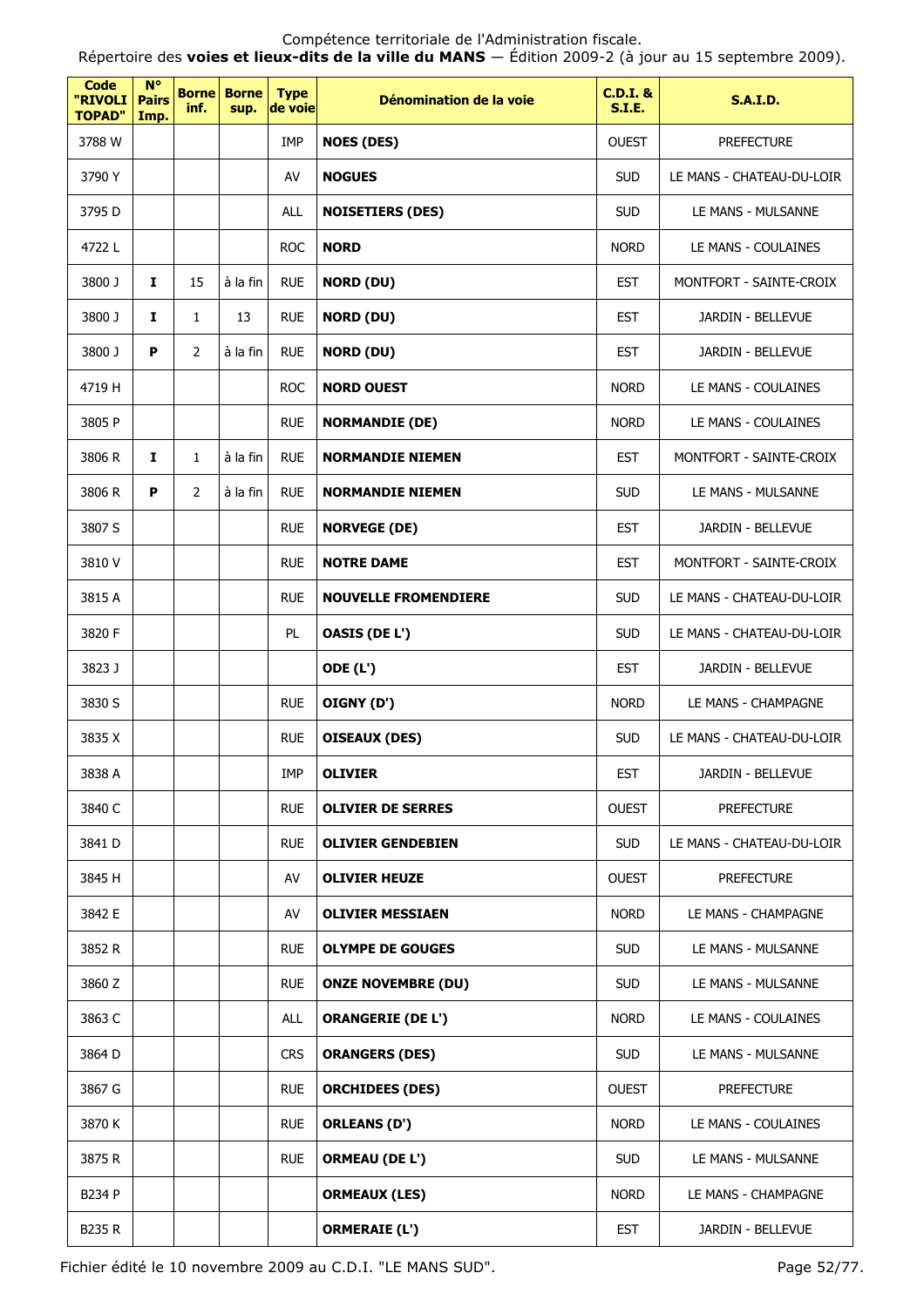Compétence territoriale de l'Administration fiscale.
Répertoire des **voies et lieux-dits de la ville du MANS** — Édition 2009-2 (à jour au 15 septembre 2009).

| Code "RIVOLI TOPAD" | N° Pairs Imp. | Borne inf. | Borne sup. | Type de voie | Dénomination de la voie | C.D.I. & S.I.E. | S.A.I.D. |
|---|---|---|---|---|---|---|---|
| 3788 W | | | | IMP | **NOES (DES)** | OUEST | PREFECTURE |
| 3790 Y | | | | AV | **NOGUES** | SUD | LE MANS - CHATEAU-DU-LOIR |
| 3795 D | | | | ALL | **NOISETIERS (DES)** | SUD | LE MANS - MULSANNE |
| 4722 L | | | | ROC | **NORD** | NORD | LE MANS - COULAINES |
| 3800 J | **I** | 15 | à la fin | RUE | **NORD (DU)** | EST | MONTFORT - SAINTE-CROIX |
| 3800 J | **I** | 1 | 13 | RUE | **NORD (DU)** | EST | JARDIN - BELLEVUE |
| 3800 J | **P** | 2 | à la fin | RUE | **NORD (DU)** | EST | JARDIN - BELLEVUE |
| 4719 H | | | | ROC | **NORD OUEST** | NORD | LE MANS - COULAINES |
| 3805 P | | | | RUE | **NORMANDIE (DE)** | NORD | LE MANS - COULAINES |
| 3806 R | **I** | 1 | à la fin | RUE | **NORMANDIE NIEMEN** | EST | MONTFORT - SAINTE-CROIX |
| 3806 R | **P** | 2 | à la fin | RUE | **NORMANDIE NIEMEN** | SUD | LE MANS - MULSANNE |
| 3807 S | | | | RUE | **NORVEGE (DE)** | EST | JARDIN - BELLEVUE |
| 3810 V | | | | RUE | **NOTRE DAME** | EST | MONTFORT - SAINTE-CROIX |
| 3815 A | | | | RUE | **NOUVELLE FROMENDIERE** | SUD | LE MANS - CHATEAU-DU-LOIR |
| 3820 F | | | | PL | **OASIS (DE L')** | SUD | LE MANS - CHATEAU-DU-LOIR |
| 3823 J | | | | | **ODE (L')** | EST | JARDIN - BELLEVUE |
| 3830 S | | | | RUE | **OIGNY (D')** | NORD | LE MANS - CHAMPAGNE |
| 3835 X | | | | RUE | **OISEAUX (DES)** | SUD | LE MANS - CHATEAU-DU-LOIR |
| 3838 A | | | | IMP | **OLIVIER** | EST | JARDIN - BELLEVUE |
| 3840 C | | | | RUE | **OLIVIER DE SERRES** | OUEST | PREFECTURE |
| 3841 D | | | | RUE | **OLIVIER GENDEBIEN** | SUD | LE MANS - CHATEAU-DU-LOIR |
| 3845 H | | | | AV | **OLIVIER HEUZE** | OUEST | PREFECTURE |
| 3842 E | | | | AV | **OLIVIER MESSIAEN** | NORD | LE MANS - CHAMPAGNE |
| 3852 R | | | | RUE | **OLYMPE DE GOUGES** | SUD | LE MANS - MULSANNE |
| 3860 Z | | | | RUE | **ONZE NOVEMBRE (DU)** | SUD | LE MANS - MULSANNE |
| 3863 C | | | | ALL | **ORANGERIE (DE L')** | NORD | LE MANS - COULAINES |
| 3864 D | | | | CRS | **ORANGERS (DES)** | SUD | LE MANS - MULSANNE |
| 3867 G | | | | RUE | **ORCHIDEES (DES)** | OUEST | PREFECTURE |
| 3870 K | | | | RUE | **ORLEANS (D')** | NORD | LE MANS - COULAINES |
| 3875 R | | | | RUE | **ORMEAU (DE L')** | SUD | LE MANS - MULSANNE |
| B234 P | | | | | **ORMEAUX (LES)** | NORD | LE MANS - CHAMPAGNE |
| B235 R | | | | | **ORMERAIE (L')** | EST | JARDIN - BELLEVUE |

Fichier édité le 10 novembre 2009 au C.D.I. "LE MANS SUD".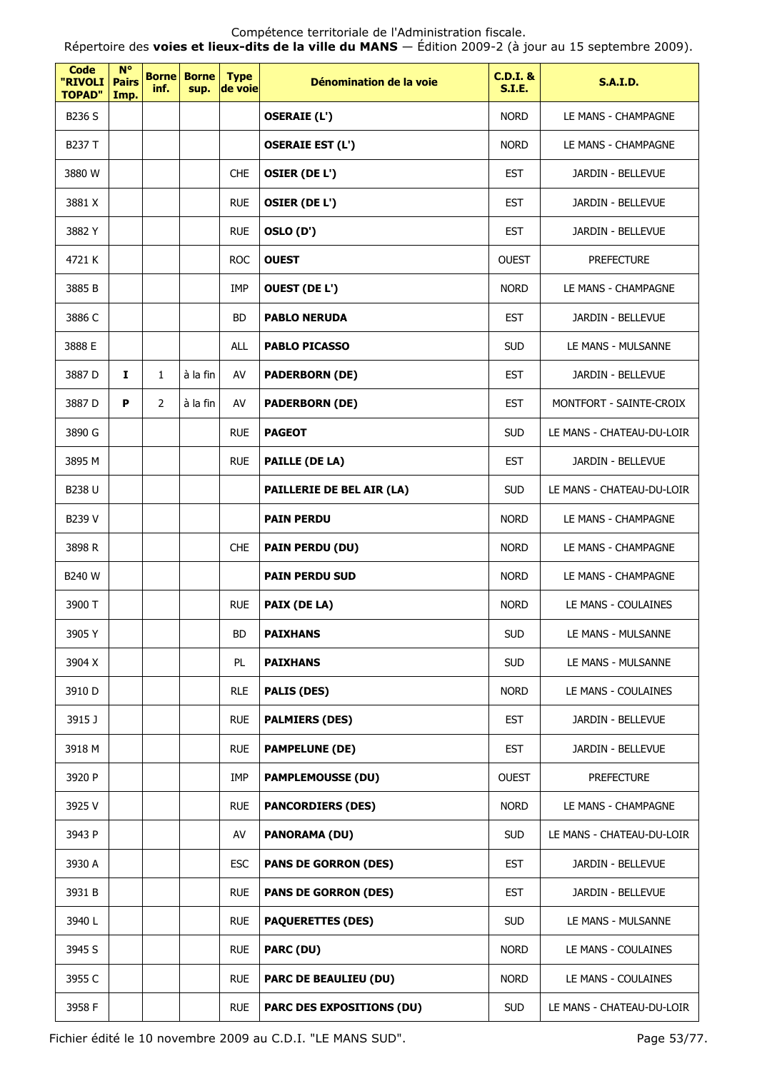Compétence territoriale de l'Administration fiscale.
Répertoire des **voies et lieux-dits de la ville du MANS** — Édition 2009-2 (à jour au 15 septembre 2009).

| Code "RIVOLI TOPAD" | N° Pairs Imp. | Borne inf. | Borne sup. | Type de voie | Dénomination de la voie | C.D.I. & S.I.E. | S.A.I.D. |
|---|---|---|---|---|---|---|---|
| B236 S | | | | | **OSERAIE (L')** | NORD | LE MANS - CHAMPAGNE |
| B237 T | | | | | **OSERAIE EST (L')** | NORD | LE MANS - CHAMPAGNE |
| 3880 W | | | | CHE | **OSIER (DE L')** | EST | JARDIN - BELLEVUE |
| 3881 X | | | | RUE | **OSIER (DE L')** | EST | JARDIN - BELLEVUE |
| 3882 Y | | | | RUE | **OSLO (D')** | EST | JARDIN - BELLEVUE |
| 4721 K | | | | ROC | **OUEST** | OUEST | PREFECTURE |
| 3885 B | | | | IMP | **OUEST (DE L')** | NORD | LE MANS - CHAMPAGNE |
| 3886 C | | | | BD | **PABLO NERUDA** | EST | JARDIN - BELLEVUE |
| 3888 E | | | | ALL | **PABLO PICASSO** | SUD | LE MANS - MULSANNE |
| 3887 D | **I** | 1 | à la fin | AV | **PADERBORN (DE)** | EST | JARDIN - BELLEVUE |
| 3887 D | **P** | 2 | à la fin | AV | **PADERBORN (DE)** | EST | MONTFORT - SAINTE-CROIX |
| 3890 G | | | | RUE | **PAGEOT** | SUD | LE MANS - CHATEAU-DU-LOIR |
| 3895 M | | | | RUE | **PAILLE (DE LA)** | EST | JARDIN - BELLEVUE |
| B238 U | | | | | **PAILLERIE DE BEL AIR (LA)** | SUD | LE MANS - CHATEAU-DU-LOIR |
| B239 V | | | | | **PAIN PERDU** | NORD | LE MANS - CHAMPAGNE |
| 3898 R | | | | CHE | **PAIN PERDU (DU)** | NORD | LE MANS - CHAMPAGNE |
| B240 W | | | | | **PAIN PERDU SUD** | NORD | LE MANS - CHAMPAGNE |
| 3900 T | | | | RUE | **PAIX (DE LA)** | NORD | LE MANS - COULAINES |
| 3905 Y | | | | BD | **PAIXHANS** | SUD | LE MANS - MULSANNE |
| 3904 X | | | | PL | **PAIXHANS** | SUD | LE MANS - MULSANNE |
| 3910 D | | | | RLE | **PALIS (DES)** | NORD | LE MANS - COULAINES |
| 3915 J | | | | RUE | **PALMIERS (DES)** | EST | JARDIN - BELLEVUE |
| 3918 M | | | | RUE | **PAMPELUNE (DE)** | EST | JARDIN - BELLEVUE |
| 3920 P | | | | IMP | **PAMPLEMOUSSE (DU)** | OUEST | PREFECTURE |
| 3925 V | | | | RUE | **PANCORDIERS (DES)** | NORD | LE MANS - CHAMPAGNE |
| 3943 P | | | | AV | **PANORAMA (DU)** | SUD | LE MANS - CHATEAU-DU-LOIR |
| 3930 A | | | | ESC | **PANS DE GORRON (DES)** | EST | JARDIN - BELLEVUE |
| 3931 B | | | | RUE | **PANS DE GORRON (DES)** | EST | JARDIN - BELLEVUE |
| 3940 L | | | | RUE | **PAQUERETTES (DES)** | SUD | LE MANS - MULSANNE |
| 3945 S | | | | RUE | **PARC (DU)** | NORD | LE MANS - COULAINES |
| 3955 C | | | | RUE | **PARC DE BEAULIEU (DU)** | NORD | LE MANS - COULAINES |
| 3958 F | | | | RUE | **PARC DES EXPOSITIONS (DU)** | SUD | LE MANS - CHATEAU-DU-LOIR |

Fichier édité le 10 novembre 2009 au C.D.I. "LE MANS SUD".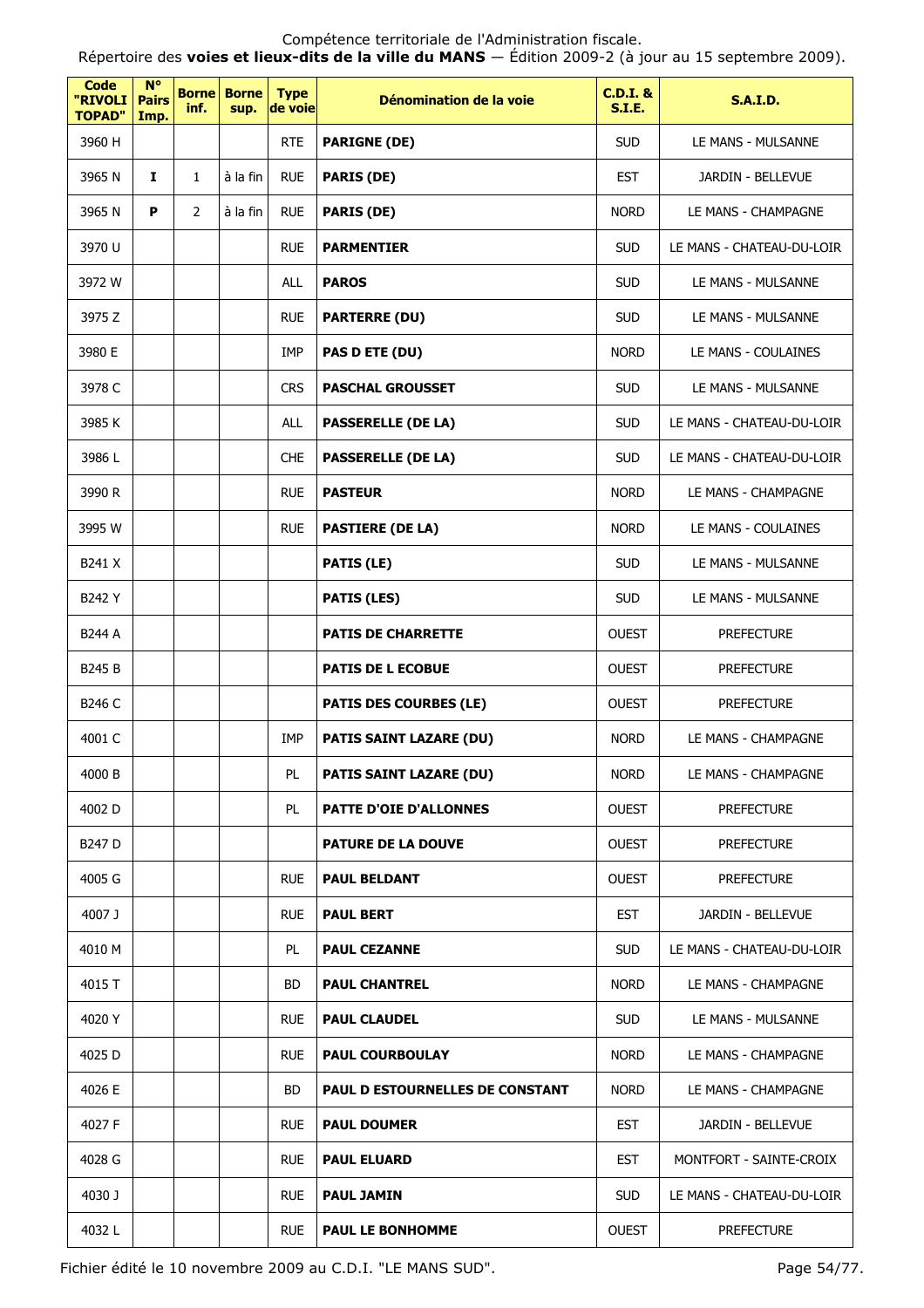Compétence territoriale de l'Administration fiscale.
Répertoire des **voies et lieux-dits de la ville du MANS** — Édition 2009-2 (à jour au 15 septembre 2009).

| Code "RIVOLI TOPAD" | N° Pairs Imp. | Borne inf. | Borne sup. | Type de voie | Dénomination de la voie | C.D.I. & S.I.E. | S.A.I.D. |
|---|---|---|---|---|---|---|---|
| 3960 H | | | | RTE | **PARIGNE (DE)** | SUD | LE MANS - MULSANNE |
| 3965 N | **I** | 1 | à la fin | RUE | **PARIS (DE)** | EST | JARDIN - BELLEVUE |
| 3965 N | **P** | 2 | à la fin | RUE | **PARIS (DE)** | NORD | LE MANS - CHAMPAGNE |
| 3970 U | | | | RUE | **PARMENTIER** | SUD | LE MANS - CHATEAU-DU-LOIR |
| 3972 W | | | | ALL | **PAROS** | SUD | LE MANS - MULSANNE |
| 3975 Z | | | | RUE | **PARTERRE (DU)** | SUD | LE MANS - MULSANNE |
| 3980 E | | | | IMP | **PAS D ETE (DU)** | NORD | LE MANS - COULAINES |
| 3978 C | | | | CRS | **PASCHAL GROUSSET** | SUD | LE MANS - MULSANNE |
| 3985 K | | | | ALL | **PASSERELLE (DE LA)** | SUD | LE MANS - CHATEAU-DU-LOIR |
| 3986 L | | | | CHE | **PASSERELLE (DE LA)** | SUD | LE MANS - CHATEAU-DU-LOIR |
| 3990 R | | | | RUE | **PASTEUR** | NORD | LE MANS - CHAMPAGNE |
| 3995 W | | | | RUE | **PASTIERE (DE LA)** | NORD | LE MANS - COULAINES |
| B241 X | | | | | **PATIS (LE)** | SUD | LE MANS - MULSANNE |
| B242 Y | | | | | **PATIS (LES)** | SUD | LE MANS - MULSANNE |
| B244 A | | | | | **PATIS DE CHARRETTE** | OUEST | PREFECTURE |
| B245 B | | | | | **PATIS DE L ECOBUE** | OUEST | PREFECTURE |
| B246 C | | | | | **PATIS DES COURBES (LE)** | OUEST | PREFECTURE |
| 4001 C | | | | IMP | **PATIS SAINT LAZARE (DU)** | NORD | LE MANS - CHAMPAGNE |
| 4000 B | | | | PL | **PATIS SAINT LAZARE (DU)** | NORD | LE MANS - CHAMPAGNE |
| 4002 D | | | | PL | **PATTE D'OIE D'ALLONNES** | OUEST | PREFECTURE |
| B247 D | | | | | **PATURE DE LA DOUVE** | OUEST | PREFECTURE |
| 4005 G | | | | RUE | **PAUL BELDANT** | OUEST | PREFECTURE |
| 4007 J | | | | RUE | **PAUL BERT** | EST | JARDIN - BELLEVUE |
| 4010 M | | | | PL | **PAUL CEZANNE** | SUD | LE MANS - CHATEAU-DU-LOIR |
| 4015 T | | | | BD | **PAUL CHANTREL** | NORD | LE MANS - CHAMPAGNE |
| 4020 Y | | | | RUE | **PAUL CLAUDEL** | SUD | LE MANS - MULSANNE |
| 4025 D | | | | RUE | **PAUL COURBOULAY** | NORD | LE MANS - CHAMPAGNE |
| 4026 E | | | | BD | **PAUL D ESTOURNELLES DE CONSTANT** | NORD | LE MANS - CHAMPAGNE |
| 4027 F | | | | RUE | **PAUL DOUMER** | EST | JARDIN - BELLEVUE |
| 4028 G | | | | RUE | **PAUL ELUARD** | EST | MONTFORT - SAINTE-CROIX |
| 4030 J | | | | RUE | **PAUL JAMIN** | SUD | LE MANS - CHATEAU-DU-LOIR |
| 4032 L | | | | RUE | **PAUL LE BONHOMME** | OUEST | PREFECTURE |

Fichier édité le 10 novembre 2009 au C.D.I. "LE MANS SUD".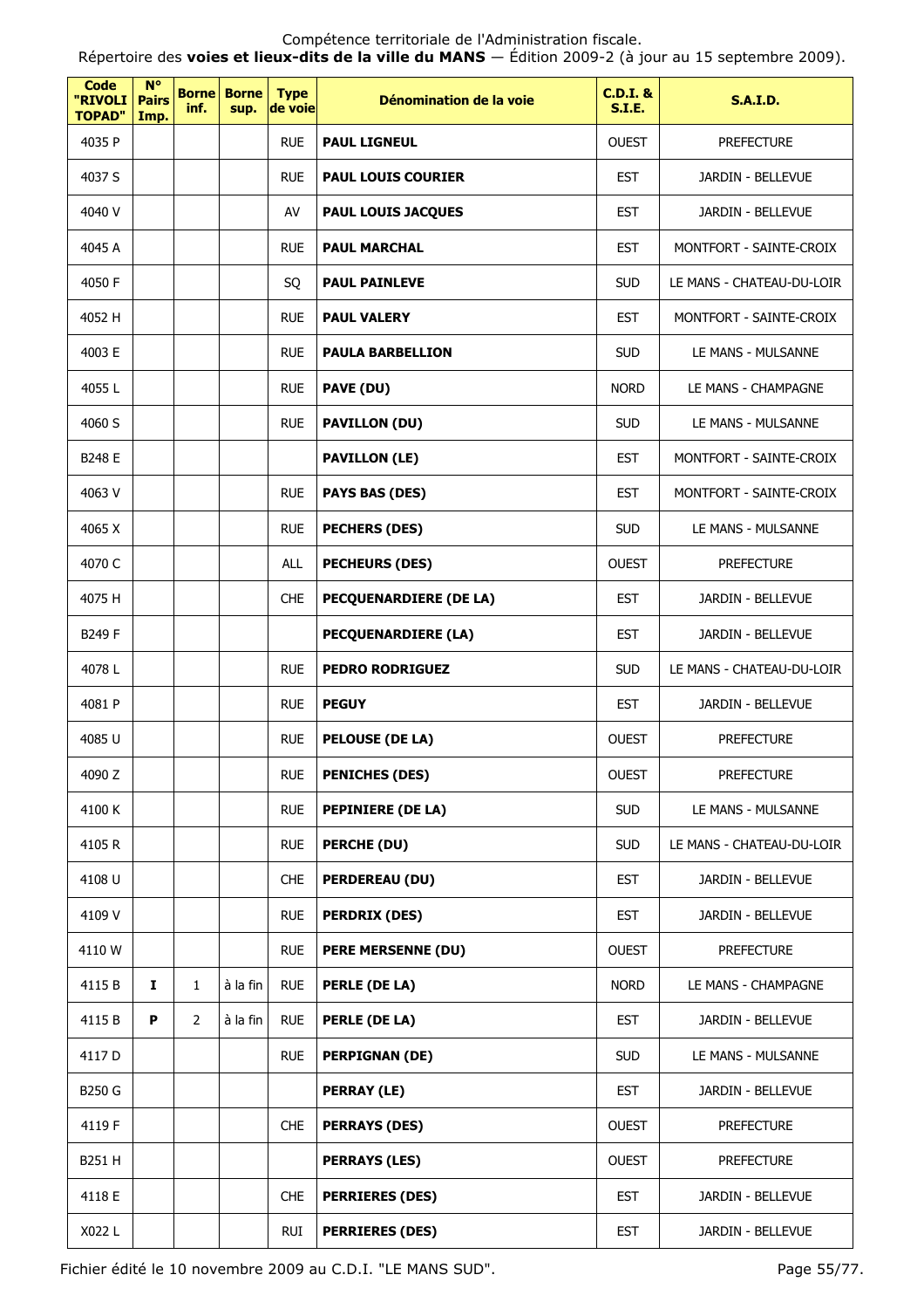Compétence territoriale de l'Administration fiscale.
Répertoire des **voies et lieux-dits de la ville du MANS** — Édition 2009-2 (à jour au 15 septembre 2009).

| Code "RIVOLI TOPAD" | N° Pairs Imp. | Borne inf. | Borne sup. | Type de voie | Dénomination de la voie | C.D.I. & S.I.E. | S.A.I.D. |
|---|---|---|---|---|---|---|---|
| 4035 P | | | | RUE | **PAUL LIGNEUL** | OUEST | PREFECTURE |
| 4037 S | | | | RUE | **PAUL LOUIS COURIER** | EST | JARDIN - BELLEVUE |
| 4040 V | | | | AV | **PAUL LOUIS JACQUES** | EST | JARDIN - BELLEVUE |
| 4045 A | | | | RUE | **PAUL MARCHAL** | EST | MONTFORT - SAINTE-CROIX |
| 4050 F | | | | SQ | **PAUL PAINLEVE** | SUD | LE MANS - CHATEAU-DU-LOIR |
| 4052 H | | | | RUE | **PAUL VALERY** | EST | MONTFORT - SAINTE-CROIX |
| 4003 E | | | | RUE | **PAULA BARBELLION** | SUD | LE MANS - MULSANNE |
| 4055 L | | | | RUE | **PAVE (DU)** | NORD | LE MANS - CHAMPAGNE |
| 4060 S | | | | RUE | **PAVILLON (DU)** | SUD | LE MANS - MULSANNE |
| B248 E | | | | | **PAVILLON (LE)** | EST | MONTFORT - SAINTE-CROIX |
| 4063 V | | | | RUE | **PAYS BAS (DES)** | EST | MONTFORT - SAINTE-CROIX |
| 4065 X | | | | RUE | **PECHERS (DES)** | SUD | LE MANS - MULSANNE |
| 4070 C | | | | ALL | **PECHEURS (DES)** | OUEST | PREFECTURE |
| 4075 H | | | | CHE | **PECQUENARDIERE (DE LA)** | EST | JARDIN - BELLEVUE |
| B249 F | | | | | **PECQUENARDIERE (LA)** | EST | JARDIN - BELLEVUE |
| 4078 L | | | | RUE | **PEDRO RODRIGUEZ** | SUD | LE MANS - CHATEAU-DU-LOIR |
| 4081 P | | | | RUE | **PEGUY** | EST | JARDIN - BELLEVUE |
| 4085 U | | | | RUE | **PELOUSE (DE LA)** | OUEST | PREFECTURE |
| 4090 Z | | | | RUE | **PENICHES (DES)** | OUEST | PREFECTURE |
| 4100 K | | | | RUE | **PEPINIERE (DE LA)** | SUD | LE MANS - MULSANNE |
| 4105 R | | | | RUE | **PERCHE (DU)** | SUD | LE MANS - CHATEAU-DU-LOIR |
| 4108 U | | | | CHE | **PERDEREAU (DU)** | EST | JARDIN - BELLEVUE |
| 4109 V | | | | RUE | **PERDRIX (DES)** | EST | JARDIN - BELLEVUE |
| 4110 W | | | | RUE | **PERE MERSENNE (DU)** | OUEST | PREFECTURE |
| 4115 B | **I** | 1 | à la fin | RUE | **PERLE (DE LA)** | NORD | LE MANS - CHAMPAGNE |
| 4115 B | **P** | 2 | à la fin | RUE | **PERLE (DE LA)** | EST | JARDIN - BELLEVUE |
| 4117 D | | | | RUE | **PERPIGNAN (DE)** | SUD | LE MANS - MULSANNE |
| B250 G | | | | | **PERRAY (LE)** | EST | JARDIN - BELLEVUE |
| 4119 F | | | | CHE | **PERRAYS (DES)** | OUEST | PREFECTURE |
| B251 H | | | | | **PERRAYS (LES)** | OUEST | PREFECTURE |
| 4118 E | | | | CHE | **PERRIERES (DES)** | EST | JARDIN - BELLEVUE |
| X022 L | | | | RUI | **PERRIERES (DES)** | EST | JARDIN - BELLEVUE |

Fichier édité le 10 novembre 2009 au C.D.I. "LE MANS SUD".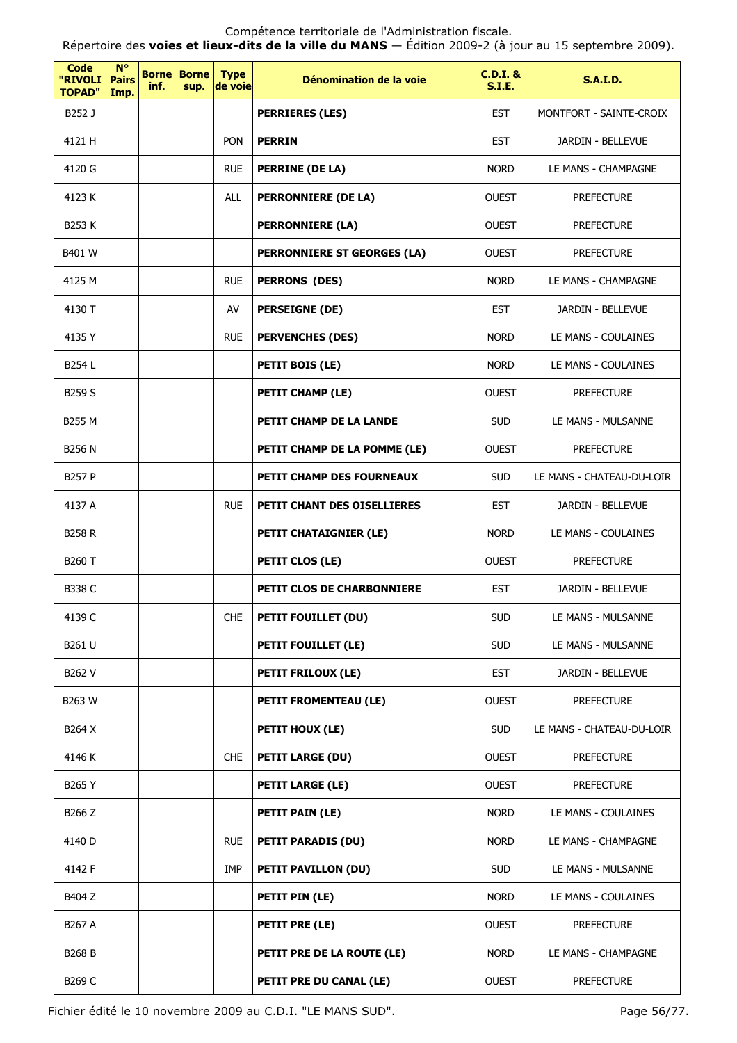| Code "RIVOLI TOPAD" | N° Pairs Imp. | Borne inf. | Borne sup. | Type de voie | Dénomination de la voie | C.D.I. & S.I.E. | S.A.I.D. |
|---|---|---|---|---|---|---|---|
| B252 J | | | | | **PERRIERES (LES)** | EST | MONTFORT - SAINTE-CROIX |
| 4121 H | | | | PON | **PERRIN** | EST | JARDIN - BELLEVUE |
| 4120 G | | | | RUE | **PERRINE (DE LA)** | NORD | LE MANS - CHAMPAGNE |
| 4123 K | | | | ALL | **PERRONNIERE (DE LA)** | OUEST | PREFECTURE |
| B253 K | | | | | **PERRONNIERE (LA)** | OUEST | PREFECTURE |
| B401 W | | | | | **PERRONNIERE ST GEORGES (LA)** | OUEST | PREFECTURE |
| 4125 M | | | | RUE | **PERRONS (DES)** | NORD | LE MANS - CHAMPAGNE |
| 4130 T | | | | AV | **PERSEIGNE (DE)** | EST | JARDIN - BELLEVUE |
| 4135 Y | | | | RUE | **PERVENCHES (DES)** | NORD | LE MANS - COULAINES |
| B254 L | | | | | **PETIT BOIS (LE)** | NORD | LE MANS - COULAINES |
| B259 S | | | | | **PETIT CHAMP (LE)** | OUEST | PREFECTURE |
| B255 M | | | | | **PETIT CHAMP DE LA LANDE** | SUD | LE MANS - MULSANNE |
| B256 N | | | | | **PETIT CHAMP DE LA POMME (LE)** | OUEST | PREFECTURE |
| B257 P | | | | | **PETIT CHAMP DES FOURNEAUX** | SUD | LE MANS - CHATEAU-DU-LOIR |
| 4137 A | | | | RUE | **PETIT CHANT DES OISELLIERES** | EST | JARDIN - BELLEVUE |
| B258 R | | | | | **PETIT CHATAIGNIER (LE)** | NORD | LE MANS - COULAINES |
| B260 T | | | | | **PETIT CLOS (LE)** | OUEST | PREFECTURE |
| B338 C | | | | | **PETIT CLOS DE CHARBONNIERE** | EST | JARDIN - BELLEVUE |
| 4139 C | | | | CHE | **PETIT FOUILLET (DU)** | SUD | LE MANS - MULSANNE |
| B261 U | | | | | **PETIT FOUILLET (LE)** | SUD | LE MANS - MULSANNE |
| B262 V | | | | | **PETIT FRILOUX (LE)** | EST | JARDIN - BELLEVUE |
| B263 W | | | | | **PETIT FROMENTEAU (LE)** | OUEST | PREFECTURE |
| B264 X | | | | | **PETIT HOUX (LE)** | SUD | LE MANS - CHATEAU-DU-LOIR |
| 4146 K | | | | CHE | **PETIT LARGE (DU)** | OUEST | PREFECTURE |
| B265 Y | | | | | **PETIT LARGE (LE)** | OUEST | PREFECTURE |
| B266 Z | | | | | **PETIT PAIN (LE)** | NORD | LE MANS - COULAINES |
| 4140 D | | | | RUE | **PETIT PARADIS (DU)** | NORD | LE MANS - CHAMPAGNE |
| 4142 F | | | | IMP | **PETIT PAVILLON (DU)** | SUD | LE MANS - MULSANNE |
| B404 Z | | | | | **PETIT PIN (LE)** | NORD | LE MANS - COULAINES |
| B267 A | | | | | **PETIT PRE (LE)** | OUEST | PREFECTURE |
| B268 B | | | | | **PETIT PRE DE LA ROUTE (LE)** | NORD | LE MANS - CHAMPAGNE |
| B269 C | | | | | **PETIT PRE DU CANAL (LE)** | OUEST | PREFECTURE |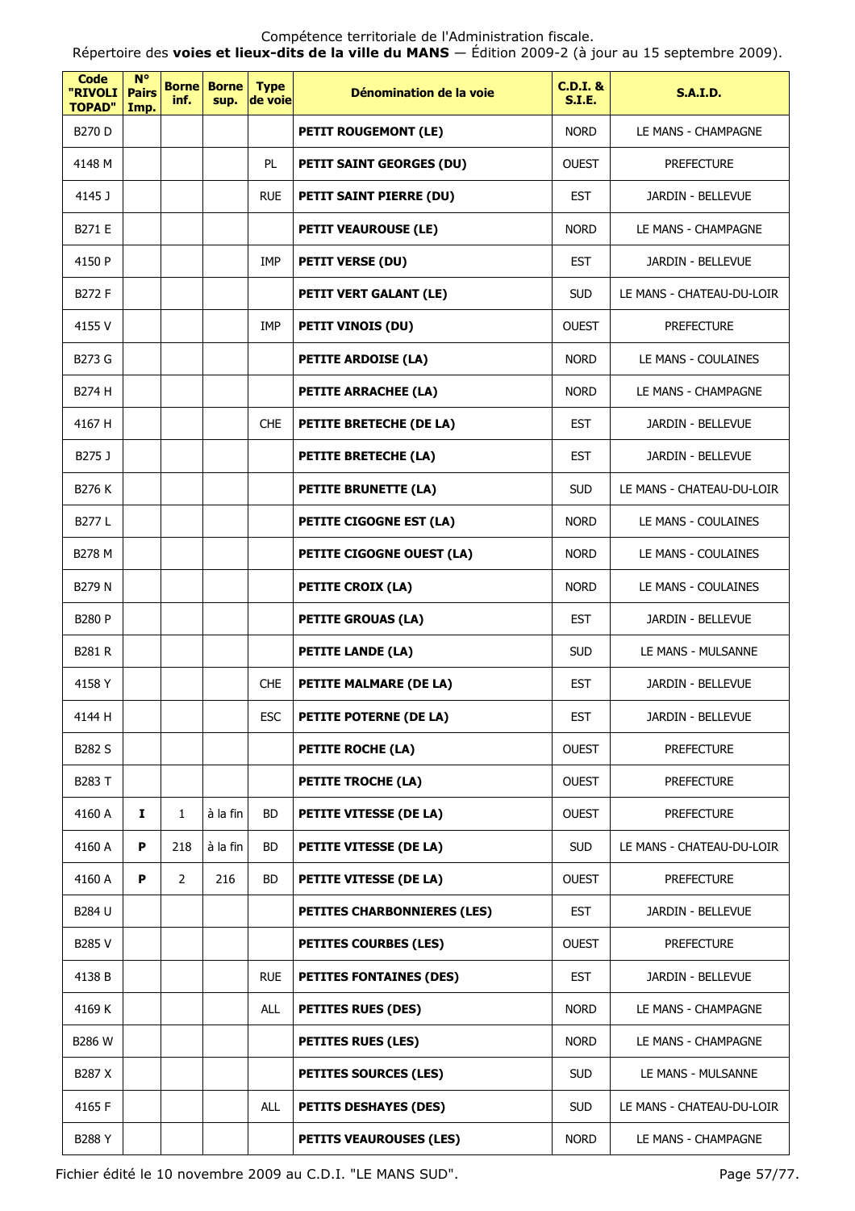| Code "RIVOLI TOPAD" | N° Pairs Imp. | Borne inf. | Borne sup. | Type de voie | Dénomination de la voie | C.D.I. & S.I.E. | S.A.I.D. |
|---|---|---|---|---|---|---|---|
| B270 D | | | | | **PETIT ROUGEMONT (LE)** | NORD | LE MANS - CHAMPAGNE |
| 4148 M | | | | PL | **PETIT SAINT GEORGES (DU)** | OUEST | PREFECTURE |
| 4145 J | | | | RUE | **PETIT SAINT PIERRE (DU)** | EST | JARDIN - BELLEVUE |
| B271 E | | | | | **PETIT VEAUROUSE (LE)** | NORD | LE MANS - CHAMPAGNE |
| 4150 P | | | | IMP | **PETIT VERSE (DU)** | EST | JARDIN - BELLEVUE |
| B272 F | | | | | **PETIT VERT GALANT (LE)** | SUD | LE MANS - CHATEAU-DU-LOIR |
| 4155 V | | | | IMP | **PETIT VINOIS (DU)** | OUEST | PREFECTURE |
| B273 G | | | | | **PETITE ARDOISE (LA)** | NORD | LE MANS - COULAINES |
| B274 H | | | | | **PETITE ARRACHEE (LA)** | NORD | LE MANS - CHAMPAGNE |
| 4167 H | | | | CHE | **PETITE BRETECHE (DE LA)** | EST | JARDIN - BELLEVUE |
| B275 J | | | | | **PETITE BRETECHE (LA)** | EST | JARDIN - BELLEVUE |
| B276 K | | | | | **PETITE BRUNETTE (LA)** | SUD | LE MANS - CHATEAU-DU-LOIR |
| B277 L | | | | | **PETITE CIGOGNE EST (LA)** | NORD | LE MANS - COULAINES |
| B278 M | | | | | **PETITE CIGOGNE OUEST (LA)** | NORD | LE MANS - COULAINES |
| B279 N | | | | | **PETITE CROIX (LA)** | NORD | LE MANS - COULAINES |
| B280 P | | | | | **PETITE GROUAS (LA)** | EST | JARDIN - BELLEVUE |
| B281 R | | | | | **PETITE LANDE (LA)** | SUD | LE MANS - MULSANNE |
| 4158 Y | | | | CHE | **PETITE MALMARE (DE LA)** | EST | JARDIN - BELLEVUE |
| 4144 H | | | | ESC | **PETITE POTERNE (DE LA)** | EST | JARDIN - BELLEVUE |
| B282 S | | | | | **PETITE ROCHE (LA)** | OUEST | PREFECTURE |
| B283 T | | | | | **PETITE TROCHE (LA)** | OUEST | PREFECTURE |
| 4160 A | **I** | 1 | à la fin | BD | **PETITE VITESSE (DE LA)** | OUEST | PREFECTURE |
| 4160 A | **P** | 218 | à la fin | BD | **PETITE VITESSE (DE LA)** | SUD | LE MANS - CHATEAU-DU-LOIR |
| 4160 A | **P** | 2 | 216 | BD | **PETITE VITESSE (DE LA)** | OUEST | PREFECTURE |
| B284 U | | | | | **PETITES CHARBONNIERES (LES)** | EST | JARDIN - BELLEVUE |
| B285 V | | | | | **PETITES COURBES (LES)** | OUEST | PREFECTURE |
| 4138 B | | | | RUE | **PETITES FONTAINES (DES)** | EST | JARDIN - BELLEVUE |
| 4169 K | | | | ALL | **PETITES RUES (DES)** | NORD | LE MANS - CHAMPAGNE |
| B286 W | | | | | **PETITES RUES (LES)** | NORD | LE MANS - CHAMPAGNE |
| B287 X | | | | | **PETITES SOURCES (LES)** | SUD | LE MANS - MULSANNE |
| 4165 F | | | | ALL | **PETITS DESHAYES (DES)** | SUD | LE MANS - CHATEAU-DU-LOIR |
| B288 Y | | | | | **PETITS VEAUROUSES (LES)** | NORD | LE MANS - CHAMPAGNE |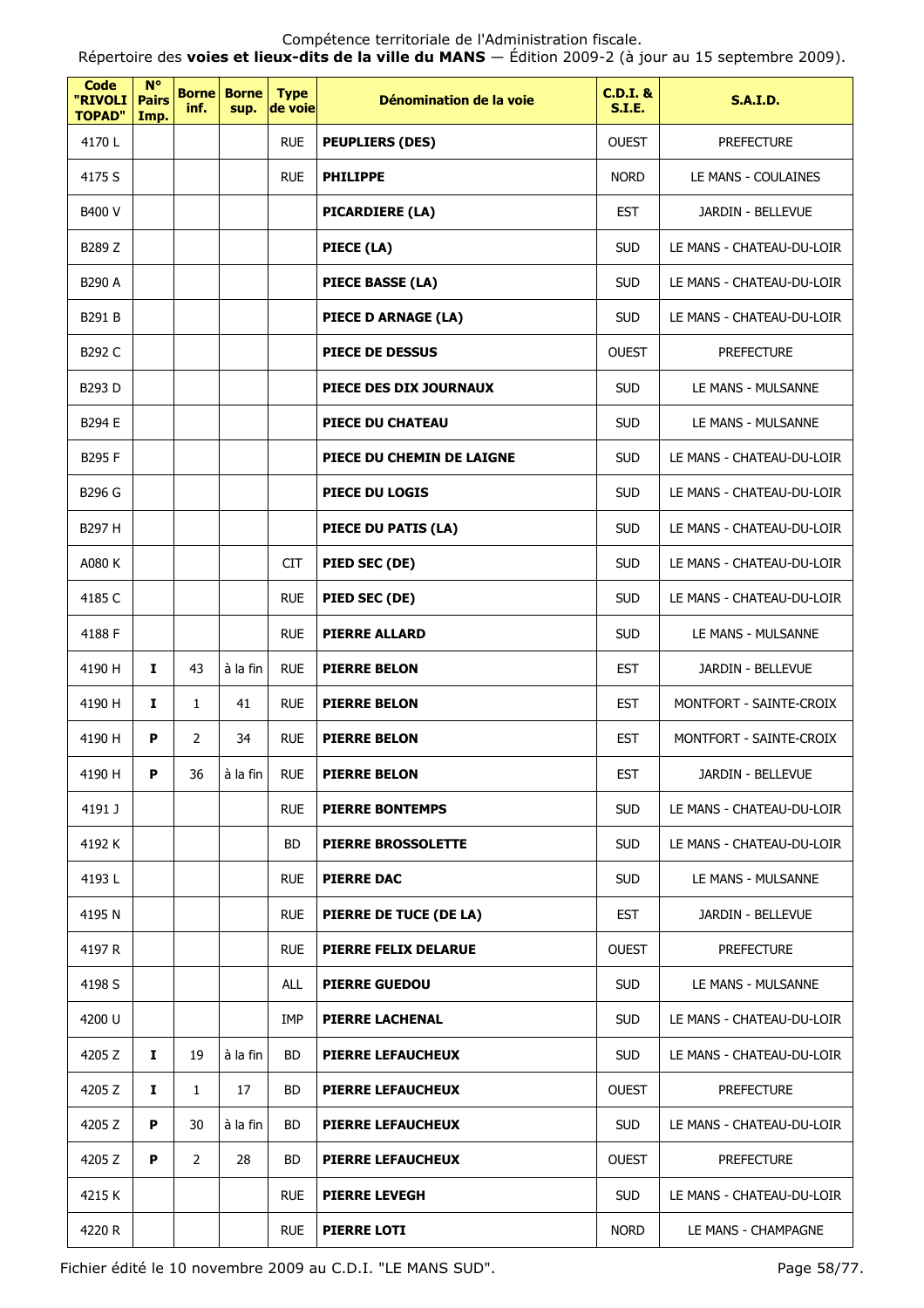| Code "RIVOLI TOPAD" | N° Pairs Imp. | Borne inf. | Borne sup. | Type de voie | Dénomination de la voie | C.D.I. & S.I.E. | S.A.I.D. |
|---|---|---|---|---|---|---|---|
| 4170 L | | | | RUE | **PEUPLIERS (DES)** | OUEST | PREFECTURE |
| 4175 S | | | | RUE | **PHILIPPE** | NORD | LE MANS - COULAINES |
| B400 V | | | | | **PICARDIERE (LA)** | EST | JARDIN - BELLEVUE |
| B289 Z | | | | | **PIECE (LA)** | SUD | LE MANS - CHATEAU-DU-LOIR |
| B290 A | | | | | **PIECE BASSE (LA)** | SUD | LE MANS - CHATEAU-DU-LOIR |
| B291 B | | | | | **PIECE D ARNAGE (LA)** | SUD | LE MANS - CHATEAU-DU-LOIR |
| B292 C | | | | | **PIECE DE DESSUS** | OUEST | PREFECTURE |
| B293 D | | | | | **PIECE DES DIX JOURNAUX** | SUD | LE MANS - MULSANNE |
| B294 E | | | | | **PIECE DU CHATEAU** | SUD | LE MANS - MULSANNE |
| B295 F | | | | | **PIECE DU CHEMIN DE LAIGNE** | SUD | LE MANS - CHATEAU-DU-LOIR |
| B296 G | | | | | **PIECE DU LOGIS** | SUD | LE MANS - CHATEAU-DU-LOIR |
| B297 H | | | | | **PIECE DU PATIS (LA)** | SUD | LE MANS - CHATEAU-DU-LOIR |
| A080 K | | | | CIT | **PIED SEC (DE)** | SUD | LE MANS - CHATEAU-DU-LOIR |
| 4185 C | | | | RUE | **PIED SEC (DE)** | SUD | LE MANS - CHATEAU-DU-LOIR |
| 4188 F | | | | RUE | **PIERRE ALLARD** | SUD | LE MANS - MULSANNE |
| 4190 H | **I** | 43 | à la fin | RUE | **PIERRE BELON** | EST | JARDIN - BELLEVUE |
| 4190 H | **I** | 1 | 41 | RUE | **PIERRE BELON** | EST | MONTFORT - SAINTE-CROIX |
| 4190 H | **P** | 2 | 34 | RUE | **PIERRE BELON** | EST | MONTFORT - SAINTE-CROIX |
| 4190 H | **P** | 36 | à la fin | RUE | **PIERRE BELON** | EST | JARDIN - BELLEVUE |
| 4191 J | | | | RUE | **PIERRE BONTEMPS** | SUD | LE MANS - CHATEAU-DU-LOIR |
| 4192 K | | | | BD | **PIERRE BROSSOLETTE** | SUD | LE MANS - CHATEAU-DU-LOIR |
| 4193 L | | | | RUE | **PIERRE DAC** | SUD | LE MANS - MULSANNE |
| 4195 N | | | | RUE | **PIERRE DE TUCE (DE LA)** | EST | JARDIN - BELLEVUE |
| 4197 R | | | | RUE | **PIERRE FELIX DELARUE** | OUEST | PREFECTURE |
| 4198 S | | | | ALL | **PIERRE GUEDOU** | SUD | LE MANS - MULSANNE |
| 4200 U | | | | IMP | **PIERRE LACHENAL** | SUD | LE MANS - CHATEAU-DU-LOIR |
| 4205 Z | **I** | 19 | à la fin | BD | **PIERRE LEFAUCHEUX** | SUD | LE MANS - CHATEAU-DU-LOIR |
| 4205 Z | **I** | 1 | 17 | BD | **PIERRE LEFAUCHEUX** | OUEST | PREFECTURE |
| 4205 Z | **P** | 30 | à la fin | BD | **PIERRE LEFAUCHEUX** | SUD | LE MANS - CHATEAU-DU-LOIR |
| 4205 Z | **P** | 2 | 28 | BD | **PIERRE LEFAUCHEUX** | OUEST | PREFECTURE |
| 4215 K | | | | RUE | **PIERRE LEVEGH** | SUD | LE MANS - CHATEAU-DU-LOIR |
| 4220 R | | | | RUE | **PIERRE LOTI** | NORD | LE MANS - CHAMPAGNE |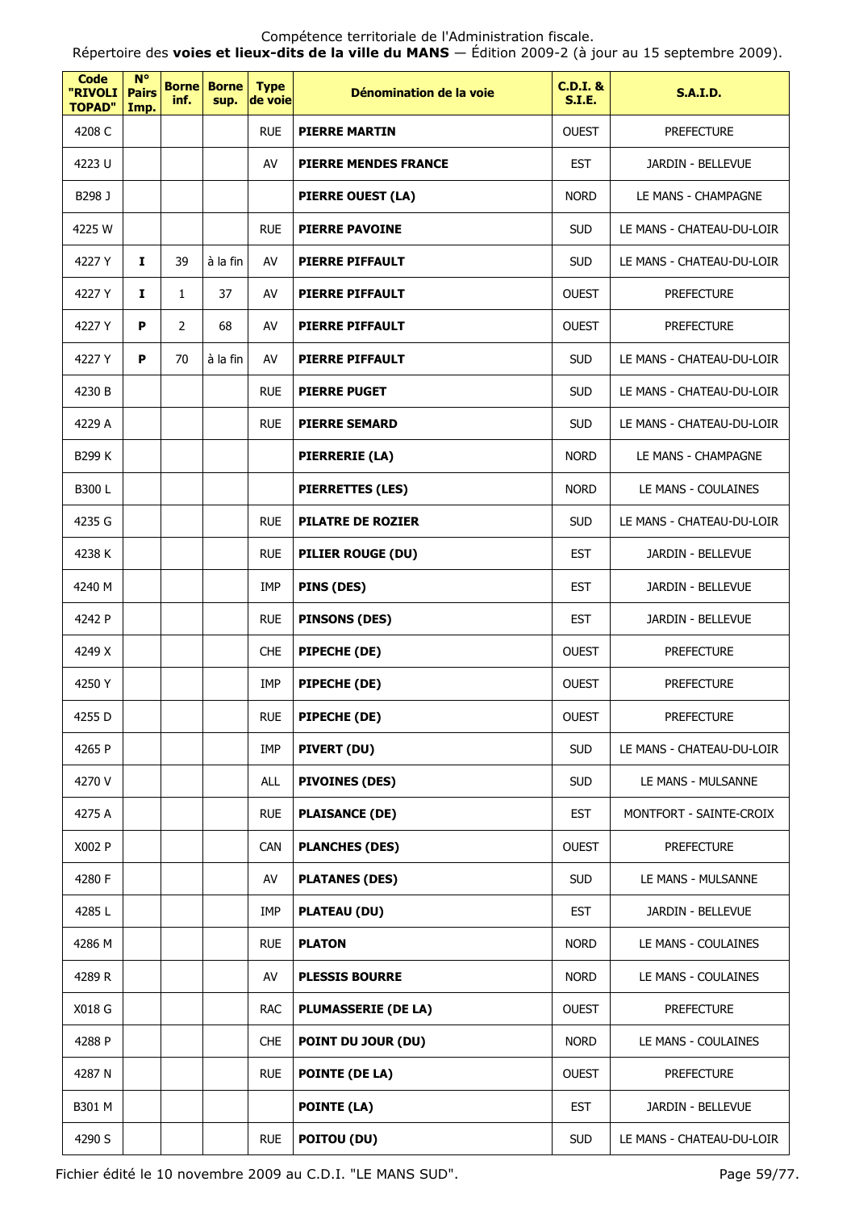| Code "RIVOLI TOPAD" | N° Pairs Imp. | Borne inf. | Borne sup. | Type de voie | Dénomination de la voie | C.D.I. & S.I.E. | S.A.I.D. |
|---|---|---|---|---|---|---|---|
| 4208 C | | | | RUE | **PIERRE MARTIN** | OUEST | PREFECTURE |
| 4223 U | | | | AV | **PIERRE MENDES FRANCE** | EST | JARDIN - BELLEVUE |
| B298 J | | | | | **PIERRE OUEST (LA)** | NORD | LE MANS - CHAMPAGNE |
| 4225 W | | | | RUE | **PIERRE PAVOINE** | SUD | LE MANS - CHATEAU-DU-LOIR |
| 4227 Y | **I** | 39 | à la fin | AV | **PIERRE PIFFAULT** | SUD | LE MANS - CHATEAU-DU-LOIR |
| 4227 Y | **I** | 1 | 37 | AV | **PIERRE PIFFAULT** | OUEST | PREFECTURE |
| 4227 Y | **P** | 2 | 68 | AV | **PIERRE PIFFAULT** | OUEST | PREFECTURE |
| 4227 Y | **P** | 70 | à la fin | AV | **PIERRE PIFFAULT** | SUD | LE MANS - CHATEAU-DU-LOIR |
| 4230 B | | | | RUE | **PIERRE PUGET** | SUD | LE MANS - CHATEAU-DU-LOIR |
| 4229 A | | | | RUE | **PIERRE SEMARD** | SUD | LE MANS - CHATEAU-DU-LOIR |
| B299 K | | | | | **PIERRERIE (LA)** | NORD | LE MANS - CHAMPAGNE |
| B300 L | | | | | **PIERRETTES (LES)** | NORD | LE MANS - COULAINES |
| 4235 G | | | | RUE | **PILATRE DE ROZIER** | SUD | LE MANS - CHATEAU-DU-LOIR |
| 4238 K | | | | RUE | **PILIER ROUGE (DU)** | EST | JARDIN - BELLEVUE |
| 4240 M | | | | IMP | **PINS (DES)** | EST | JARDIN - BELLEVUE |
| 4242 P | | | | RUE | **PINSONS (DES)** | EST | JARDIN - BELLEVUE |
| 4249 X | | | | CHE | **PIPECHE (DE)** | OUEST | PREFECTURE |
| 4250 Y | | | | IMP | **PIPECHE (DE)** | OUEST | PREFECTURE |
| 4255 D | | | | RUE | **PIPECHE (DE)** | OUEST | PREFECTURE |
| 4265 P | | | | IMP | **PIVERT (DU)** | SUD | LE MANS - CHATEAU-DU-LOIR |
| 4270 V | | | | ALL | **PIVOINES (DES)** | SUD | LE MANS - MULSANNE |
| 4275 A | | | | RUE | **PLAISANCE (DE)** | EST | MONTFORT - SAINTE-CROIX |
| X002 P | | | | CAN | **PLANCHES (DES)** | OUEST | PREFECTURE |
| 4280 F | | | | AV | **PLATANES (DES)** | SUD | LE MANS - MULSANNE |
| 4285 L | | | | IMP | **PLATEAU (DU)** | EST | JARDIN - BELLEVUE |
| 4286 M | | | | RUE | **PLATON** | NORD | LE MANS - COULAINES |
| 4289 R | | | | AV | **PLESSIS BOURRE** | NORD | LE MANS - COULAINES |
| X018 G | | | | RAC | **PLUMASSERIE (DE LA)** | OUEST | PREFECTURE |
| 4288 P | | | | CHE | **POINT DU JOUR (DU)** | NORD | LE MANS - COULAINES |
| 4287 N | | | | RUE | **POINTE (DE LA)** | OUEST | PREFECTURE |
| B301 M | | | | | **POINTE (LA)** | EST | JARDIN - BELLEVUE |
| 4290 S | | | | RUE | **POITOU (DU)** | SUD | LE MANS - CHATEAU-DU-LOIR |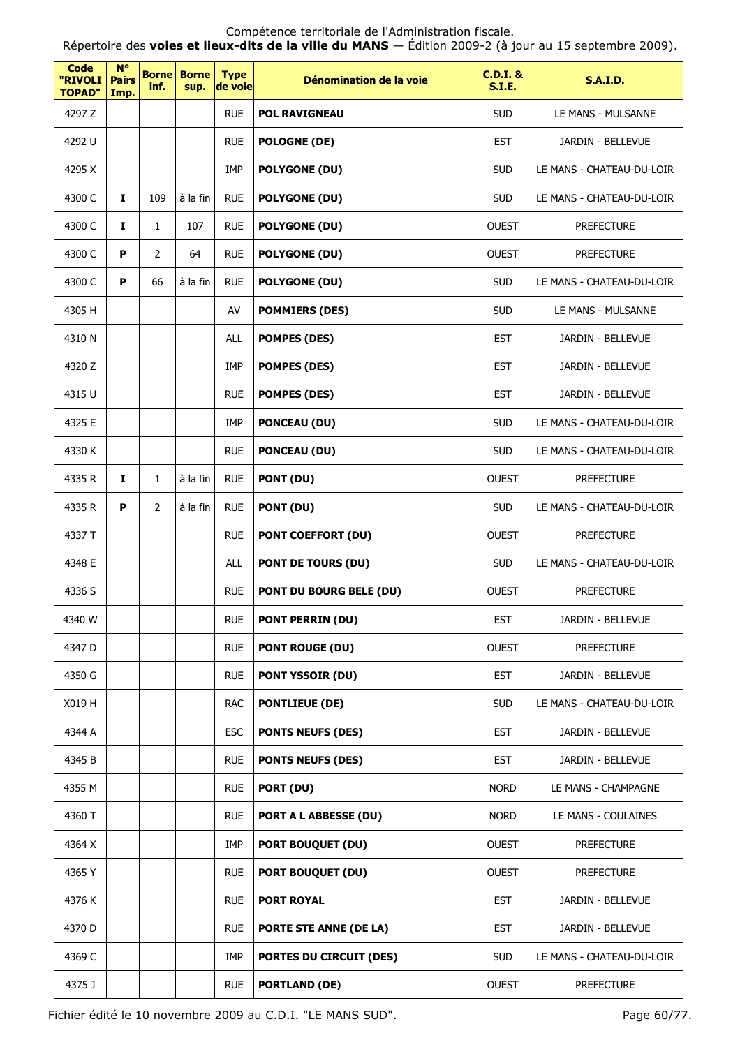Compétence territoriale de l'Administration fiscale.
Répertoire des **voies et lieux-dits de la ville du MANS** — Édition 2009-2 (à jour au 15 septembre 2009).

| Code "RIVOLI TOPAD" | N° Pairs Imp. | Borne inf. | Borne sup. | Type de voie | Dénomination de la voie | C.D.I. & S.I.E. | S.A.I.D. |
|---|---|---|---|---|---|---|---|
| 4297 Z | | | | RUE | **POL RAVIGNEAU** | SUD | LE MANS - MULSANNE |
| 4292 U | | | | RUE | **POLOGNE (DE)** | EST | JARDIN - BELLEVUE |
| 4295 X | | | | IMP | **POLYGONE (DU)** | SUD | LE MANS - CHATEAU-DU-LOIR |
| 4300 C | **I** | 109 | à la fin | RUE | **POLYGONE (DU)** | SUD | LE MANS - CHATEAU-DU-LOIR |
| 4300 C | **I** | 1 | 107 | RUE | **POLYGONE (DU)** | OUEST | PREFECTURE |
| 4300 C | **P** | 2 | 64 | RUE | **POLYGONE (DU)** | OUEST | PREFECTURE |
| 4300 C | **P** | 66 | à la fin | RUE | **POLYGONE (DU)** | SUD | LE MANS - CHATEAU-DU-LOIR |
| 4305 H | | | | AV | **POMMIERS (DES)** | SUD | LE MANS - MULSANNE |
| 4310 N | | | | ALL | **POMPES (DES)** | EST | JARDIN - BELLEVUE |
| 4320 Z | | | | IMP | **POMPES (DES)** | EST | JARDIN - BELLEVUE |
| 4315 U | | | | RUE | **POMPES (DES)** | EST | JARDIN - BELLEVUE |
| 4325 E | | | | IMP | **PONCEAU (DU)** | SUD | LE MANS - CHATEAU-DU-LOIR |
| 4330 K | | | | RUE | **PONCEAU (DU)** | SUD | LE MANS - CHATEAU-DU-LOIR |
| 4335 R | **I** | 1 | à la fin | RUE | **PONT (DU)** | OUEST | PREFECTURE |
| 4335 R | **P** | 2 | à la fin | RUE | **PONT (DU)** | SUD | LE MANS - CHATEAU-DU-LOIR |
| 4337 T | | | | RUE | **PONT COEFFORT (DU)** | OUEST | PREFECTURE |
| 4348 E | | | | ALL | **PONT DE TOURS (DU)** | SUD | LE MANS - CHATEAU-DU-LOIR |
| 4336 S | | | | RUE | **PONT DU BOURG BELE (DU)** | OUEST | PREFECTURE |
| 4340 W | | | | RUE | **PONT PERRIN (DU)** | EST | JARDIN - BELLEVUE |
| 4347 D | | | | RUE | **PONT ROUGE (DU)** | OUEST | PREFECTURE |
| 4350 G | | | | RUE | **PONT YSSOIR (DU)** | EST | JARDIN - BELLEVUE |
| X019 H | | | | RAC | **PONTLIEUE (DE)** | SUD | LE MANS - CHATEAU-DU-LOIR |
| 4344 A | | | | ESC | **PONTS NEUFS (DES)** | EST | JARDIN - BELLEVUE |
| 4345 B | | | | RUE | **PONTS NEUFS (DES)** | EST | JARDIN - BELLEVUE |
| 4355 M | | | | RUE | **PORT (DU)** | NORD | LE MANS - CHAMPAGNE |
| 4360 T | | | | RUE | **PORT A L ABBESSE (DU)** | NORD | LE MANS - COULAINES |
| 4364 X | | | | IMP | **PORT BOUQUET (DU)** | OUEST | PREFECTURE |
| 4365 Y | | | | RUE | **PORT BOUQUET (DU)** | OUEST | PREFECTURE |
| 4376 K | | | | RUE | **PORT ROYAL** | EST | JARDIN - BELLEVUE |
| 4370 D | | | | RUE | **PORTE STE ANNE (DE LA)** | EST | JARDIN - BELLEVUE |
| 4369 C | | | | IMP | **PORTES DU CIRCUIT (DES)** | SUD | LE MANS - CHATEAU-DU-LOIR |
| 4375 J | | | | RUE | **PORTLAND (DE)** | OUEST | PREFECTURE |

Fichier édité le 10 novembre 2009 au C.D.I. "LE MANS SUD".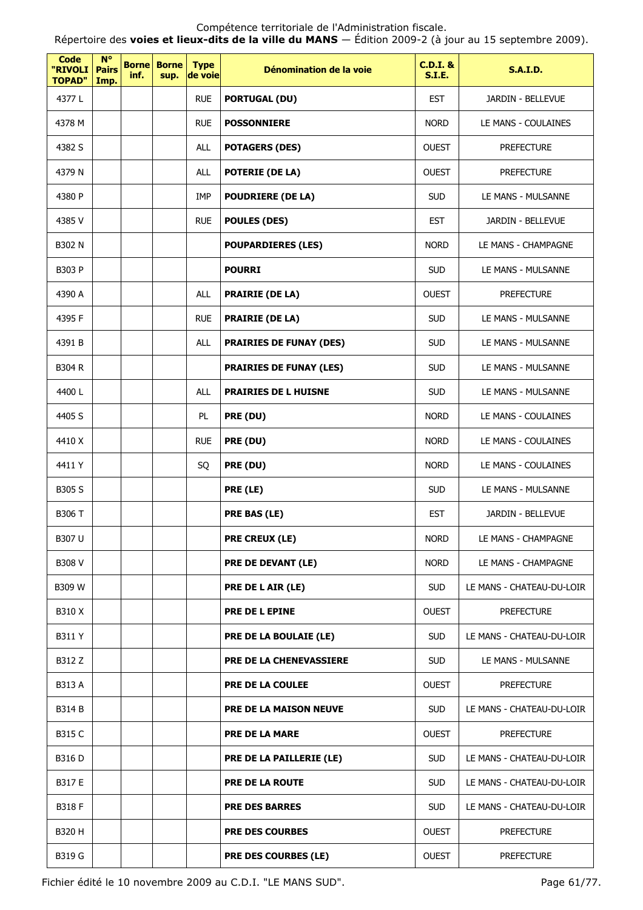Compétence territoriale de l'Administration fiscale.
Répertoire des **voies et lieux-dits de la ville du MANS** — Édition 2009-2 (à jour au 15 septembre 2009).

| Code "RIVOLI TOPAD" | N° Pairs Imp. | Borne inf. | Borne sup. | Type de voie | Dénomination de la voie | C.D.I. & S.I.E. | S.A.I.D. |
|---|---|---|---|---|---|---|---|
| 4377 L | | | | RUE | **PORTUGAL (DU)** | EST | JARDIN - BELLEVUE |
| 4378 M | | | | RUE | **POSSONNIERE** | NORD | LE MANS - COULAINES |
| 4382 S | | | | ALL | **POTAGERS (DES)** | OUEST | PREFECTURE |
| 4379 N | | | | ALL | **POTERIE (DE LA)** | OUEST | PREFECTURE |
| 4380 P | | | | IMP | **POUDRIERE (DE LA)** | SUD | LE MANS - MULSANNE |
| 4385 V | | | | RUE | **POULES (DES)** | EST | JARDIN - BELLEVUE |
| B302 N | | | | | **POUPARDIERES (LES)** | NORD | LE MANS - CHAMPAGNE |
| B303 P | | | | | **POURRI** | SUD | LE MANS - MULSANNE |
| 4390 A | | | | ALL | **PRAIRIE (DE LA)** | OUEST | PREFECTURE |
| 4395 F | | | | RUE | **PRAIRIE (DE LA)** | SUD | LE MANS - MULSANNE |
| 4391 B | | | | ALL | **PRAIRIES DE FUNAY (DES)** | SUD | LE MANS - MULSANNE |
| B304 R | | | | | **PRAIRIES DE FUNAY (LES)** | SUD | LE MANS - MULSANNE |
| 4400 L | | | | ALL | **PRAIRIES DE L HUISNE** | SUD | LE MANS - MULSANNE |
| 4405 S | | | | PL | **PRE (DU)** | NORD | LE MANS - COULAINES |
| 4410 X | | | | RUE | **PRE (DU)** | NORD | LE MANS - COULAINES |
| 4411 Y | | | | SQ | **PRE (DU)** | NORD | LE MANS - COULAINES |
| B305 S | | | | | **PRE (LE)** | SUD | LE MANS - MULSANNE |
| B306 T | | | | | **PRE BAS (LE)** | EST | JARDIN - BELLEVUE |
| B307 U | | | | | **PRE CREUX (LE)** | NORD | LE MANS - CHAMPAGNE |
| B308 V | | | | | **PRE DE DEVANT (LE)** | NORD | LE MANS - CHAMPAGNE |
| B309 W | | | | | **PRE DE L AIR (LE)** | SUD | LE MANS - CHATEAU-DU-LOIR |
| B310 X | | | | | **PRE DE L EPINE** | OUEST | PREFECTURE |
| B311 Y | | | | | **PRE DE LA BOULAIE (LE)** | SUD | LE MANS - CHATEAU-DU-LOIR |
| B312 Z | | | | | **PRE DE LA CHENEVASSIERE** | SUD | LE MANS - MULSANNE |
| B313 A | | | | | **PRE DE LA COULEE** | OUEST | PREFECTURE |
| B314 B | | | | | **PRE DE LA MAISON NEUVE** | SUD | LE MANS - CHATEAU-DU-LOIR |
| B315 C | | | | | **PRE DE LA MARE** | OUEST | PREFECTURE |
| B316 D | | | | | **PRE DE LA PAILLERIE (LE)** | SUD | LE MANS - CHATEAU-DU-LOIR |
| B317 E | | | | | **PRE DE LA ROUTE** | SUD | LE MANS - CHATEAU-DU-LOIR |
| B318 F | | | | | **PRE DES BARRES** | SUD | LE MANS - CHATEAU-DU-LOIR |
| B320 H | | | | | **PRE DES COURBES** | OUEST | PREFECTURE |
| B319 G | | | | | **PRE DES COURBES (LE)** | OUEST | PREFECTURE |

Fichier édité le 10 novembre 2009 au C.D.I. "LE MANS SUD".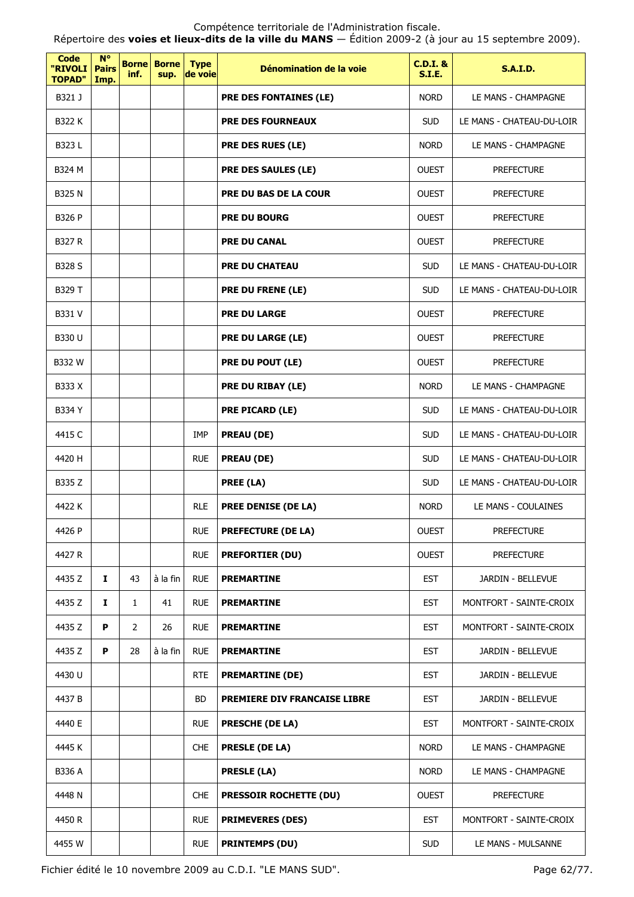Compétence territoriale de l'Administration fiscale.
Répertoire des **voies et lieux-dits de la ville du MANS** — Édition 2009-2 (à jour au 15 septembre 2009).

| Code "RIVOLI TOPAD" | N° Pairs Imp. | Borne inf. | Borne sup. | Type de voie | Dénomination de la voie | C.D.I. & S.I.E. | S.A.I.D. |
|---|---|---|---|---|---|---|---|
| B321 J | | | | | **PRE DES FONTAINES (LE)** | NORD | LE MANS - CHAMPAGNE |
| B322 K | | | | | **PRE DES FOURNEAUX** | SUD | LE MANS - CHATEAU-DU-LOIR |
| B323 L | | | | | **PRE DES RUES (LE)** | NORD | LE MANS - CHAMPAGNE |
| B324 M | | | | | **PRE DES SAULES (LE)** | OUEST | PREFECTURE |
| B325 N | | | | | **PRE DU BAS DE LA COUR** | OUEST | PREFECTURE |
| B326 P | | | | | **PRE DU BOURG** | OUEST | PREFECTURE |
| B327 R | | | | | **PRE DU CANAL** | OUEST | PREFECTURE |
| B328 S | | | | | **PRE DU CHATEAU** | SUD | LE MANS - CHATEAU-DU-LOIR |
| B329 T | | | | | **PRE DU FRENE (LE)** | SUD | LE MANS - CHATEAU-DU-LOIR |
| B331 V | | | | | **PRE DU LARGE** | OUEST | PREFECTURE |
| B330 U | | | | | **PRE DU LARGE (LE)** | OUEST | PREFECTURE |
| B332 W | | | | | **PRE DU POUT (LE)** | OUEST | PREFECTURE |
| B333 X | | | | | **PRE DU RIBAY (LE)** | NORD | LE MANS - CHAMPAGNE |
| B334 Y | | | | | **PRE PICARD (LE)** | SUD | LE MANS - CHATEAU-DU-LOIR |
| 4415 C | | | | IMP | **PREAU (DE)** | SUD | LE MANS - CHATEAU-DU-LOIR |
| 4420 H | | | | RUE | **PREAU (DE)** | SUD | LE MANS - CHATEAU-DU-LOIR |
| B335 Z | | | | | **PREE (LA)** | SUD | LE MANS - CHATEAU-DU-LOIR |
| 4422 K | | | | RLE | **PREE DENISE (DE LA)** | NORD | LE MANS - COULAINES |
| 4426 P | | | | RUE | **PREFECTURE (DE LA)** | OUEST | PREFECTURE |
| 4427 R | | | | RUE | **PREFORTIER (DU)** | OUEST | PREFECTURE |
| 4435 Z | **I** | 43 | à la fin | RUE | **PREMARTINE** | EST | JARDIN - BELLEVUE |
| 4435 Z | **I** | 1 | 41 | RUE | **PREMARTINE** | EST | MONTFORT - SAINTE-CROIX |
| 4435 Z | **P** | 2 | 26 | RUE | **PREMARTINE** | EST | MONTFORT - SAINTE-CROIX |
| 4435 Z | **P** | 28 | à la fin | RUE | **PREMARTINE** | EST | JARDIN - BELLEVUE |
| 4430 U | | | | RTE | **PREMARTINE (DE)** | EST | JARDIN - BELLEVUE |
| 4437 B | | | | BD | **PREMIERE DIV FRANCAISE LIBRE** | EST | JARDIN - BELLEVUE |
| 4440 E | | | | RUE | **PRESCHE (DE LA)** | EST | MONTFORT - SAINTE-CROIX |
| 4445 K | | | | CHE | **PRESLE (DE LA)** | NORD | LE MANS - CHAMPAGNE |
| B336 A | | | | | **PRESLE (LA)** | NORD | LE MANS - CHAMPAGNE |
| 4448 N | | | | CHE | **PRESSOIR ROCHETTE (DU)** | OUEST | PREFECTURE |
| 4450 R | | | | RUE | **PRIMEVERES (DES)** | EST | MONTFORT - SAINTE-CROIX |
| 4455 W | | | | RUE | **PRINTEMPS (DU)** | SUD | LE MANS - MULSANNE |

Fichier édité le 10 novembre 2009 au C.D.I. "LE MANS SUD".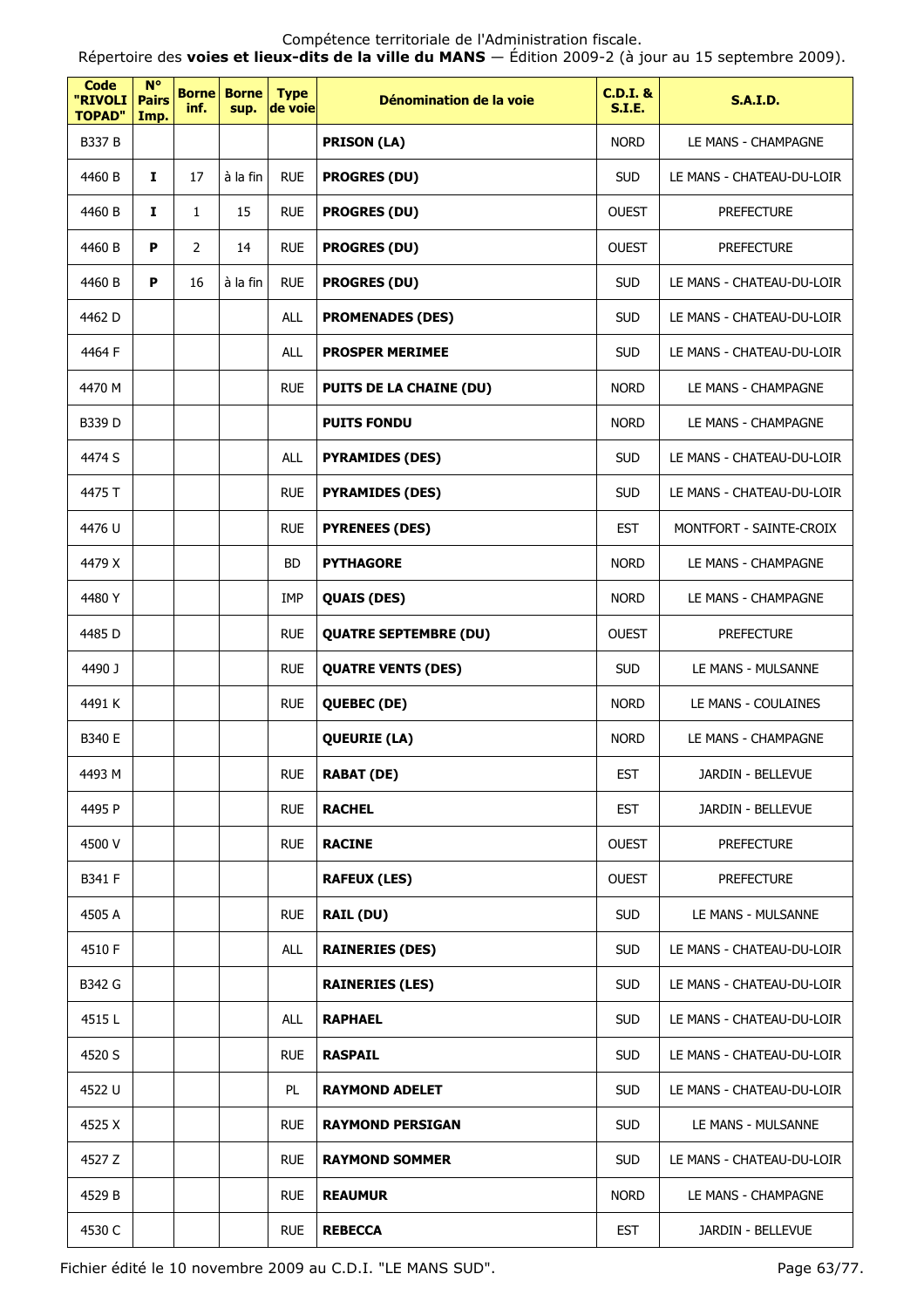Compétence territoriale de l'Administration fiscale.
Répertoire des **voies et lieux-dits de la ville du MANS** — Édition 2009-2 (à jour au 15 septembre 2009).

| Code "RIVOLI TOPAD" | N° Pairs Imp. | Borne inf. | Borne sup. | Type de voie | Dénomination de la voie | C.D.I. & S.I.E. | S.A.I.D. |
|---|---|---|---|---|---|---|---|
| B337 B | | | | | **PRISON (LA)** | NORD | LE MANS - CHAMPAGNE |
| 4460 B | I | 17 | à la fin | RUE | **PROGRES (DU)** | SUD | LE MANS - CHATEAU-DU-LOIR |
| 4460 B | I | 1 | 15 | RUE | **PROGRES (DU)** | OUEST | PREFECTURE |
| 4460 B | P | 2 | 14 | RUE | **PROGRES (DU)** | OUEST | PREFECTURE |
| 4460 B | P | 16 | à la fin | RUE | **PROGRES (DU)** | SUD | LE MANS - CHATEAU-DU-LOIR |
| 4462 D | | | | ALL | **PROMENADES (DES)** | SUD | LE MANS - CHATEAU-DU-LOIR |
| 4464 F | | | | ALL | **PROSPER MERIMEE** | SUD | LE MANS - CHATEAU-DU-LOIR |
| 4470 M | | | | RUE | **PUITS DE LA CHAINE (DU)** | NORD | LE MANS - CHAMPAGNE |
| B339 D | | | | | **PUITS FONDU** | NORD | LE MANS - CHAMPAGNE |
| 4474 S | | | | ALL | **PYRAMIDES (DES)** | SUD | LE MANS - CHATEAU-DU-LOIR |
| 4475 T | | | | RUE | **PYRAMIDES (DES)** | SUD | LE MANS - CHATEAU-DU-LOIR |
| 4476 U | | | | RUE | **PYRENEES (DES)** | EST | MONTFORT - SAINTE-CROIX |
| 4479 X | | | | BD | **PYTHAGORE** | NORD | LE MANS - CHAMPAGNE |
| 4480 Y | | | | IMP | **QUAIS (DES)** | NORD | LE MANS - CHAMPAGNE |
| 4485 D | | | | RUE | **QUATRE SEPTEMBRE (DU)** | OUEST | PREFECTURE |
| 4490 J | | | | RUE | **QUATRE VENTS (DES)** | SUD | LE MANS - MULSANNE |
| 4491 K | | | | RUE | **QUEBEC (DE)** | NORD | LE MANS - COULAINES |
| B340 E | | | | | **QUEURIE (LA)** | NORD | LE MANS - CHAMPAGNE |
| 4493 M | | | | RUE | **RABAT (DE)** | EST | JARDIN - BELLEVUE |
| 4495 P | | | | RUE | **RACHEL** | EST | JARDIN - BELLEVUE |
| 4500 V | | | | RUE | **RACINE** | OUEST | PREFECTURE |
| B341 F | | | | | **RAFEUX (LES)** | OUEST | PREFECTURE |
| 4505 A | | | | RUE | **RAIL (DU)** | SUD | LE MANS - MULSANNE |
| 4510 F | | | | ALL | **RAINERIES (DES)** | SUD | LE MANS - CHATEAU-DU-LOIR |
| B342 G | | | | | **RAINERIES (LES)** | SUD | LE MANS - CHATEAU-DU-LOIR |
| 4515 L | | | | ALL | **RAPHAEL** | SUD | LE MANS - CHATEAU-DU-LOIR |
| 4520 S | | | | RUE | **RASPAIL** | SUD | LE MANS - CHATEAU-DU-LOIR |
| 4522 U | | | | PL | **RAYMOND ADELET** | SUD | LE MANS - CHATEAU-DU-LOIR |
| 4525 X | | | | RUE | **RAYMOND PERSIGAN** | SUD | LE MANS - MULSANNE |
| 4527 Z | | | | RUE | **RAYMOND SOMMER** | SUD | LE MANS - CHATEAU-DU-LOIR |
| 4529 B | | | | RUE | **REAUMUR** | NORD | LE MANS - CHAMPAGNE |
| 4530 C | | | | RUE | **REBECCA** | EST | JARDIN - BELLEVUE |

Fichier édité le 10 novembre 2009 au C.D.I. "LE MANS SUD".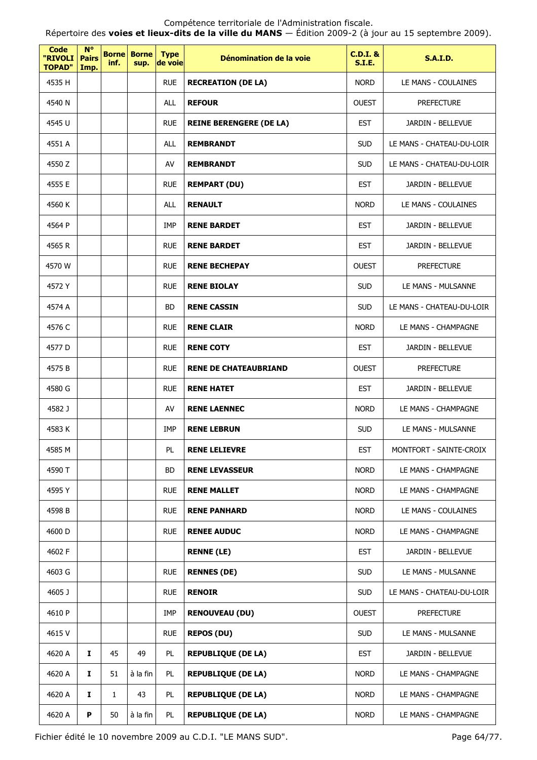| Code "RIVOLI TOPAD" | N° Pairs Imp. | Borne inf. | Borne sup. | Type de voie | Dénomination de la voie | C.D.I. & S.I.E. | S.A.I.D. |
|---|---|---|---|---|---|---|---|
| 4535 H | | | | RUE | **RECREATION (DE LA)** | NORD | LE MANS - COULAINES |
| 4540 N | | | | ALL | **REFOUR** | OUEST | PREFECTURE |
| 4545 U | | | | RUE | **REINE BERENGERE (DE LA)** | EST | JARDIN - BELLEVUE |
| 4551 A | | | | ALL | **REMBRANDT** | SUD | LE MANS - CHATEAU-DU-LOIR |
| 4550 Z | | | | AV | **REMBRANDT** | SUD | LE MANS - CHATEAU-DU-LOIR |
| 4555 E | | | | RUE | **REMPART (DU)** | EST | JARDIN - BELLEVUE |
| 4560 K | | | | ALL | **RENAULT** | NORD | LE MANS - COULAINES |
| 4564 P | | | | IMP | **RENE BARDET** | EST | JARDIN - BELLEVUE |
| 4565 R | | | | RUE | **RENE BARDET** | EST | JARDIN - BELLEVUE |
| 4570 W | | | | RUE | **RENE BECHEPAY** | OUEST | PREFECTURE |
| 4572 Y | | | | RUE | **RENE BIOLAY** | SUD | LE MANS - MULSANNE |
| 4574 A | | | | BD | **RENE CASSIN** | SUD | LE MANS - CHATEAU-DU-LOIR |
| 4576 C | | | | RUE | **RENE CLAIR** | NORD | LE MANS - CHAMPAGNE |
| 4577 D | | | | RUE | **RENE COTY** | EST | JARDIN - BELLEVUE |
| 4575 B | | | | RUE | **RENE DE CHATEAUBRIAND** | OUEST | PREFECTURE |
| 4580 G | | | | RUE | **RENE HATET** | EST | JARDIN - BELLEVUE |
| 4582 J | | | | AV | **RENE LAENNEC** | NORD | LE MANS - CHAMPAGNE |
| 4583 K | | | | IMP | **RENE LEBRUN** | SUD | LE MANS - MULSANNE |
| 4585 M | | | | PL | **RENE LELIEVRE** | EST | MONTFORT - SAINTE-CROIX |
| 4590 T | | | | BD | **RENE LEVASSEUR** | NORD | LE MANS - CHAMPAGNE |
| 4595 Y | | | | RUE | **RENE MALLET** | NORD | LE MANS - CHAMPAGNE |
| 4598 B | | | | RUE | **RENE PANHARD** | NORD | LE MANS - COULAINES |
| 4600 D | | | | RUE | **RENEE AUDUC** | NORD | LE MANS - CHAMPAGNE |
| 4602 F | | | | | **RENNE (LE)** | EST | JARDIN - BELLEVUE |
| 4603 G | | | | RUE | **RENNES (DE)** | SUD | LE MANS - MULSANNE |
| 4605 J | | | | RUE | **RENOIR** | SUD | LE MANS - CHATEAU-DU-LOIR |
| 4610 P | | | | IMP | **RENOUVEAU (DU)** | OUEST | PREFECTURE |
| 4615 V | | | | RUE | **REPOS (DU)** | SUD | LE MANS - MULSANNE |
| 4620 A | **I** | 45 | 49 | PL | **REPUBLIQUE (DE LA)** | EST | JARDIN - BELLEVUE |
| 4620 A | **I** | 51 | à la fin | PL | **REPUBLIQUE (DE LA)** | NORD | LE MANS - CHAMPAGNE |
| 4620 A | **I** | 1 | 43 | PL | **REPUBLIQUE (DE LA)** | NORD | LE MANS - CHAMPAGNE |
| 4620 A | **P** | 50 | à la fin | PL | **REPUBLIQUE (DE LA)** | NORD | LE MANS - CHAMPAGNE |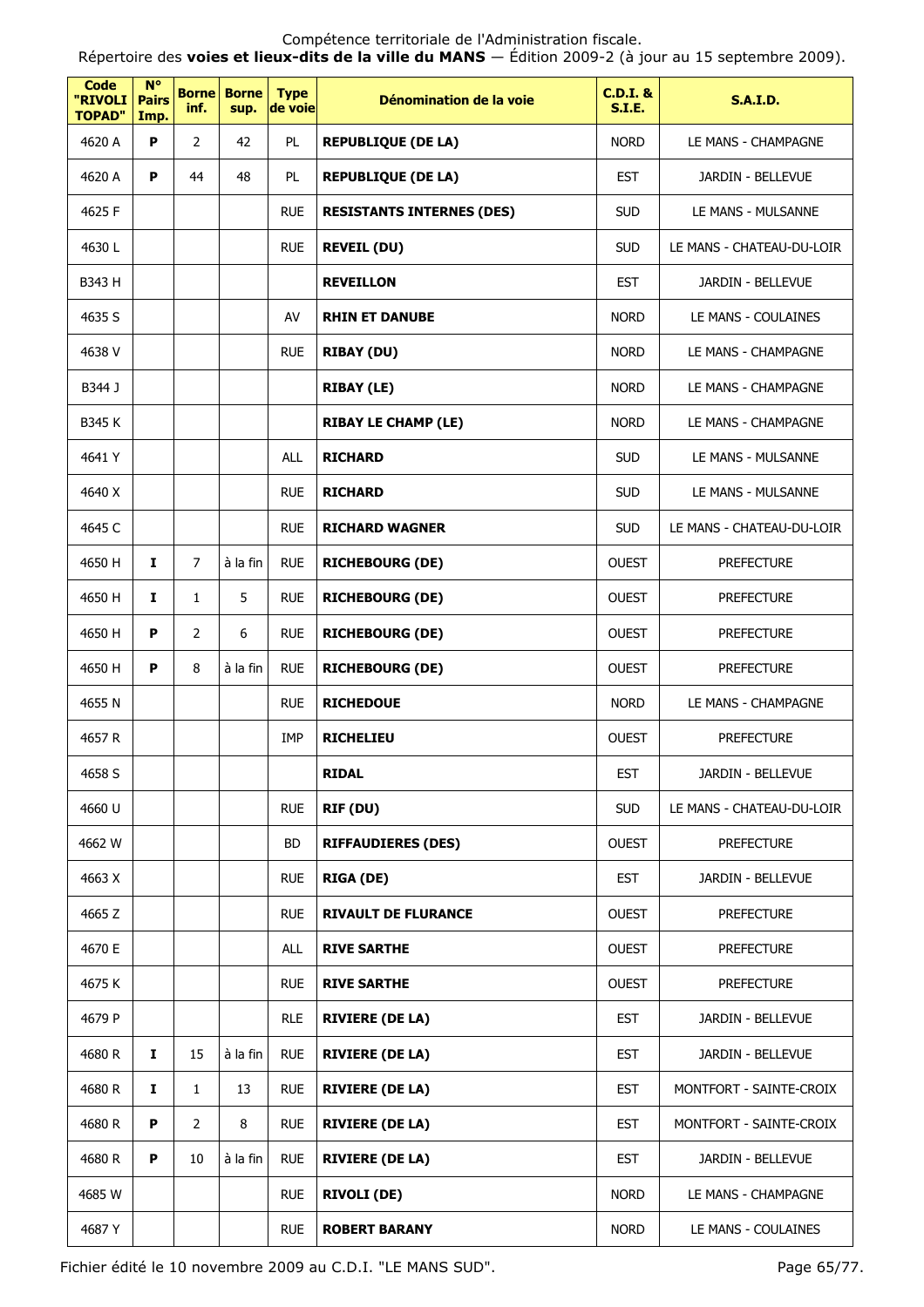Compétence territoriale de l'Administration fiscale.
Répertoire des **voies et lieux-dits de la ville du MANS** — Édition 2009-2 (à jour au 15 septembre 2009).

| Code "RIVOLI TOPAD" | N° Pairs Imp. | Borne inf. | Borne sup. | Type de voie | Dénomination de la voie | C.D.I. & S.I.E. | S.A.I.D. |
|---|---|---|---|---|---|---|---|
| 4620 A | **P** | 2 | 42 | PL | **REPUBLIQUE (DE LA)** | NORD | LE MANS - CHAMPAGNE |
| 4620 A | **P** | 44 | 48 | PL | **REPUBLIQUE (DE LA)** | EST | JARDIN - BELLEVUE |
| 4625 F | | | | RUE | **RESISTANTS INTERNES (DES)** | SUD | LE MANS - MULSANNE |
| 4630 L | | | | RUE | **REVEIL (DU)** | SUD | LE MANS - CHATEAU-DU-LOIR |
| B343 H | | | | | **REVEILLON** | EST | JARDIN - BELLEVUE |
| 4635 S | | | | AV | **RHIN ET DANUBE** | NORD | LE MANS - COULAINES |
| 4638 V | | | | RUE | **RIBAY (DU)** | NORD | LE MANS - CHAMPAGNE |
| B344 J | | | | | **RIBAY (LE)** | NORD | LE MANS - CHAMPAGNE |
| B345 K | | | | | **RIBAY LE CHAMP (LE)** | NORD | LE MANS - CHAMPAGNE |
| 4641 Y | | | | ALL | **RICHARD** | SUD | LE MANS - MULSANNE |
| 4640 X | | | | RUE | **RICHARD** | SUD | LE MANS - MULSANNE |
| 4645 C | | | | RUE | **RICHARD WAGNER** | SUD | LE MANS - CHATEAU-DU-LOIR |
| 4650 H | **I** | 7 | à la fin | RUE | **RICHEBOURG (DE)** | OUEST | PREFECTURE |
| 4650 H | **I** | 1 | 5 | RUE | **RICHEBOURG (DE)** | OUEST | PREFECTURE |
| 4650 H | **P** | 2 | 6 | RUE | **RICHEBOURG (DE)** | OUEST | PREFECTURE |
| 4650 H | **P** | 8 | à la fin | RUE | **RICHEBOURG (DE)** | OUEST | PREFECTURE |
| 4655 N | | | | RUE | **RICHEDOUE** | NORD | LE MANS - CHAMPAGNE |
| 4657 R | | | | IMP | **RICHELIEU** | OUEST | PREFECTURE |
| 4658 S | | | | | **RIDAL** | EST | JARDIN - BELLEVUE |
| 4660 U | | | | RUE | **RIF (DU)** | SUD | LE MANS - CHATEAU-DU-LOIR |
| 4662 W | | | | BD | **RIFFAUDIERES (DES)** | OUEST | PREFECTURE |
| 4663 X | | | | RUE | **RIGA (DE)** | EST | JARDIN - BELLEVUE |
| 4665 Z | | | | RUE | **RIVAULT DE FLURANCE** | OUEST | PREFECTURE |
| 4670 E | | | | ALL | **RIVE SARTHE** | OUEST | PREFECTURE |
| 4675 K | | | | RUE | **RIVE SARTHE** | OUEST | PREFECTURE |
| 4679 P | | | | RLE | **RIVIERE (DE LA)** | EST | JARDIN - BELLEVUE |
| 4680 R | **I** | 15 | à la fin | RUE | **RIVIERE (DE LA)** | EST | JARDIN - BELLEVUE |
| 4680 R | **I** | 1 | 13 | RUE | **RIVIERE (DE LA)** | EST | MONTFORT - SAINTE-CROIX |
| 4680 R | **P** | 2 | 8 | RUE | **RIVIERE (DE LA)** | EST | MONTFORT - SAINTE-CROIX |
| 4680 R | **P** | 10 | à la fin | RUE | **RIVIERE (DE LA)** | EST | JARDIN - BELLEVUE |
| 4685 W | | | | RUE | **RIVOLI (DE)** | NORD | LE MANS - CHAMPAGNE |
| 4687 Y | | | | RUE | **ROBERT BARANY** | NORD | LE MANS - COULAINES |

Fichier édité le 10 novembre 2009 au C.D.I. "LE MANS SUD".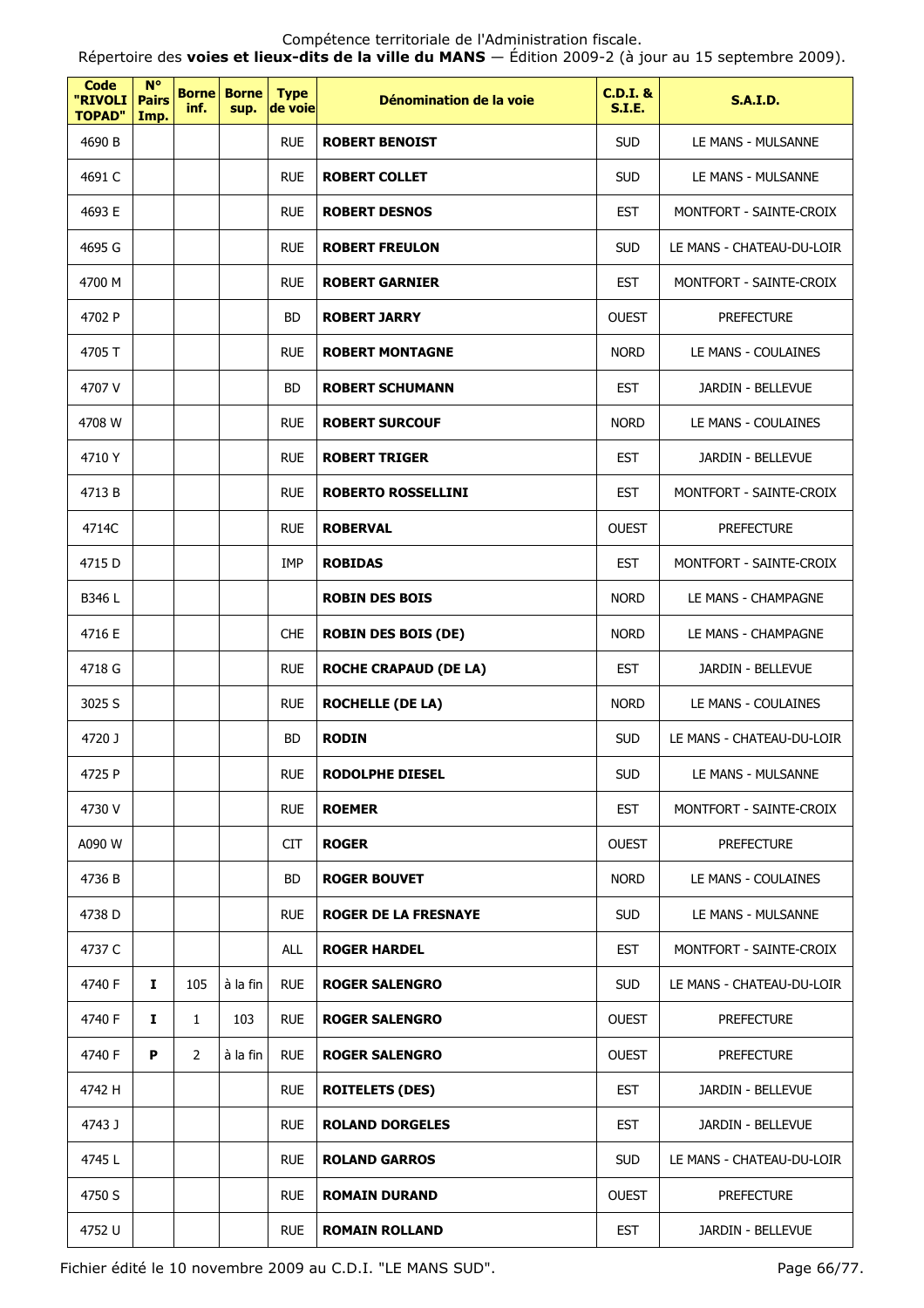Compétence territoriale de l'Administration fiscale.
Répertoire des **voies et lieux-dits de la ville du MANS** — Édition 2009-2 (à jour au 15 septembre 2009).

| Code "RIVOLI TOPAD" | N° Pairs Imp. | Borne inf. | Borne sup. | Type de voie | Dénomination de la voie | C.D.I. & S.I.E. | S.A.I.D. |
|---|---|---|---|---|---|---|---|
| 4690 B | | | | RUE | **ROBERT BENOIST** | SUD | LE MANS - MULSANNE |
| 4691 C | | | | RUE | **ROBERT COLLET** | SUD | LE MANS - MULSANNE |
| 4693 E | | | | RUE | **ROBERT DESNOS** | EST | MONTFORT - SAINTE-CROIX |
| 4695 G | | | | RUE | **ROBERT FREULON** | SUD | LE MANS - CHATEAU-DU-LOIR |
| 4700 M | | | | RUE | **ROBERT GARNIER** | EST | MONTFORT - SAINTE-CROIX |
| 4702 P | | | | BD | **ROBERT JARRY** | OUEST | PREFECTURE |
| 4705 T | | | | RUE | **ROBERT MONTAGNE** | NORD | LE MANS - COULAINES |
| 4707 V | | | | BD | **ROBERT SCHUMANN** | EST | JARDIN - BELLEVUE |
| 4708 W | | | | RUE | **ROBERT SURCOUF** | NORD | LE MANS - COULAINES |
| 4710 Y | | | | RUE | **ROBERT TRIGER** | EST | JARDIN - BELLEVUE |
| 4713 B | | | | RUE | **ROBERTO ROSSELLINI** | EST | MONTFORT - SAINTE-CROIX |
| 4714C | | | | RUE | **ROBERVAL** | OUEST | PREFECTURE |
| 4715 D | | | | IMP | **ROBIDAS** | EST | MONTFORT - SAINTE-CROIX |
| B346 L | | | | | **ROBIN DES BOIS** | NORD | LE MANS - CHAMPAGNE |
| 4716 E | | | | CHE | **ROBIN DES BOIS (DE)** | NORD | LE MANS - CHAMPAGNE |
| 4718 G | | | | RUE | **ROCHE CRAPAUD (DE LA)** | EST | JARDIN - BELLEVUE |
| 3025 S | | | | RUE | **ROCHELLE (DE LA)** | NORD | LE MANS - COULAINES |
| 4720 J | | | | BD | **RODIN** | SUD | LE MANS - CHATEAU-DU-LOIR |
| 4725 P | | | | RUE | **RODOLPHE DIESEL** | SUD | LE MANS - MULSANNE |
| 4730 V | | | | RUE | **ROEMER** | EST | MONTFORT - SAINTE-CROIX |
| A090 W | | | | CIT | **ROGER** | OUEST | PREFECTURE |
| 4736 B | | | | BD | **ROGER BOUVET** | NORD | LE MANS - COULAINES |
| 4738 D | | | | RUE | **ROGER DE LA FRESNAYE** | SUD | LE MANS - MULSANNE |
| 4737 C | | | | ALL | **ROGER HARDEL** | EST | MONTFORT - SAINTE-CROIX |
| 4740 F | **I** | 105 | à la fin | RUE | **ROGER SALENGRO** | SUD | LE MANS - CHATEAU-DU-LOIR |
| 4740 F | **I** | 1 | 103 | RUE | **ROGER SALENGRO** | OUEST | PREFECTURE |
| 4740 F | **P** | 2 | à la fin | RUE | **ROGER SALENGRO** | OUEST | PREFECTURE |
| 4742 H | | | | RUE | **ROITELETS (DES)** | EST | JARDIN - BELLEVUE |
| 4743 J | | | | RUE | **ROLAND DORGELES** | EST | JARDIN - BELLEVUE |
| 4745 L | | | | RUE | **ROLAND GARROS** | SUD | LE MANS - CHATEAU-DU-LOIR |
| 4750 S | | | | RUE | **ROMAIN DURAND** | OUEST | PREFECTURE |
| 4752 U | | | | RUE | **ROMAIN ROLLAND** | EST | JARDIN - BELLEVUE |

Fichier édité le 10 novembre 2009 au C.D.I. "LE MANS SUD".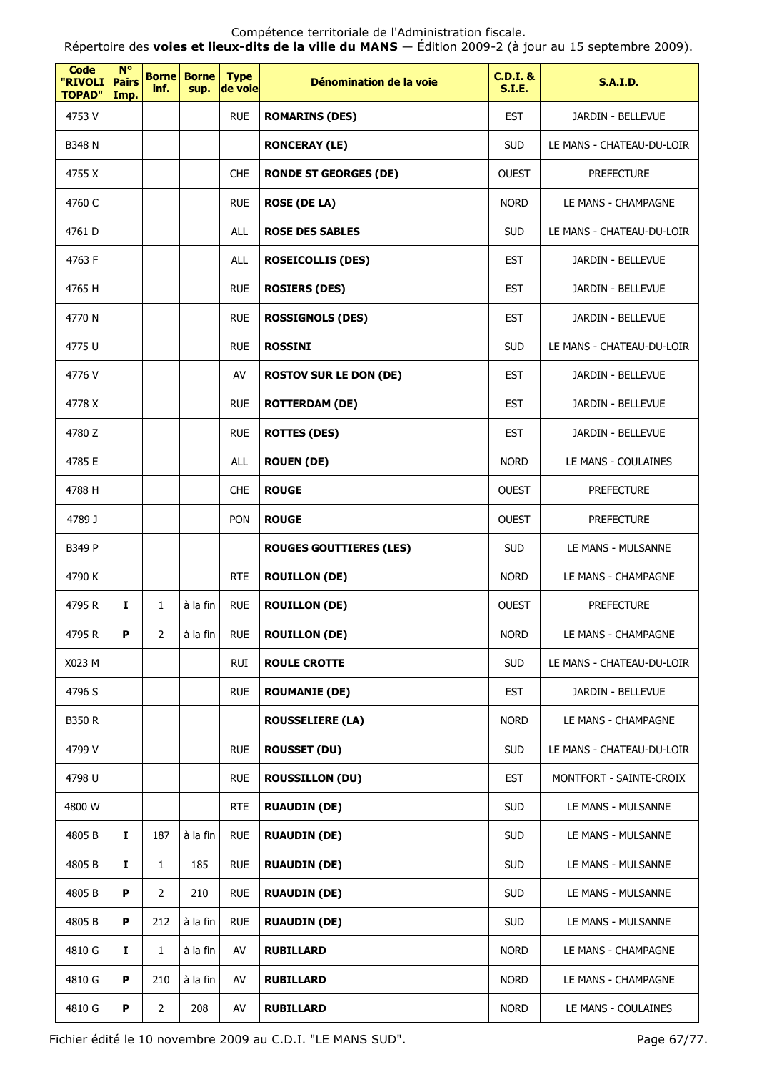Compétence territoriale de l'Administration fiscale.
Répertoire des **voies et lieux-dits de la ville du MANS** — Édition 2009-2 (à jour au 15 septembre 2009).

| Code "RIVOLI TOPAD" | N° Pairs Imp. | Borne inf. | Borne sup. | Type de voie | Dénomination de la voie | C.D.I. & S.I.E. | S.A.I.D. |
|---|---|---|---|---|---|---|---|
| 4753 V | | | | RUE | **ROMARINS (DES)** | EST | JARDIN - BELLEVUE |
| B348 N | | | | | **RONCERAY (LE)** | SUD | LE MANS - CHATEAU-DU-LOIR |
| 4755 X | | | | CHE | **RONDE ST GEORGES (DE)** | OUEST | PREFECTURE |
| 4760 C | | | | RUE | **ROSE (DE LA)** | NORD | LE MANS - CHAMPAGNE |
| 4761 D | | | | ALL | **ROSE DES SABLES** | SUD | LE MANS - CHATEAU-DU-LOIR |
| 4763 F | | | | ALL | **ROSEICOLLIS (DES)** | EST | JARDIN - BELLEVUE |
| 4765 H | | | | RUE | **ROSIERS (DES)** | EST | JARDIN - BELLEVUE |
| 4770 N | | | | RUE | **ROSSIGNOLS (DES)** | EST | JARDIN - BELLEVUE |
| 4775 U | | | | RUE | **ROSSINI** | SUD | LE MANS - CHATEAU-DU-LOIR |
| 4776 V | | | | AV | **ROSTOV SUR LE DON (DE)** | EST | JARDIN - BELLEVUE |
| 4778 X | | | | RUE | **ROTTERDAM (DE)** | EST | JARDIN - BELLEVUE |
| 4780 Z | | | | RUE | **ROTTES (DES)** | EST | JARDIN - BELLEVUE |
| 4785 E | | | | ALL | **ROUEN (DE)** | NORD | LE MANS - COULAINES |
| 4788 H | | | | CHE | **ROUGE** | OUEST | PREFECTURE |
| 4789 J | | | | PON | **ROUGE** | OUEST | PREFECTURE |
| B349 P | | | | | **ROUGES GOUTTIERES (LES)** | SUD | LE MANS - MULSANNE |
| 4790 K | | | | RTE | **ROUILLON (DE)** | NORD | LE MANS - CHAMPAGNE |
| 4795 R | **I** | 1 | à la fin | RUE | **ROUILLON (DE)** | OUEST | PREFECTURE |
| 4795 R | **P** | 2 | à la fin | RUE | **ROUILLON (DE)** | NORD | LE MANS - CHAMPAGNE |
| X023 M | | | | RUI | **ROULE CROTTE** | SUD | LE MANS - CHATEAU-DU-LOIR |
| 4796 S | | | | RUE | **ROUMANIE (DE)** | EST | JARDIN - BELLEVUE |
| B350 R | | | | | **ROUSSELIERE (LA)** | NORD | LE MANS - CHAMPAGNE |
| 4799 V | | | | RUE | **ROUSSET (DU)** | SUD | LE MANS - CHATEAU-DU-LOIR |
| 4798 U | | | | RUE | **ROUSSILLON (DU)** | EST | MONTFORT - SAINTE-CROIX |
| 4800 W | | | | RTE | **RUAUDIN (DE)** | SUD | LE MANS - MULSANNE |
| 4805 B | **I** | 187 | à la fin | RUE | **RUAUDIN (DE)** | SUD | LE MANS - MULSANNE |
| 4805 B | **I** | 1 | 185 | RUE | **RUAUDIN (DE)** | SUD | LE MANS - MULSANNE |
| 4805 B | **P** | 2 | 210 | RUE | **RUAUDIN (DE)** | SUD | LE MANS - MULSANNE |
| 4805 B | **P** | 212 | à la fin | RUE | **RUAUDIN (DE)** | SUD | LE MANS - MULSANNE |
| 4810 G | **I** | 1 | à la fin | AV | **RUBILLARD** | NORD | LE MANS - CHAMPAGNE |
| 4810 G | **P** | 210 | à la fin | AV | **RUBILLARD** | NORD | LE MANS - CHAMPAGNE |
| 4810 G | **P** | 2 | 208 | AV | **RUBILLARD** | NORD | LE MANS - COULAINES |

Fichier édité le 10 novembre 2009 au C.D.I. "LE MANS SUD".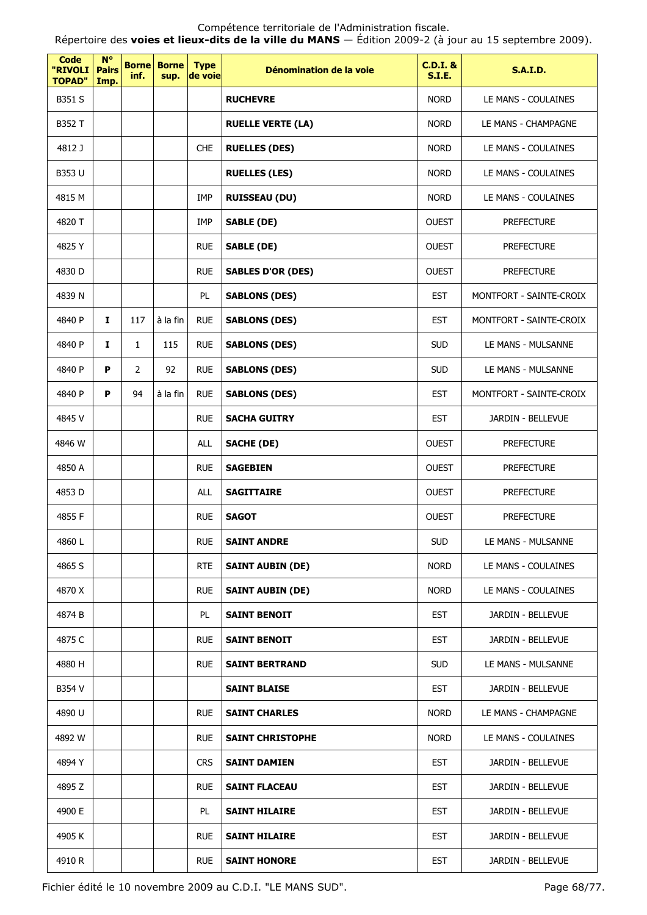Compétence territoriale de l'Administration fiscale.
Répertoire des **voies et lieux-dits de la ville du MANS** — Édition 2009-2 (à jour au 15 septembre 2009).

| Code "RIVOLI TOPAD" | N° Pairs Imp. | Borne inf. | Borne sup. | Type de voie | Dénomination de la voie | C.D.I. & S.I.E. | S.A.I.D. |
|---|---|---|---|---|---|---|---|
| B351 S | | | | | **RUCHEVRE** | NORD | LE MANS - COULAINES |
| B352 T | | | | | **RUELLE VERTE (LA)** | NORD | LE MANS - CHAMPAGNE |
| 4812 J | | | | CHE | **RUELLES (DES)** | NORD | LE MANS - COULAINES |
| B353 U | | | | | **RUELLES (LES)** | NORD | LE MANS - COULAINES |
| 4815 M | | | | IMP | **RUISSEAU (DU)** | NORD | LE MANS - COULAINES |
| 4820 T | | | | IMP | **SABLE (DE)** | OUEST | PREFECTURE |
| 4825 Y | | | | RUE | **SABLE (DE)** | OUEST | PREFECTURE |
| 4830 D | | | | RUE | **SABLES D'OR (DES)** | OUEST | PREFECTURE |
| 4839 N | | | | PL | **SABLONS (DES)** | EST | MONTFORT - SAINTE-CROIX |
| 4840 P | **I** | 117 | à la fin | RUE | **SABLONS (DES)** | EST | MONTFORT - SAINTE-CROIX |
| 4840 P | **I** | 1 | 115 | RUE | **SABLONS (DES)** | SUD | LE MANS - MULSANNE |
| 4840 P | **P** | 2 | 92 | RUE | **SABLONS (DES)** | SUD | LE MANS - MULSANNE |
| 4840 P | **P** | 94 | à la fin | RUE | **SABLONS (DES)** | EST | MONTFORT - SAINTE-CROIX |
| 4845 V | | | | RUE | **SACHA GUITRY** | EST | JARDIN - BELLEVUE |
| 4846 W | | | | ALL | **SACHE (DE)** | OUEST | PREFECTURE |
| 4850 A | | | | RUE | **SAGEBIEN** | OUEST | PREFECTURE |
| 4853 D | | | | ALL | **SAGITTAIRE** | OUEST | PREFECTURE |
| 4855 F | | | | RUE | **SAGOT** | OUEST | PREFECTURE |
| 4860 L | | | | RUE | **SAINT ANDRE** | SUD | LE MANS - MULSANNE |
| 4865 S | | | | RTE | **SAINT AUBIN (DE)** | NORD | LE MANS - COULAINES |
| 4870 X | | | | RUE | **SAINT AUBIN (DE)** | NORD | LE MANS - COULAINES |
| 4874 B | | | | PL | **SAINT BENOIT** | EST | JARDIN - BELLEVUE |
| 4875 C | | | | RUE | **SAINT BENOIT** | EST | JARDIN - BELLEVUE |
| 4880 H | | | | RUE | **SAINT BERTRAND** | SUD | LE MANS - MULSANNE |
| B354 V | | | | | **SAINT BLAISE** | EST | JARDIN - BELLEVUE |
| 4890 U | | | | RUE | **SAINT CHARLES** | NORD | LE MANS - CHAMPAGNE |
| 4892 W | | | | RUE | **SAINT CHRISTOPHE** | NORD | LE MANS - COULAINES |
| 4894 Y | | | | CRS | **SAINT DAMIEN** | EST | JARDIN - BELLEVUE |
| 4895 Z | | | | RUE | **SAINT FLACEAU** | EST | JARDIN - BELLEVUE |
| 4900 E | | | | PL | **SAINT HILAIRE** | EST | JARDIN - BELLEVUE |
| 4905 K | | | | RUE | **SAINT HILAIRE** | EST | JARDIN - BELLEVUE |
| 4910 R | | | | RUE | **SAINT HONORE** | EST | JARDIN - BELLEVUE |

Fichier édité le 10 novembre 2009 au C.D.I. "LE MANS SUD".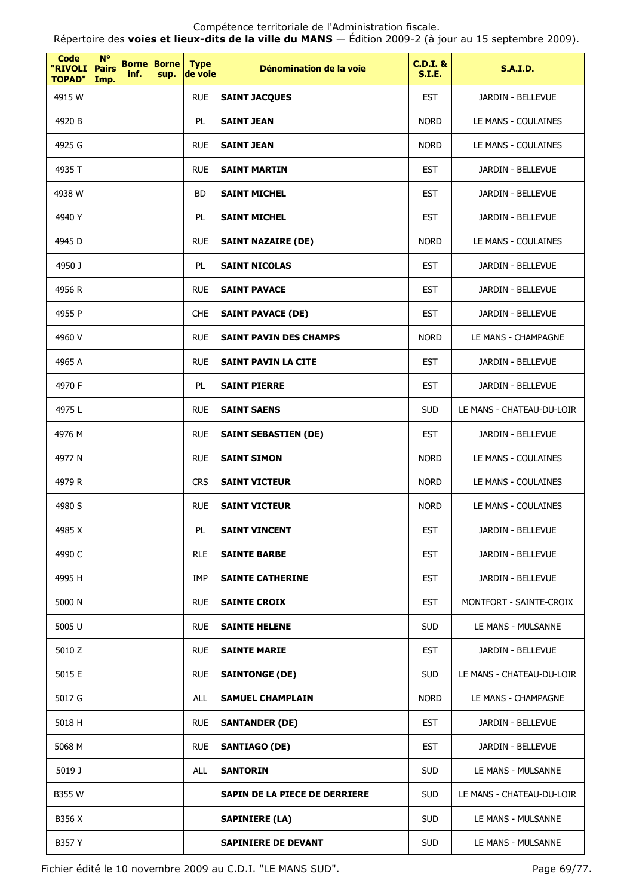Compétence territoriale de l'Administration fiscale.
Répertoire des **voies et lieux-dits de la ville du MANS** — Édition 2009-2 (à jour au 15 septembre 2009).

| Code "RIVOLI TOPAD" | N° Pairs Imp. | Borne inf. | Borne sup. | Type de voie | Dénomination de la voie | C.D.I. & S.I.E. | S.A.I.D. |
|---|---|---|---|---|---|---|---|
| 4915 W | | | | RUE | **SAINT JACQUES** | EST | JARDIN - BELLEVUE |
| 4920 B | | | | PL | **SAINT JEAN** | NORD | LE MANS - COULAINES |
| 4925 G | | | | RUE | **SAINT JEAN** | NORD | LE MANS - COULAINES |
| 4935 T | | | | RUE | **SAINT MARTIN** | EST | JARDIN - BELLEVUE |
| 4938 W | | | | BD | **SAINT MICHEL** | EST | JARDIN - BELLEVUE |
| 4940 Y | | | | PL | **SAINT MICHEL** | EST | JARDIN - BELLEVUE |
| 4945 D | | | | RUE | **SAINT NAZAIRE (DE)** | NORD | LE MANS - COULAINES |
| 4950 J | | | | PL | **SAINT NICOLAS** | EST | JARDIN - BELLEVUE |
| 4956 R | | | | RUE | **SAINT PAVACE** | EST | JARDIN - BELLEVUE |
| 4955 P | | | | CHE | **SAINT PAVACE (DE)** | EST | JARDIN - BELLEVUE |
| 4960 V | | | | RUE | **SAINT PAVIN DES CHAMPS** | NORD | LE MANS - CHAMPAGNE |
| 4965 A | | | | RUE | **SAINT PAVIN LA CITE** | EST | JARDIN - BELLEVUE |
| 4970 F | | | | PL | **SAINT PIERRE** | EST | JARDIN - BELLEVUE |
| 4975 L | | | | RUE | **SAINT SAENS** | SUD | LE MANS - CHATEAU-DU-LOIR |
| 4976 M | | | | RUE | **SAINT SEBASTIEN (DE)** | EST | JARDIN - BELLEVUE |
| 4977 N | | | | RUE | **SAINT SIMON** | NORD | LE MANS - COULAINES |
| 4979 R | | | | CRS | **SAINT VICTEUR** | NORD | LE MANS - COULAINES |
| 4980 S | | | | RUE | **SAINT VICTEUR** | NORD | LE MANS - COULAINES |
| 4985 X | | | | PL | **SAINT VINCENT** | EST | JARDIN - BELLEVUE |
| 4990 C | | | | RLE | **SAINTE BARBE** | EST | JARDIN - BELLEVUE |
| 4995 H | | | | IMP | **SAINTE CATHERINE** | EST | JARDIN - BELLEVUE |
| 5000 N | | | | RUE | **SAINTE CROIX** | EST | MONTFORT - SAINTE-CROIX |
| 5005 U | | | | RUE | **SAINTE HELENE** | SUD | LE MANS - MULSANNE |
| 5010 Z | | | | RUE | **SAINTE MARIE** | EST | JARDIN - BELLEVUE |
| 5015 E | | | | RUE | **SAINTONGE (DE)** | SUD | LE MANS - CHATEAU-DU-LOIR |
| 5017 G | | | | ALL | **SAMUEL CHAMPLAIN** | NORD | LE MANS - CHAMPAGNE |
| 5018 H | | | | RUE | **SANTANDER (DE)** | EST | JARDIN - BELLEVUE |
| 5068 M | | | | RUE | **SANTIAGO (DE)** | EST | JARDIN - BELLEVUE |
| 5019 J | | | | ALL | **SANTORIN** | SUD | LE MANS - MULSANNE |
| B355 W | | | | | **SAPIN DE LA PIECE DE DERRIERE** | SUD | LE MANS - CHATEAU-DU-LOIR |
| B356 X | | | | | **SAPINIERE (LA)** | SUD | LE MANS - MULSANNE |
| B357 Y | | | | | **SAPINIERE DE DEVANT** | SUD | LE MANS - MULSANNE |

Fichier édité le 10 novembre 2009 au C.D.I. "LE MANS SUD".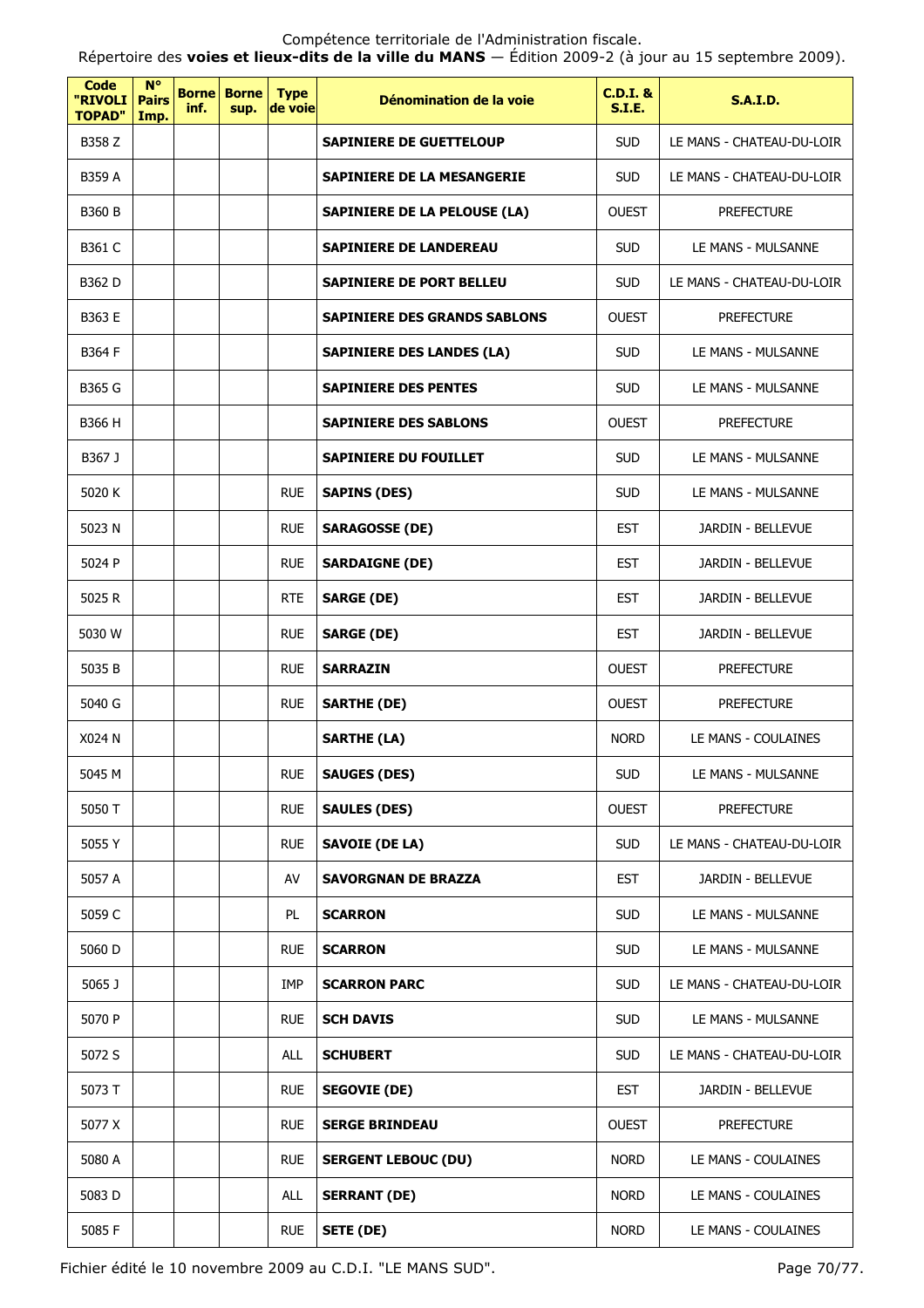| Code "RIVOLI TOPAD" | N° Pairs Imp. | Borne inf. | Borne sup. | Type de voie | Dénomination de la voie | C.D.I. & S.I.E. | S.A.I.D. |
|---|---|---|---|---|---|---|---|
| B358 Z | | | | | **SAPINIERE DE GUETTELOUP** | SUD | LE MANS - CHATEAU-DU-LOIR |
| B359 A | | | | | **SAPINIERE DE LA MESANGERIE** | SUD | LE MANS - CHATEAU-DU-LOIR |
| B360 B | | | | | **SAPINIERE DE LA PELOUSE (LA)** | OUEST | PREFECTURE |
| B361 C | | | | | **SAPINIERE DE LANDEREAU** | SUD | LE MANS - MULSANNE |
| B362 D | | | | | **SAPINIERE DE PORT BELLEU** | SUD | LE MANS - CHATEAU-DU-LOIR |
| B363 E | | | | | **SAPINIERE DES GRANDS SABLONS** | OUEST | PREFECTURE |
| B364 F | | | | | **SAPINIERE DES LANDES (LA)** | SUD | LE MANS - MULSANNE |
| B365 G | | | | | **SAPINIERE DES PENTES** | SUD | LE MANS - MULSANNE |
| B366 H | | | | | **SAPINIERE DES SABLONS** | OUEST | PREFECTURE |
| B367 J | | | | | **SAPINIERE DU FOUILLET** | SUD | LE MANS - MULSANNE |
| 5020 K | | | | RUE | **SAPINS (DES)** | SUD | LE MANS - MULSANNE |
| 5023 N | | | | RUE | **SARAGOSSE (DE)** | EST | JARDIN - BELLEVUE |
| 5024 P | | | | RUE | **SARDAIGNE (DE)** | EST | JARDIN - BELLEVUE |
| 5025 R | | | | RTE | **SARGE (DE)** | EST | JARDIN - BELLEVUE |
| 5030 W | | | | RUE | **SARGE (DE)** | EST | JARDIN - BELLEVUE |
| 5035 B | | | | RUE | **SARRAZIN** | OUEST | PREFECTURE |
| 5040 G | | | | RUE | **SARTHE (DE)** | OUEST | PREFECTURE |
| X024 N | | | | | **SARTHE (LA)** | NORD | LE MANS - COULAINES |
| 5045 M | | | | RUE | **SAUGES (DES)** | SUD | LE MANS - MULSANNE |
| 5050 T | | | | RUE | **SAULES (DES)** | OUEST | PREFECTURE |
| 5055 Y | | | | RUE | **SAVOIE (DE LA)** | SUD | LE MANS - CHATEAU-DU-LOIR |
| 5057 A | | | | AV | **SAVORGNAN DE BRAZZA** | EST | JARDIN - BELLEVUE |
| 5059 C | | | | PL | **SCARRON** | SUD | LE MANS - MULSANNE |
| 5060 D | | | | RUE | **SCARRON** | SUD | LE MANS - MULSANNE |
| 5065 J | | | | IMP | **SCARRON PARC** | SUD | LE MANS - CHATEAU-DU-LOIR |
| 5070 P | | | | RUE | **SCH DAVIS** | SUD | LE MANS - MULSANNE |
| 5072 S | | | | ALL | **SCHUBERT** | SUD | LE MANS - CHATEAU-DU-LOIR |
| 5073 T | | | | RUE | **SEGOVIE (DE)** | EST | JARDIN - BELLEVUE |
| 5077 X | | | | RUE | **SERGE BRINDEAU** | OUEST | PREFECTURE |
| 5080 A | | | | RUE | **SERGENT LEBOUC (DU)** | NORD | LE MANS - COULAINES |
| 5083 D | | | | ALL | **SERRANT (DE)** | NORD | LE MANS - COULAINES |
| 5085 F | | | | RUE | **SETE (DE)** | NORD | LE MANS - COULAINES |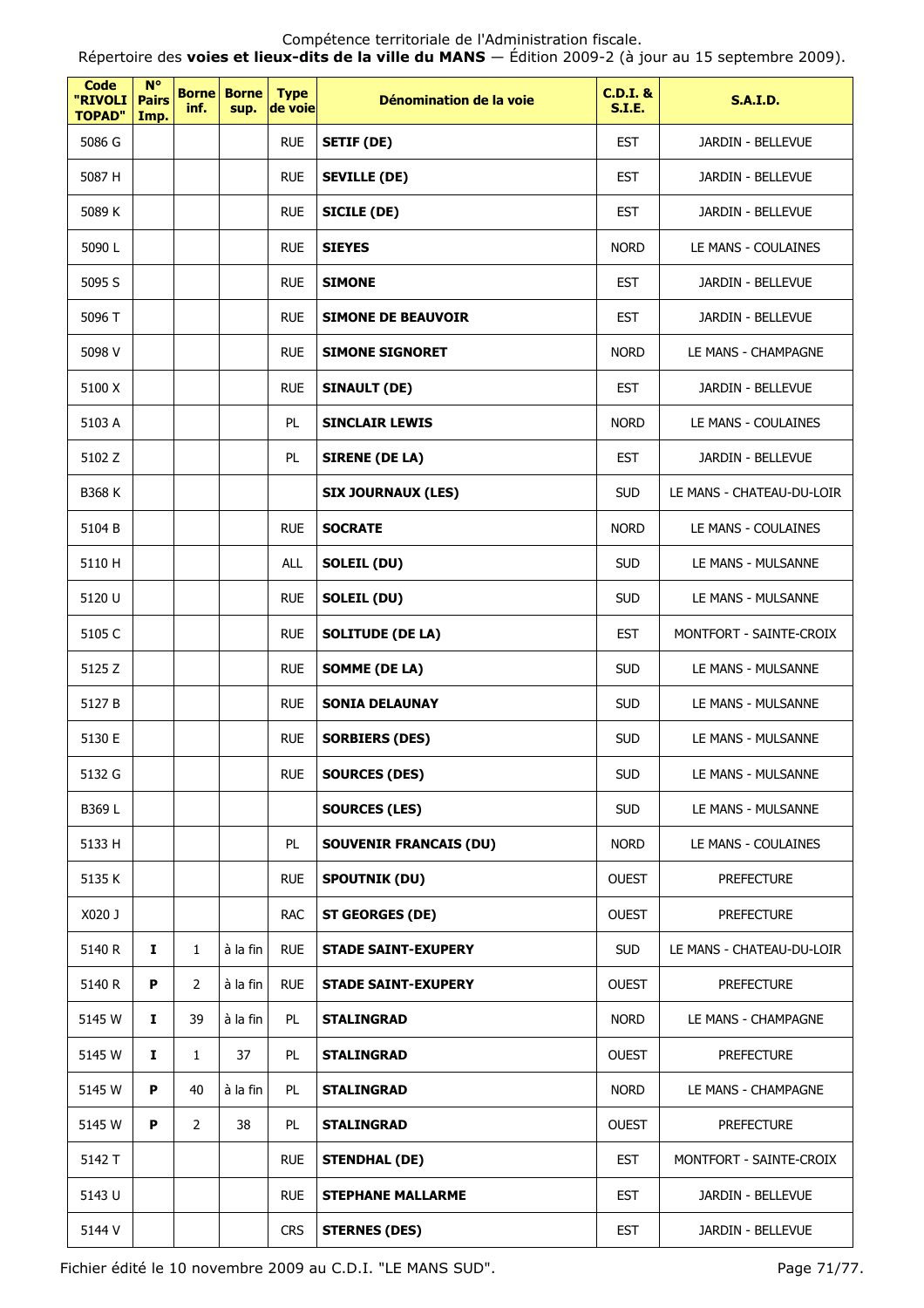Compétence territoriale de l'Administration fiscale.
Répertoire des **voies et lieux-dits de la ville du MANS** — Édition 2009-2 (à jour au 15 septembre 2009).

| Code "RIVOLI TOPAD" | N° Pairs Imp. | Borne inf. | Borne sup. | Type de voie | Dénomination de la voie | C.D.I. & S.I.E. | S.A.I.D. |
|---|---|---|---|---|---|---|---|
| 5086 G | | | | RUE | **SETIF (DE)** | EST | JARDIN - BELLEVUE |
| 5087 H | | | | RUE | **SEVILLE (DE)** | EST | JARDIN - BELLEVUE |
| 5089 K | | | | RUE | **SICILE (DE)** | EST | JARDIN - BELLEVUE |
| 5090 L | | | | RUE | **SIEYES** | NORD | LE MANS - COULAINES |
| 5095 S | | | | RUE | **SIMONE** | EST | JARDIN - BELLEVUE |
| 5096 T | | | | RUE | **SIMONE DE BEAUVOIR** | EST | JARDIN - BELLEVUE |
| 5098 V | | | | RUE | **SIMONE SIGNORET** | NORD | LE MANS - CHAMPAGNE |
| 5100 X | | | | RUE | **SINAULT (DE)** | EST | JARDIN - BELLEVUE |
| 5103 A | | | | PL | **SINCLAIR LEWIS** | NORD | LE MANS - COULAINES |
| 5102 Z | | | | PL | **SIRENE (DE LA)** | EST | JARDIN - BELLEVUE |
| B368 K | | | | | **SIX JOURNAUX (LES)** | SUD | LE MANS - CHATEAU-DU-LOIR |
| 5104 B | | | | RUE | **SOCRATE** | NORD | LE MANS - COULAINES |
| 5110 H | | | | ALL | **SOLEIL (DU)** | SUD | LE MANS - MULSANNE |
| 5120 U | | | | RUE | **SOLEIL (DU)** | SUD | LE MANS - MULSANNE |
| 5105 C | | | | RUE | **SOLITUDE (DE LA)** | EST | MONTFORT - SAINTE-CROIX |
| 5125 Z | | | | RUE | **SOMME (DE LA)** | SUD | LE MANS - MULSANNE |
| 5127 B | | | | RUE | **SONIA DELAUNAY** | SUD | LE MANS - MULSANNE |
| 5130 E | | | | RUE | **SORBIERS (DES)** | SUD | LE MANS - MULSANNE |
| 5132 G | | | | RUE | **SOURCES (DES)** | SUD | LE MANS - MULSANNE |
| B369 L | | | | | **SOURCES (LES)** | SUD | LE MANS - MULSANNE |
| 5133 H | | | | PL | **SOUVENIR FRANCAIS (DU)** | NORD | LE MANS - COULAINES |
| 5135 K | | | | RUE | **SPOUTNIK (DU)** | OUEST | PREFECTURE |
| X020 J | | | | RAC | **ST GEORGES (DE)** | OUEST | PREFECTURE |
| 5140 R | **I** | 1 | à la fin | RUE | **STADE SAINT-EXUPERY** | SUD | LE MANS - CHATEAU-DU-LOIR |
| 5140 R | **P** | 2 | à la fin | RUE | **STADE SAINT-EXUPERY** | OUEST | PREFECTURE |
| 5145 W | **I** | 39 | à la fin | PL | **STALINGRAD** | NORD | LE MANS - CHAMPAGNE |
| 5145 W | **I** | 1 | 37 | PL | **STALINGRAD** | OUEST | PREFECTURE |
| 5145 W | **P** | 40 | à la fin | PL | **STALINGRAD** | NORD | LE MANS - CHAMPAGNE |
| 5145 W | **P** | 2 | 38 | PL | **STALINGRAD** | OUEST | PREFECTURE |
| 5142 T | | | | RUE | **STENDHAL (DE)** | EST | MONTFORT - SAINTE-CROIX |
| 5143 U | | | | RUE | **STEPHANE MALLARME** | EST | JARDIN - BELLEVUE |
| 5144 V | | | | CRS | **STERNES (DES)** | EST | JARDIN - BELLEVUE |

Fichier édité le 10 novembre 2009 au C.D.I. "LE MANS SUD".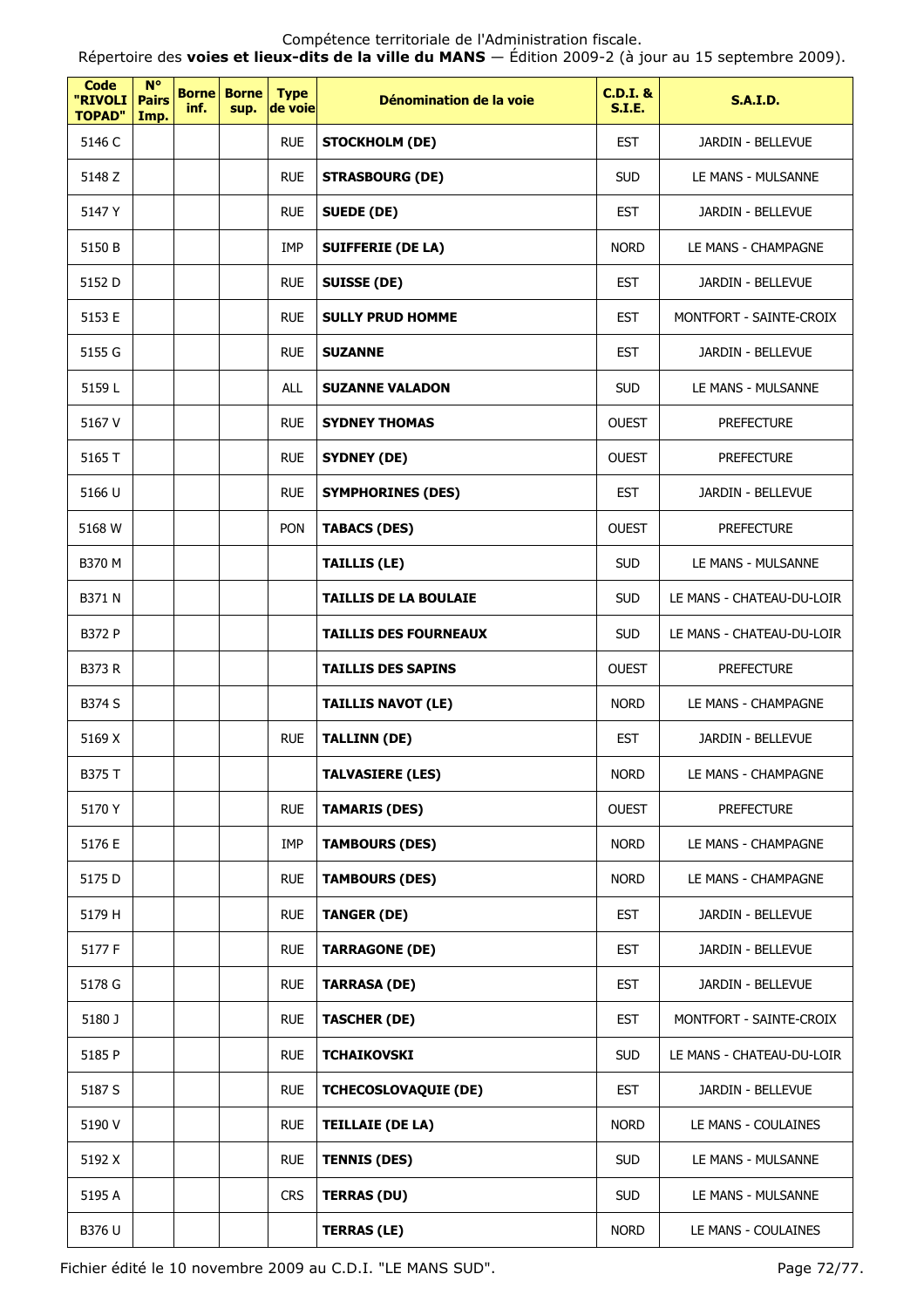Compétence territoriale de l'Administration fiscale.
Répertoire des **voies et lieux-dits de la ville du MANS** — Édition 2009-2 (à jour au 15 septembre 2009).

| Code "RIVOLI TOPAD" | N° Pairs Imp. | Borne inf. | Borne sup. | Type de voie | Dénomination de la voie | C.D.I. & S.I.E. | S.A.I.D. |
|---|---|---|---|---|---|---|---|
| 5146 C | | | | RUE | **STOCKHOLM (DE)** | EST | JARDIN - BELLEVUE |
| 5148 Z | | | | RUE | **STRASBOURG (DE)** | SUD | LE MANS - MULSANNE |
| 5147 Y | | | | RUE | **SUEDE (DE)** | EST | JARDIN - BELLEVUE |
| 5150 B | | | | IMP | **SUIFFERIE (DE LA)** | NORD | LE MANS - CHAMPAGNE |
| 5152 D | | | | RUE | **SUISSE (DE)** | EST | JARDIN - BELLEVUE |
| 5153 E | | | | RUE | **SULLY PRUD HOMME** | EST | MONTFORT - SAINTE-CROIX |
| 5155 G | | | | RUE | **SUZANNE** | EST | JARDIN - BELLEVUE |
| 5159 L | | | | ALL | **SUZANNE VALADON** | SUD | LE MANS - MULSANNE |
| 5167 V | | | | RUE | **SYDNEY THOMAS** | OUEST | PREFECTURE |
| 5165 T | | | | RUE | **SYDNEY (DE)** | OUEST | PREFECTURE |
| 5166 U | | | | RUE | **SYMPHORINES (DES)** | EST | JARDIN - BELLEVUE |
| 5168 W | | | | PON | **TABACS (DES)** | OUEST | PREFECTURE |
| B370 M | | | | | **TAILLIS (LE)** | SUD | LE MANS - MULSANNE |
| B371 N | | | | | **TAILLIS DE LA BOULAIE** | SUD | LE MANS - CHATEAU-DU-LOIR |
| B372 P | | | | | **TAILLIS DES FOURNEAUX** | SUD | LE MANS - CHATEAU-DU-LOIR |
| B373 R | | | | | **TAILLIS DES SAPINS** | OUEST | PREFECTURE |
| B374 S | | | | | **TAILLIS NAVOT (LE)** | NORD | LE MANS - CHAMPAGNE |
| 5169 X | | | | RUE | **TALLINN (DE)** | EST | JARDIN - BELLEVUE |
| B375 T | | | | | **TALVASIERE (LES)** | NORD | LE MANS - CHAMPAGNE |
| 5170 Y | | | | RUE | **TAMARIS (DES)** | OUEST | PREFECTURE |
| 5176 E | | | | IMP | **TAMBOURS (DES)** | NORD | LE MANS - CHAMPAGNE |
| 5175 D | | | | RUE | **TAMBOURS (DES)** | NORD | LE MANS - CHAMPAGNE |
| 5179 H | | | | RUE | **TANGER (DE)** | EST | JARDIN - BELLEVUE |
| 5177 F | | | | RUE | **TARRAGONE (DE)** | EST | JARDIN - BELLEVUE |
| 5178 G | | | | RUE | **TARRASA (DE)** | EST | JARDIN - BELLEVUE |
| 5180 J | | | | RUE | **TASCHER (DE)** | EST | MONTFORT - SAINTE-CROIX |
| 5185 P | | | | RUE | **TCHAIKOVSKI** | SUD | LE MANS - CHATEAU-DU-LOIR |
| 5187 S | | | | RUE | **TCHECOSLOVAQUIE (DE)** | EST | JARDIN - BELLEVUE |
| 5190 V | | | | RUE | **TEILLAIE (DE LA)** | NORD | LE MANS - COULAINES |
| 5192 X | | | | RUE | **TENNIS (DES)** | SUD | LE MANS - MULSANNE |
| 5195 A | | | | CRS | **TERRAS (DU)** | SUD | LE MANS - MULSANNE |
| B376 U | | | | | **TERRAS (LE)** | NORD | LE MANS - COULAINES |

Fichier édité le 10 novembre 2009 au C.D.I. "LE MANS SUD".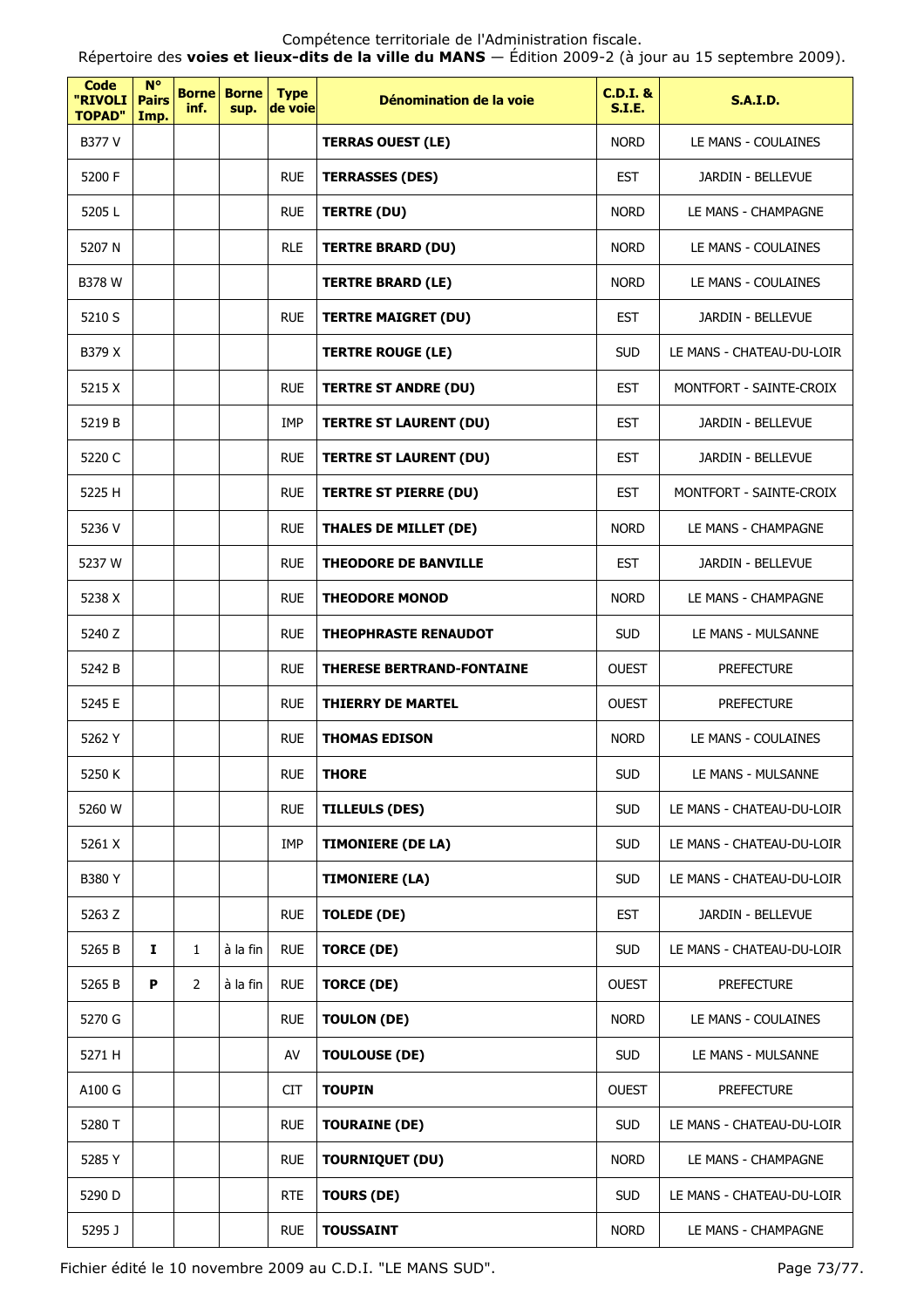Compétence territoriale de l'Administration fiscale.
Répertoire des **voies et lieux-dits de la ville du MANS** — Édition 2009-2 (à jour au 15 septembre 2009).

| Code "RIVOLI TOPAD" | N° Pairs Imp. | Borne inf. | Borne sup. | Type de voie | Dénomination de la voie | C.D.I. & S.I.E. | S.A.I.D. |
|---|---|---|---|---|---|---|---|
| B377 V | | | | | **TERRAS OUEST (LE)** | NORD | LE MANS - COULAINES |
| 5200 F | | | | RUE | **TERRASSES (DES)** | EST | JARDIN - BELLEVUE |
| 5205 L | | | | RUE | **TERTRE (DU)** | NORD | LE MANS - CHAMPAGNE |
| 5207 N | | | | RLE | **TERTRE BRARD (DU)** | NORD | LE MANS - COULAINES |
| B378 W | | | | | **TERTRE BRARD (LE)** | NORD | LE MANS - COULAINES |
| 5210 S | | | | RUE | **TERTRE MAIGRET (DU)** | EST | JARDIN - BELLEVUE |
| B379 X | | | | | **TERTRE ROUGE (LE)** | SUD | LE MANS - CHATEAU-DU-LOIR |
| 5215 X | | | | RUE | **TERTRE ST ANDRE (DU)** | EST | MONTFORT - SAINTE-CROIX |
| 5219 B | | | | IMP | **TERTRE ST LAURENT (DU)** | EST | JARDIN - BELLEVUE |
| 5220 C | | | | RUE | **TERTRE ST LAURENT (DU)** | EST | JARDIN - BELLEVUE |
| 5225 H | | | | RUE | **TERTRE ST PIERRE (DU)** | EST | MONTFORT - SAINTE-CROIX |
| 5236 V | | | | RUE | **THALES DE MILLET (DE)** | NORD | LE MANS - CHAMPAGNE |
| 5237 W | | | | RUE | **THEODORE DE BANVILLE** | EST | JARDIN - BELLEVUE |
| 5238 X | | | | RUE | **THEODORE MONOD** | NORD | LE MANS - CHAMPAGNE |
| 5240 Z | | | | RUE | **THEOPHRASTE RENAUDOT** | SUD | LE MANS - MULSANNE |
| 5242 B | | | | RUE | **THERESE BERTRAND-FONTAINE** | OUEST | PREFECTURE |
| 5245 E | | | | RUE | **THIERRY DE MARTEL** | OUEST | PREFECTURE |
| 5262 Y | | | | RUE | **THOMAS EDISON** | NORD | LE MANS - COULAINES |
| 5250 K | | | | RUE | **THORE** | SUD | LE MANS - MULSANNE |
| 5260 W | | | | RUE | **TILLEULS (DES)** | SUD | LE MANS - CHATEAU-DU-LOIR |
| 5261 X | | | | IMP | **TIMONIERE (DE LA)** | SUD | LE MANS - CHATEAU-DU-LOIR |
| B380 Y | | | | | **TIMONIERE (LA)** | SUD | LE MANS - CHATEAU-DU-LOIR |
| 5263 Z | | | | RUE | **TOLEDE (DE)** | EST | JARDIN - BELLEVUE |
| 5265 B | **I** | 1 | à la fin | RUE | **TORCE (DE)** | SUD | LE MANS - CHATEAU-DU-LOIR |
| 5265 B | **P** | 2 | à la fin | RUE | **TORCE (DE)** | OUEST | PREFECTURE |
| 5270 G | | | | RUE | **TOULON (DE)** | NORD | LE MANS - COULAINES |
| 5271 H | | | | AV | **TOULOUSE (DE)** | SUD | LE MANS - MULSANNE |
| A100 G | | | | CIT | **TOUPIN** | OUEST | PREFECTURE |
| 5280 T | | | | RUE | **TOURAINE (DE)** | SUD | LE MANS - CHATEAU-DU-LOIR |
| 5285 Y | | | | RUE | **TOURNIQUET (DU)** | NORD | LE MANS - CHAMPAGNE |
| 5290 D | | | | RTE | **TOURS (DE)** | SUD | LE MANS - CHATEAU-DU-LOIR |
| 5295 J | | | | RUE | **TOUSSAINT** | NORD | LE MANS - CHAMPAGNE |

Fichier édité le 10 novembre 2009 au C.D.I. "LE MANS SUD".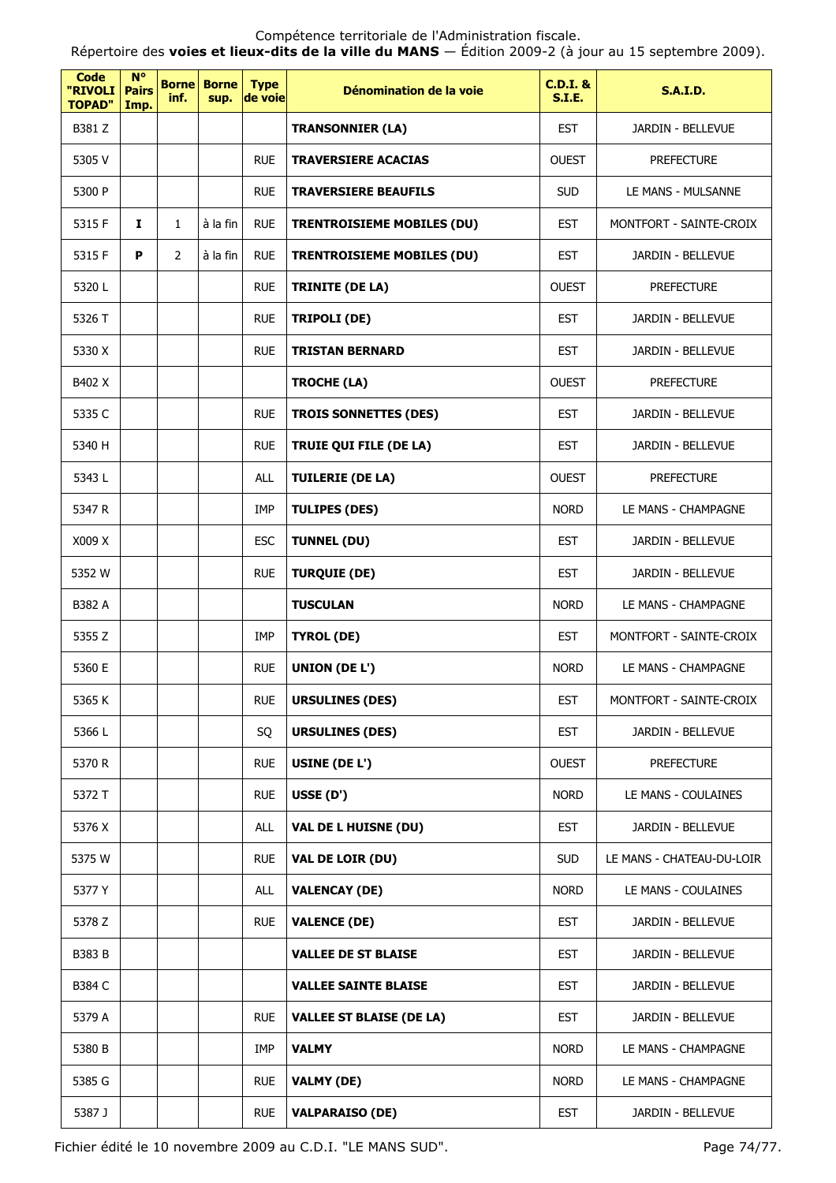| Code "RIVOLI TOPAD" | N° Pairs Imp. | Borne inf. | Borne sup. | Type de voie | Dénomination de la voie | C.D.I. & S.I.E. | S.A.I.D. |
|---|---|---|---|---|---|---|---|
| B381 Z | | | | | **TRANSONNIER (LA)** | EST | JARDIN - BELLEVUE |
| 5305 V | | | | RUE | **TRAVERSIERE ACACIAS** | OUEST | PREFECTURE |
| 5300 P | | | | RUE | **TRAVERSIERE BEAUFILS** | SUD | LE MANS - MULSANNE |
| 5315 F | **I** | 1 | à la fin | RUE | **TRENTROISIEME MOBILES (DU)** | EST | MONTFORT - SAINTE-CROIX |
| 5315 F | **P** | 2 | à la fin | RUE | **TRENTROISIEME MOBILES (DU)** | EST | JARDIN - BELLEVUE |
| 5320 L | | | | RUE | **TRINITE (DE LA)** | OUEST | PREFECTURE |
| 5326 T | | | | RUE | **TRIPOLI (DE)** | EST | JARDIN - BELLEVUE |
| 5330 X | | | | RUE | **TRISTAN BERNARD** | EST | JARDIN - BELLEVUE |
| B402 X | | | | | **TROCHE (LA)** | OUEST | PREFECTURE |
| 5335 C | | | | RUE | **TROIS SONNETTES (DES)** | EST | JARDIN - BELLEVUE |
| 5340 H | | | | RUE | **TRUIE QUI FILE (DE LA)** | EST | JARDIN - BELLEVUE |
| 5343 L | | | | ALL | **TUILERIE (DE LA)** | OUEST | PREFECTURE |
| 5347 R | | | | IMP | **TULIPES (DES)** | NORD | LE MANS - CHAMPAGNE |
| X009 X | | | | ESC | **TUNNEL (DU)** | EST | JARDIN - BELLEVUE |
| 5352 W | | | | RUE | **TURQUIE (DE)** | EST | JARDIN - BELLEVUE |
| B382 A | | | | | **TUSCULAN** | NORD | LE MANS - CHAMPAGNE |
| 5355 Z | | | | IMP | **TYROL (DE)** | EST | MONTFORT - SAINTE-CROIX |
| 5360 E | | | | RUE | **UNION (DE L')** | NORD | LE MANS - CHAMPAGNE |
| 5365 K | | | | RUE | **URSULINES (DES)** | EST | MONTFORT - SAINTE-CROIX |
| 5366 L | | | | SQ | **URSULINES (DES)** | EST | JARDIN - BELLEVUE |
| 5370 R | | | | RUE | **USINE (DE L')** | OUEST | PREFECTURE |
| 5372 T | | | | RUE | **USSE (D')** | NORD | LE MANS - COULAINES |
| 5376 X | | | | ALL | **VAL DE L HUISNE (DU)** | EST | JARDIN - BELLEVUE |
| 5375 W | | | | RUE | **VAL DE LOIR (DU)** | SUD | LE MANS - CHATEAU-DU-LOIR |
| 5377 Y | | | | ALL | **VALENCAY (DE)** | NORD | LE MANS - COULAINES |
| 5378 Z | | | | RUE | **VALENCE (DE)** | EST | JARDIN - BELLEVUE |
| B383 B | | | | | **VALLEE DE ST BLAISE** | EST | JARDIN - BELLEVUE |
| B384 C | | | | | **VALLEE SAINTE BLAISE** | EST | JARDIN - BELLEVUE |
| 5379 A | | | | RUE | **VALLEE ST BLAISE (DE LA)** | EST | JARDIN - BELLEVUE |
| 5380 B | | | | IMP | **VALMY** | NORD | LE MANS - CHAMPAGNE |
| 5385 G | | | | RUE | **VALMY (DE)** | NORD | LE MANS - CHAMPAGNE |
| 5387 J | | | | RUE | **VALPARAISO (DE)** | EST | JARDIN - BELLEVUE |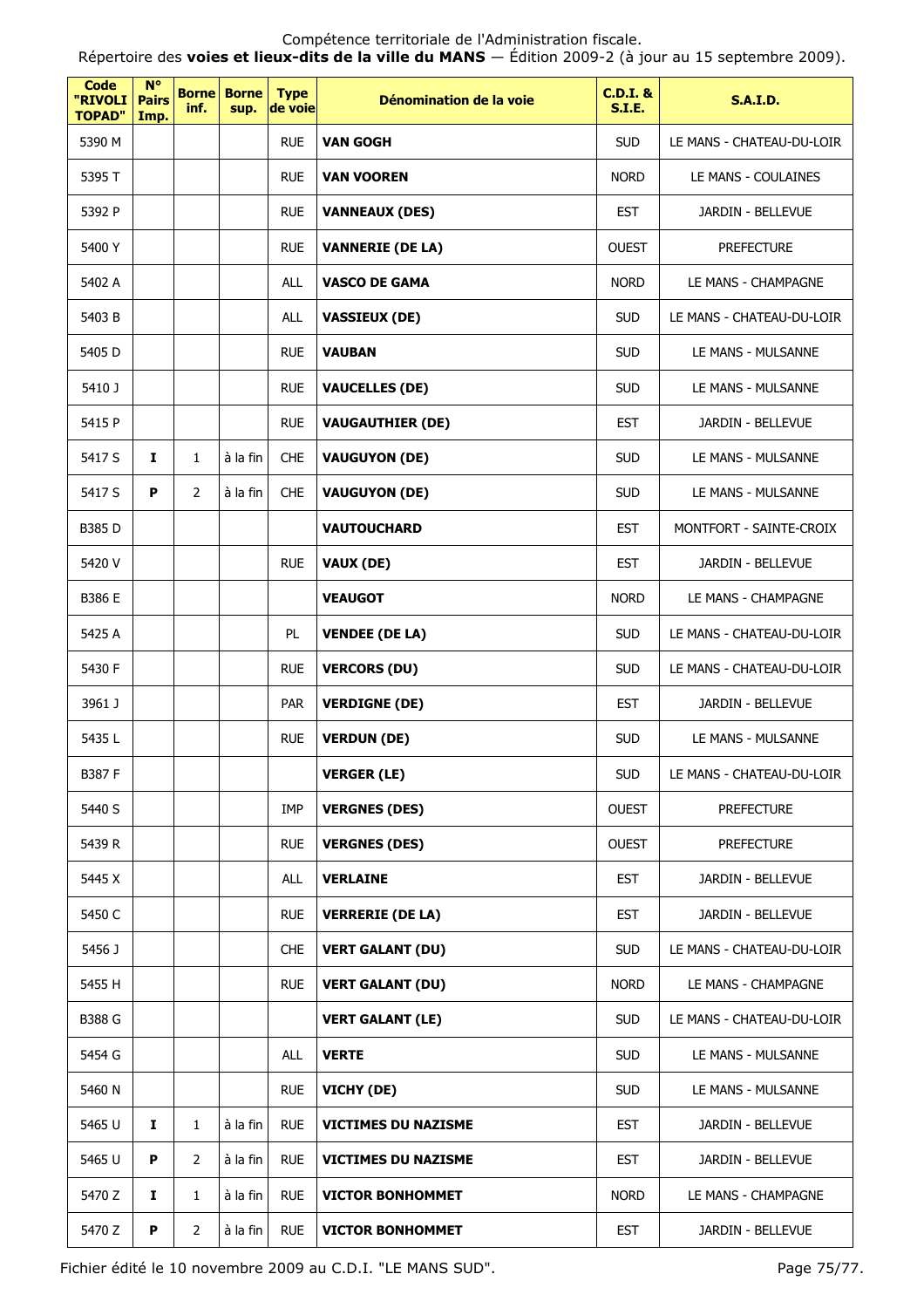| Code "RIVOLI TOPAD" | N° Pairs Imp. | Borne inf. | Borne sup. | Type de voie | Dénomination de la voie | C.D.I. & S.I.E. | S.A.I.D. |
|---|---|---|---|---|---|---|---|
| 5390 M | | | | RUE | **VAN GOGH** | SUD | LE MANS - CHATEAU-DU-LOIR |
| 5395 T | | | | RUE | **VAN VOOREN** | NORD | LE MANS - COULAINES |
| 5392 P | | | | RUE | **VANNEAUX (DES)** | EST | JARDIN - BELLEVUE |
| 5400 Y | | | | RUE | **VANNERIE (DE LA)** | OUEST | PREFECTURE |
| 5402 A | | | | ALL | **VASCO DE GAMA** | NORD | LE MANS - CHAMPAGNE |
| 5403 B | | | | ALL | **VASSIEUX (DE)** | SUD | LE MANS - CHATEAU-DU-LOIR |
| 5405 D | | | | RUE | **VAUBAN** | SUD | LE MANS - MULSANNE |
| 5410 J | | | | RUE | **VAUCELLES (DE)** | SUD | LE MANS - MULSANNE |
| 5415 P | | | | RUE | **VAUGAUTHIER (DE)** | EST | JARDIN - BELLEVUE |
| 5417 S | **I** | 1 | à la fin | CHE | **VAUGUYON (DE)** | SUD | LE MANS - MULSANNE |
| 5417 S | **P** | 2 | à la fin | CHE | **VAUGUYON (DE)** | SUD | LE MANS - MULSANNE |
| B385 D | | | | | **VAUTOUCHARD** | EST | MONTFORT - SAINTE-CROIX |
| 5420 V | | | | RUE | **VAUX (DE)** | EST | JARDIN - BELLEVUE |
| B386 E | | | | | **VEAUGOT** | NORD | LE MANS - CHAMPAGNE |
| 5425 A | | | | PL | **VENDEE (DE LA)** | SUD | LE MANS - CHATEAU-DU-LOIR |
| 5430 F | | | | RUE | **VERCORS (DU)** | SUD | LE MANS - CHATEAU-DU-LOIR |
| 3961 J | | | | PAR | **VERDIGNE (DE)** | EST | JARDIN - BELLEVUE |
| 5435 L | | | | RUE | **VERDUN (DE)** | SUD | LE MANS - MULSANNE |
| B387 F | | | | | **VERGER (LE)** | SUD | LE MANS - CHATEAU-DU-LOIR |
| 5440 S | | | | IMP | **VERGNES (DES)** | OUEST | PREFECTURE |
| 5439 R | | | | RUE | **VERGNES (DES)** | OUEST | PREFECTURE |
| 5445 X | | | | ALL | **VERLAINE** | EST | JARDIN - BELLEVUE |
| 5450 C | | | | RUE | **VERRERIE (DE LA)** | EST | JARDIN - BELLEVUE |
| 5456 J | | | | CHE | **VERT GALANT (DU)** | SUD | LE MANS - CHATEAU-DU-LOIR |
| 5455 H | | | | RUE | **VERT GALANT (DU)** | NORD | LE MANS - CHAMPAGNE |
| B388 G | | | | | **VERT GALANT (LE)** | SUD | LE MANS - CHATEAU-DU-LOIR |
| 5454 G | | | | ALL | **VERTE** | SUD | LE MANS - MULSANNE |
| 5460 N | | | | RUE | **VICHY (DE)** | SUD | LE MANS - MULSANNE |
| 5465 U | **I** | 1 | à la fin | RUE | **VICTIMES DU NAZISME** | EST | JARDIN - BELLEVUE |
| 5465 U | **P** | 2 | à la fin | RUE | **VICTIMES DU NAZISME** | EST | JARDIN - BELLEVUE |
| 5470 Z | **I** | 1 | à la fin | RUE | **VICTOR BONHOMMET** | NORD | LE MANS - CHAMPAGNE |
| 5470 Z | **P** | 2 | à la fin | RUE | **VICTOR BONHOMMET** | EST | JARDIN - BELLEVUE |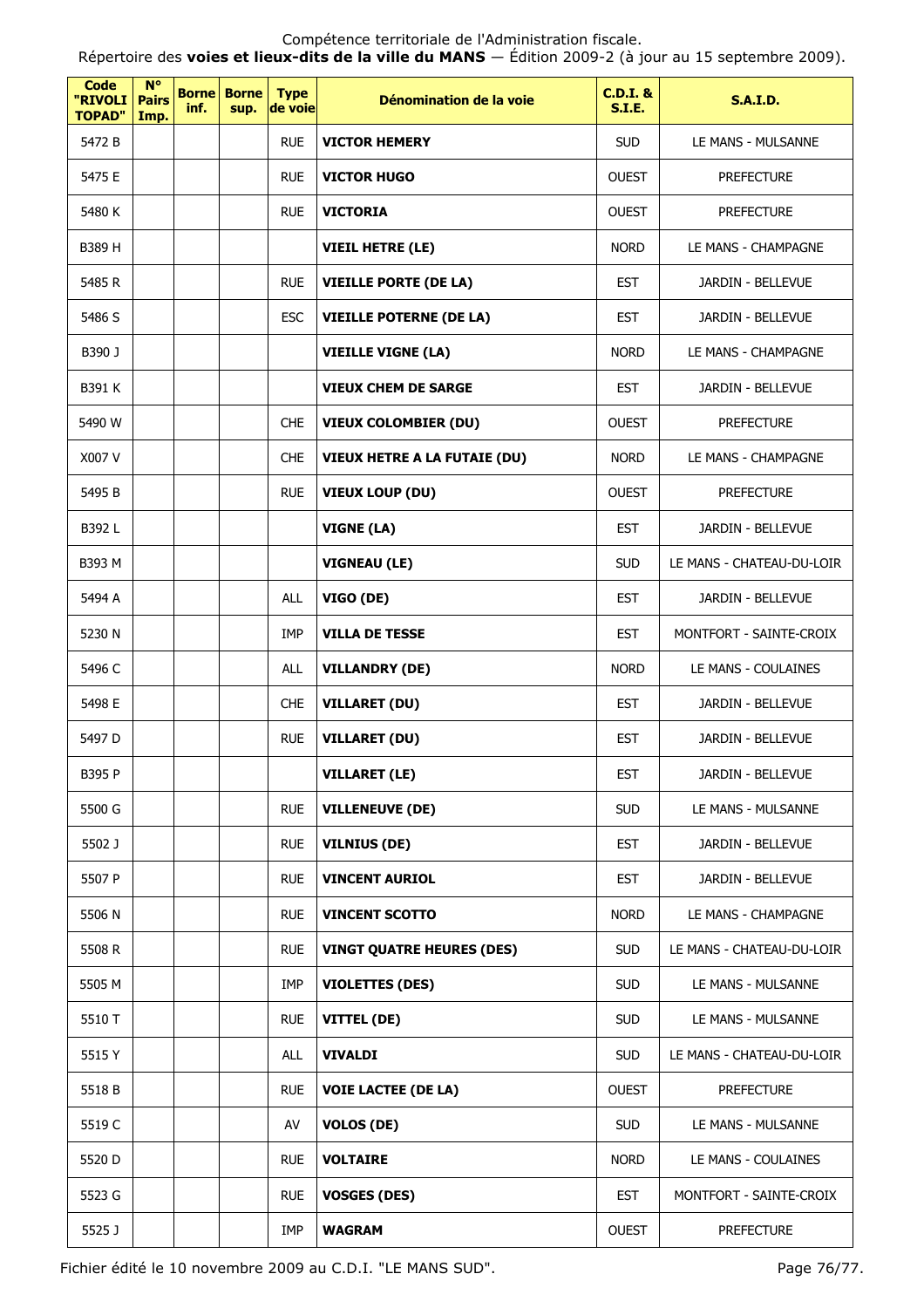Compétence territoriale de l'Administration fiscale.
Répertoire des **voies et lieux-dits de la ville du MANS** — Édition 2009-2 (à jour au 15 septembre 2009).

| Code "RIVOLI TOPAD" | N° Pairs Imp. | Borne inf. | Borne sup. | Type de voie | Dénomination de la voie | C.D.I. & S.I.E. | S.A.I.D. |
|---|---|---|---|---|---|---|---|
| 5472 B | | | | RUE | **VICTOR HEMERY** | SUD | LE MANS - MULSANNE |
| 5475 E | | | | RUE | **VICTOR HUGO** | OUEST | PREFECTURE |
| 5480 K | | | | RUE | **VICTORIA** | OUEST | PREFECTURE |
| B389 H | | | | | **VIEIL HETRE (LE)** | NORD | LE MANS - CHAMPAGNE |
| 5485 R | | | | RUE | **VIEILLE PORTE (DE LA)** | EST | JARDIN - BELLEVUE |
| 5486 S | | | | ESC | **VIEILLE POTERNE (DE LA)** | EST | JARDIN - BELLEVUE |
| B390 J | | | | | **VIEILLE VIGNE (LA)** | NORD | LE MANS - CHAMPAGNE |
| B391 K | | | | | **VIEUX CHEM DE SARGE** | EST | JARDIN - BELLEVUE |
| 5490 W | | | | CHE | **VIEUX COLOMBIER (DU)** | OUEST | PREFECTURE |
| X007 V | | | | CHE | **VIEUX HETRE A LA FUTAIE (DU)** | NORD | LE MANS - CHAMPAGNE |
| 5495 B | | | | RUE | **VIEUX LOUP (DU)** | OUEST | PREFECTURE |
| B392 L | | | | | **VIGNE (LA)** | EST | JARDIN - BELLEVUE |
| B393 M | | | | | **VIGNEAU (LE)** | SUD | LE MANS - CHATEAU-DU-LOIR |
| 5494 A | | | | ALL | **VIGO (DE)** | EST | JARDIN - BELLEVUE |
| 5230 N | | | | IMP | **VILLA DE TESSE** | EST | MONTFORT - SAINTE-CROIX |
| 5496 C | | | | ALL | **VILLANDRY (DE)** | NORD | LE MANS - COULAINES |
| 5498 E | | | | CHE | **VILLARET (DU)** | EST | JARDIN - BELLEVUE |
| 5497 D | | | | RUE | **VILLARET (DU)** | EST | JARDIN - BELLEVUE |
| B395 P | | | | | **VILLARET (LE)** | EST | JARDIN - BELLEVUE |
| 5500 G | | | | RUE | **VILLENEUVE (DE)** | SUD | LE MANS - MULSANNE |
| 5502 J | | | | RUE | **VILNIUS (DE)** | EST | JARDIN - BELLEVUE |
| 5507 P | | | | RUE | **VINCENT AURIOL** | EST | JARDIN - BELLEVUE |
| 5506 N | | | | RUE | **VINCENT SCOTTO** | NORD | LE MANS - CHAMPAGNE |
| 5508 R | | | | RUE | **VINGT QUATRE HEURES (DES)** | SUD | LE MANS - CHATEAU-DU-LOIR |
| 5505 M | | | | IMP | **VIOLETTES (DES)** | SUD | LE MANS - MULSANNE |
| 5510 T | | | | RUE | **VITTEL (DE)** | SUD | LE MANS - MULSANNE |
| 5515 Y | | | | ALL | **VIVALDI** | SUD | LE MANS - CHATEAU-DU-LOIR |
| 5518 B | | | | RUE | **VOIE LACTEE (DE LA)** | OUEST | PREFECTURE |
| 5519 C | | | | AV | **VOLOS (DE)** | SUD | LE MANS - MULSANNE |
| 5520 D | | | | RUE | **VOLTAIRE** | NORD | LE MANS - COULAINES |
| 5523 G | | | | RUE | **VOSGES (DES)** | EST | MONTFORT - SAINTE-CROIX |
| 5525 J | | | | IMP | **WAGRAM** | OUEST | PREFECTURE |

Fichier édité le 10 novembre 2009 au C.D.I. "LE MANS SUD".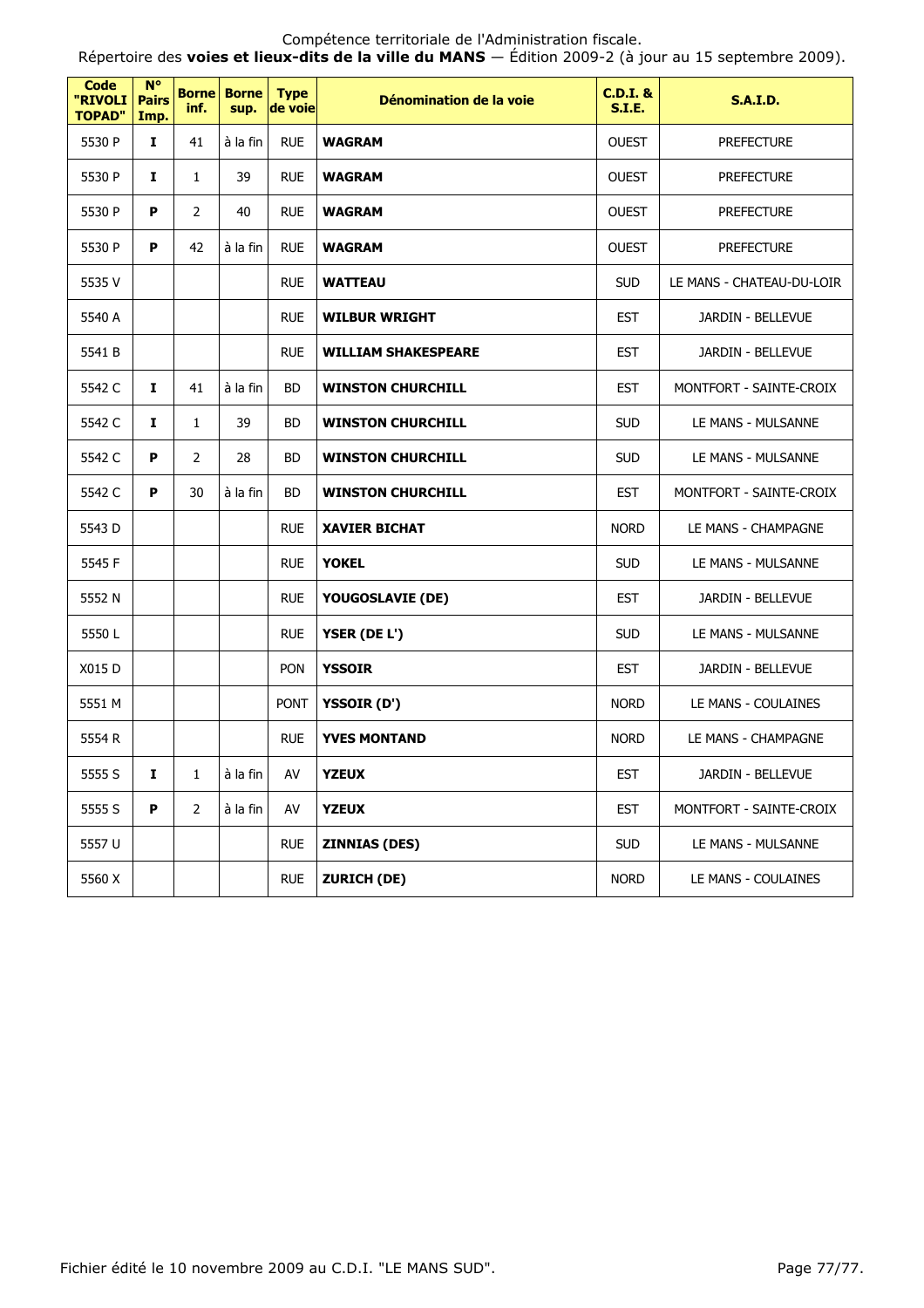Compétence territoriale de l'Administration fiscale.
Répertoire des **voies et lieux-dits de la ville du MANS** — Édition 2009-2 (à jour au 15 septembre 2009).

| Code "RIVOLI TOPAD" | N° Pairs Imp. | Borne inf. | Borne sup. | Type de voie | Dénomination de la voie | C.D.I. & S.I.E. | S.A.I.D. |
|---|---|---|---|---|---|---|---|
| 5530 P | **I** | 41 | à la fin | RUE | **WAGRAM** | OUEST | PREFECTURE |
| 5530 P | **I** | 1 | 39 | RUE | **WAGRAM** | OUEST | PREFECTURE |
| 5530 P | **P** | 2 | 40 | RUE | **WAGRAM** | OUEST | PREFECTURE |
| 5530 P | **P** | 42 | à la fin | RUE | **WAGRAM** | OUEST | PREFECTURE |
| 5535 V | | | | RUE | **WATTEAU** | SUD | LE MANS - CHATEAU-DU-LOIR |
| 5540 A | | | | RUE | **WILBUR WRIGHT** | EST | JARDIN - BELLEVUE |
| 5541 B | | | | RUE | **WILLIAM SHAKESPEARE** | EST | JARDIN - BELLEVUE |
| 5542 C | **I** | 41 | à la fin | BD | **WINSTON CHURCHILL** | EST | MONTFORT - SAINTE-CROIX |
| 5542 C | **I** | 1 | 39 | BD | **WINSTON CHURCHILL** | SUD | LE MANS - MULSANNE |
| 5542 C | **P** | 2 | 28 | BD | **WINSTON CHURCHILL** | SUD | LE MANS - MULSANNE |
| 5542 C | **P** | 30 | à la fin | BD | **WINSTON CHURCHILL** | EST | MONTFORT - SAINTE-CROIX |
| 5543 D | | | | RUE | **XAVIER BICHAT** | NORD | LE MANS - CHAMPAGNE |
| 5545 F | | | | RUE | **YOKEL** | SUD | LE MANS - MULSANNE |
| 5552 N | | | | RUE | **YOUGOSLAVIE (DE)** | EST | JARDIN - BELLEVUE |
| 5550 L | | | | RUE | **YSER (DE L')** | SUD | LE MANS - MULSANNE |
| X015 D | | | | PON | **YSSOIR** | EST | JARDIN - BELLEVUE |
| 5551 M | | | | PONT | **YSSOIR (D')** | NORD | LE MANS - COULAINES |
| 5554 R | | | | RUE | **YVES MONTAND** | NORD | LE MANS - CHAMPAGNE |
| 5555 S | **I** | 1 | à la fin | AV | **YZEUX** | EST | JARDIN - BELLEVUE |
| 5555 S | **P** | 2 | à la fin | AV | **YZEUX** | EST | MONTFORT - SAINTE-CROIX |
| 5557 U | | | | RUE | **ZINNIAS (DES)** | SUD | LE MANS - MULSANNE |
| 5560 X | | | | RUE | **ZURICH (DE)** | NORD | LE MANS - COULAINES |

Fichier édité le 10 novembre 2009 au C.D.I. "LE MANS SUD".